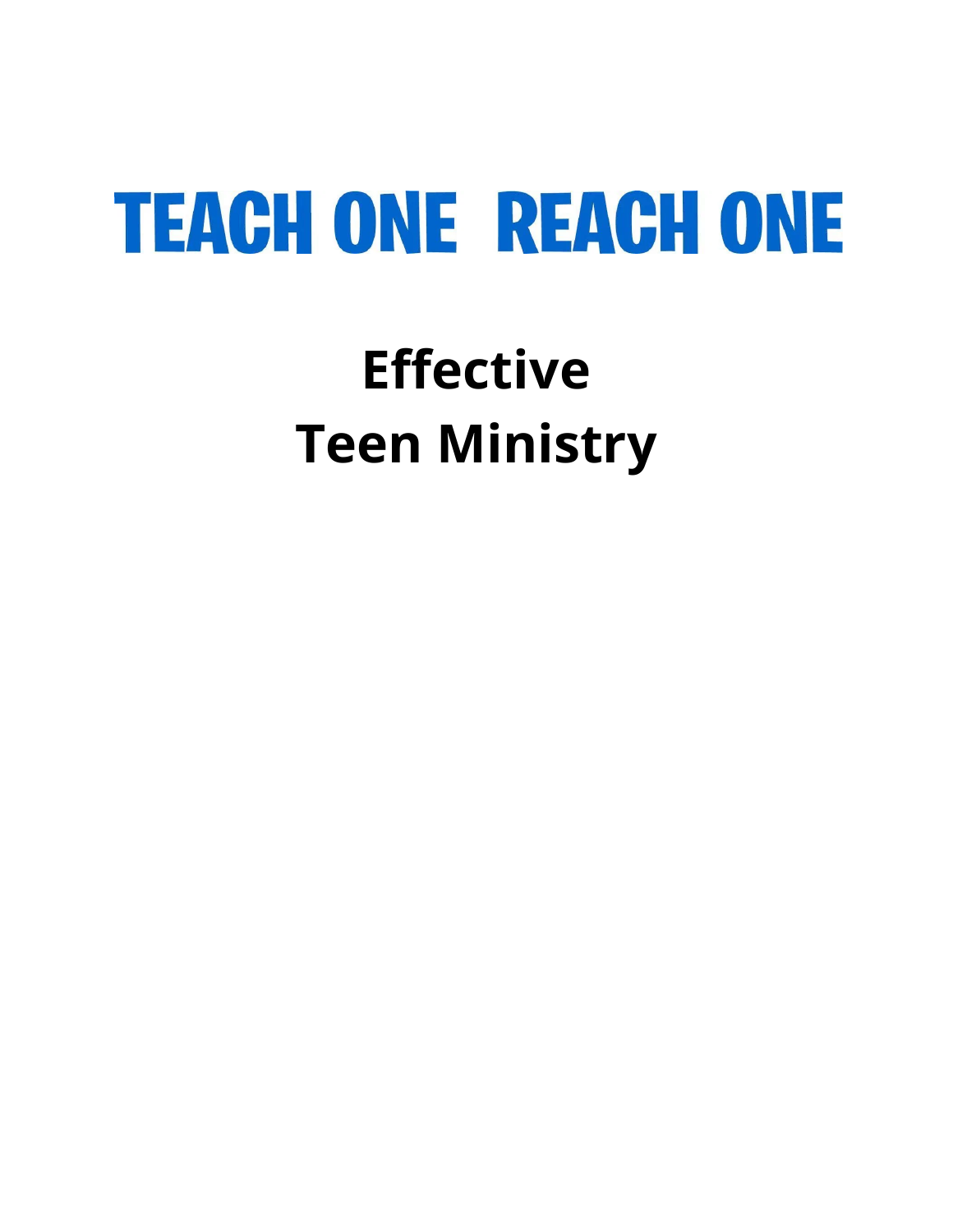# TEACH ONE REACH ONE

## Effective
## Teen Ministry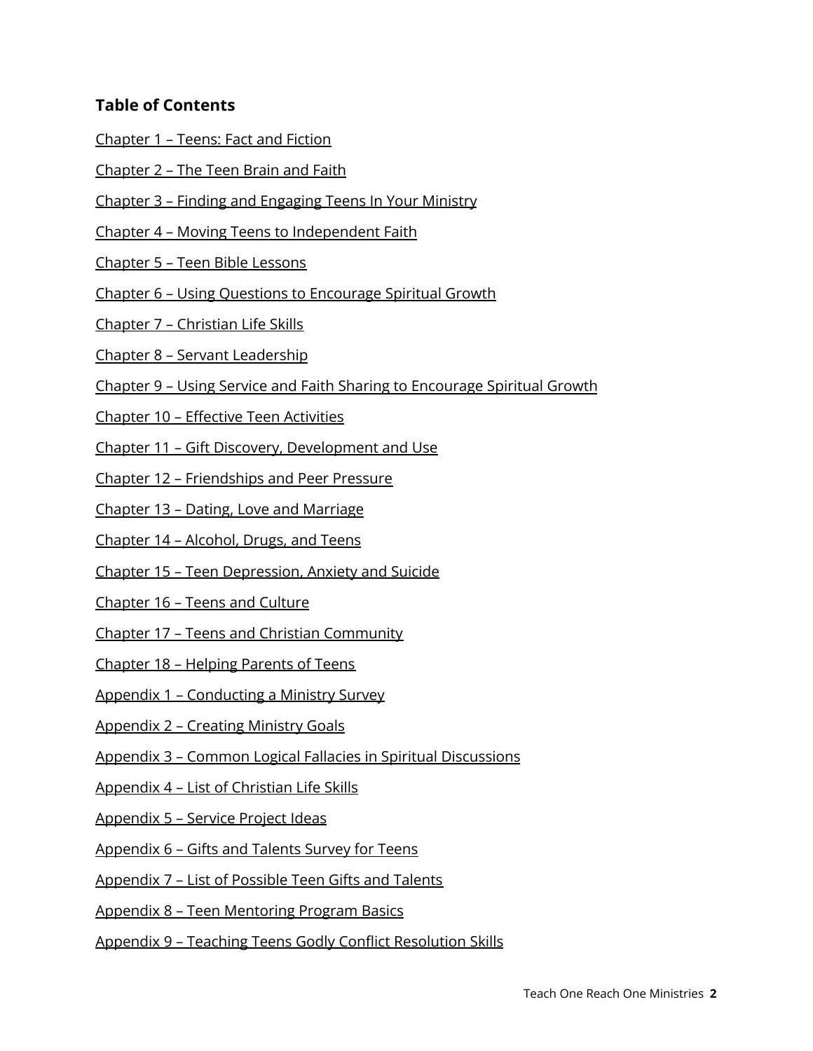**Table of Contents**

Chapter 1 – Teens: Fact and Fiction

Chapter 2 – The Teen Brain and Faith

Chapter 3 – Finding and Engaging Teens In Your Ministry

Chapter 4 – Moving Teens to Independent Faith

Chapter 5 – Teen Bible Lessons

Chapter 6 – Using Questions to Encourage Spiritual Growth

Chapter 7 – Christian Life Skills

Chapter 8 – Servant Leadership

Chapter 9 – Using Service and Faith Sharing to Encourage Spiritual Growth

Chapter 10 – Effective Teen Activities

Chapter 11 – Gift Discovery, Development and Use

Chapter 12 – Friendships and Peer Pressure

Chapter 13 – Dating, Love and Marriage

Chapter 14 – Alcohol, Drugs, and Teens

Chapter 15 – Teen Depression, Anxiety and Suicide

Chapter 16 – Teens and Culture

Chapter 17 – Teens and Christian Community

Chapter 18 – Helping Parents of Teens

Appendix 1 – Conducting a Ministry Survey

Appendix 2 – Creating Ministry Goals

Appendix 3 – Common Logical Fallacies in Spiritual Discussions

Appendix 4 – List of Christian Life Skills

Appendix 5 – Service Project Ideas

Appendix 6 – Gifts and Talents Survey for Teens

Appendix 7 – List of Possible Teen Gifts and Talents

Appendix 8 – Teen Mentoring Program Basics

Appendix 9 – Teaching Teens Godly Conflict Resolution Skills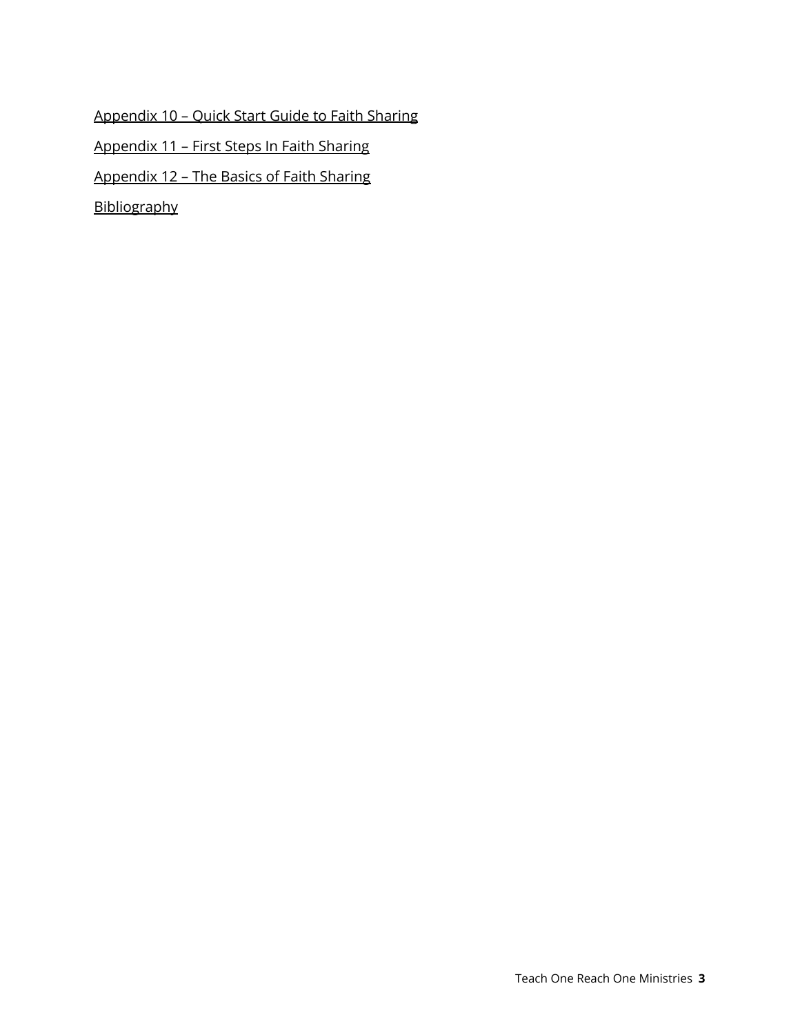Appendix 10 – Quick Start Guide to Faith Sharing

Appendix 11 – First Steps In Faith Sharing

Appendix 12 – The Basics of Faith Sharing

Bibliography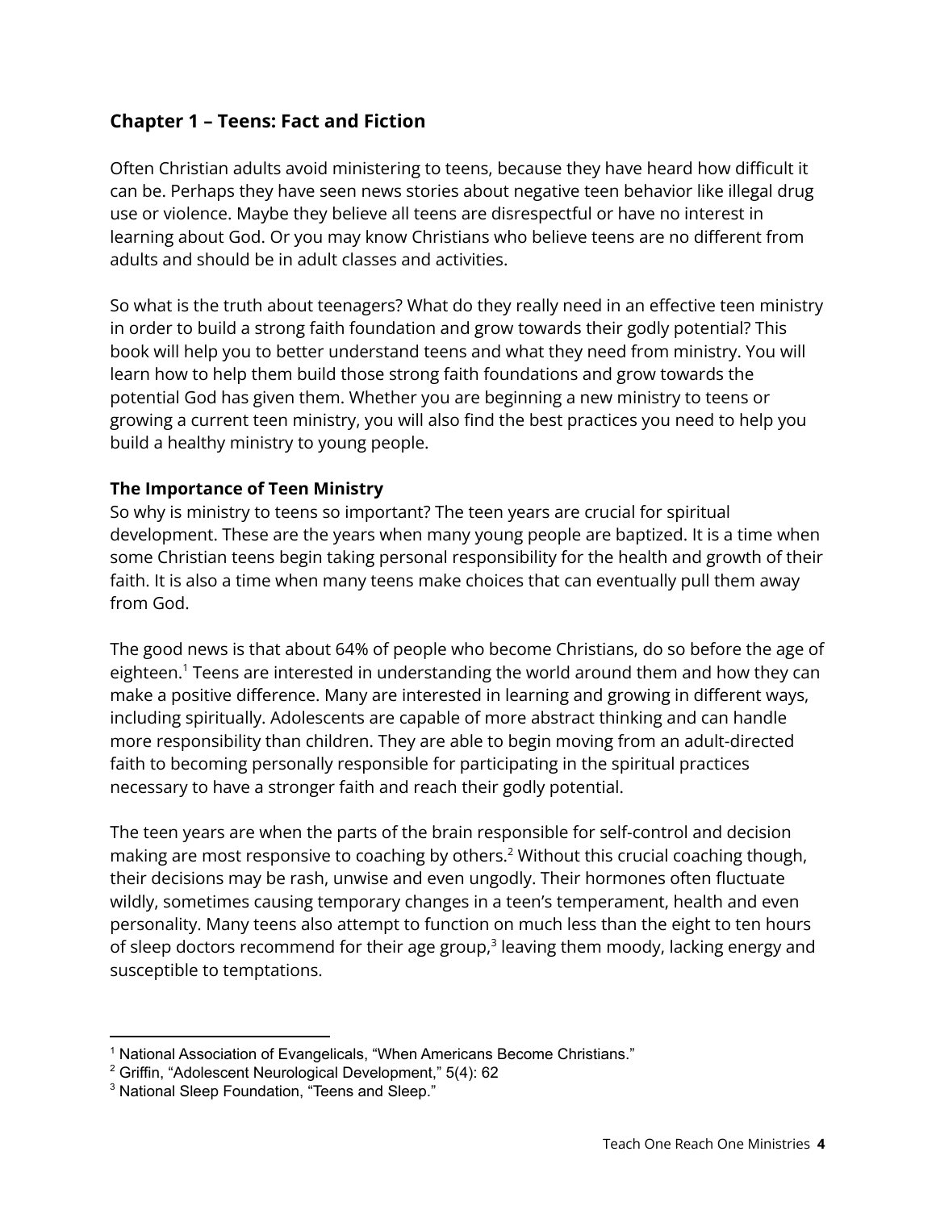## Chapter 1 – Teens: Fact and Fiction

Often Christian adults avoid ministering to teens, because they have heard how difficult it can be. Perhaps they have seen news stories about negative teen behavior like illegal drug use or violence. Maybe they believe all teens are disrespectful or have no interest in learning about God. Or you may know Christians who believe teens are no different from adults and should be in adult classes and activities.

So what is the truth about teenagers? What do they really need in an effective teen ministry in order to build a strong faith foundation and grow towards their godly potential? This book will help you to better understand teens and what they need from ministry. You will learn how to help them build those strong faith foundations and grow towards the potential God has given them. Whether you are beginning a new ministry to teens or growing a current teen ministry, you will also find the best practices you need to help you build a healthy ministry to young people.

### The Importance of Teen Ministry

So why is ministry to teens so important? The teen years are crucial for spiritual development. These are the years when many young people are baptized. It is a time when some Christian teens begin taking personal responsibility for the health and growth of their faith. It is also a time when many teens make choices that can eventually pull them away from God.

The good news is that about 64% of people who become Christians, do so before the age of eighteen.[1] Teens are interested in understanding the world around them and how they can make a positive difference. Many are interested in learning and growing in different ways, including spiritually. Adolescents are capable of more abstract thinking and can handle more responsibility than children. They are able to begin moving from an adult-directed faith to becoming personally responsible for participating in the spiritual practices necessary to have a stronger faith and reach their godly potential.

The teen years are when the parts of the brain responsible for self-control and decision making are most responsive to coaching by others.[2] Without this crucial coaching though, their decisions may be rash, unwise and even ungodly. Their hormones often fluctuate wildly, sometimes causing temporary changes in a teen's temperament, health and even personality. Many teens also attempt to function on much less than the eight to ten hours of sleep doctors recommend for their age group,[3] leaving them moody, lacking energy and susceptible to temptations.

---

[1] National Association of Evangelicals, "When Americans Become Christians."
[2] Griffin, "Adolescent Neurological Development," 5(4): 62
[3] National Sleep Foundation, "Teens and Sleep."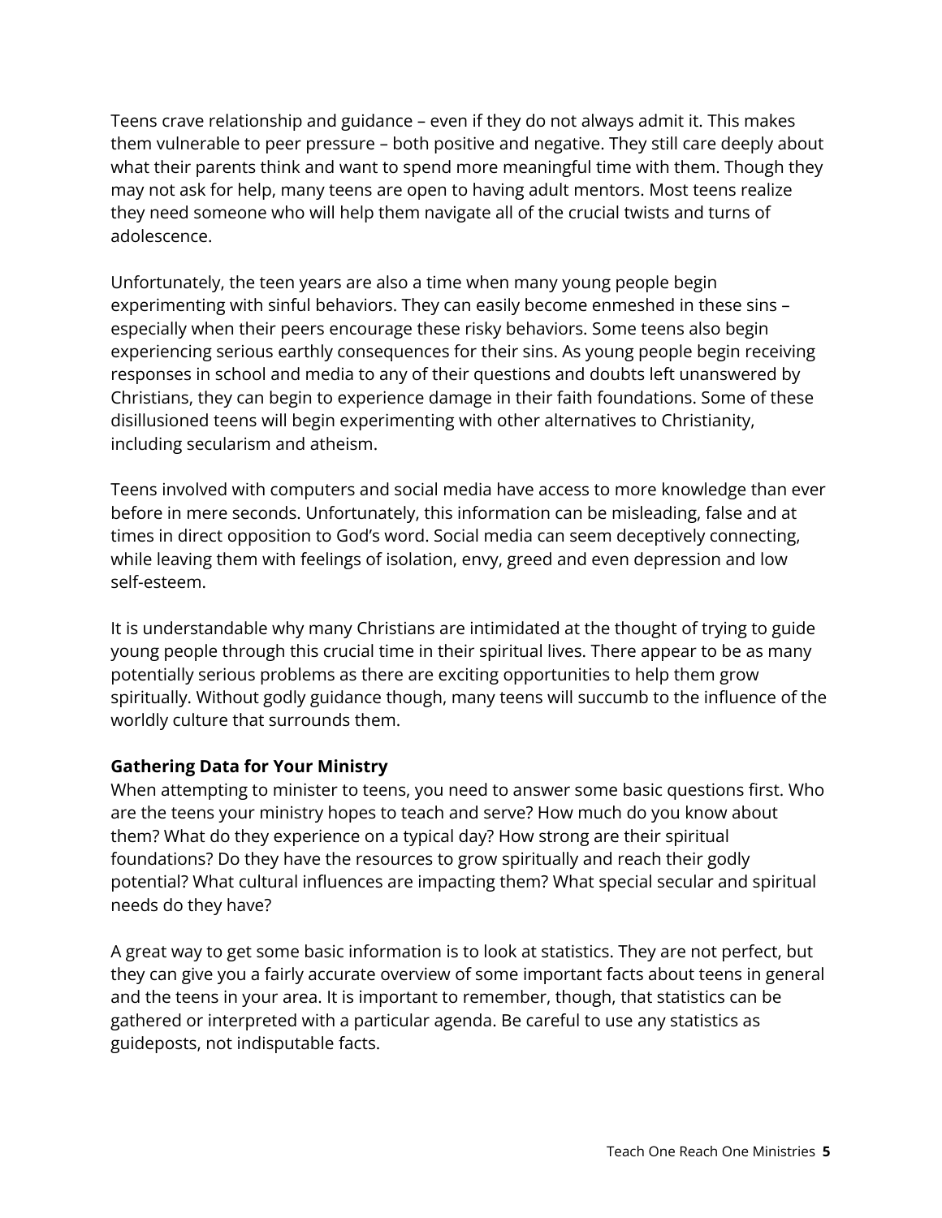Teens crave relationship and guidance – even if they do not always admit it. This makes them vulnerable to peer pressure – both positive and negative. They still care deeply about what their parents think and want to spend more meaningful time with them. Though they may not ask for help, many teens are open to having adult mentors. Most teens realize they need someone who will help them navigate all of the crucial twists and turns of adolescence.

Unfortunately, the teen years are also a time when many young people begin experimenting with sinful behaviors. They can easily become enmeshed in these sins – especially when their peers encourage these risky behaviors. Some teens also begin experiencing serious earthly consequences for their sins. As young people begin receiving responses in school and media to any of their questions and doubts left unanswered by Christians, they can begin to experience damage in their faith foundations. Some of these disillusioned teens will begin experimenting with other alternatives to Christianity, including secularism and atheism.

Teens involved with computers and social media have access to more knowledge than ever before in mere seconds. Unfortunately, this information can be misleading, false and at times in direct opposition to God's word. Social media can seem deceptively connecting, while leaving them with feelings of isolation, envy, greed and even depression and low self-esteem.

It is understandable why many Christians are intimidated at the thought of trying to guide young people through this crucial time in their spiritual lives. There appear to be as many potentially serious problems as there are exciting opportunities to help them grow spiritually. Without godly guidance though, many teens will succumb to the influence of the worldly culture that surrounds them.

**Gathering Data for Your Ministry**

When attempting to minister to teens, you need to answer some basic questions first. Who are the teens your ministry hopes to teach and serve? How much do you know about them? What do they experience on a typical day? How strong are their spiritual foundations? Do they have the resources to grow spiritually and reach their godly potential? What cultural influences are impacting them? What special secular and spiritual needs do they have?

A great way to get some basic information is to look at statistics. They are not perfect, but they can give you a fairly accurate overview of some important facts about teens in general and the teens in your area. It is important to remember, though, that statistics can be gathered or interpreted with a particular agenda. Be careful to use any statistics as guideposts, not indisputable facts.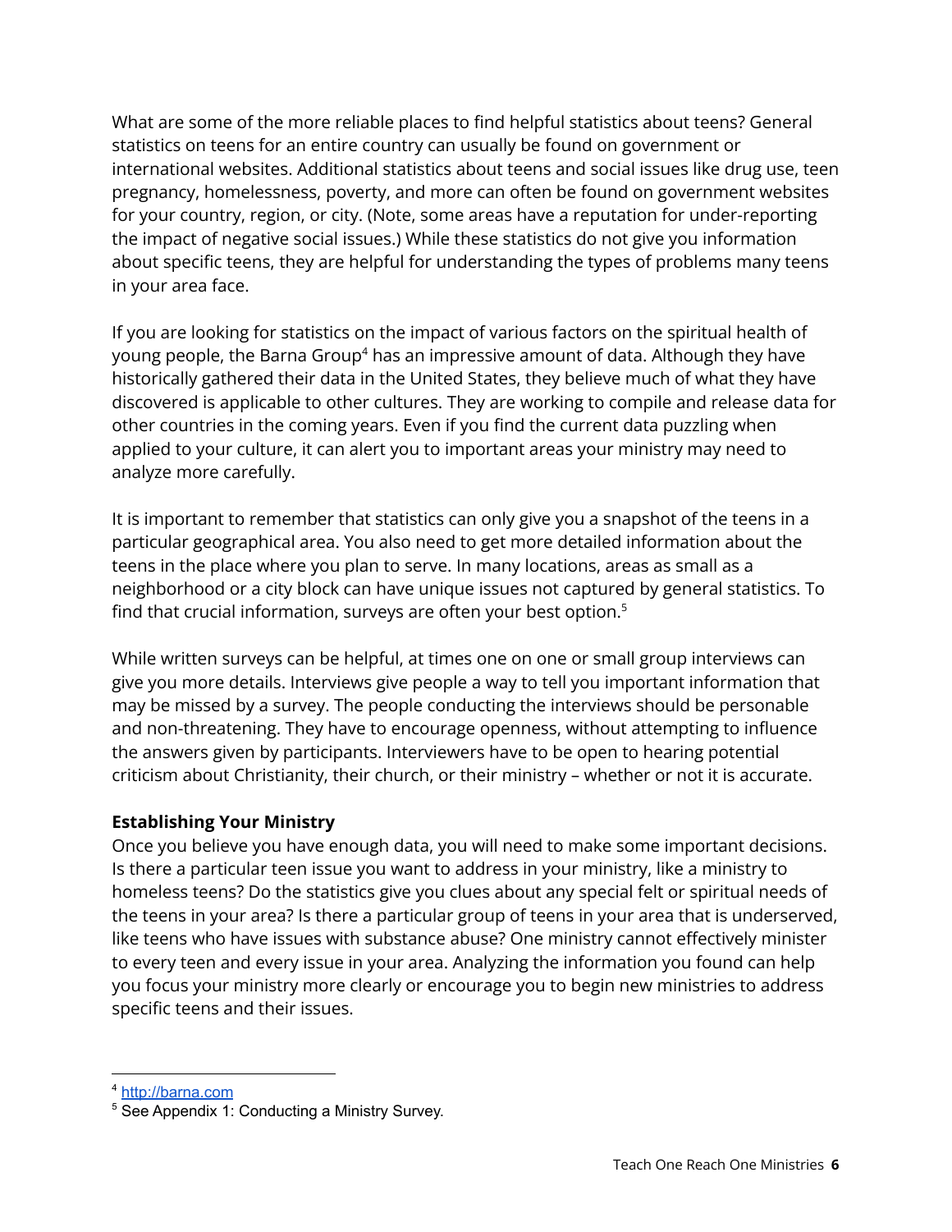What are some of the more reliable places to find helpful statistics about teens? General statistics on teens for an entire country can usually be found on government or international websites. Additional statistics about teens and social issues like drug use, teen pregnancy, homelessness, poverty, and more can often be found on government websites for your country, region, or city. (Note, some areas have a reputation for under-reporting the impact of negative social issues.) While these statistics do not give you information about specific teens, they are helpful for understanding the types of problems many teens in your area face.

If you are looking for statistics on the impact of various factors on the spiritual health of young people, the Barna Group[4] has an impressive amount of data. Although they have historically gathered their data in the United States, they believe much of what they have discovered is applicable to other cultures. They are working to compile and release data for other countries in the coming years. Even if you find the current data puzzling when applied to your culture, it can alert you to important areas your ministry may need to analyze more carefully.

It is important to remember that statistics can only give you a snapshot of the teens in a particular geographical area. You also need to get more detailed information about the teens in the place where you plan to serve. In many locations, areas as small as a neighborhood or a city block can have unique issues not captured by general statistics. To find that crucial information, surveys are often your best option.[5]

While written surveys can be helpful, at times one on one or small group interviews can give you more details. Interviews give people a way to tell you important information that may be missed by a survey. The people conducting the interviews should be personable and non-threatening. They have to encourage openness, without attempting to influence the answers given by participants. Interviewers have to be open to hearing potential criticism about Christianity, their church, or their ministry – whether or not it is accurate.

**Establishing Your Ministry**

Once you believe you have enough data, you will need to make some important decisions. Is there a particular teen issue you want to address in your ministry, like a ministry to homeless teens? Do the statistics give you clues about any special felt or spiritual needs of the teens in your area? Is there a particular group of teens in your area that is underserved, like teens who have issues with substance abuse? One ministry cannot effectively minister to every teen and every issue in your area. Analyzing the information you found can help you focus your ministry more clearly or encourage you to begin new ministries to address specific teens and their issues.

---

[4] http://barna.com

[5] See Appendix 1: Conducting a Ministry Survey.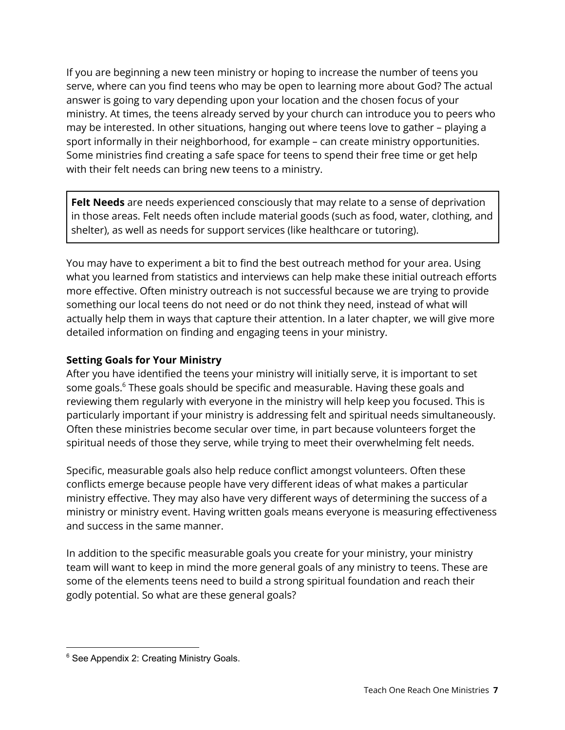If you are beginning a new teen ministry or hoping to increase the number of teens you serve, where can you find teens who may be open to learning more about God? The actual answer is going to vary depending upon your location and the chosen focus of your ministry. At times, the teens already served by your church can introduce you to peers who may be interested. In other situations, hanging out where teens love to gather – playing a sport informally in their neighborhood, for example – can create ministry opportunities. Some ministries find creating a safe space for teens to spend their free time or get help with their felt needs can bring new teens to a ministry.

> **Felt Needs** are needs experienced consciously that may relate to a sense of deprivation in those areas. Felt needs often include material goods (such as food, water, clothing, and shelter), as well as needs for support services (like healthcare or tutoring).

You may have to experiment a bit to find the best outreach method for your area. Using what you learned from statistics and interviews can help make these initial outreach efforts more effective. Often ministry outreach is not successful because we are trying to provide something our local teens do not need or do not think they need, instead of what will actually help them in ways that capture their attention. In a later chapter, we will give more detailed information on finding and engaging teens in your ministry.

### Setting Goals for Your Ministry

After you have identified the teens your ministry will initially serve, it is important to set some goals.[6] These goals should be specific and measurable. Having these goals and reviewing them regularly with everyone in the ministry will help keep you focused. This is particularly important if your ministry is addressing felt and spiritual needs simultaneously. Often these ministries become secular over time, in part because volunteers forget the spiritual needs of those they serve, while trying to meet their overwhelming felt needs.

Specific, measurable goals also help reduce conflict amongst volunteers. Often these conflicts emerge because people have very different ideas of what makes a particular ministry effective. They may also have very different ways of determining the success of a ministry or ministry event. Having written goals means everyone is measuring effectiveness and success in the same manner.

In addition to the specific measurable goals you create for your ministry, your ministry team will want to keep in mind the more general goals of any ministry to teens. These are some of the elements teens need to build a strong spiritual foundation and reach their godly potential. So what are these general goals?

---

[6] See Appendix 2: Creating Ministry Goals.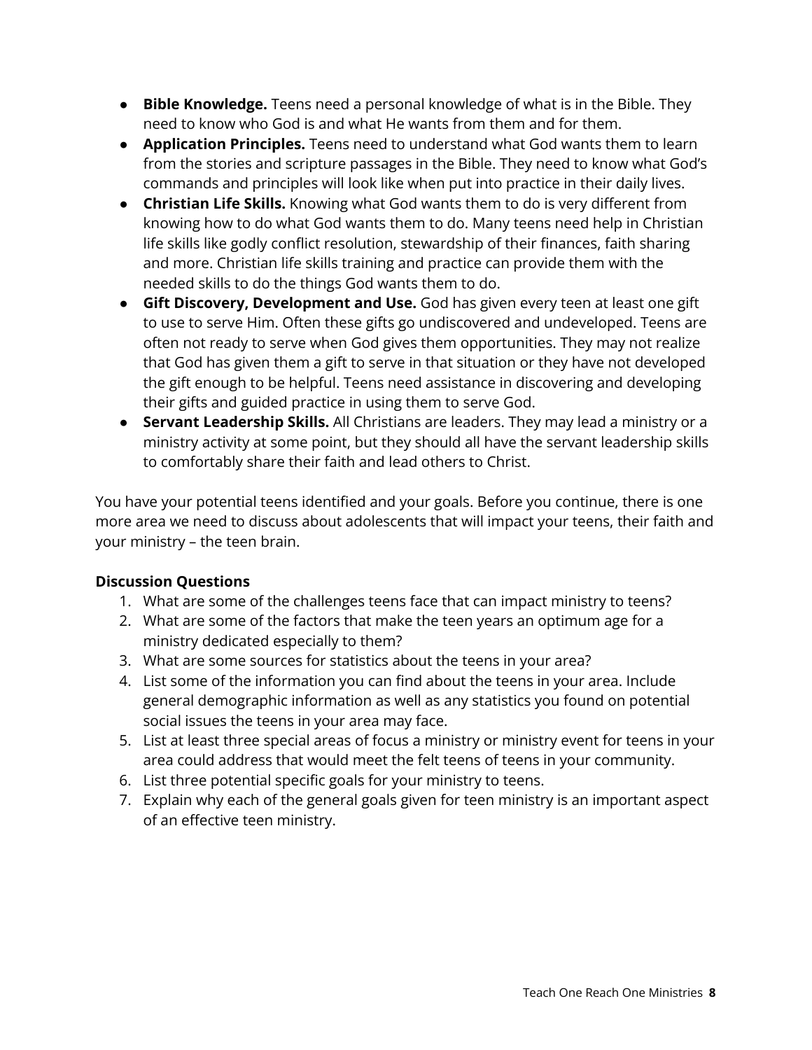- **Bible Knowledge.** Teens need a personal knowledge of what is in the Bible. They need to know who God is and what He wants from them and for them.
- **Application Principles.** Teens need to understand what God wants them to learn from the stories and scripture passages in the Bible. They need to know what God's commands and principles will look like when put into practice in their daily lives.
- **Christian Life Skills.** Knowing what God wants them to do is very different from knowing how to do what God wants them to do. Many teens need help in Christian life skills like godly conflict resolution, stewardship of their finances, faith sharing and more. Christian life skills training and practice can provide them with the needed skills to do the things God wants them to do.
- **Gift Discovery, Development and Use.** God has given every teen at least one gift to use to serve Him. Often these gifts go undiscovered and undeveloped. Teens are often not ready to serve when God gives them opportunities. They may not realize that God has given them a gift to serve in that situation or they have not developed the gift enough to be helpful. Teens need assistance in discovering and developing their gifts and guided practice in using them to serve God.
- **Servant Leadership Skills.** All Christians are leaders. They may lead a ministry or a ministry activity at some point, but they should all have the servant leadership skills to comfortably share their faith and lead others to Christ.

You have your potential teens identified and your goals. Before you continue, there is one more area we need to discuss about adolescents that will impact your teens, their faith and your ministry – the teen brain.

**Discussion Questions**

1. What are some of the challenges teens face that can impact ministry to teens?
2. What are some of the factors that make the teen years an optimum age for a ministry dedicated especially to them?
3. What are some sources for statistics about the teens in your area?
4. List some of the information you can find about the teens in your area. Include general demographic information as well as any statistics you found on potential social issues the teens in your area may face.
5. List at least three special areas of focus a ministry or ministry event for teens in your area could address that would meet the felt teens of teens in your community.
6. List three potential specific goals for your ministry to teens.
7. Explain why each of the general goals given for teen ministry is an important aspect of an effective teen ministry.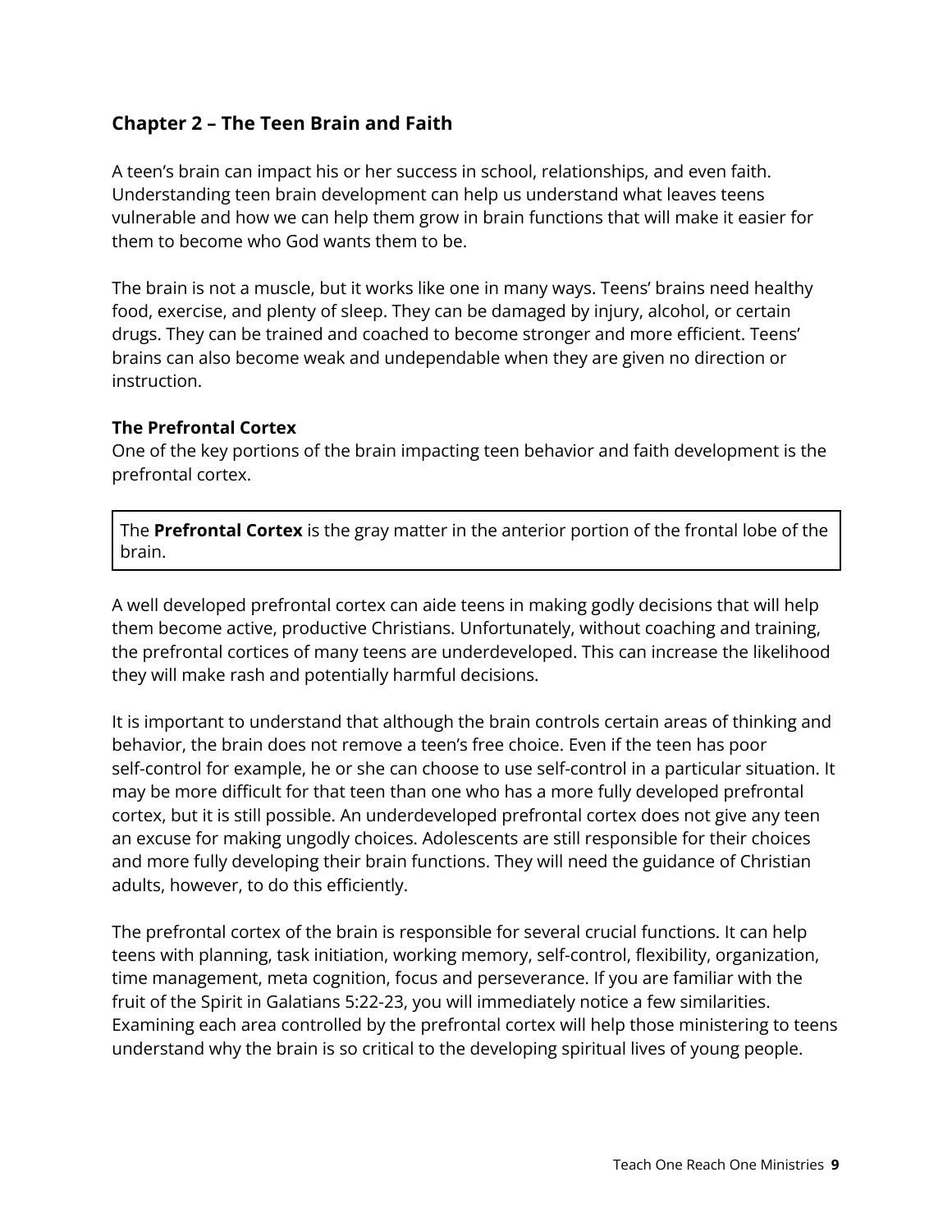## Chapter 2 – The Teen Brain and Faith

A teen's brain can impact his or her success in school, relationships, and even faith. Understanding teen brain development can help us understand what leaves teens vulnerable and how we can help them grow in brain functions that will make it easier for them to become who God wants them to be.

The brain is not a muscle, but it works like one in many ways. Teens' brains need healthy food, exercise, and plenty of sleep. They can be damaged by injury, alcohol, or certain drugs. They can be trained and coached to become stronger and more efficient. Teens' brains can also become weak and undependable when they are given no direction or instruction.

### The Prefrontal Cortex

One of the key portions of the brain impacting teen behavior and faith development is the prefrontal cortex.

> The **Prefrontal Cortex** is the gray matter in the anterior portion of the frontal lobe of the brain.

A well developed prefrontal cortex can aide teens in making godly decisions that will help them become active, productive Christians. Unfortunately, without coaching and training, the prefrontal cortices of many teens are underdeveloped. This can increase the likelihood they will make rash and potentially harmful decisions.

It is important to understand that although the brain controls certain areas of thinking and behavior, the brain does not remove a teen's free choice. Even if the teen has poor self-control for example, he or she can choose to use self-control in a particular situation. It may be more difficult for that teen than one who has a more fully developed prefrontal cortex, but it is still possible. An underdeveloped prefrontal cortex does not give any teen an excuse for making ungodly choices. Adolescents are still responsible for their choices and more fully developing their brain functions. They will need the guidance of Christian adults, however, to do this efficiently.

The prefrontal cortex of the brain is responsible for several crucial functions. It can help teens with planning, task initiation, working memory, self-control, flexibility, organization, time management, meta cognition, focus and perseverance. If you are familiar with the fruit of the Spirit in Galatians 5:22-23, you will immediately notice a few similarities. Examining each area controlled by the prefrontal cortex will help those ministering to teens understand why the brain is so critical to the developing spiritual lives of young people.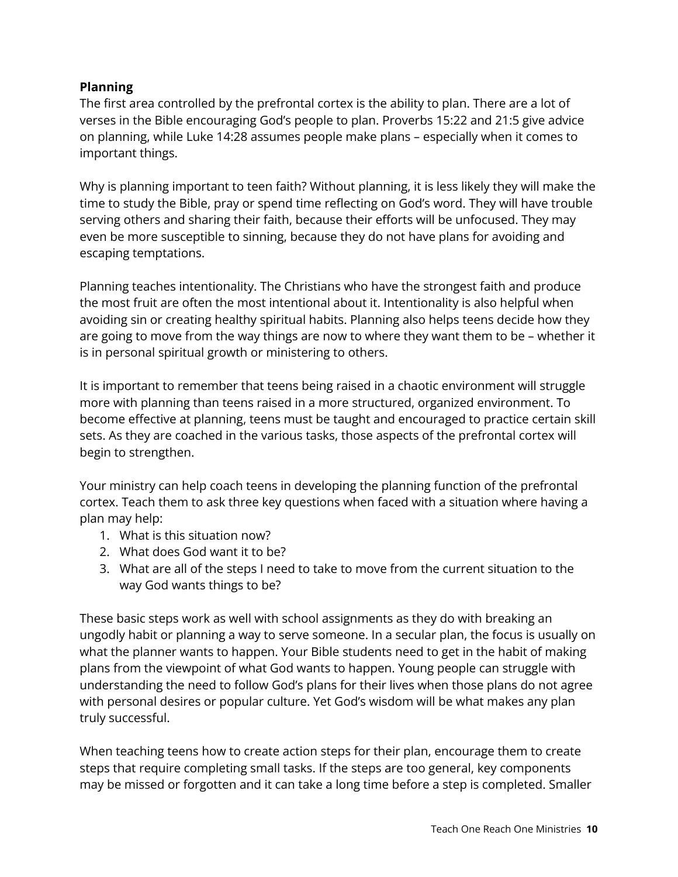**Planning**

The first area controlled by the prefrontal cortex is the ability to plan. There are a lot of verses in the Bible encouraging God's people to plan. Proverbs 15:22 and 21:5 give advice on planning, while Luke 14:28 assumes people make plans – especially when it comes to important things.

Why is planning important to teen faith? Without planning, it is less likely they will make the time to study the Bible, pray or spend time reflecting on God's word. They will have trouble serving others and sharing their faith, because their efforts will be unfocused. They may even be more susceptible to sinning, because they do not have plans for avoiding and escaping temptations.

Planning teaches intentionality. The Christians who have the strongest faith and produce the most fruit are often the most intentional about it. Intentionality is also helpful when avoiding sin or creating healthy spiritual habits. Planning also helps teens decide how they are going to move from the way things are now to where they want them to be – whether it is in personal spiritual growth or ministering to others.

It is important to remember that teens being raised in a chaotic environment will struggle more with planning than teens raised in a more structured, organized environment. To become effective at planning, teens must be taught and encouraged to practice certain skill sets. As they are coached in the various tasks, those aspects of the prefrontal cortex will begin to strengthen.

Your ministry can help coach teens in developing the planning function of the prefrontal cortex. Teach them to ask three key questions when faced with a situation where having a plan may help:

1. What is this situation now?
2. What does God want it to be?
3. What are all of the steps I need to take to move from the current situation to the way God wants things to be?

These basic steps work as well with school assignments as they do with breaking an ungodly habit or planning a way to serve someone. In a secular plan, the focus is usually on what the planner wants to happen. Your Bible students need to get in the habit of making plans from the viewpoint of what God wants to happen. Young people can struggle with understanding the need to follow God's plans for their lives when those plans do not agree with personal desires or popular culture. Yet God's wisdom will be what makes any plan truly successful.

When teaching teens how to create action steps for their plan, encourage them to create steps that require completing small tasks. If the steps are too general, key components may be missed or forgotten and it can take a long time before a step is completed. Smaller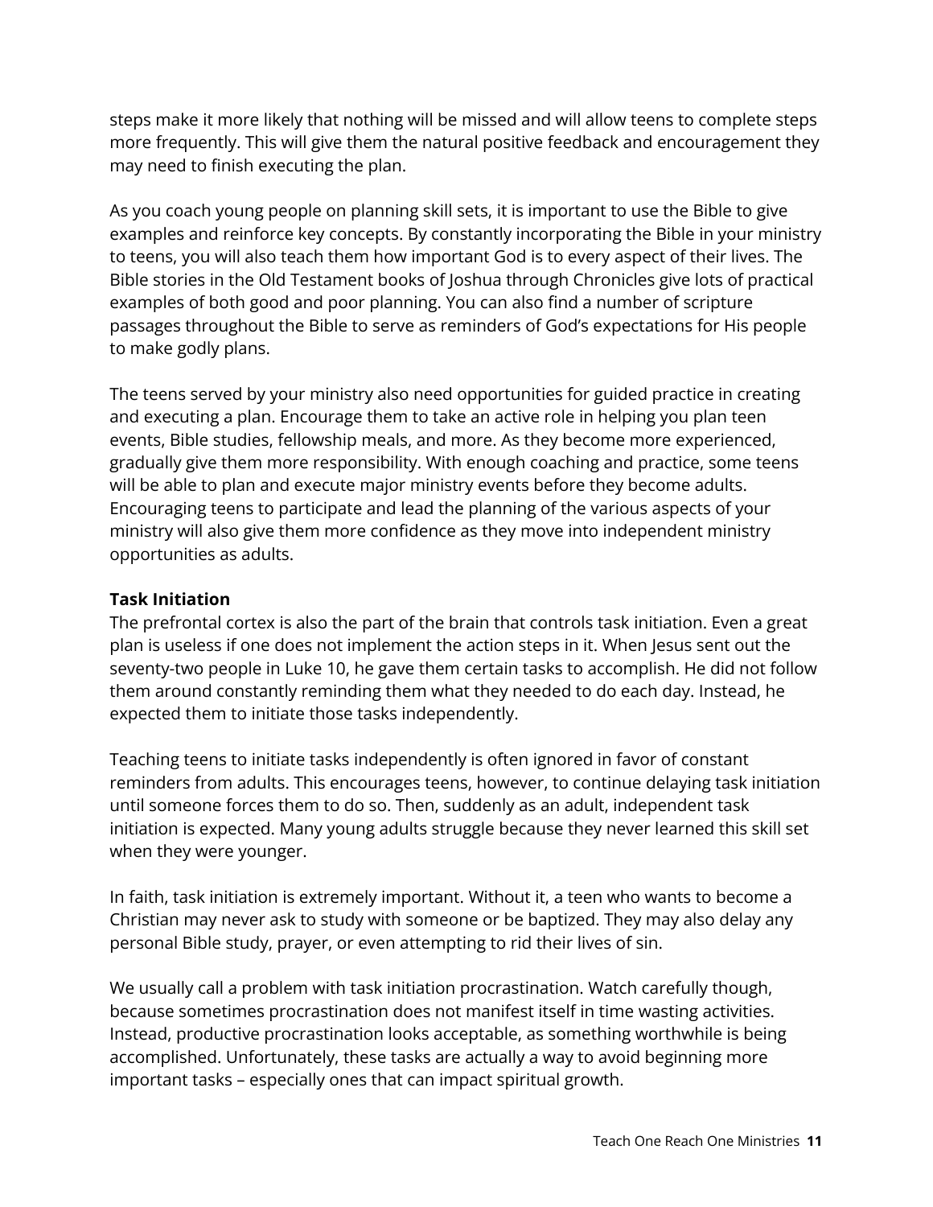steps make it more likely that nothing will be missed and will allow teens to complete steps more frequently. This will give them the natural positive feedback and encouragement they may need to finish executing the plan.

As you coach young people on planning skill sets, it is important to use the Bible to give examples and reinforce key concepts. By constantly incorporating the Bible in your ministry to teens, you will also teach them how important God is to every aspect of their lives. The Bible stories in the Old Testament books of Joshua through Chronicles give lots of practical examples of both good and poor planning. You can also find a number of scripture passages throughout the Bible to serve as reminders of God's expectations for His people to make godly plans.

The teens served by your ministry also need opportunities for guided practice in creating and executing a plan. Encourage them to take an active role in helping you plan teen events, Bible studies, fellowship meals, and more. As they become more experienced, gradually give them more responsibility. With enough coaching and practice, some teens will be able to plan and execute major ministry events before they become adults. Encouraging teens to participate and lead the planning of the various aspects of your ministry will also give them more confidence as they move into independent ministry opportunities as adults.

**Task Initiation**

The prefrontal cortex is also the part of the brain that controls task initiation. Even a great plan is useless if one does not implement the action steps in it. When Jesus sent out the seventy-two people in Luke 10, he gave them certain tasks to accomplish. He did not follow them around constantly reminding them what they needed to do each day. Instead, he expected them to initiate those tasks independently.

Teaching teens to initiate tasks independently is often ignored in favor of constant reminders from adults. This encourages teens, however, to continue delaying task initiation until someone forces them to do so. Then, suddenly as an adult, independent task initiation is expected. Many young adults struggle because they never learned this skill set when they were younger.

In faith, task initiation is extremely important. Without it, a teen who wants to become a Christian may never ask to study with someone or be baptized. They may also delay any personal Bible study, prayer, or even attempting to rid their lives of sin.

We usually call a problem with task initiation procrastination. Watch carefully though, because sometimes procrastination does not manifest itself in time wasting activities. Instead, productive procrastination looks acceptable, as something worthwhile is being accomplished. Unfortunately, these tasks are actually a way to avoid beginning more important tasks – especially ones that can impact spiritual growth.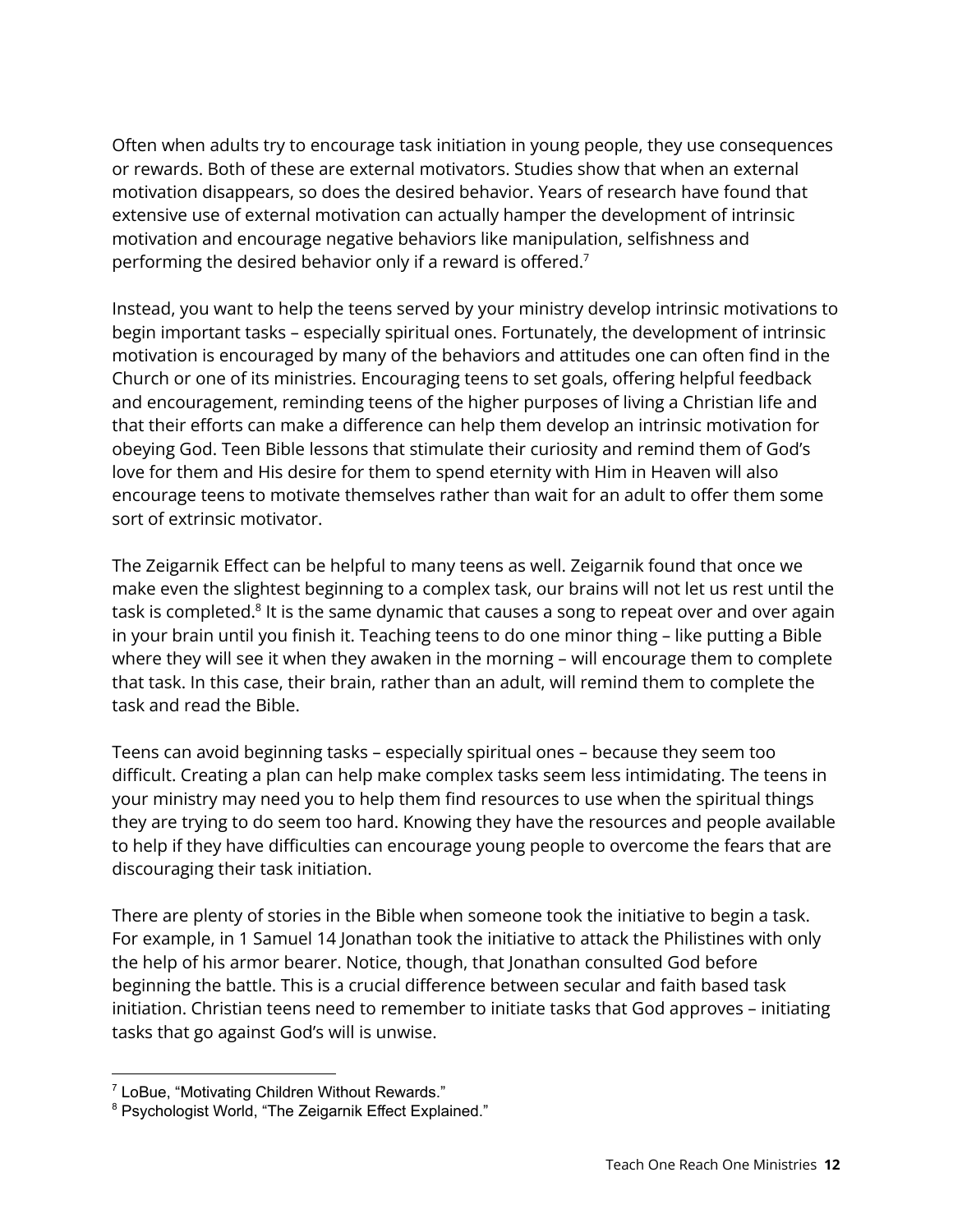Often when adults try to encourage task initiation in young people, they use consequences or rewards. Both of these are external motivators. Studies show that when an external motivation disappears, so does the desired behavior. Years of research have found that extensive use of external motivation can actually hamper the development of intrinsic motivation and encourage negative behaviors like manipulation, selfishness and performing the desired behavior only if a reward is offered.[7]

Instead, you want to help the teens served by your ministry develop intrinsic motivations to begin important tasks – especially spiritual ones. Fortunately, the development of intrinsic motivation is encouraged by many of the behaviors and attitudes one can often find in the Church or one of its ministries. Encouraging teens to set goals, offering helpful feedback and encouragement, reminding teens of the higher purposes of living a Christian life and that their efforts can make a difference can help them develop an intrinsic motivation for obeying God. Teen Bible lessons that stimulate their curiosity and remind them of God's love for them and His desire for them to spend eternity with Him in Heaven will also encourage teens to motivate themselves rather than wait for an adult to offer them some sort of extrinsic motivator.

The Zeigarnik Effect can be helpful to many teens as well. Zeigarnik found that once we make even the slightest beginning to a complex task, our brains will not let us rest until the task is completed.[8] It is the same dynamic that causes a song to repeat over and over again in your brain until you finish it. Teaching teens to do one minor thing – like putting a Bible where they will see it when they awaken in the morning – will encourage them to complete that task. In this case, their brain, rather than an adult, will remind them to complete the task and read the Bible.

Teens can avoid beginning tasks – especially spiritual ones – because they seem too difficult. Creating a plan can help make complex tasks seem less intimidating. The teens in your ministry may need you to help them find resources to use when the spiritual things they are trying to do seem too hard. Knowing they have the resources and people available to help if they have difficulties can encourage young people to overcome the fears that are discouraging their task initiation.

There are plenty of stories in the Bible when someone took the initiative to begin a task. For example, in 1 Samuel 14 Jonathan took the initiative to attack the Philistines with only the help of his armor bearer. Notice, though, that Jonathan consulted God before beginning the battle. This is a crucial difference between secular and faith based task initiation. Christian teens need to remember to initiate tasks that God approves – initiating tasks that go against God's will is unwise.

---

[7] LoBue, "Motivating Children Without Rewards."

[8] Psychologist World, "The Zeigarnik Effect Explained."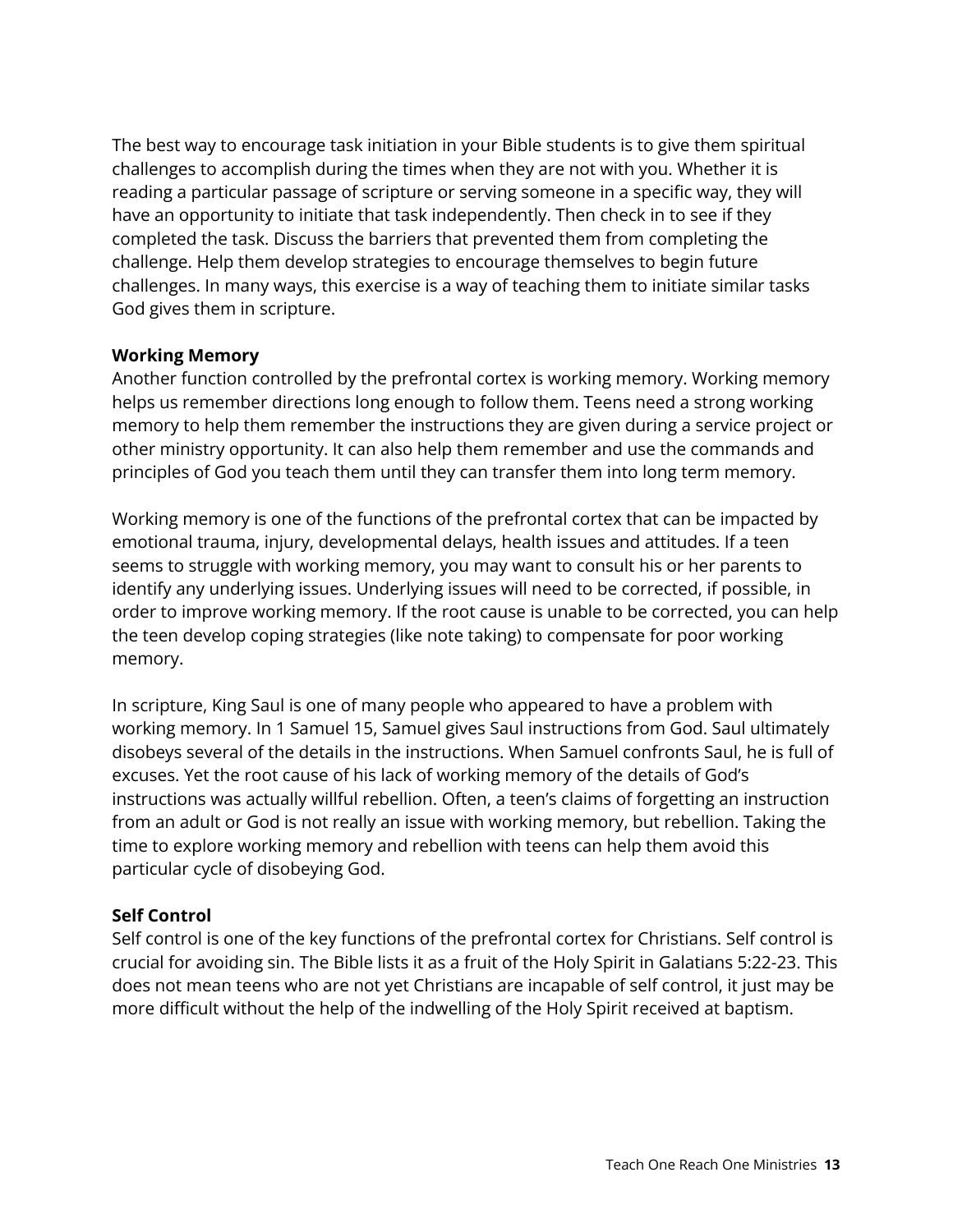The best way to encourage task initiation in your Bible students is to give them spiritual challenges to accomplish during the times when they are not with you. Whether it is reading a particular passage of scripture or serving someone in a specific way, they will have an opportunity to initiate that task independently. Then check in to see if they completed the task. Discuss the barriers that prevented them from completing the challenge. Help them develop strategies to encourage themselves to begin future challenges. In many ways, this exercise is a way of teaching them to initiate similar tasks God gives them in scripture.

**Working Memory**

Another function controlled by the prefrontal cortex is working memory. Working memory helps us remember directions long enough to follow them. Teens need a strong working memory to help them remember the instructions they are given during a service project or other ministry opportunity. It can also help them remember and use the commands and principles of God you teach them until they can transfer them into long term memory.

Working memory is one of the functions of the prefrontal cortex that can be impacted by emotional trauma, injury, developmental delays, health issues and attitudes. If a teen seems to struggle with working memory, you may want to consult his or her parents to identify any underlying issues. Underlying issues will need to be corrected, if possible, in order to improve working memory. If the root cause is unable to be corrected, you can help the teen develop coping strategies (like note taking) to compensate for poor working memory.

In scripture, King Saul is one of many people who appeared to have a problem with working memory. In 1 Samuel 15, Samuel gives Saul instructions from God. Saul ultimately disobeys several of the details in the instructions. When Samuel confronts Saul, he is full of excuses. Yet the root cause of his lack of working memory of the details of God's instructions was actually willful rebellion. Often, a teen's claims of forgetting an instruction from an adult or God is not really an issue with working memory, but rebellion. Taking the time to explore working memory and rebellion with teens can help them avoid this particular cycle of disobeying God.

**Self Control**

Self control is one of the key functions of the prefrontal cortex for Christians. Self control is crucial for avoiding sin. The Bible lists it as a fruit of the Holy Spirit in Galatians 5:22-23. This does not mean teens who are not yet Christians are incapable of self control, it just may be more difficult without the help of the indwelling of the Holy Spirit received at baptism.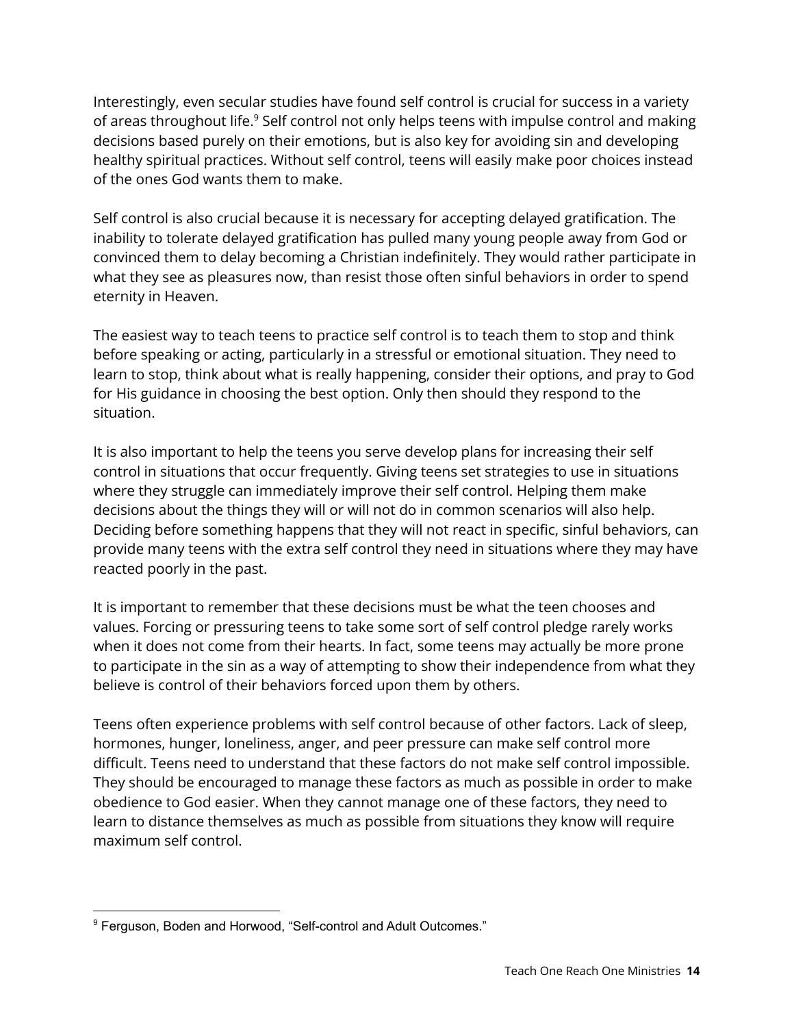Interestingly, even secular studies have found self control is crucial for success in a variety of areas throughout life.[9] Self control not only helps teens with impulse control and making decisions based purely on their emotions, but is also key for avoiding sin and developing healthy spiritual practices. Without self control, teens will easily make poor choices instead of the ones God wants them to make.

Self control is also crucial because it is necessary for accepting delayed gratification. The inability to tolerate delayed gratification has pulled many young people away from God or convinced them to delay becoming a Christian indefinitely. They would rather participate in what they see as pleasures now, than resist those often sinful behaviors in order to spend eternity in Heaven.

The easiest way to teach teens to practice self control is to teach them to stop and think before speaking or acting, particularly in a stressful or emotional situation. They need to learn to stop, think about what is really happening, consider their options, and pray to God for His guidance in choosing the best option. Only then should they respond to the situation.

It is also important to help the teens you serve develop plans for increasing their self control in situations that occur frequently. Giving teens set strategies to use in situations where they struggle can immediately improve their self control. Helping them make decisions about the things they will or will not do in common scenarios will also help. Deciding before something happens that they will not react in specific, sinful behaviors, can provide many teens with the extra self control they need in situations where they may have reacted poorly in the past.

It is important to remember that these decisions must be what the teen chooses and values. Forcing or pressuring teens to take some sort of self control pledge rarely works when it does not come from their hearts. In fact, some teens may actually be more prone to participate in the sin as a way of attempting to show their independence from what they believe is control of their behaviors forced upon them by others.

Teens often experience problems with self control because of other factors. Lack of sleep, hormones, hunger, loneliness, anger, and peer pressure can make self control more difficult. Teens need to understand that these factors do not make self control impossible. They should be encouraged to manage these factors as much as possible in order to make obedience to God easier. When they cannot manage one of these factors, they need to learn to distance themselves as much as possible from situations they know will require maximum self control.

---

[9] Ferguson, Boden and Horwood, "Self-control and Adult Outcomes."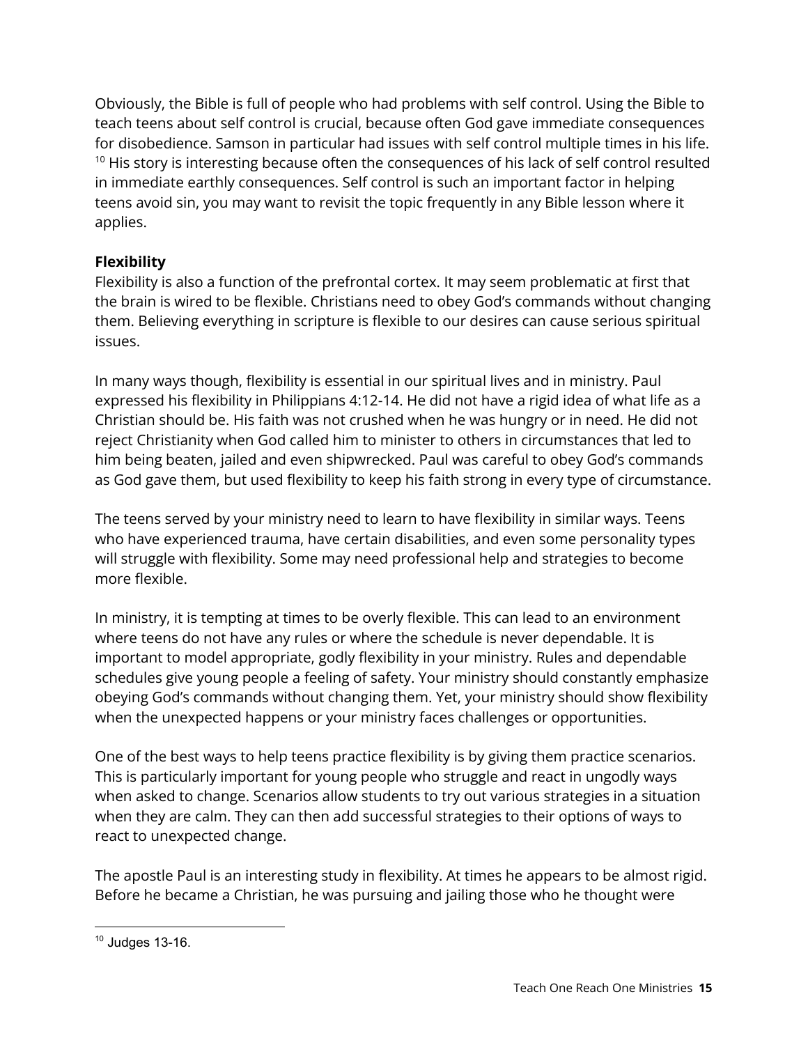Obviously, the Bible is full of people who had problems with self control. Using the Bible to teach teens about self control is crucial, because often God gave immediate consequences for disobedience. Samson in particular had issues with self control multiple times in his life. [10] His story is interesting because often the consequences of his lack of self control resulted in immediate earthly consequences. Self control is such an important factor in helping teens avoid sin, you may want to revisit the topic frequently in any Bible lesson where it applies.

**Flexibility**

Flexibility is also a function of the prefrontal cortex. It may seem problematic at first that the brain is wired to be flexible. Christians need to obey God's commands without changing them. Believing everything in scripture is flexible to our desires can cause serious spiritual issues.

In many ways though, flexibility is essential in our spiritual lives and in ministry. Paul expressed his flexibility in Philippians 4:12-14. He did not have a rigid idea of what life as a Christian should be. His faith was not crushed when he was hungry or in need. He did not reject Christianity when God called him to minister to others in circumstances that led to him being beaten, jailed and even shipwrecked. Paul was careful to obey God's commands as God gave them, but used flexibility to keep his faith strong in every type of circumstance.

The teens served by your ministry need to learn to have flexibility in similar ways. Teens who have experienced trauma, have certain disabilities, and even some personality types will struggle with flexibility. Some may need professional help and strategies to become more flexible.

In ministry, it is tempting at times to be overly flexible. This can lead to an environment where teens do not have any rules or where the schedule is never dependable. It is important to model appropriate, godly flexibility in your ministry. Rules and dependable schedules give young people a feeling of safety. Your ministry should constantly emphasize obeying God's commands without changing them. Yet, your ministry should show flexibility when the unexpected happens or your ministry faces challenges or opportunities.

One of the best ways to help teens practice flexibility is by giving them practice scenarios. This is particularly important for young people who struggle and react in ungodly ways when asked to change. Scenarios allow students to try out various strategies in a situation when they are calm. They can then add successful strategies to their options of ways to react to unexpected change.

The apostle Paul is an interesting study in flexibility. At times he appears to be almost rigid. Before he became a Christian, he was pursuing and jailing those who he thought were

[10] Judges 13-16.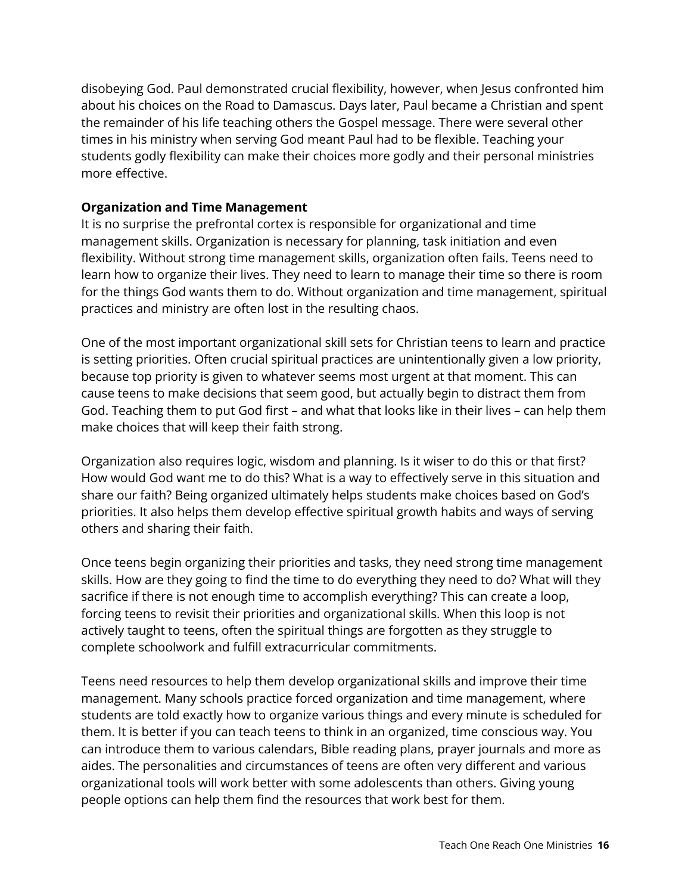disobeying God. Paul demonstrated crucial flexibility, however, when Jesus confronted him about his choices on the Road to Damascus. Days later, Paul became a Christian and spent the remainder of his life teaching others the Gospel message. There were several other times in his ministry when serving God meant Paul had to be flexible. Teaching your students godly flexibility can make their choices more godly and their personal ministries more effective.

**Organization and Time Management**

It is no surprise the prefrontal cortex is responsible for organizational and time management skills. Organization is necessary for planning, task initiation and even flexibility. Without strong time management skills, organization often fails. Teens need to learn how to organize their lives. They need to learn to manage their time so there is room for the things God wants them to do. Without organization and time management, spiritual practices and ministry are often lost in the resulting chaos.

One of the most important organizational skill sets for Christian teens to learn and practice is setting priorities. Often crucial spiritual practices are unintentionally given a low priority, because top priority is given to whatever seems most urgent at that moment. This can cause teens to make decisions that seem good, but actually begin to distract them from God. Teaching them to put God first – and what that looks like in their lives – can help them make choices that will keep their faith strong.

Organization also requires logic, wisdom and planning. Is it wiser to do this or that first? How would God want me to do this? What is a way to effectively serve in this situation and share our faith? Being organized ultimately helps students make choices based on God's priorities. It also helps them develop effective spiritual growth habits and ways of serving others and sharing their faith.

Once teens begin organizing their priorities and tasks, they need strong time management skills. How are they going to find the time to do everything they need to do? What will they sacrifice if there is not enough time to accomplish everything? This can create a loop, forcing teens to revisit their priorities and organizational skills. When this loop is not actively taught to teens, often the spiritual things are forgotten as they struggle to complete schoolwork and fulfill extracurricular commitments.

Teens need resources to help them develop organizational skills and improve their time management. Many schools practice forced organization and time management, where students are told exactly how to organize various things and every minute is scheduled for them. It is better if you can teach teens to think in an organized, time conscious way. You can introduce them to various calendars, Bible reading plans, prayer journals and more as aides. The personalities and circumstances of teens are often very different and various organizational tools will work better with some adolescents than others. Giving young people options can help them find the resources that work best for them.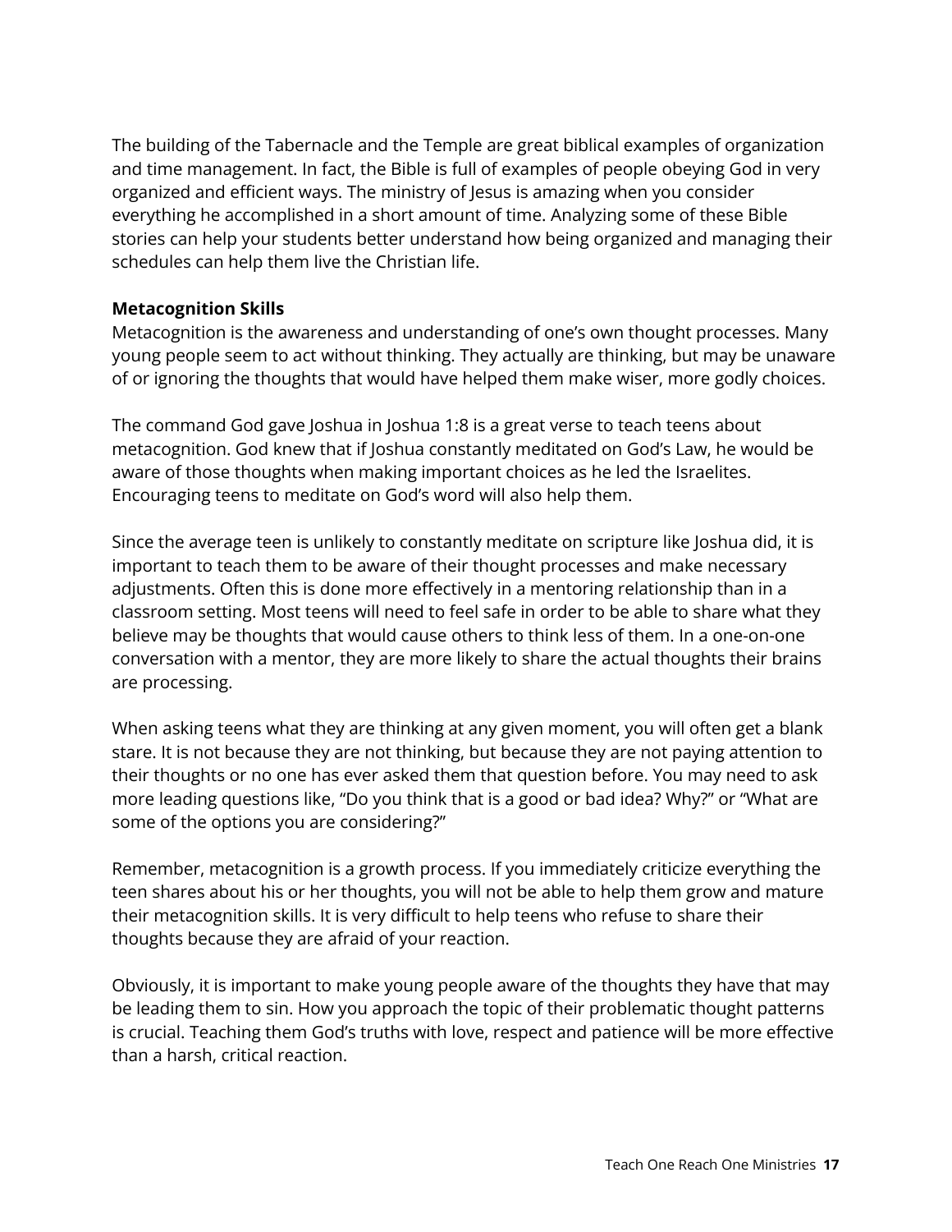The building of the Tabernacle and the Temple are great biblical examples of organization and time management. In fact, the Bible is full of examples of people obeying God in very organized and efficient ways. The ministry of Jesus is amazing when you consider everything he accomplished in a short amount of time. Analyzing some of these Bible stories can help your students better understand how being organized and managing their schedules can help them live the Christian life.

**Metacognition Skills**

Metacognition is the awareness and understanding of one's own thought processes. Many young people seem to act without thinking. They actually are thinking, but may be unaware of or ignoring the thoughts that would have helped them make wiser, more godly choices.

The command God gave Joshua in Joshua 1:8 is a great verse to teach teens about metacognition. God knew that if Joshua constantly meditated on God's Law, he would be aware of those thoughts when making important choices as he led the Israelites. Encouraging teens to meditate on God's word will also help them.

Since the average teen is unlikely to constantly meditate on scripture like Joshua did, it is important to teach them to be aware of their thought processes and make necessary adjustments. Often this is done more effectively in a mentoring relationship than in a classroom setting. Most teens will need to feel safe in order to be able to share what they believe may be thoughts that would cause others to think less of them. In a one-on-one conversation with a mentor, they are more likely to share the actual thoughts their brains are processing.

When asking teens what they are thinking at any given moment, you will often get a blank stare. It is not because they are not thinking, but because they are not paying attention to their thoughts or no one has ever asked them that question before. You may need to ask more leading questions like, "Do you think that is a good or bad idea? Why?" or "What are some of the options you are considering?"

Remember, metacognition is a growth process. If you immediately criticize everything the teen shares about his or her thoughts, you will not be able to help them grow and mature their metacognition skills. It is very difficult to help teens who refuse to share their thoughts because they are afraid of your reaction.

Obviously, it is important to make young people aware of the thoughts they have that may be leading them to sin. How you approach the topic of their problematic thought patterns is crucial. Teaching them God's truths with love, respect and patience will be more effective than a harsh, critical reaction.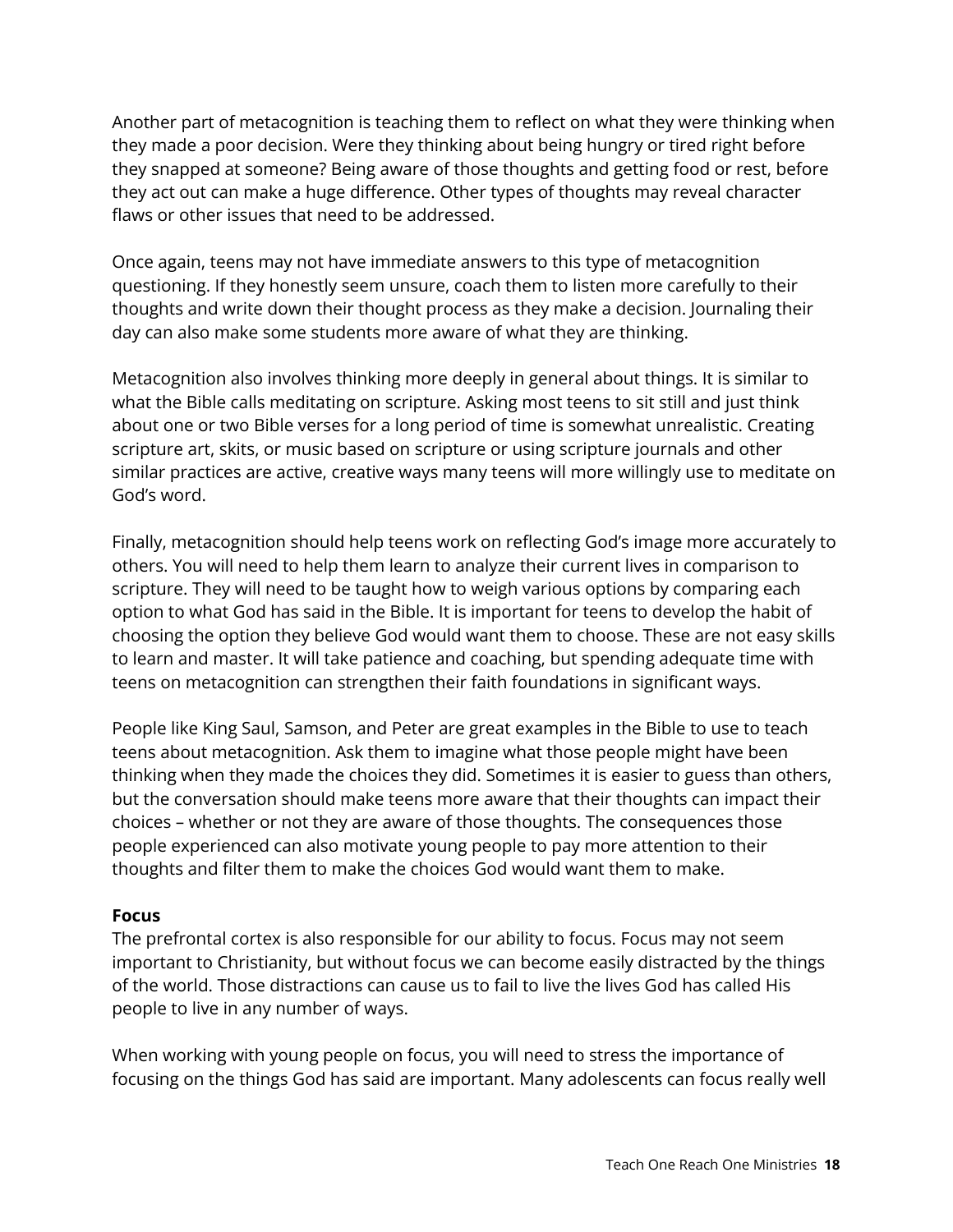Another part of metacognition is teaching them to reflect on what they were thinking when they made a poor decision. Were they thinking about being hungry or tired right before they snapped at someone? Being aware of those thoughts and getting food or rest, before they act out can make a huge difference. Other types of thoughts may reveal character flaws or other issues that need to be addressed.

Once again, teens may not have immediate answers to this type of metacognition questioning. If they honestly seem unsure, coach them to listen more carefully to their thoughts and write down their thought process as they make a decision. Journaling their day can also make some students more aware of what they are thinking.

Metacognition also involves thinking more deeply in general about things. It is similar to what the Bible calls meditating on scripture. Asking most teens to sit still and just think about one or two Bible verses for a long period of time is somewhat unrealistic. Creating scripture art, skits, or music based on scripture or using scripture journals and other similar practices are active, creative ways many teens will more willingly use to meditate on God's word.

Finally, metacognition should help teens work on reflecting God's image more accurately to others. You will need to help them learn to analyze their current lives in comparison to scripture. They will need to be taught how to weigh various options by comparing each option to what God has said in the Bible. It is important for teens to develop the habit of choosing the option they believe God would want them to choose. These are not easy skills to learn and master. It will take patience and coaching, but spending adequate time with teens on metacognition can strengthen their faith foundations in significant ways.

People like King Saul, Samson, and Peter are great examples in the Bible to use to teach teens about metacognition. Ask them to imagine what those people might have been thinking when they made the choices they did. Sometimes it is easier to guess than others, but the conversation should make teens more aware that their thoughts can impact their choices – whether or not they are aware of those thoughts. The consequences those people experienced can also motivate young people to pay more attention to their thoughts and filter them to make the choices God would want them to make.

**Focus**

The prefrontal cortex is also responsible for our ability to focus. Focus may not seem important to Christianity, but without focus we can become easily distracted by the things of the world. Those distractions can cause us to fail to live the lives God has called His people to live in any number of ways.

When working with young people on focus, you will need to stress the importance of focusing on the things God has said are important. Many adolescents can focus really well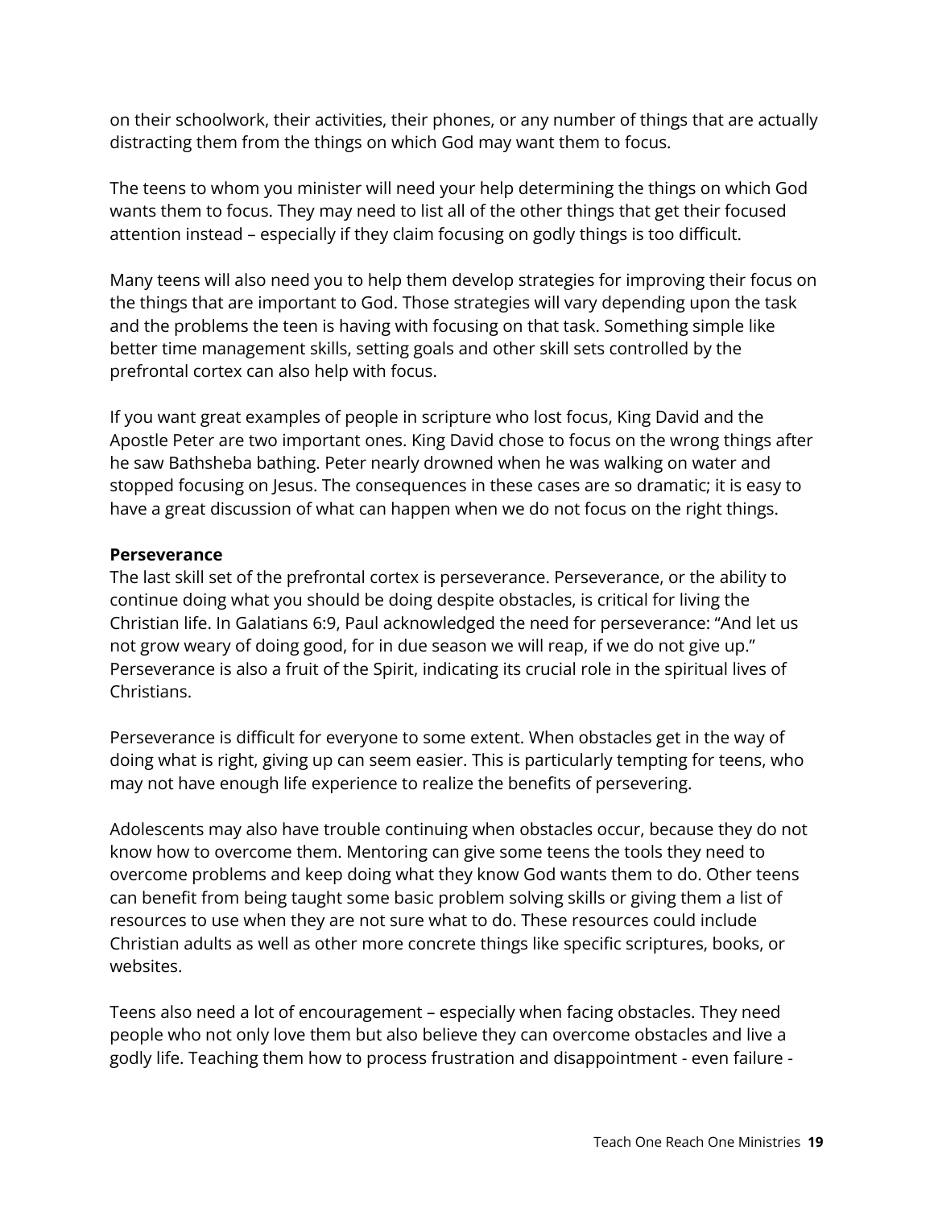on their schoolwork, their activities, their phones, or any number of things that are actually distracting them from the things on which God may want them to focus.

The teens to whom you minister will need your help determining the things on which God wants them to focus. They may need to list all of the other things that get their focused attention instead – especially if they claim focusing on godly things is too difficult.

Many teens will also need you to help them develop strategies for improving their focus on the things that are important to God. Those strategies will vary depending upon the task and the problems the teen is having with focusing on that task. Something simple like better time management skills, setting goals and other skill sets controlled by the prefrontal cortex can also help with focus.

If you want great examples of people in scripture who lost focus, King David and the Apostle Peter are two important ones. King David chose to focus on the wrong things after he saw Bathsheba bathing. Peter nearly drowned when he was walking on water and stopped focusing on Jesus. The consequences in these cases are so dramatic; it is easy to have a great discussion of what can happen when we do not focus on the right things.

**Perseverance**

The last skill set of the prefrontal cortex is perseverance. Perseverance, or the ability to continue doing what you should be doing despite obstacles, is critical for living the Christian life. In Galatians 6:9, Paul acknowledged the need for perseverance: “And let us not grow weary of doing good, for in due season we will reap, if we do not give up.” Perseverance is also a fruit of the Spirit, indicating its crucial role in the spiritual lives of Christians.

Perseverance is difficult for everyone to some extent. When obstacles get in the way of doing what is right, giving up can seem easier. This is particularly tempting for teens, who may not have enough life experience to realize the benefits of persevering.

Adolescents may also have trouble continuing when obstacles occur, because they do not know how to overcome them. Mentoring can give some teens the tools they need to overcome problems and keep doing what they know God wants them to do. Other teens can benefit from being taught some basic problem solving skills or giving them a list of resources to use when they are not sure what to do. These resources could include Christian adults as well as other more concrete things like specific scriptures, books, or websites.

Teens also need a lot of encouragement – especially when facing obstacles. They need people who not only love them but also believe they can overcome obstacles and live a godly life. Teaching them how to process frustration and disappointment - even failure -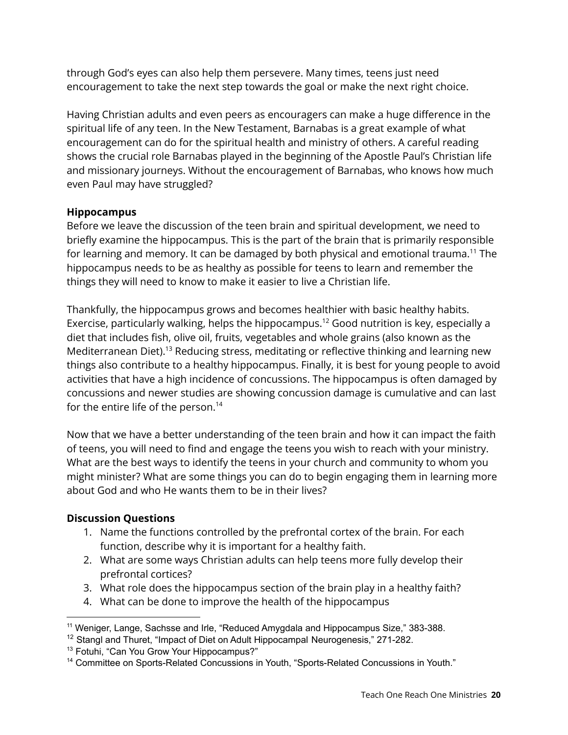through God's eyes can also help them persevere. Many times, teens just need encouragement to take the next step towards the goal or make the next right choice.

Having Christian adults and even peers as encouragers can make a huge difference in the spiritual life of any teen. In the New Testament, Barnabas is a great example of what encouragement can do for the spiritual health and ministry of others. A careful reading shows the crucial role Barnabas played in the beginning of the Apostle Paul's Christian life and missionary journeys. Without the encouragement of Barnabas, who knows how much even Paul may have struggled?

**Hippocampus**

Before we leave the discussion of the teen brain and spiritual development, we need to briefly examine the hippocampus. This is the part of the brain that is primarily responsible for learning and memory. It can be damaged by both physical and emotional trauma.[11] The hippocampus needs to be as healthy as possible for teens to learn and remember the things they will need to know to make it easier to live a Christian life.

Thankfully, the hippocampus grows and becomes healthier with basic healthy habits. Exercise, particularly walking, helps the hippocampus.[12] Good nutrition is key, especially a diet that includes fish, olive oil, fruits, vegetables and whole grains (also known as the Mediterranean Diet).[13] Reducing stress, meditating or reflective thinking and learning new things also contribute to a healthy hippocampus. Finally, it is best for young people to avoid activities that have a high incidence of concussions. The hippocampus is often damaged by concussions and newer studies are showing concussion damage is cumulative and can last for the entire life of the person.[14]

Now that we have a better understanding of the teen brain and how it can impact the faith of teens, you will need to find and engage the teens you wish to reach with your ministry. What are the best ways to identify the teens in your church and community to whom you might minister? What are some things you can do to begin engaging them in learning more about God and who He wants them to be in their lives?

**Discussion Questions**

1. Name the functions controlled by the prefrontal cortex of the brain. For each function, describe why it is important for a healthy faith.
2. What are some ways Christian adults can help teens more fully develop their prefrontal cortices?
3. What role does the hippocampus section of the brain play in a healthy faith?
4. What can be done to improve the health of the hippocampus

---

[11] Weniger, Lange, Sachsse and Irle, "Reduced Amygdala and Hippocampus Size," 383-388.

[12] Stangl and Thuret, "Impact of Diet on Adult Hippocampal Neurogenesis," 271-282.

[13] Fotuhi, "Can You Grow Your Hippocampus?"

[14] Committee on Sports-Related Concussions in Youth, "Sports-Related Concussions in Youth."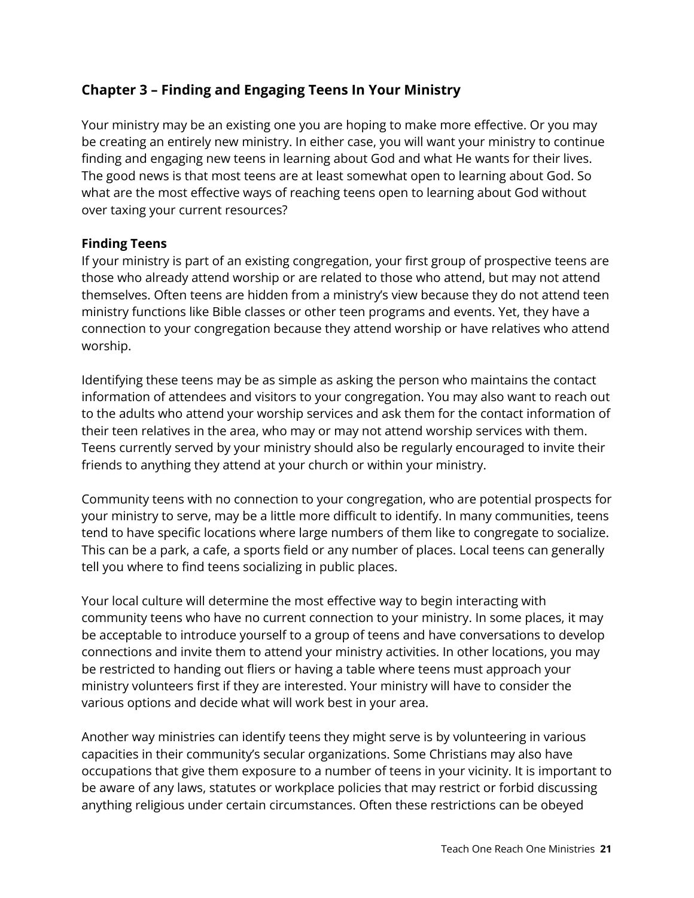## Chapter 3 – Finding and Engaging Teens In Your Ministry

Your ministry may be an existing one you are hoping to make more effective. Or you may be creating an entirely new ministry. In either case, you will want your ministry to continue finding and engaging new teens in learning about God and what He wants for their lives. The good news is that most teens are at least somewhat open to learning about God. So what are the most effective ways of reaching teens open to learning about God without over taxing your current resources?

### Finding Teens

If your ministry is part of an existing congregation, your first group of prospective teens are those who already attend worship or are related to those who attend, but may not attend themselves. Often teens are hidden from a ministry's view because they do not attend teen ministry functions like Bible classes or other teen programs and events. Yet, they have a connection to your congregation because they attend worship or have relatives who attend worship.

Identifying these teens may be as simple as asking the person who maintains the contact information of attendees and visitors to your congregation. You may also want to reach out to the adults who attend your worship services and ask them for the contact information of their teen relatives in the area, who may or may not attend worship services with them. Teens currently served by your ministry should also be regularly encouraged to invite their friends to anything they attend at your church or within your ministry.

Community teens with no connection to your congregation, who are potential prospects for your ministry to serve, may be a little more difficult to identify. In many communities, teens tend to have specific locations where large numbers of them like to congregate to socialize. This can be a park, a cafe, a sports field or any number of places. Local teens can generally tell you where to find teens socializing in public places.

Your local culture will determine the most effective way to begin interacting with community teens who have no current connection to your ministry. In some places, it may be acceptable to introduce yourself to a group of teens and have conversations to develop connections and invite them to attend your ministry activities. In other locations, you may be restricted to handing out fliers or having a table where teens must approach your ministry volunteers first if they are interested. Your ministry will have to consider the various options and decide what will work best in your area.

Another way ministries can identify teens they might serve is by volunteering in various capacities in their community's secular organizations. Some Christians may also have occupations that give them exposure to a number of teens in your vicinity. It is important to be aware of any laws, statutes or workplace policies that may restrict or forbid discussing anything religious under certain circumstances. Often these restrictions can be obeyed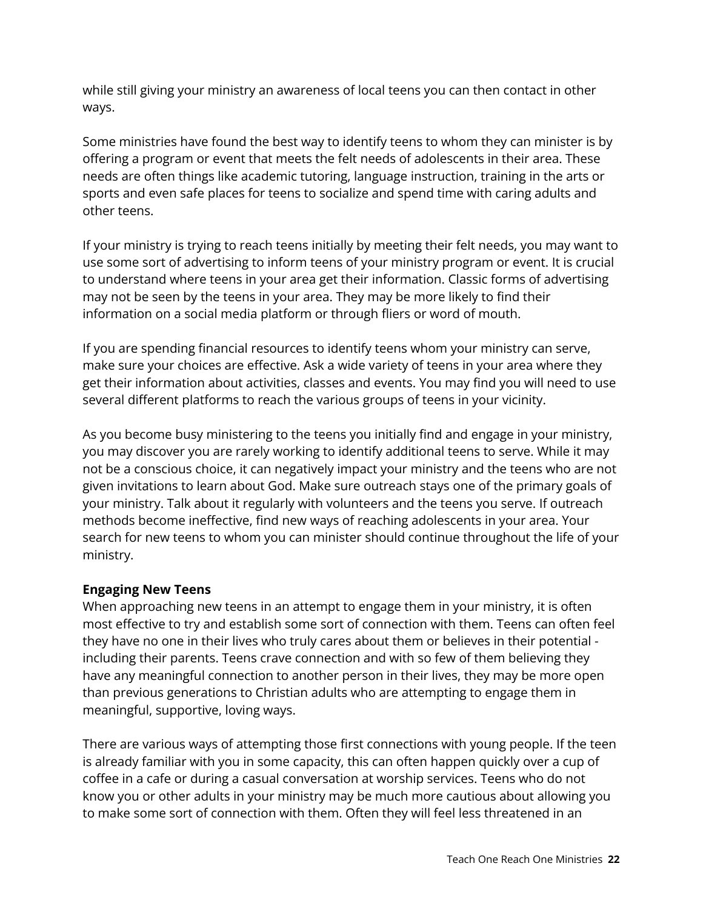while still giving your ministry an awareness of local teens you can then contact in other ways.

Some ministries have found the best way to identify teens to whom they can minister is by offering a program or event that meets the felt needs of adolescents in their area. These needs are often things like academic tutoring, language instruction, training in the arts or sports and even safe places for teens to socialize and spend time with caring adults and other teens.

If your ministry is trying to reach teens initially by meeting their felt needs, you may want to use some sort of advertising to inform teens of your ministry program or event. It is crucial to understand where teens in your area get their information. Classic forms of advertising may not be seen by the teens in your area. They may be more likely to find their information on a social media platform or through fliers or word of mouth.

If you are spending financial resources to identify teens whom your ministry can serve, make sure your choices are effective. Ask a wide variety of teens in your area where they get their information about activities, classes and events. You may find you will need to use several different platforms to reach the various groups of teens in your vicinity.

As you become busy ministering to the teens you initially find and engage in your ministry, you may discover you are rarely working to identify additional teens to serve. While it may not be a conscious choice, it can negatively impact your ministry and the teens who are not given invitations to learn about God. Make sure outreach stays one of the primary goals of your ministry. Talk about it regularly with volunteers and the teens you serve. If outreach methods become ineffective, find new ways of reaching adolescents in your area. Your search for new teens to whom you can minister should continue throughout the life of your ministry.

**Engaging New Teens**

When approaching new teens in an attempt to engage them in your ministry, it is often most effective to try and establish some sort of connection with them. Teens can often feel they have no one in their lives who truly cares about them or believes in their potential - including their parents. Teens crave connection and with so few of them believing they have any meaningful connection to another person in their lives, they may be more open than previous generations to Christian adults who are attempting to engage them in meaningful, supportive, loving ways.

There are various ways of attempting those first connections with young people. If the teen is already familiar with you in some capacity, this can often happen quickly over a cup of coffee in a cafe or during a casual conversation at worship services. Teens who do not know you or other adults in your ministry may be much more cautious about allowing you to make some sort of connection with them. Often they will feel less threatened in an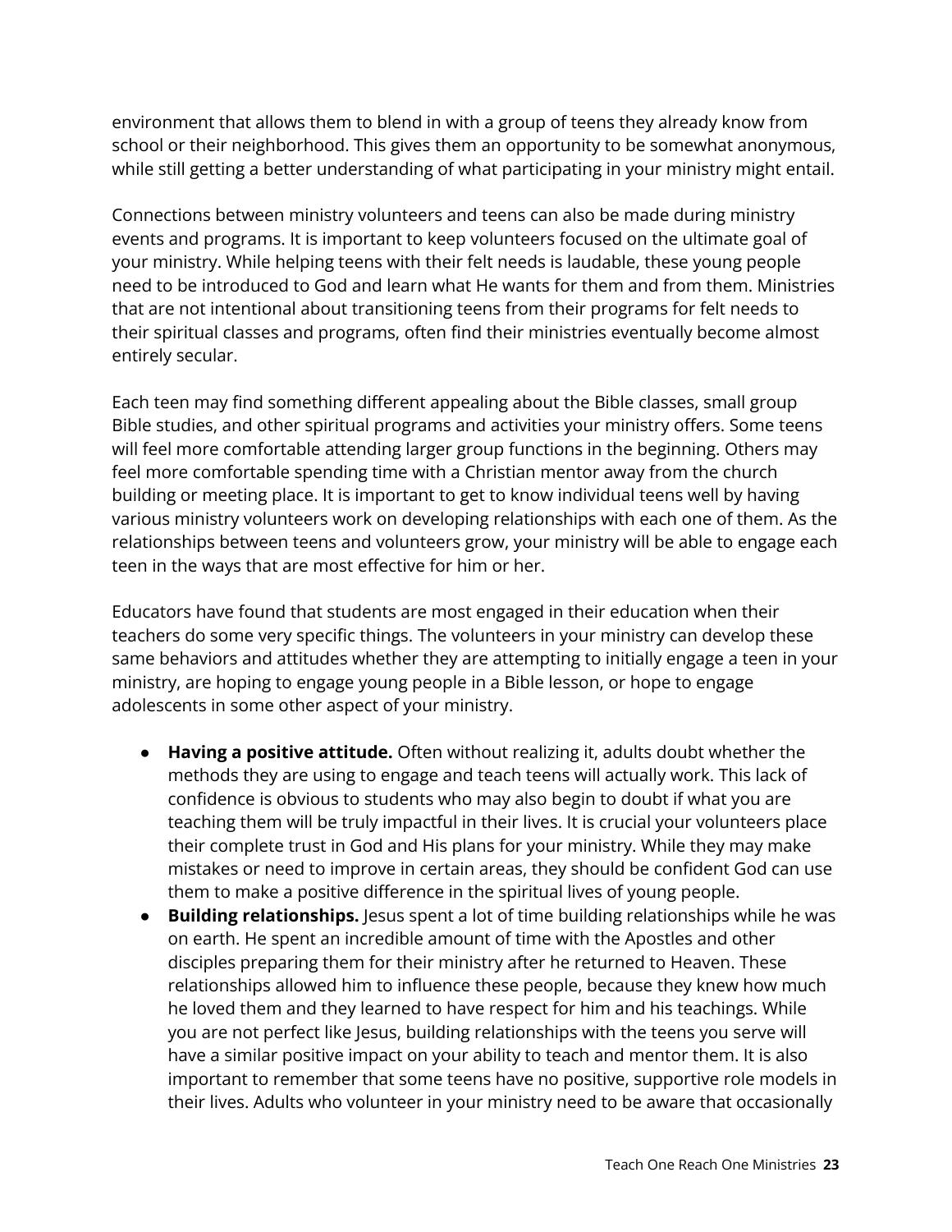environment that allows them to blend in with a group of teens they already know from school or their neighborhood. This gives them an opportunity to be somewhat anonymous, while still getting a better understanding of what participating in your ministry might entail.

Connections between ministry volunteers and teens can also be made during ministry events and programs. It is important to keep volunteers focused on the ultimate goal of your ministry. While helping teens with their felt needs is laudable, these young people need to be introduced to God and learn what He wants for them and from them. Ministries that are not intentional about transitioning teens from their programs for felt needs to their spiritual classes and programs, often find their ministries eventually become almost entirely secular.

Each teen may find something different appealing about the Bible classes, small group Bible studies, and other spiritual programs and activities your ministry offers. Some teens will feel more comfortable attending larger group functions in the beginning. Others may feel more comfortable spending time with a Christian mentor away from the church building or meeting place. It is important to get to know individual teens well by having various ministry volunteers work on developing relationships with each one of them. As the relationships between teens and volunteers grow, your ministry will be able to engage each teen in the ways that are most effective for him or her.

Educators have found that students are most engaged in their education when their teachers do some very specific things. The volunteers in your ministry can develop these same behaviors and attitudes whether they are attempting to initially engage a teen in your ministry, are hoping to engage young people in a Bible lesson, or hope to engage adolescents in some other aspect of your ministry.

- **Having a positive attitude.** Often without realizing it, adults doubt whether the methods they are using to engage and teach teens will actually work. This lack of confidence is obvious to students who may also begin to doubt if what you are teaching them will be truly impactful in their lives. It is crucial your volunteers place their complete trust in God and His plans for your ministry. While they may make mistakes or need to improve in certain areas, they should be confident God can use them to make a positive difference in the spiritual lives of young people.
- **Building relationships.** Jesus spent a lot of time building relationships while he was on earth. He spent an incredible amount of time with the Apostles and other disciples preparing them for their ministry after he returned to Heaven. These relationships allowed him to influence these people, because they knew how much he loved them and they learned to have respect for him and his teachings. While you are not perfect like Jesus, building relationships with the teens you serve will have a similar positive impact on your ability to teach and mentor them. It is also important to remember that some teens have no positive, supportive role models in their lives. Adults who volunteer in your ministry need to be aware that occasionally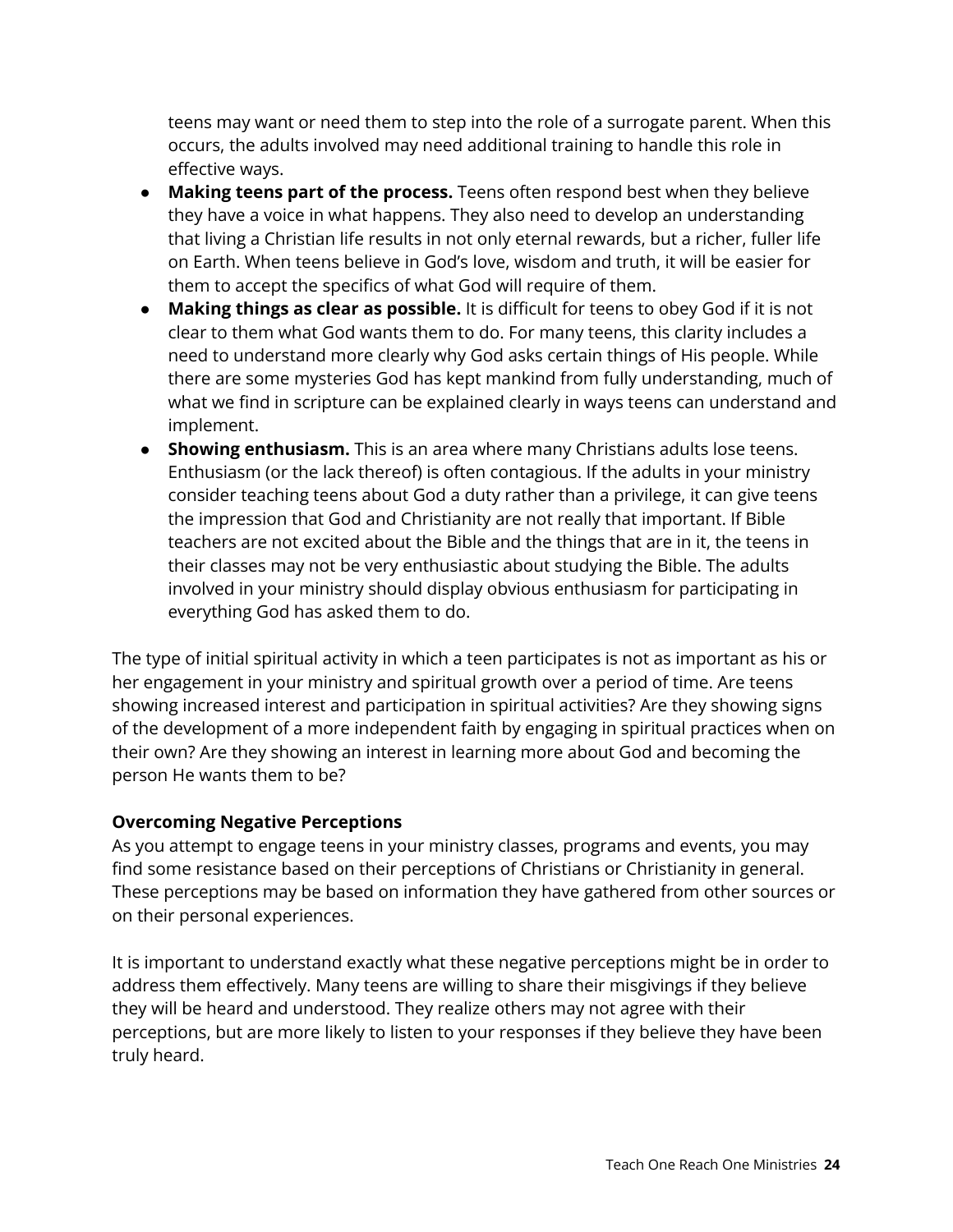teens may want or need them to step into the role of a surrogate parent. When this occurs, the adults involved may need additional training to handle this role in effective ways.

- **Making teens part of the process.** Teens often respond best when they believe they have a voice in what happens. They also need to develop an understanding that living a Christian life results in not only eternal rewards, but a richer, fuller life on Earth. When teens believe in God's love, wisdom and truth, it will be easier for them to accept the specifics of what God will require of them.
- **Making things as clear as possible.** It is difficult for teens to obey God if it is not clear to them what God wants them to do. For many teens, this clarity includes a need to understand more clearly why God asks certain things of His people. While there are some mysteries God has kept mankind from fully understanding, much of what we find in scripture can be explained clearly in ways teens can understand and implement.
- **Showing enthusiasm.** This is an area where many Christians adults lose teens. Enthusiasm (or the lack thereof) is often contagious. If the adults in your ministry consider teaching teens about God a duty rather than a privilege, it can give teens the impression that God and Christianity are not really that important. If Bible teachers are not excited about the Bible and the things that are in it, the teens in their classes may not be very enthusiastic about studying the Bible. The adults involved in your ministry should display obvious enthusiasm for participating in everything God has asked them to do.

The type of initial spiritual activity in which a teen participates is not as important as his or her engagement in your ministry and spiritual growth over a period of time. Are teens showing increased interest and participation in spiritual activities? Are they showing signs of the development of a more independent faith by engaging in spiritual practices when on their own? Are they showing an interest in learning more about God and becoming the person He wants them to be?

### Overcoming Negative Perceptions

As you attempt to engage teens in your ministry classes, programs and events, you may find some resistance based on their perceptions of Christians or Christianity in general. These perceptions may be based on information they have gathered from other sources or on their personal experiences.

It is important to understand exactly what these negative perceptions might be in order to address them effectively. Many teens are willing to share their misgivings if they believe they will be heard and understood. They realize others may not agree with their perceptions, but are more likely to listen to your responses if they believe they have been truly heard.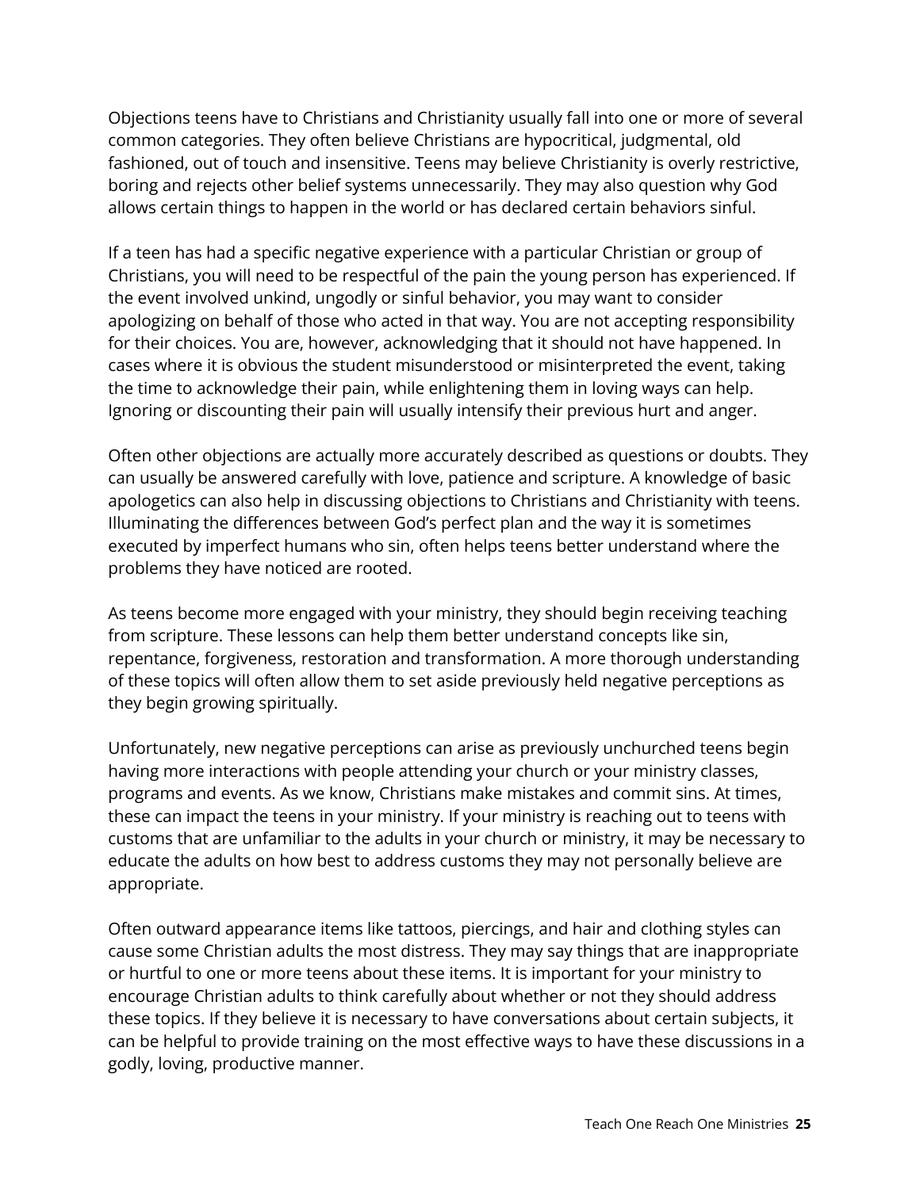Objections teens have to Christians and Christianity usually fall into one or more of several common categories. They often believe Christians are hypocritical, judgmental, old fashioned, out of touch and insensitive. Teens may believe Christianity is overly restrictive, boring and rejects other belief systems unnecessarily. They may also question why God allows certain things to happen in the world or has declared certain behaviors sinful.

If a teen has had a specific negative experience with a particular Christian or group of Christians, you will need to be respectful of the pain the young person has experienced. If the event involved unkind, ungodly or sinful behavior, you may want to consider apologizing on behalf of those who acted in that way. You are not accepting responsibility for their choices. You are, however, acknowledging that it should not have happened. In cases where it is obvious the student misunderstood or misinterpreted the event, taking the time to acknowledge their pain, while enlightening them in loving ways can help. Ignoring or discounting their pain will usually intensify their previous hurt and anger.

Often other objections are actually more accurately described as questions or doubts. They can usually be answered carefully with love, patience and scripture. A knowledge of basic apologetics can also help in discussing objections to Christians and Christianity with teens. Illuminating the differences between God's perfect plan and the way it is sometimes executed by imperfect humans who sin, often helps teens better understand where the problems they have noticed are rooted.

As teens become more engaged with your ministry, they should begin receiving teaching from scripture. These lessons can help them better understand concepts like sin, repentance, forgiveness, restoration and transformation. A more thorough understanding of these topics will often allow them to set aside previously held negative perceptions as they begin growing spiritually.

Unfortunately, new negative perceptions can arise as previously unchurched teens begin having more interactions with people attending your church or your ministry classes, programs and events. As we know, Christians make mistakes and commit sins. At times, these can impact the teens in your ministry. If your ministry is reaching out to teens with customs that are unfamiliar to the adults in your church or ministry, it may be necessary to educate the adults on how best to address customs they may not personally believe are appropriate.

Often outward appearance items like tattoos, piercings, and hair and clothing styles can cause some Christian adults the most distress. They may say things that are inappropriate or hurtful to one or more teens about these items. It is important for your ministry to encourage Christian adults to think carefully about whether or not they should address these topics. If they believe it is necessary to have conversations about certain subjects, it can be helpful to provide training on the most effective ways to have these discussions in a godly, loving, productive manner.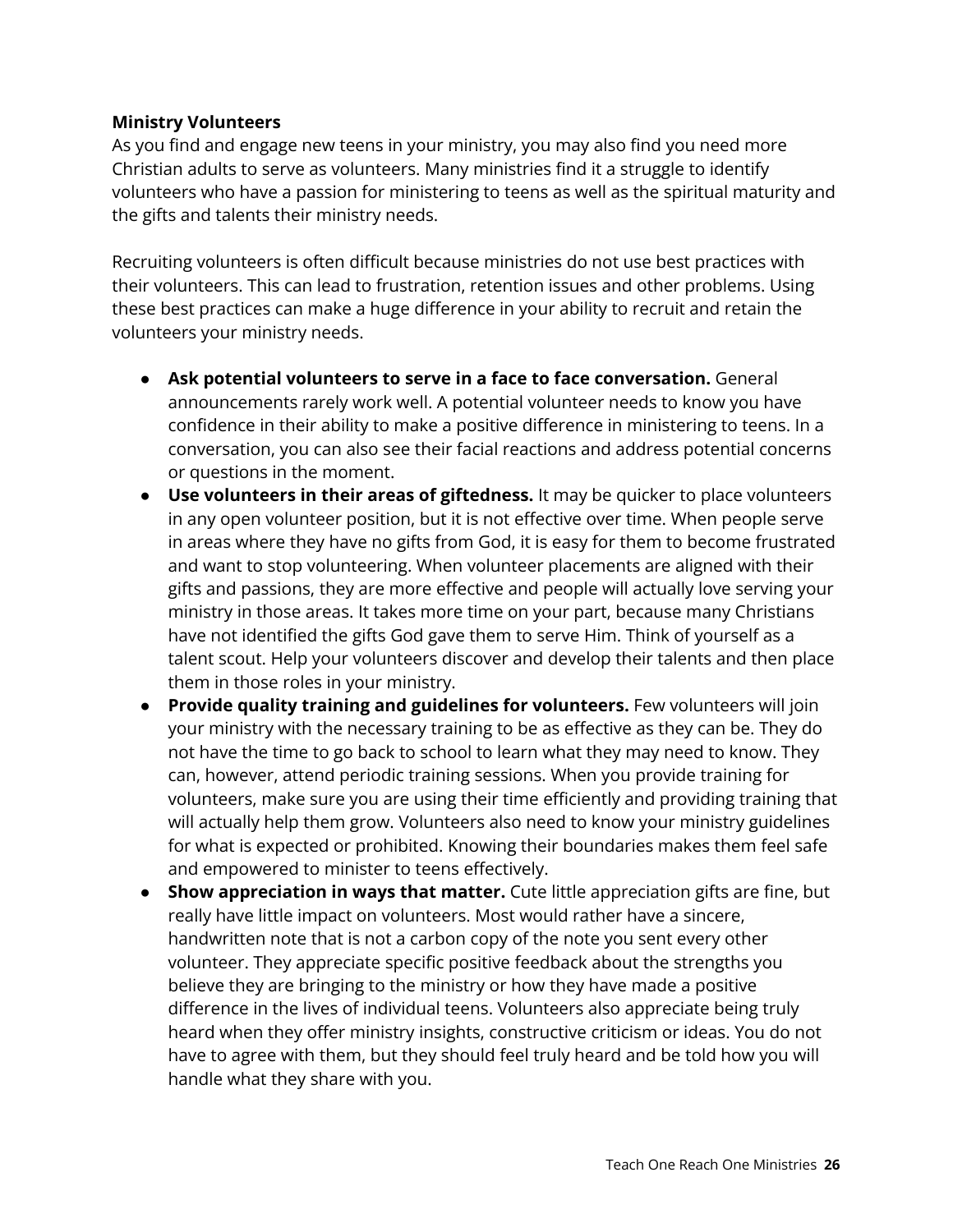**Ministry Volunteers**

As you find and engage new teens in your ministry, you may also find you need more Christian adults to serve as volunteers. Many ministries find it a struggle to identify volunteers who have a passion for ministering to teens as well as the spiritual maturity and the gifts and talents their ministry needs.

Recruiting volunteers is often difficult because ministries do not use best practices with their volunteers. This can lead to frustration, retention issues and other problems. Using these best practices can make a huge difference in your ability to recruit and retain the volunteers your ministry needs.

- **Ask potential volunteers to serve in a face to face conversation.** General announcements rarely work well. A potential volunteer needs to know you have confidence in their ability to make a positive difference in ministering to teens. In a conversation, you can also see their facial reactions and address potential concerns or questions in the moment.
- **Use volunteers in their areas of giftedness.** It may be quicker to place volunteers in any open volunteer position, but it is not effective over time. When people serve in areas where they have no gifts from God, it is easy for them to become frustrated and want to stop volunteering. When volunteer placements are aligned with their gifts and passions, they are more effective and people will actually love serving your ministry in those areas. It takes more time on your part, because many Christians have not identified the gifts God gave them to serve Him. Think of yourself as a talent scout. Help your volunteers discover and develop their talents and then place them in those roles in your ministry.
- **Provide quality training and guidelines for volunteers.** Few volunteers will join your ministry with the necessary training to be as effective as they can be. They do not have the time to go back to school to learn what they may need to know. They can, however, attend periodic training sessions. When you provide training for volunteers, make sure you are using their time efficiently and providing training that will actually help them grow. Volunteers also need to know your ministry guidelines for what is expected or prohibited. Knowing their boundaries makes them feel safe and empowered to minister to teens effectively.
- **Show appreciation in ways that matter.** Cute little appreciation gifts are fine, but really have little impact on volunteers. Most would rather have a sincere, handwritten note that is not a carbon copy of the note you sent every other volunteer. They appreciate specific positive feedback about the strengths you believe they are bringing to the ministry or how they have made a positive difference in the lives of individual teens. Volunteers also appreciate being truly heard when they offer ministry insights, constructive criticism or ideas. You do not have to agree with them, but they should feel truly heard and be told how you will handle what they share with you.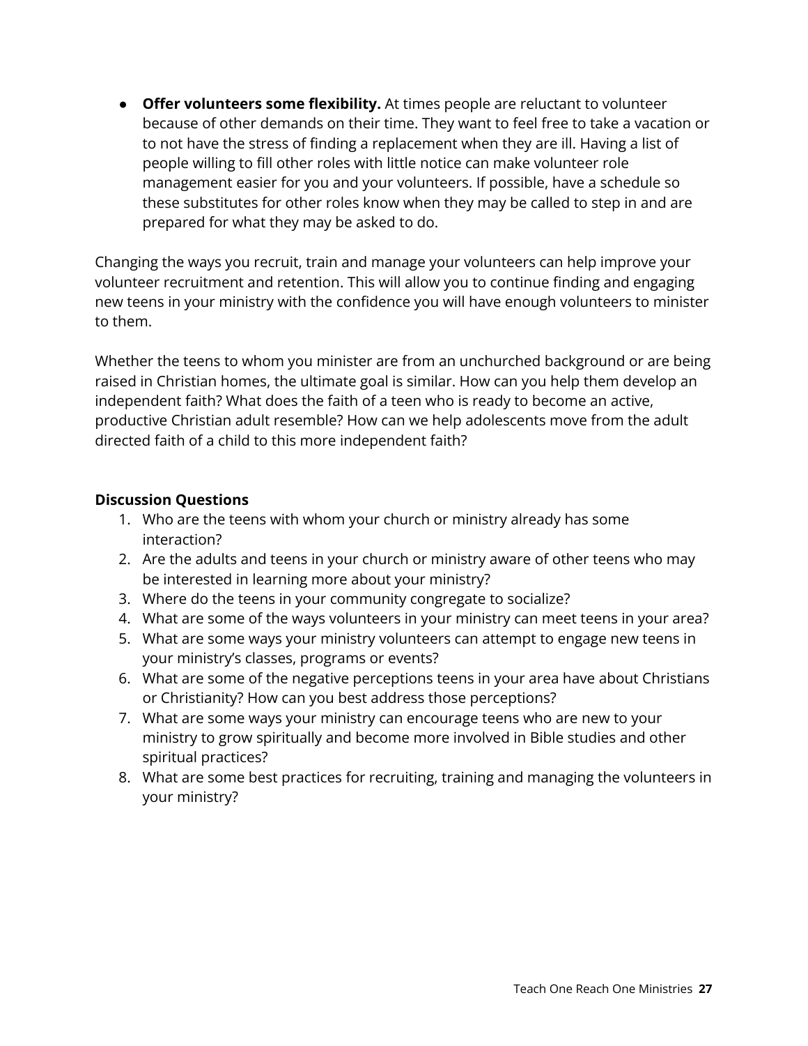- **Offer volunteers some flexibility.** At times people are reluctant to volunteer because of other demands on their time. They want to feel free to take a vacation or to not have the stress of finding a replacement when they are ill. Having a list of people willing to fill other roles with little notice can make volunteer role management easier for you and your volunteers. If possible, have a schedule so these substitutes for other roles know when they may be called to step in and are prepared for what they may be asked to do.

Changing the ways you recruit, train and manage your volunteers can help improve your volunteer recruitment and retention. This will allow you to continue finding and engaging new teens in your ministry with the confidence you will have enough volunteers to minister to them.

Whether the teens to whom you minister are from an unchurched background or are being raised in Christian homes, the ultimate goal is similar. How can you help them develop an independent faith? What does the faith of a teen who is ready to become an active, productive Christian adult resemble? How can we help adolescents move from the adult directed faith of a child to this more independent faith?

**Discussion Questions**

1. Who are the teens with whom your church or ministry already has some interaction?
2. Are the adults and teens in your church or ministry aware of other teens who may be interested in learning more about your ministry?
3. Where do the teens in your community congregate to socialize?
4. What are some of the ways volunteers in your ministry can meet teens in your area?
5. What are some ways your ministry volunteers can attempt to engage new teens in your ministry's classes, programs or events?
6. What are some of the negative perceptions teens in your area have about Christians or Christianity? How can you best address those perceptions?
7. What are some ways your ministry can encourage teens who are new to your ministry to grow spiritually and become more involved in Bible studies and other spiritual practices?
8. What are some best practices for recruiting, training and managing the volunteers in your ministry?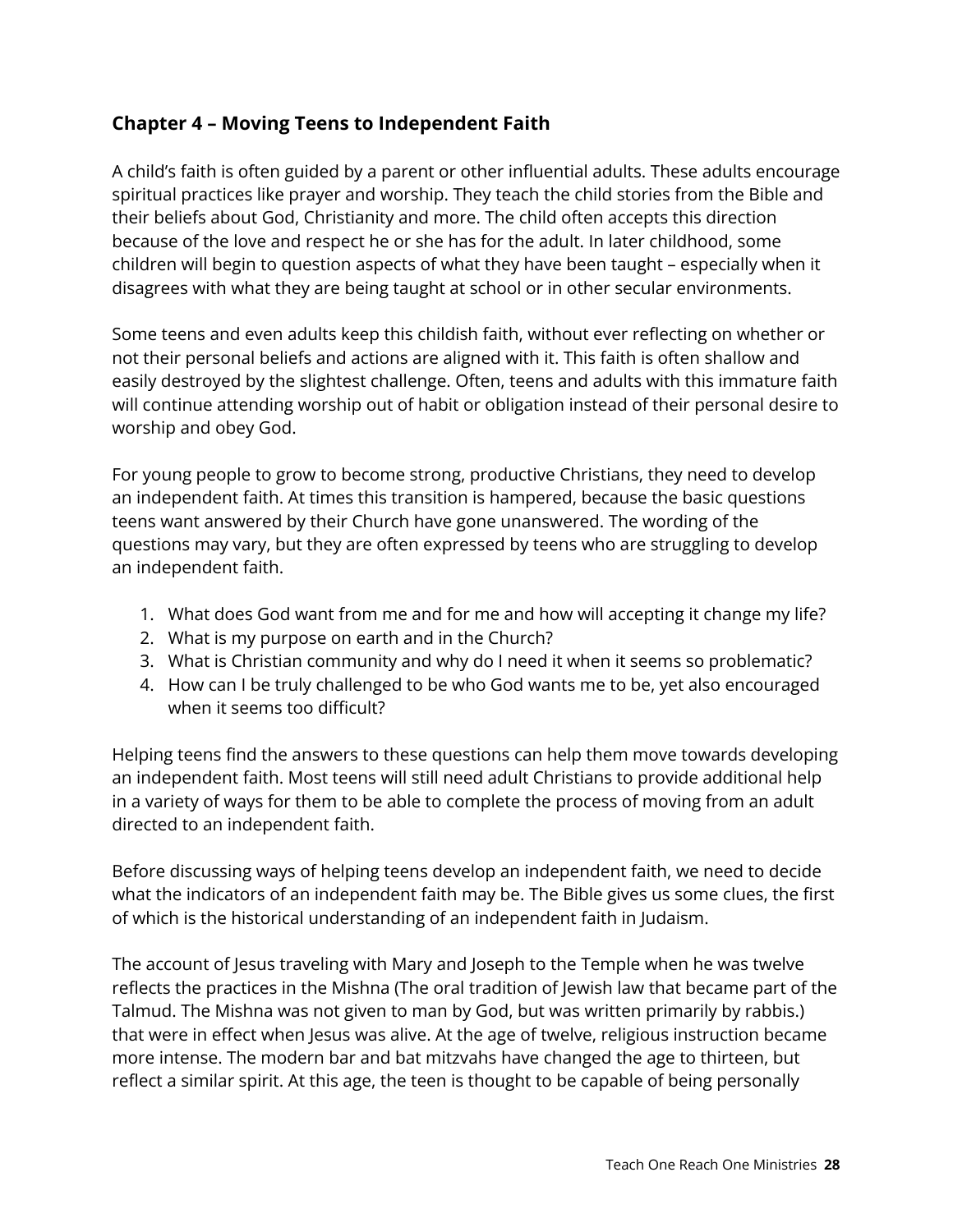## Chapter 4 – Moving Teens to Independent Faith

A child's faith is often guided by a parent or other influential adults. These adults encourage spiritual practices like prayer and worship. They teach the child stories from the Bible and their beliefs about God, Christianity and more. The child often accepts this direction because of the love and respect he or she has for the adult. In later childhood, some children will begin to question aspects of what they have been taught – especially when it disagrees with what they are being taught at school or in other secular environments.

Some teens and even adults keep this childish faith, without ever reflecting on whether or not their personal beliefs and actions are aligned with it. This faith is often shallow and easily destroyed by the slightest challenge. Often, teens and adults with this immature faith will continue attending worship out of habit or obligation instead of their personal desire to worship and obey God.

For young people to grow to become strong, productive Christians, they need to develop an independent faith. At times this transition is hampered, because the basic questions teens want answered by their Church have gone unanswered. The wording of the questions may vary, but they are often expressed by teens who are struggling to develop an independent faith.

1. What does God want from me and for me and how will accepting it change my life?
2. What is my purpose on earth and in the Church?
3. What is Christian community and why do I need it when it seems so problematic?
4. How can I be truly challenged to be who God wants me to be, yet also encouraged when it seems too difficult?

Helping teens find the answers to these questions can help them move towards developing an independent faith. Most teens will still need adult Christians to provide additional help in a variety of ways for them to be able to complete the process of moving from an adult directed to an independent faith.

Before discussing ways of helping teens develop an independent faith, we need to decide what the indicators of an independent faith may be. The Bible gives us some clues, the first of which is the historical understanding of an independent faith in Judaism.

The account of Jesus traveling with Mary and Joseph to the Temple when he was twelve reflects the practices in the Mishna (The oral tradition of Jewish law that became part of the Talmud. The Mishna was not given to man by God, but was written primarily by rabbis.) that were in effect when Jesus was alive. At the age of twelve, religious instruction became more intense. The modern bar and bat mitzvahs have changed the age to thirteen, but reflect a similar spirit. At this age, the teen is thought to be capable of being personally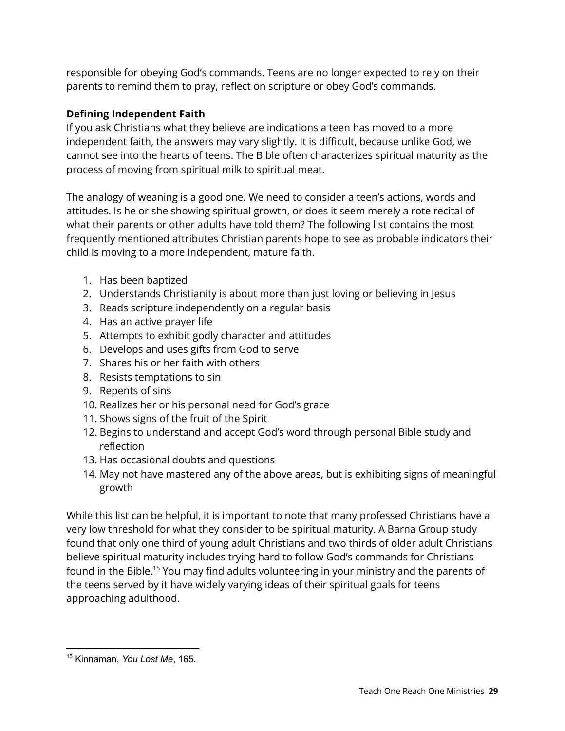responsible for obeying God's commands. Teens are no longer expected to rely on their parents to remind them to pray, reflect on scripture or obey God's commands.

**Defining Independent Faith**

If you ask Christians what they believe are indications a teen has moved to a more independent faith, the answers may vary slightly. It is difficult, because unlike God, we cannot see into the hearts of teens. The Bible often characterizes spiritual maturity as the process of moving from spiritual milk to spiritual meat.

The analogy of weaning is a good one. We need to consider a teen's actions, words and attitudes. Is he or she showing spiritual growth, or does it seem merely a rote recital of what their parents or other adults have told them? The following list contains the most frequently mentioned attributes Christian parents hope to see as probable indicators their child is moving to a more independent, mature faith.

1. Has been baptized
2. Understands Christianity is about more than just loving or believing in Jesus
3. Reads scripture independently on a regular basis
4. Has an active prayer life
5. Attempts to exhibit godly character and attitudes
6. Develops and uses gifts from God to serve
7. Shares his or her faith with others
8. Resists temptations to sin
9. Repents of sins
10. Realizes her or his personal need for God's grace
11. Shows signs of the fruit of the Spirit
12. Begins to understand and accept God's word through personal Bible study and reflection
13. Has occasional doubts and questions
14. May not have mastered any of the above areas, but is exhibiting signs of meaningful growth

While this list can be helpful, it is important to note that many professed Christians have a very low threshold for what they consider to be spiritual maturity. A Barna Group study found that only one third of young adult Christians and two thirds of older adult Christians believe spiritual maturity includes trying hard to follow God's commands for Christians found in the Bible.[15] You may find adults volunteering in your ministry and the parents of the teens served by it have widely varying ideas of their spiritual goals for teens approaching adulthood.

---

[15] Kinnaman, *You Lost Me*, 165.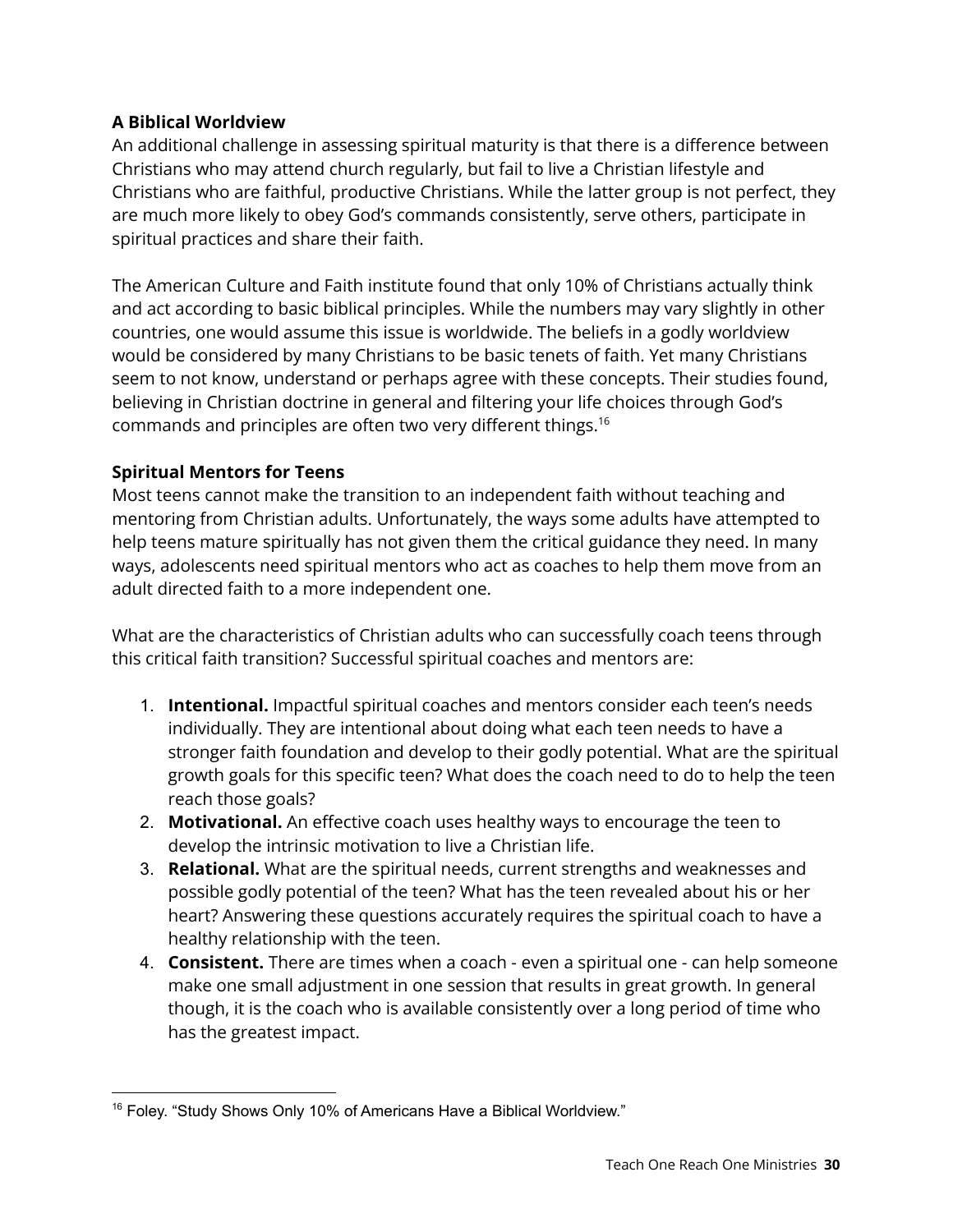### A Biblical Worldview

An additional challenge in assessing spiritual maturity is that there is a difference between Christians who may attend church regularly, but fail to live a Christian lifestyle and Christians who are faithful, productive Christians. While the latter group is not perfect, they are much more likely to obey God's commands consistently, serve others, participate in spiritual practices and share their faith.

The American Culture and Faith institute found that only 10% of Christians actually think and act according to basic biblical principles. While the numbers may vary slightly in other countries, one would assume this issue is worldwide. The beliefs in a godly worldview would be considered by many Christians to be basic tenets of faith. Yet many Christians seem to not know, understand or perhaps agree with these concepts. Their studies found, believing in Christian doctrine in general and filtering your life choices through God's commands and principles are often two very different things.[16]

### Spiritual Mentors for Teens

Most teens cannot make the transition to an independent faith without teaching and mentoring from Christian adults. Unfortunately, the ways some adults have attempted to help teens mature spiritually has not given them the critical guidance they need. In many ways, adolescents need spiritual mentors who act as coaches to help them move from an adult directed faith to a more independent one.

What are the characteristics of Christian adults who can successfully coach teens through this critical faith transition? Successful spiritual coaches and mentors are:

1. **Intentional.** Impactful spiritual coaches and mentors consider each teen's needs individually. They are intentional about doing what each teen needs to have a stronger faith foundation and develop to their godly potential. What are the spiritual growth goals for this specific teen? What does the coach need to do to help the teen reach those goals?
2. **Motivational.** An effective coach uses healthy ways to encourage the teen to develop the intrinsic motivation to live a Christian life.
3. **Relational.** What are the spiritual needs, current strengths and weaknesses and possible godly potential of the teen? What has the teen revealed about his or her heart? Answering these questions accurately requires the spiritual coach to have a healthy relationship with the teen.
4. **Consistent.** There are times when a coach - even a spiritual one - can help someone make one small adjustment in one session that results in great growth. In general though, it is the coach who is available consistently over a long period of time who has the greatest impact.

---

[16] Foley. "Study Shows Only 10% of Americans Have a Biblical Worldview."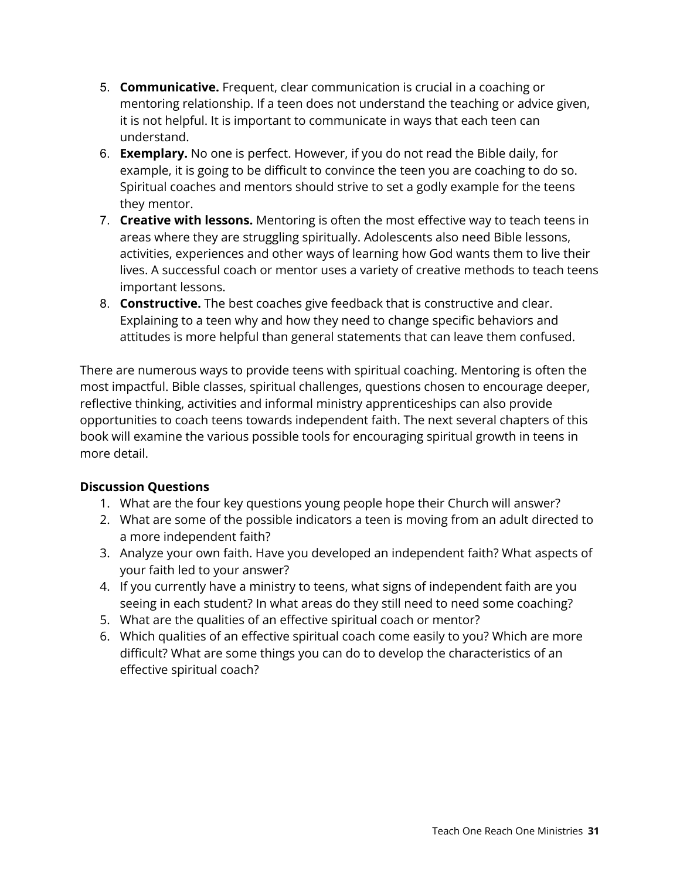5. **Communicative.** Frequent, clear communication is crucial in a coaching or mentoring relationship. If a teen does not understand the teaching or advice given, it is not helpful. It is important to communicate in ways that each teen can understand.
6. **Exemplary.** No one is perfect. However, if you do not read the Bible daily, for example, it is going to be difficult to convince the teen you are coaching to do so. Spiritual coaches and mentors should strive to set a godly example for the teens they mentor.
7. **Creative with lessons.** Mentoring is often the most effective way to teach teens in areas where they are struggling spiritually. Adolescents also need Bible lessons, activities, experiences and other ways of learning how God wants them to live their lives. A successful coach or mentor uses a variety of creative methods to teach teens important lessons.
8. **Constructive.** The best coaches give feedback that is constructive and clear. Explaining to a teen why and how they need to change specific behaviors and attitudes is more helpful than general statements that can leave them confused.

There are numerous ways to provide teens with spiritual coaching. Mentoring is often the most impactful. Bible classes, spiritual challenges, questions chosen to encourage deeper, reflective thinking, activities and informal ministry apprenticeships can also provide opportunities to coach teens towards independent faith. The next several chapters of this book will examine the various possible tools for encouraging spiritual growth in teens in more detail.

**Discussion Questions**

1. What are the four key questions young people hope their Church will answer?
2. What are some of the possible indicators a teen is moving from an adult directed to a more independent faith?
3. Analyze your own faith. Have you developed an independent faith? What aspects of your faith led to your answer?
4. If you currently have a ministry to teens, what signs of independent faith are you seeing in each student? In what areas do they still need to need some coaching?
5. What are the qualities of an effective spiritual coach or mentor?
6. Which qualities of an effective spiritual coach come easily to you? Which are more difficult? What are some things you can do to develop the characteristics of an effective spiritual coach?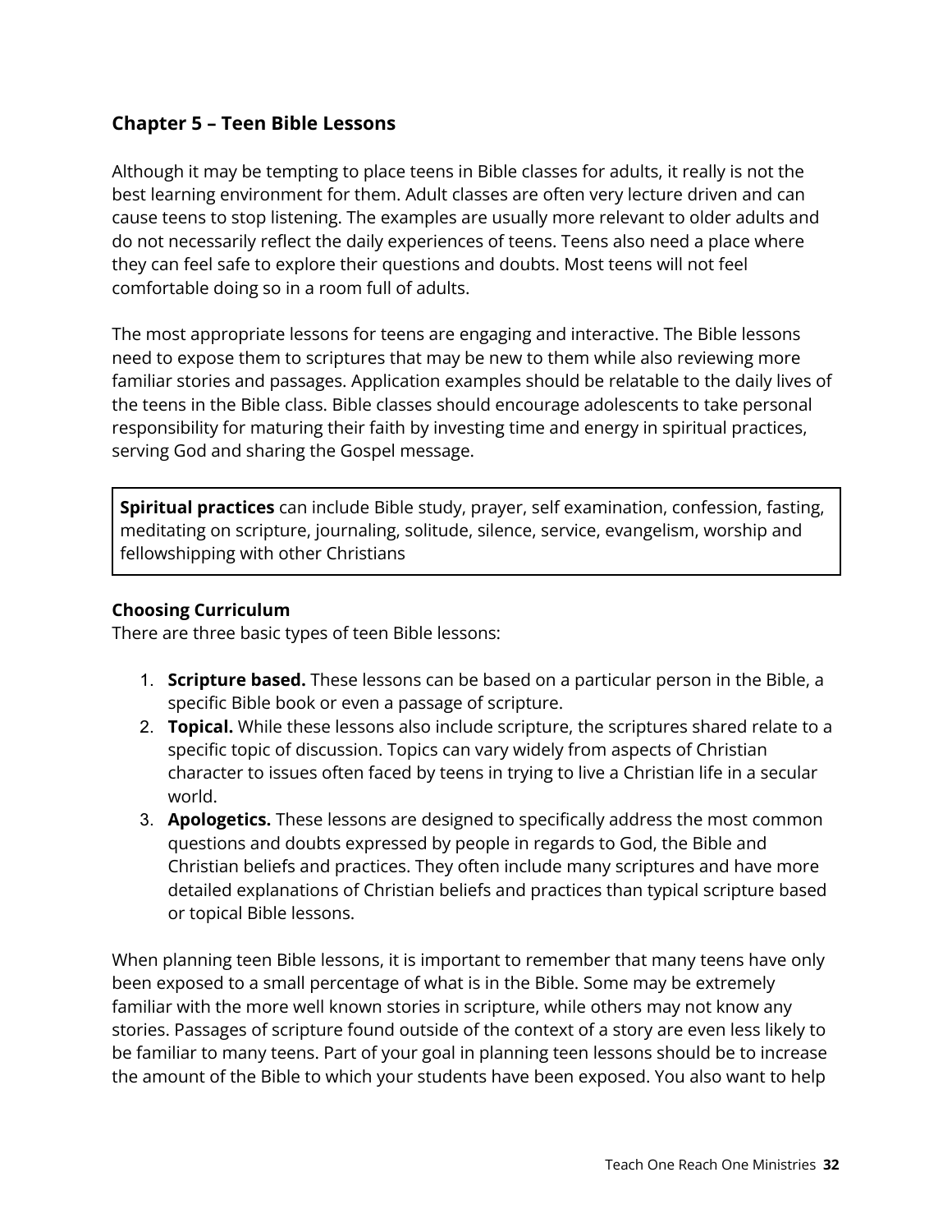## Chapter 5 – Teen Bible Lessons

Although it may be tempting to place teens in Bible classes for adults, it really is not the best learning environment for them. Adult classes are often very lecture driven and can cause teens to stop listening. The examples are usually more relevant to older adults and do not necessarily reflect the daily experiences of teens. Teens also need a place where they can feel safe to explore their questions and doubts. Most teens will not feel comfortable doing so in a room full of adults.

The most appropriate lessons for teens are engaging and interactive. The Bible lessons need to expose them to scriptures that may be new to them while also reviewing more familiar stories and passages. Application examples should be relatable to the daily lives of the teens in the Bible class. Bible classes should encourage adolescents to take personal responsibility for maturing their faith by investing time and energy in spiritual practices, serving God and sharing the Gospel message.

> **Spiritual practices** can include Bible study, prayer, self examination, confession, fasting, meditating on scripture, journaling, solitude, silence, service, evangelism, worship and fellowshipping with other Christians

### Choosing Curriculum

There are three basic types of teen Bible lessons:

1. **Scripture based.** These lessons can be based on a particular person in the Bible, a specific Bible book or even a passage of scripture.
2. **Topical.** While these lessons also include scripture, the scriptures shared relate to a specific topic of discussion. Topics can vary widely from aspects of Christian character to issues often faced by teens in trying to live a Christian life in a secular world.
3. **Apologetics.** These lessons are designed to specifically address the most common questions and doubts expressed by people in regards to God, the Bible and Christian beliefs and practices. They often include many scriptures and have more detailed explanations of Christian beliefs and practices than typical scripture based or topical Bible lessons.

When planning teen Bible lessons, it is important to remember that many teens have only been exposed to a small percentage of what is in the Bible. Some may be extremely familiar with the more well known stories in scripture, while others may not know any stories. Passages of scripture found outside of the context of a story are even less likely to be familiar to many teens. Part of your goal in planning teen lessons should be to increase the amount of the Bible to which your students have been exposed. You also want to help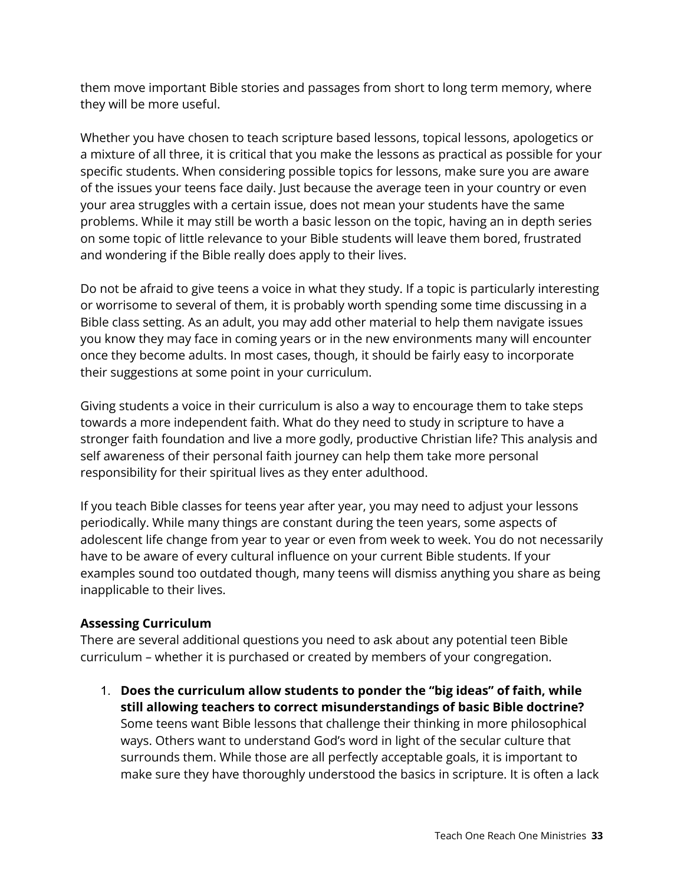them move important Bible stories and passages from short to long term memory, where they will be more useful.

Whether you have chosen to teach scripture based lessons, topical lessons, apologetics or a mixture of all three, it is critical that you make the lessons as practical as possible for your specific students. When considering possible topics for lessons, make sure you are aware of the issues your teens face daily. Just because the average teen in your country or even your area struggles with a certain issue, does not mean your students have the same problems. While it may still be worth a basic lesson on the topic, having an in depth series on some topic of little relevance to your Bible students will leave them bored, frustrated and wondering if the Bible really does apply to their lives.

Do not be afraid to give teens a voice in what they study. If a topic is particularly interesting or worrisome to several of them, it is probably worth spending some time discussing in a Bible class setting. As an adult, you may add other material to help them navigate issues you know they may face in coming years or in the new environments many will encounter once they become adults. In most cases, though, it should be fairly easy to incorporate their suggestions at some point in your curriculum.

Giving students a voice in their curriculum is also a way to encourage them to take steps towards a more independent faith. What do they need to study in scripture to have a stronger faith foundation and live a more godly, productive Christian life? This analysis and self awareness of their personal faith journey can help them take more personal responsibility for their spiritual lives as they enter adulthood.

If you teach Bible classes for teens year after year, you may need to adjust your lessons periodically. While many things are constant during the teen years, some aspects of adolescent life change from year to year or even from week to week. You do not necessarily have to be aware of every cultural influence on your current Bible students. If your examples sound too outdated though, many teens will dismiss anything you share as being inapplicable to their lives.

**Assessing Curriculum**

There are several additional questions you need to ask about any potential teen Bible curriculum – whether it is purchased or created by members of your congregation.

1. **Does the curriculum allow students to ponder the "big ideas" of faith, while still allowing teachers to correct misunderstandings of basic Bible doctrine?** Some teens want Bible lessons that challenge their thinking in more philosophical ways. Others want to understand God's word in light of the secular culture that surrounds them. While those are all perfectly acceptable goals, it is important to make sure they have thoroughly understood the basics in scripture. It is often a lack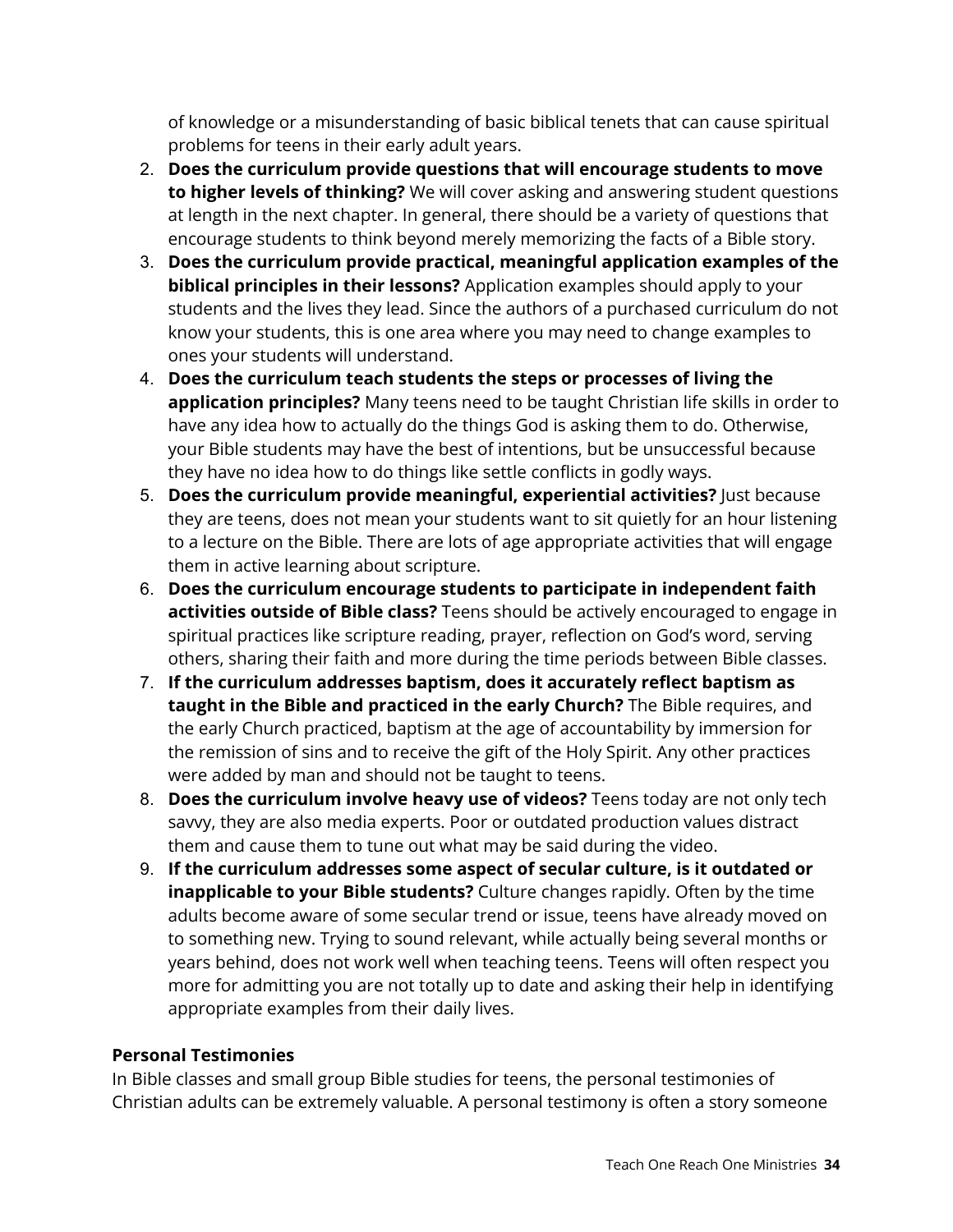of knowledge or a misunderstanding of basic biblical tenets that can cause spiritual problems for teens in their early adult years.

2. **Does the curriculum provide questions that will encourage students to move to higher levels of thinking?** We will cover asking and answering student questions at length in the next chapter. In general, there should be a variety of questions that encourage students to think beyond merely memorizing the facts of a Bible story.
3. **Does the curriculum provide practical, meaningful application examples of the biblical principles in their lessons?** Application examples should apply to your students and the lives they lead. Since the authors of a purchased curriculum do not know your students, this is one area where you may need to change examples to ones your students will understand.
4. **Does the curriculum teach students the steps or processes of living the application principles?** Many teens need to be taught Christian life skills in order to have any idea how to actually do the things God is asking them to do. Otherwise, your Bible students may have the best of intentions, but be unsuccessful because they have no idea how to do things like settle conflicts in godly ways.
5. **Does the curriculum provide meaningful, experiential activities?** Just because they are teens, does not mean your students want to sit quietly for an hour listening to a lecture on the Bible. There are lots of age appropriate activities that will engage them in active learning about scripture.
6. **Does the curriculum encourage students to participate in independent faith activities outside of Bible class?** Teens should be actively encouraged to engage in spiritual practices like scripture reading, prayer, reflection on God's word, serving others, sharing their faith and more during the time periods between Bible classes.
7. **If the curriculum addresses baptism, does it accurately reflect baptism as taught in the Bible and practiced in the early Church?** The Bible requires, and the early Church practiced, baptism at the age of accountability by immersion for the remission of sins and to receive the gift of the Holy Spirit. Any other practices were added by man and should not be taught to teens.
8. **Does the curriculum involve heavy use of videos?** Teens today are not only tech savvy, they are also media experts. Poor or outdated production values distract them and cause them to tune out what may be said during the video.
9. **If the curriculum addresses some aspect of secular culture, is it outdated or inapplicable to your Bible students?** Culture changes rapidly. Often by the time adults become aware of some secular trend or issue, teens have already moved on to something new. Trying to sound relevant, while actually being several months or years behind, does not work well when teaching teens. Teens will often respect you more for admitting you are not totally up to date and asking their help in identifying appropriate examples from their daily lives.

**Personal Testimonies**

In Bible classes and small group Bible studies for teens, the personal testimonies of Christian adults can be extremely valuable. A personal testimony is often a story someone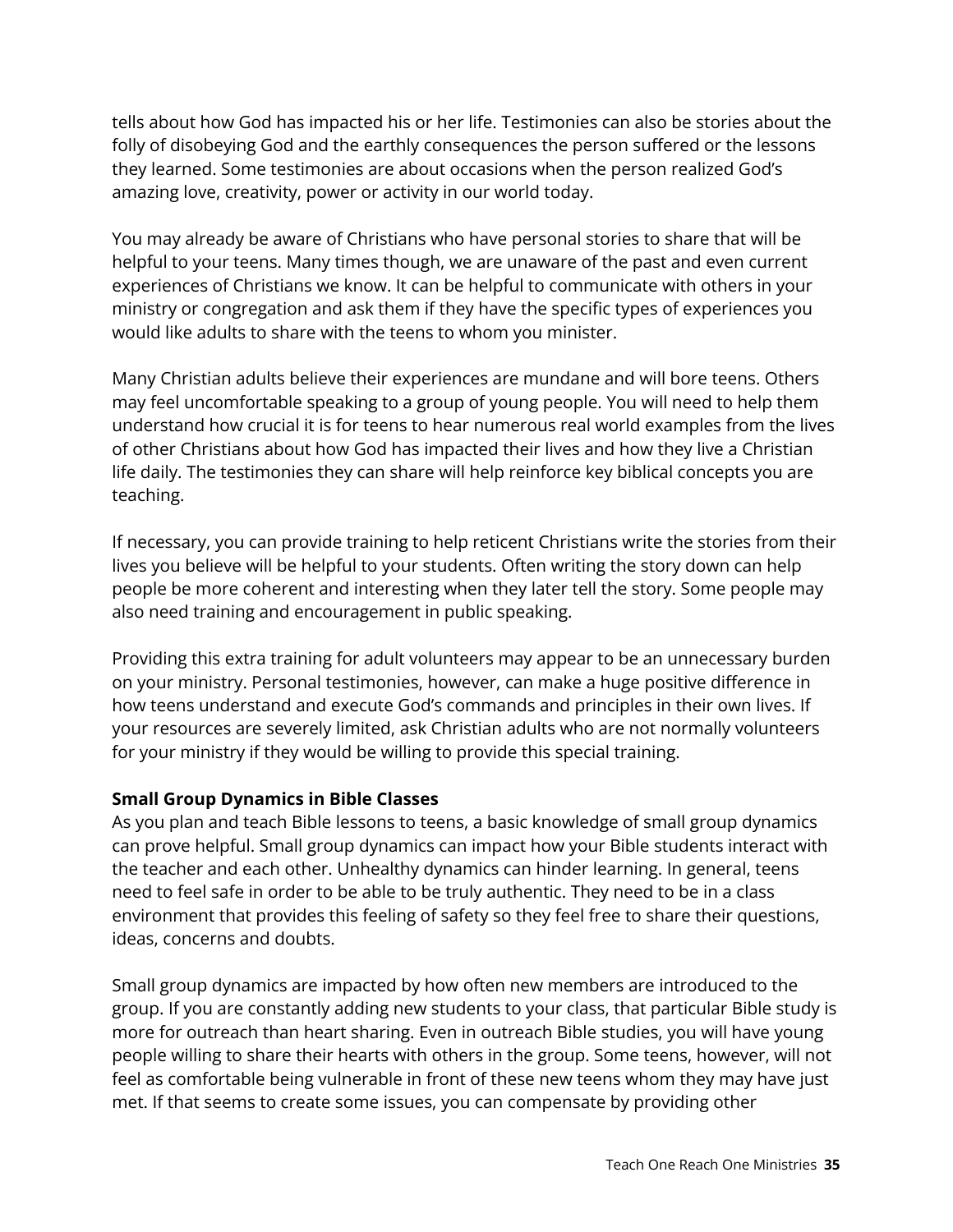tells about how God has impacted his or her life. Testimonies can also be stories about the folly of disobeying God and the earthly consequences the person suffered or the lessons they learned. Some testimonies are about occasions when the person realized God's amazing love, creativity, power or activity in our world today.

You may already be aware of Christians who have personal stories to share that will be helpful to your teens. Many times though, we are unaware of the past and even current experiences of Christians we know. It can be helpful to communicate with others in your ministry or congregation and ask them if they have the specific types of experiences you would like adults to share with the teens to whom you minister.

Many Christian adults believe their experiences are mundane and will bore teens. Others may feel uncomfortable speaking to a group of young people. You will need to help them understand how crucial it is for teens to hear numerous real world examples from the lives of other Christians about how God has impacted their lives and how they live a Christian life daily. The testimonies they can share will help reinforce key biblical concepts you are teaching.

If necessary, you can provide training to help reticent Christians write the stories from their lives you believe will be helpful to your students. Often writing the story down can help people be more coherent and interesting when they later tell the story. Some people may also need training and encouragement in public speaking.

Providing this extra training for adult volunteers may appear to be an unnecessary burden on your ministry. Personal testimonies, however, can make a huge positive difference in how teens understand and execute God's commands and principles in their own lives. If your resources are severely limited, ask Christian adults who are not normally volunteers for your ministry if they would be willing to provide this special training.

**Small Group Dynamics in Bible Classes**

As you plan and teach Bible lessons to teens, a basic knowledge of small group dynamics can prove helpful. Small group dynamics can impact how your Bible students interact with the teacher and each other. Unhealthy dynamics can hinder learning. In general, teens need to feel safe in order to be able to be truly authentic. They need to be in a class environment that provides this feeling of safety so they feel free to share their questions, ideas, concerns and doubts.

Small group dynamics are impacted by how often new members are introduced to the group. If you are constantly adding new students to your class, that particular Bible study is more for outreach than heart sharing. Even in outreach Bible studies, you will have young people willing to share their hearts with others in the group. Some teens, however, will not feel as comfortable being vulnerable in front of these new teens whom they may have just met. If that seems to create some issues, you can compensate by providing other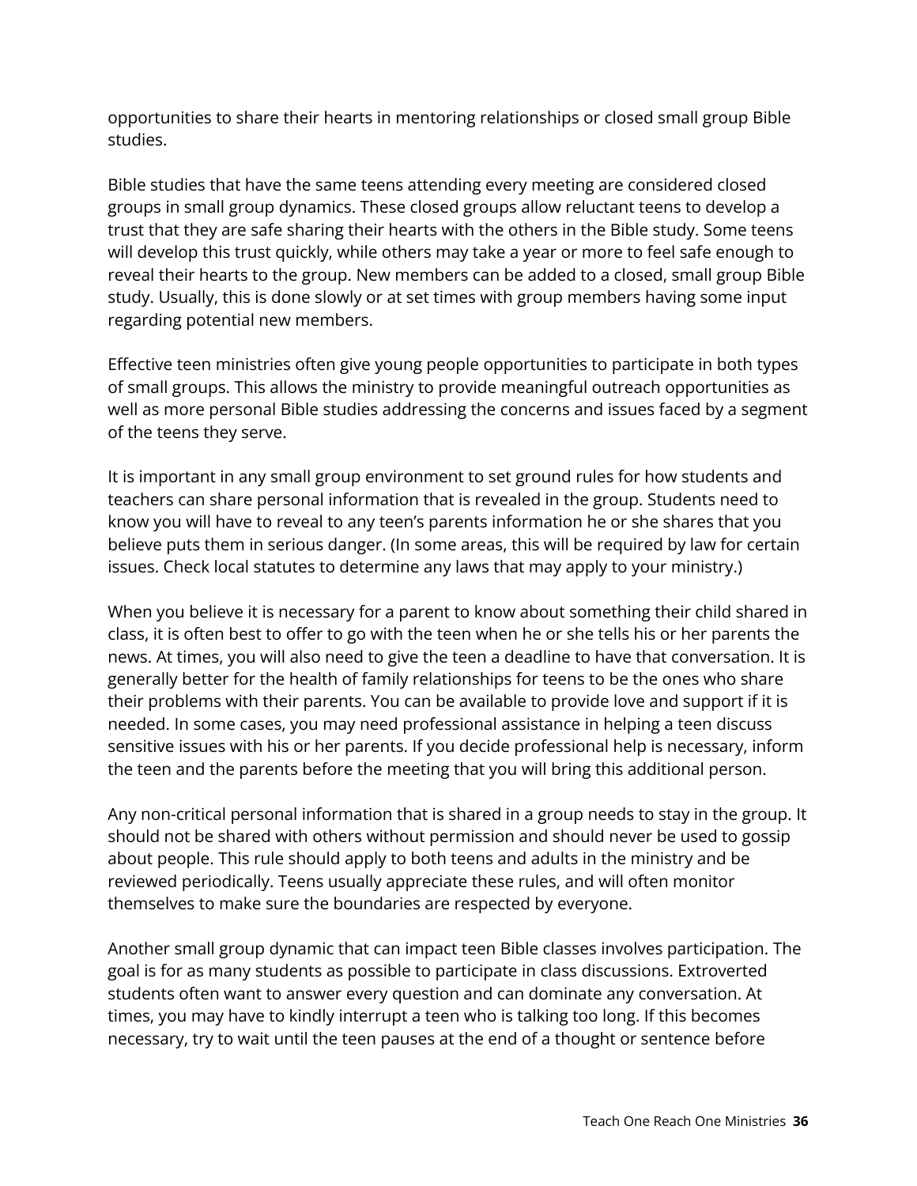opportunities to share their hearts in mentoring relationships or closed small group Bible studies.

Bible studies that have the same teens attending every meeting are considered closed groups in small group dynamics. These closed groups allow reluctant teens to develop a trust that they are safe sharing their hearts with the others in the Bible study. Some teens will develop this trust quickly, while others may take a year or more to feel safe enough to reveal their hearts to the group. New members can be added to a closed, small group Bible study. Usually, this is done slowly or at set times with group members having some input regarding potential new members.

Effective teen ministries often give young people opportunities to participate in both types of small groups. This allows the ministry to provide meaningful outreach opportunities as well as more personal Bible studies addressing the concerns and issues faced by a segment of the teens they serve.

It is important in any small group environment to set ground rules for how students and teachers can share personal information that is revealed in the group. Students need to know you will have to reveal to any teen's parents information he or she shares that you believe puts them in serious danger. (In some areas, this will be required by law for certain issues. Check local statutes to determine any laws that may apply to your ministry.)

When you believe it is necessary for a parent to know about something their child shared in class, it is often best to offer to go with the teen when he or she tells his or her parents the news. At times, you will also need to give the teen a deadline to have that conversation. It is generally better for the health of family relationships for teens to be the ones who share their problems with their parents. You can be available to provide love and support if it is needed. In some cases, you may need professional assistance in helping a teen discuss sensitive issues with his or her parents. If you decide professional help is necessary, inform the teen and the parents before the meeting that you will bring this additional person.

Any non-critical personal information that is shared in a group needs to stay in the group. It should not be shared with others without permission and should never be used to gossip about people. This rule should apply to both teens and adults in the ministry and be reviewed periodically. Teens usually appreciate these rules, and will often monitor themselves to make sure the boundaries are respected by everyone.

Another small group dynamic that can impact teen Bible classes involves participation. The goal is for as many students as possible to participate in class discussions. Extroverted students often want to answer every question and can dominate any conversation. At times, you may have to kindly interrupt a teen who is talking too long. If this becomes necessary, try to wait until the teen pauses at the end of a thought or sentence before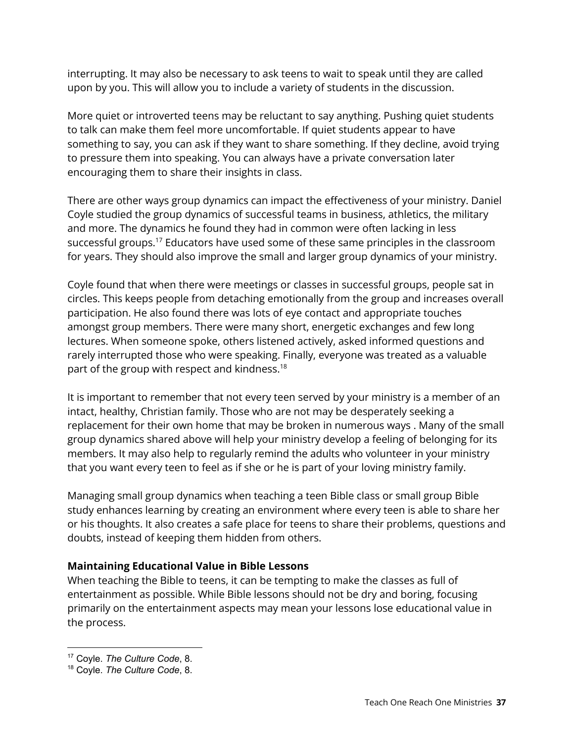interrupting. It may also be necessary to ask teens to wait to speak until they are called upon by you. This will allow you to include a variety of students in the discussion.

More quiet or introverted teens may be reluctant to say anything. Pushing quiet students to talk can make them feel more uncomfortable. If quiet students appear to have something to say, you can ask if they want to share something. If they decline, avoid trying to pressure them into speaking. You can always have a private conversation later encouraging them to share their insights in class.

There are other ways group dynamics can impact the effectiveness of your ministry. Daniel Coyle studied the group dynamics of successful teams in business, athletics, the military and more. The dynamics he found they had in common were often lacking in less successful groups.[17] Educators have used some of these same principles in the classroom for years. They should also improve the small and larger group dynamics of your ministry.

Coyle found that when there were meetings or classes in successful groups, people sat in circles. This keeps people from detaching emotionally from the group and increases overall participation. He also found there was lots of eye contact and appropriate touches amongst group members. There were many short, energetic exchanges and few long lectures. When someone spoke, others listened actively, asked informed questions and rarely interrupted those who were speaking. Finally, everyone was treated as a valuable part of the group with respect and kindness.[18]

It is important to remember that not every teen served by your ministry is a member of an intact, healthy, Christian family. Those who are not may be desperately seeking a replacement for their own home that may be broken in numerous ways . Many of the small group dynamics shared above will help your ministry develop a feeling of belonging for its members. It may also help to regularly remind the adults who volunteer in your ministry that you want every teen to feel as if she or he is part of your loving ministry family.

Managing small group dynamics when teaching a teen Bible class or small group Bible study enhances learning by creating an environment where every teen is able to share her or his thoughts. It also creates a safe place for teens to share their problems, questions and doubts, instead of keeping them hidden from others.

**Maintaining Educational Value in Bible Lessons**

When teaching the Bible to teens, it can be tempting to make the classes as full of entertainment as possible. While Bible lessons should not be dry and boring, focusing primarily on the entertainment aspects may mean your lessons lose educational value in the process.

---

[17] Coyle. *The Culture Code*, 8.

[18] Coyle. *The Culture Code*, 8.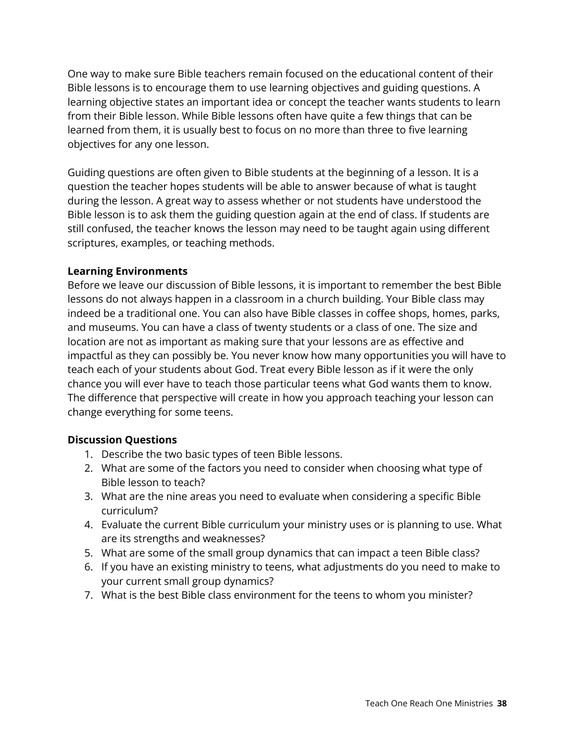One way to make sure Bible teachers remain focused on the educational content of their Bible lessons is to encourage them to use learning objectives and guiding questions. A learning objective states an important idea or concept the teacher wants students to learn from their Bible lesson. While Bible lessons often have quite a few things that can be learned from them, it is usually best to focus on no more than three to five learning objectives for any one lesson.

Guiding questions are often given to Bible students at the beginning of a lesson. It is a question the teacher hopes students will be able to answer because of what is taught during the lesson. A great way to assess whether or not students have understood the Bible lesson is to ask them the guiding question again at the end of class. If students are still confused, the teacher knows the lesson may need to be taught again using different scriptures, examples, or teaching methods.

**Learning Environments**

Before we leave our discussion of Bible lessons, it is important to remember the best Bible lessons do not always happen in a classroom in a church building. Your Bible class may indeed be a traditional one. You can also have Bible classes in coffee shops, homes, parks, and museums. You can have a class of twenty students or a class of one. The size and location are not as important as making sure that your lessons are as effective and impactful as they can possibly be. You never know how many opportunities you will have to teach each of your students about God. Treat every Bible lesson as if it were the only chance you will ever have to teach those particular teens what God wants them to know. The difference that perspective will create in how you approach teaching your lesson can change everything for some teens.

**Discussion Questions**

1. Describe the two basic types of teen Bible lessons.
2. What are some of the factors you need to consider when choosing what type of Bible lesson to teach?
3. What are the nine areas you need to evaluate when considering a specific Bible curriculum?
4. Evaluate the current Bible curriculum your ministry uses or is planning to use. What are its strengths and weaknesses?
5. What are some of the small group dynamics that can impact a teen Bible class?
6. If you have an existing ministry to teens, what adjustments do you need to make to your current small group dynamics?
7. What is the best Bible class environment for the teens to whom you minister?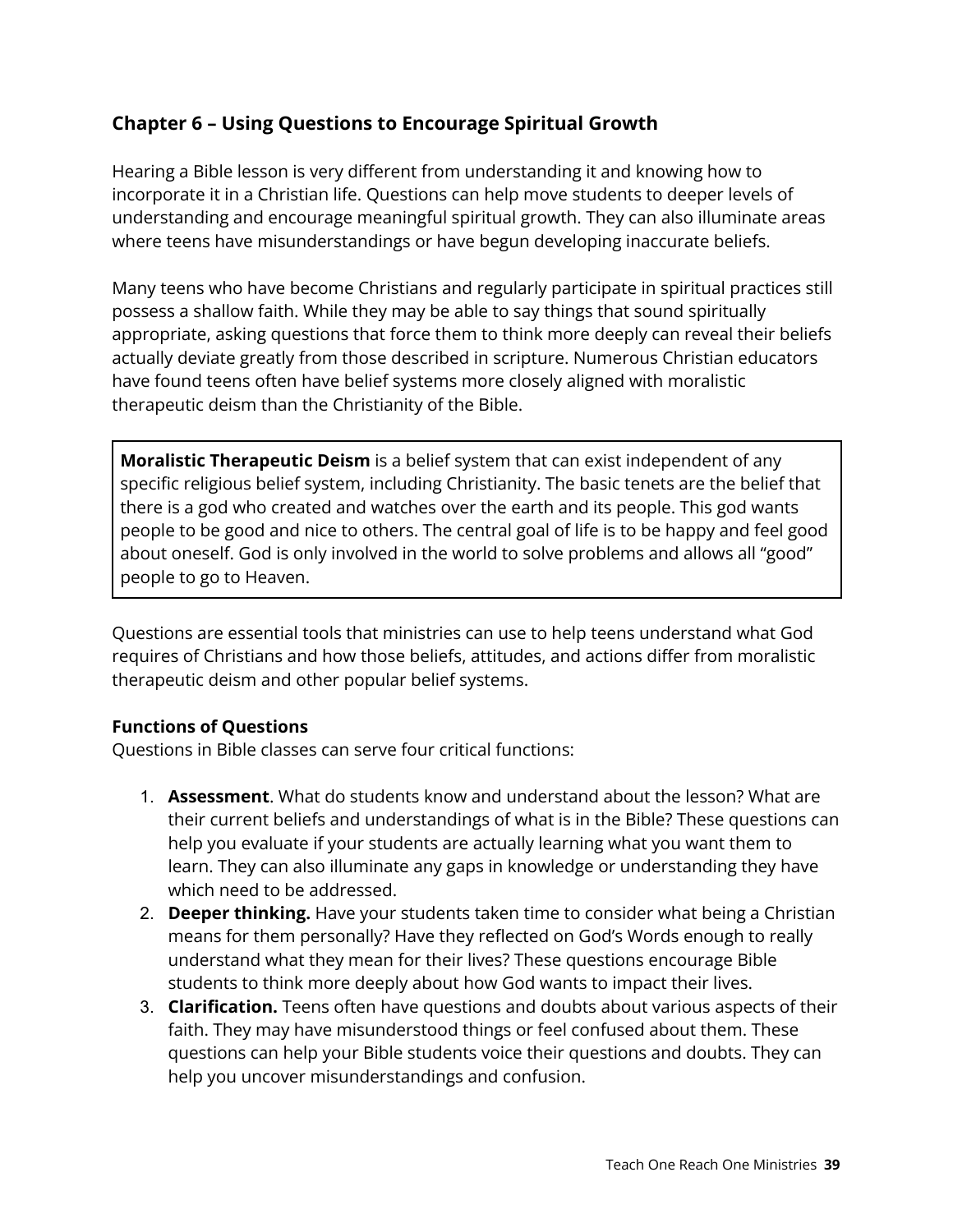## Chapter 6 – Using Questions to Encourage Spiritual Growth

Hearing a Bible lesson is very different from understanding it and knowing how to incorporate it in a Christian life. Questions can help move students to deeper levels of understanding and encourage meaningful spiritual growth. They can also illuminate areas where teens have misunderstandings or have begun developing inaccurate beliefs.

Many teens who have become Christians and regularly participate in spiritual practices still possess a shallow faith. While they may be able to say things that sound spiritually appropriate, asking questions that force them to think more deeply can reveal their beliefs actually deviate greatly from those described in scripture. Numerous Christian educators have found teens often have belief systems more closely aligned with moralistic therapeutic deism than the Christianity of the Bible.

> **Moralistic Therapeutic Deism** is a belief system that can exist independent of any specific religious belief system, including Christianity. The basic tenets are the belief that there is a god who created and watches over the earth and its people. This god wants people to be good and nice to others. The central goal of life is to be happy and feel good about oneself. God is only involved in the world to solve problems and allows all "good" people to go to Heaven.

Questions are essential tools that ministries can use to help teens understand what God requires of Christians and how those beliefs, attitudes, and actions differ from moralistic therapeutic deism and other popular belief systems.

**Functions of Questions**

Questions in Bible classes can serve four critical functions:

1. **Assessment**. What do students know and understand about the lesson? What are their current beliefs and understandings of what is in the Bible? These questions can help you evaluate if your students are actually learning what you want them to learn. They can also illuminate any gaps in knowledge or understanding they have which need to be addressed.
2. **Deeper thinking.** Have your students taken time to consider what being a Christian means for them personally? Have they reflected on God's Words enough to really understand what they mean for their lives? These questions encourage Bible students to think more deeply about how God wants to impact their lives.
3. **Clarification.** Teens often have questions and doubts about various aspects of their faith. They may have misunderstood things or feel confused about them. These questions can help your Bible students voice their questions and doubts. They can help you uncover misunderstandings and confusion.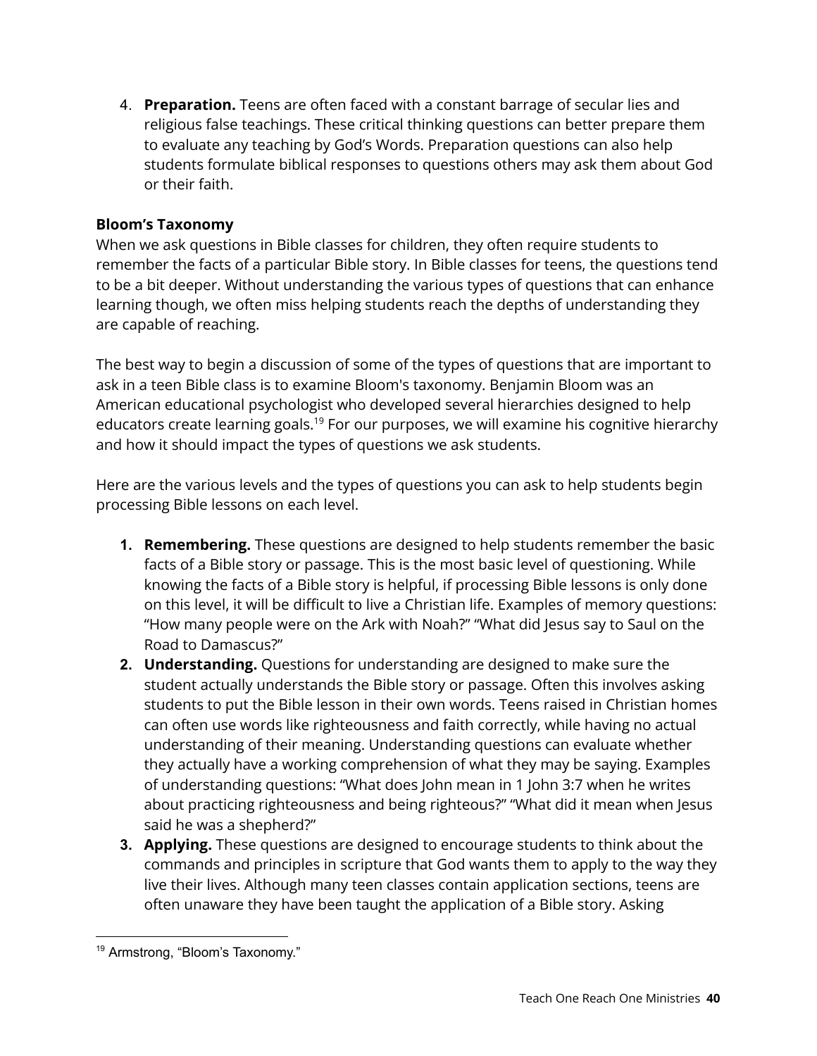4. **Preparation.** Teens are often faced with a constant barrage of secular lies and religious false teachings. These critical thinking questions can better prepare them to evaluate any teaching by God's Words. Preparation questions can also help students formulate biblical responses to questions others may ask them about God or their faith.

**Bloom's Taxonomy**

When we ask questions in Bible classes for children, they often require students to remember the facts of a particular Bible story. In Bible classes for teens, the questions tend to be a bit deeper. Without understanding the various types of questions that can enhance learning though, we often miss helping students reach the depths of understanding they are capable of reaching.

The best way to begin a discussion of some of the types of questions that are important to ask in a teen Bible class is to examine Bloom's taxonomy. Benjamin Bloom was an American educational psychologist who developed several hierarchies designed to help educators create learning goals.[19] For our purposes, we will examine his cognitive hierarchy and how it should impact the types of questions we ask students.

Here are the various levels and the types of questions you can ask to help students begin processing Bible lessons on each level.

1. **Remembering.** These questions are designed to help students remember the basic facts of a Bible story or passage. This is the most basic level of questioning. While knowing the facts of a Bible story is helpful, if processing Bible lessons is only done on this level, it will be difficult to live a Christian life. Examples of memory questions: "How many people were on the Ark with Noah?" "What did Jesus say to Saul on the Road to Damascus?"
2. **Understanding.** Questions for understanding are designed to make sure the student actually understands the Bible story or passage. Often this involves asking students to put the Bible lesson in their own words. Teens raised in Christian homes can often use words like righteousness and faith correctly, while having no actual understanding of their meaning. Understanding questions can evaluate whether they actually have a working comprehension of what they may be saying. Examples of understanding questions: "What does John mean in 1 John 3:7 when he writes about practicing righteousness and being righteous?" "What did it mean when Jesus said he was a shepherd?"
3. **Applying.** These questions are designed to encourage students to think about the commands and principles in scripture that God wants them to apply to the way they live their lives. Although many teen classes contain application sections, teens are often unaware they have been taught the application of a Bible story. Asking

[19] Armstrong, "Bloom's Taxonomy."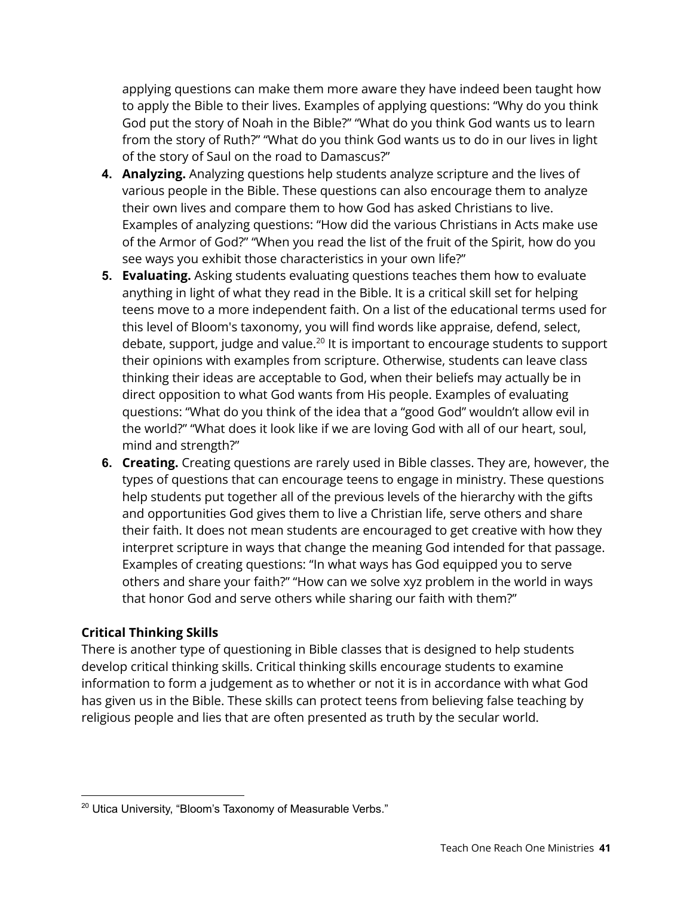applying questions can make them more aware they have indeed been taught how to apply the Bible to their lives. Examples of applying questions: "Why do you think God put the story of Noah in the Bible?" "What do you think God wants us to learn from the story of Ruth?" "What do you think God wants us to do in our lives in light of the story of Saul on the road to Damascus?"

4. **Analyzing.** Analyzing questions help students analyze scripture and the lives of various people in the Bible. These questions can also encourage them to analyze their own lives and compare them to how God has asked Christians to live. Examples of analyzing questions: "How did the various Christians in Acts make use of the Armor of God?" "When you read the list of the fruit of the Spirit, how do you see ways you exhibit those characteristics in your own life?"
5. **Evaluating.** Asking students evaluating questions teaches them how to evaluate anything in light of what they read in the Bible. It is a critical skill set for helping teens move to a more independent faith. On a list of the educational terms used for this level of Bloom's taxonomy, you will find words like appraise, defend, select, debate, support, judge and value.[20] It is important to encourage students to support their opinions with examples from scripture. Otherwise, students can leave class thinking their ideas are acceptable to God, when their beliefs may actually be in direct opposition to what God wants from His people. Examples of evaluating questions: "What do you think of the idea that a "good God" wouldn't allow evil in the world?" "What does it look like if we are loving God with all of our heart, soul, mind and strength?"
6. **Creating.** Creating questions are rarely used in Bible classes. They are, however, the types of questions that can encourage teens to engage in ministry. These questions help students put together all of the previous levels of the hierarchy with the gifts and opportunities God gives them to live a Christian life, serve others and share their faith. It does not mean students are encouraged to get creative with how they interpret scripture in ways that change the meaning God intended for that passage. Examples of creating questions: "In what ways has God equipped you to serve others and share your faith?" "How can we solve xyz problem in the world in ways that honor God and serve others while sharing our faith with them?"

### Critical Thinking Skills

There is another type of questioning in Bible classes that is designed to help students develop critical thinking skills. Critical thinking skills encourage students to examine information to form a judgement as to whether or not it is in accordance with what God has given us in the Bible. These skills can protect teens from believing false teaching by religious people and lies that are often presented as truth by the secular world.

[20] Utica University, "Bloom's Taxonomy of Measurable Verbs."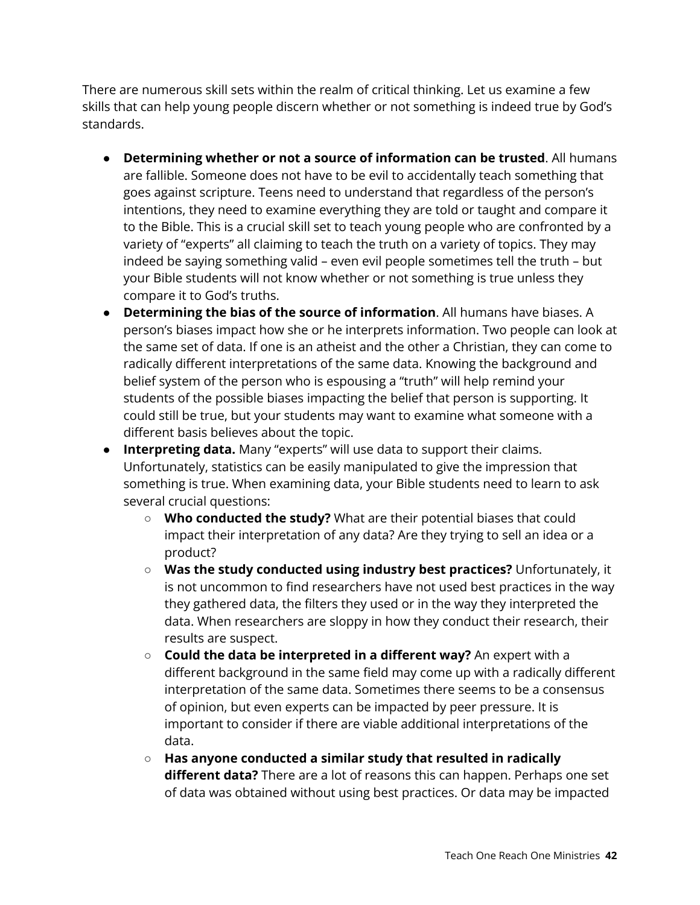There are numerous skill sets within the realm of critical thinking. Let us examine a few skills that can help young people discern whether or not something is indeed true by God's standards.

- **Determining whether or not a source of information can be trusted**. All humans are fallible. Someone does not have to be evil to accidentally teach something that goes against scripture. Teens need to understand that regardless of the person's intentions, they need to examine everything they are told or taught and compare it to the Bible. This is a crucial skill set to teach young people who are confronted by a variety of "experts" all claiming to teach the truth on a variety of topics. They may indeed be saying something valid – even evil people sometimes tell the truth – but your Bible students will not know whether or not something is true unless they compare it to God's truths.
- **Determining the bias of the source of information**. All humans have biases. A person's biases impact how she or he interprets information. Two people can look at the same set of data. If one is an atheist and the other a Christian, they can come to radically different interpretations of the same data. Knowing the background and belief system of the person who is espousing a "truth" will help remind your students of the possible biases impacting the belief that person is supporting. It could still be true, but your students may want to examine what someone with a different basis believes about the topic.
- **Interpreting data.** Many "experts" will use data to support their claims. Unfortunately, statistics can be easily manipulated to give the impression that something is true. When examining data, your Bible students need to learn to ask several crucial questions:
    - **Who conducted the study?** What are their potential biases that could impact their interpretation of any data? Are they trying to sell an idea or a product?
    - **Was the study conducted using industry best practices?** Unfortunately, it is not uncommon to find researchers have not used best practices in the way they gathered data, the filters they used or in the way they interpreted the data. When researchers are sloppy in how they conduct their research, their results are suspect.
    - **Could the data be interpreted in a different way?** An expert with a different background in the same field may come up with a radically different interpretation of the same data. Sometimes there seems to be a consensus of opinion, but even experts can be impacted by peer pressure. It is important to consider if there are viable additional interpretations of the data.
    - **Has anyone conducted a similar study that resulted in radically different data?** There are a lot of reasons this can happen. Perhaps one set of data was obtained without using best practices. Or data may be impacted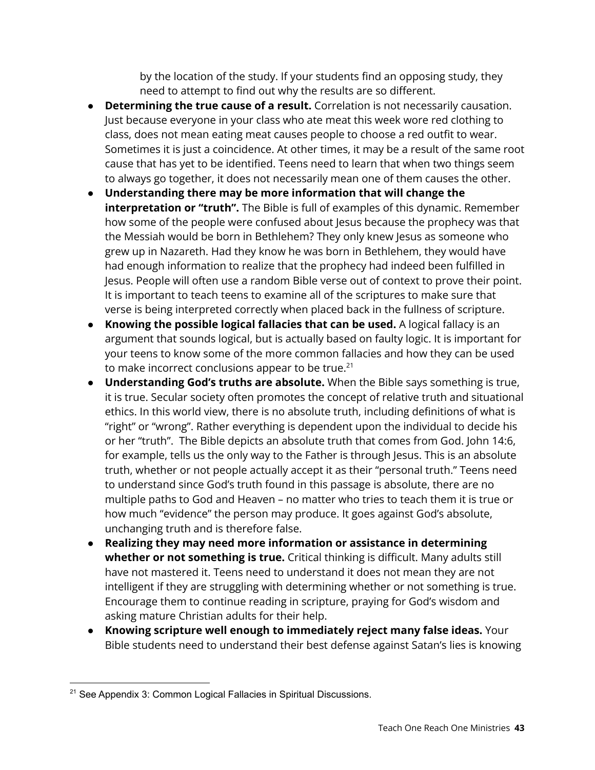by the location of the study. If your students find an opposing study, they need to attempt to find out why the results are so different.

- **Determining the true cause of a result.** Correlation is not necessarily causation. Just because everyone in your class who ate meat this week wore red clothing to class, does not mean eating meat causes people to choose a red outfit to wear. Sometimes it is just a coincidence. At other times, it may be a result of the same root cause that has yet to be identified. Teens need to learn that when two things seem to always go together, it does not necessarily mean one of them causes the other.
- **Understanding there may be more information that will change the interpretation or "truth".** The Bible is full of examples of this dynamic. Remember how some of the people were confused about Jesus because the prophecy was that the Messiah would be born in Bethlehem? They only knew Jesus as someone who grew up in Nazareth. Had they know he was born in Bethlehem, they would have had enough information to realize that the prophecy had indeed been fulfilled in Jesus. People will often use a random Bible verse out of context to prove their point. It is important to teach teens to examine all of the scriptures to make sure that verse is being interpreted correctly when placed back in the fullness of scripture.
- **Knowing the possible logical fallacies that can be used.** A logical fallacy is an argument that sounds logical, but is actually based on faulty logic. It is important for your teens to know some of the more common fallacies and how they can be used to make incorrect conclusions appear to be true.[21]
- **Understanding God's truths are absolute.** When the Bible says something is true, it is true. Secular society often promotes the concept of relative truth and situational ethics. In this world view, there is no absolute truth, including definitions of what is "right" or "wrong". Rather everything is dependent upon the individual to decide his or her "truth". The Bible depicts an absolute truth that comes from God. John 14:6, for example, tells us the only way to the Father is through Jesus. This is an absolute truth, whether or not people actually accept it as their "personal truth." Teens need to understand since God's truth found in this passage is absolute, there are no multiple paths to God and Heaven – no matter who tries to teach them it is true or how much "evidence" the person may produce. It goes against God's absolute, unchanging truth and is therefore false.
- **Realizing they may need more information or assistance in determining whether or not something is true.** Critical thinking is difficult. Many adults still have not mastered it. Teens need to understand it does not mean they are not intelligent if they are struggling with determining whether or not something is true. Encourage them to continue reading in scripture, praying for God's wisdom and asking mature Christian adults for their help.
- **Knowing scripture well enough to immediately reject many false ideas.** Your Bible students need to understand their best defense against Satan's lies is knowing

[21] See Appendix 3: Common Logical Fallacies in Spiritual Discussions.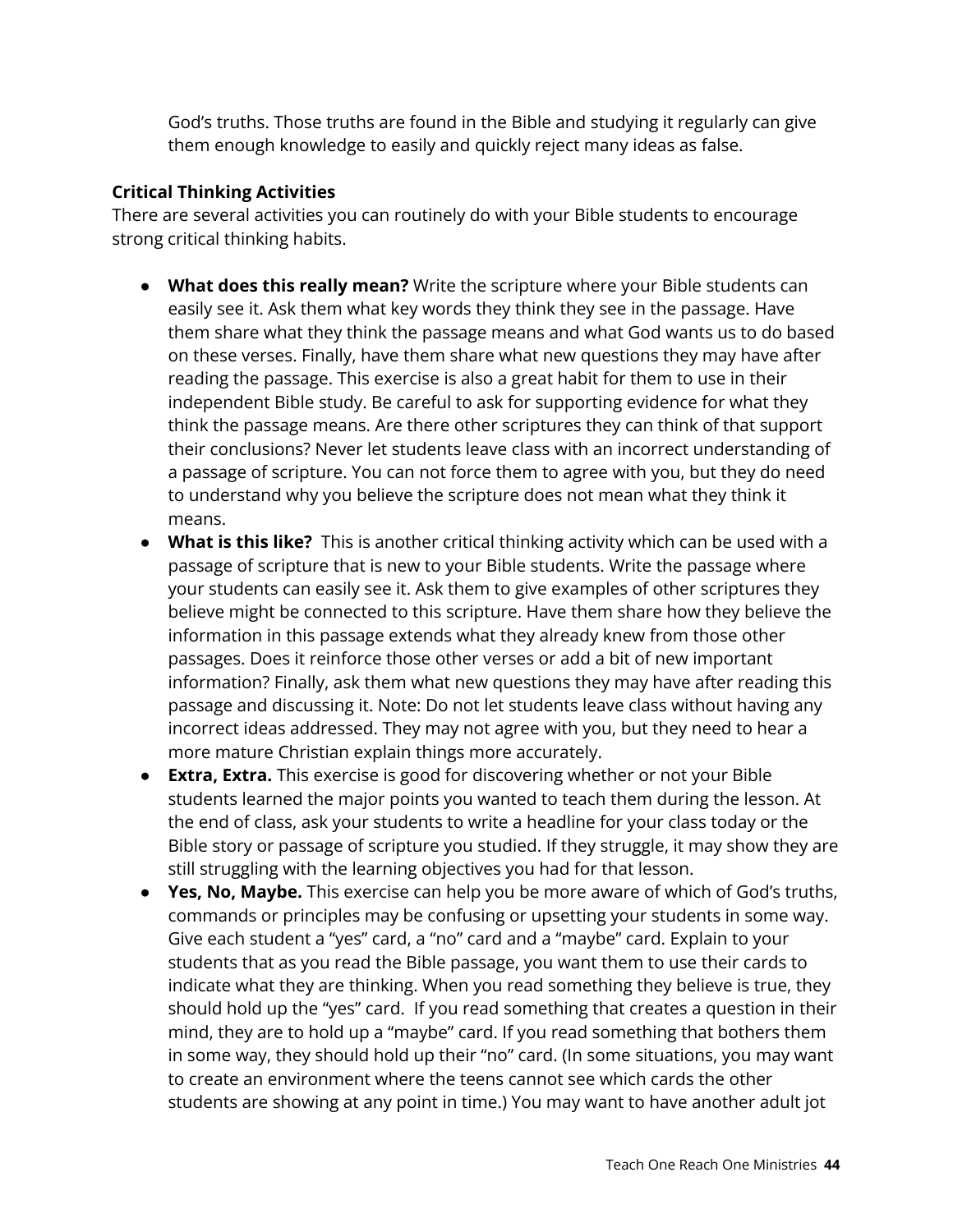God's truths. Those truths are found in the Bible and studying it regularly can give them enough knowledge to easily and quickly reject many ideas as false.

**Critical Thinking Activities**

There are several activities you can routinely do with your Bible students to encourage strong critical thinking habits.

- **What does this really mean?** Write the scripture where your Bible students can easily see it. Ask them what key words they think they see in the passage. Have them share what they think the passage means and what God wants us to do based on these verses. Finally, have them share what new questions they may have after reading the passage. This exercise is also a great habit for them to use in their independent Bible study. Be careful to ask for supporting evidence for what they think the passage means. Are there other scriptures they can think of that support their conclusions? Never let students leave class with an incorrect understanding of a passage of scripture. You can not force them to agree with you, but they do need to understand why you believe the scripture does not mean what they think it means.
- **What is this like?** This is another critical thinking activity which can be used with a passage of scripture that is new to your Bible students. Write the passage where your students can easily see it. Ask them to give examples of other scriptures they believe might be connected to this scripture. Have them share how they believe the information in this passage extends what they already knew from those other passages. Does it reinforce those other verses or add a bit of new important information? Finally, ask them what new questions they may have after reading this passage and discussing it. Note: Do not let students leave class without having any incorrect ideas addressed. They may not agree with you, but they need to hear a more mature Christian explain things more accurately.
- **Extra, Extra.** This exercise is good for discovering whether or not your Bible students learned the major points you wanted to teach them during the lesson. At the end of class, ask your students to write a headline for your class today or the Bible story or passage of scripture you studied. If they struggle, it may show they are still struggling with the learning objectives you had for that lesson.
- **Yes, No, Maybe.** This exercise can help you be more aware of which of God's truths, commands or principles may be confusing or upsetting your students in some way. Give each student a "yes" card, a "no" card and a "maybe" card. Explain to your students that as you read the Bible passage, you want them to use their cards to indicate what they are thinking. When you read something they believe is true, they should hold up the "yes" card. If you read something that creates a question in their mind, they are to hold up a "maybe" card. If you read something that bothers them in some way, they should hold up their "no" card. (In some situations, you may want to create an environment where the teens cannot see which cards the other students are showing at any point in time.) You may want to have another adult jot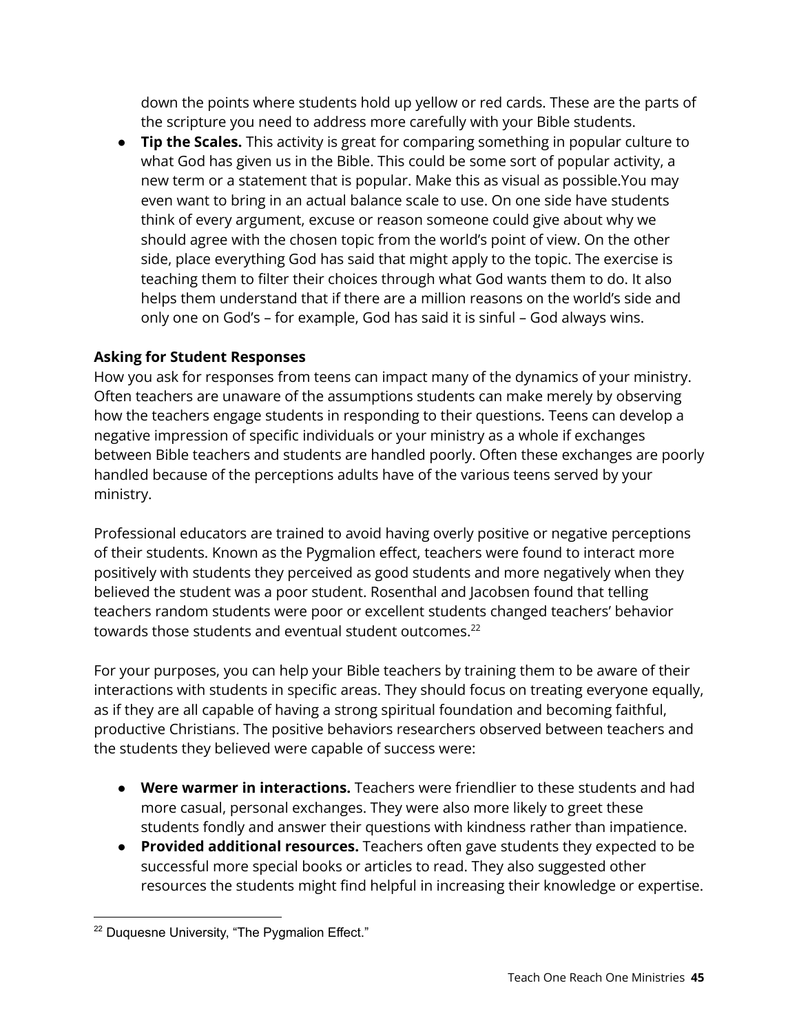down the points where students hold up yellow or red cards. These are the parts of the scripture you need to address more carefully with your Bible students.

- **Tip the Scales.** This activity is great for comparing something in popular culture to what God has given us in the Bible. This could be some sort of popular activity, a new term or a statement that is popular. Make this as visual as possible.You may even want to bring in an actual balance scale to use. On one side have students think of every argument, excuse or reason someone could give about why we should agree with the chosen topic from the world's point of view. On the other side, place everything God has said that might apply to the topic. The exercise is teaching them to filter their choices through what God wants them to do. It also helps them understand that if there are a million reasons on the world's side and only one on God's – for example, God has said it is sinful – God always wins.

**Asking for Student Responses**

How you ask for responses from teens can impact many of the dynamics of your ministry. Often teachers are unaware of the assumptions students can make merely by observing how the teachers engage students in responding to their questions. Teens can develop a negative impression of specific individuals or your ministry as a whole if exchanges between Bible teachers and students are handled poorly. Often these exchanges are poorly handled because of the perceptions adults have of the various teens served by your ministry.

Professional educators are trained to avoid having overly positive or negative perceptions of their students. Known as the Pygmalion effect, teachers were found to interact more positively with students they perceived as good students and more negatively when they believed the student was a poor student. Rosenthal and Jacobsen found that telling teachers random students were poor or excellent students changed teachers' behavior towards those students and eventual student outcomes.[22]

For your purposes, you can help your Bible teachers by training them to be aware of their interactions with students in specific areas. They should focus on treating everyone equally, as if they are all capable of having a strong spiritual foundation and becoming faithful, productive Christians. The positive behaviors researchers observed between teachers and the students they believed were capable of success were:

- **Were warmer in interactions.** Teachers were friendlier to these students and had more casual, personal exchanges. They were also more likely to greet these students fondly and answer their questions with kindness rather than impatience.
- **Provided additional resources.** Teachers often gave students they expected to be successful more special books or articles to read. They also suggested other resources the students might find helpful in increasing their knowledge or expertise.

[22] Duquesne University, "The Pygmalion Effect."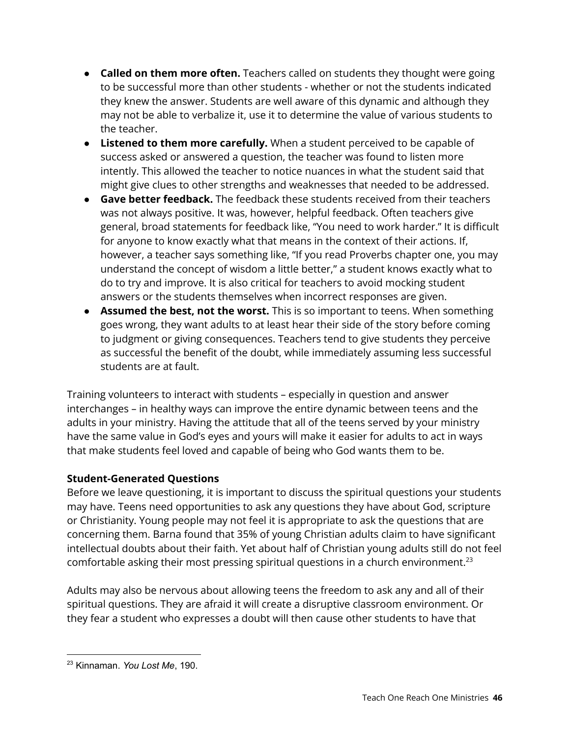- **Called on them more often.** Teachers called on students they thought were going to be successful more than other students - whether or not the students indicated they knew the answer. Students are well aware of this dynamic and although they may not be able to verbalize it, use it to determine the value of various students to the teacher.
- **Listened to them more carefully.** When a student perceived to be capable of success asked or answered a question, the teacher was found to listen more intently. This allowed the teacher to notice nuances in what the student said that might give clues to other strengths and weaknesses that needed to be addressed.
- **Gave better feedback.** The feedback these students received from their teachers was not always positive. It was, however, helpful feedback. Often teachers give general, broad statements for feedback like, "You need to work harder." It is difficult for anyone to know exactly what that means in the context of their actions. If, however, a teacher says something like, "If you read Proverbs chapter one, you may understand the concept of wisdom a little better," a student knows exactly what to do to try and improve. It is also critical for teachers to avoid mocking student answers or the students themselves when incorrect responses are given.
- **Assumed the best, not the worst.** This is so important to teens. When something goes wrong, they want adults to at least hear their side of the story before coming to judgment or giving consequences. Teachers tend to give students they perceive as successful the benefit of the doubt, while immediately assuming less successful students are at fault.

Training volunteers to interact with students – especially in question and answer interchanges – in healthy ways can improve the entire dynamic between teens and the adults in your ministry. Having the attitude that all of the teens served by your ministry have the same value in God's eyes and yours will make it easier for adults to act in ways that make students feel loved and capable of being who God wants them to be.

**Student-Generated Questions**

Before we leave questioning, it is important to discuss the spiritual questions your students may have. Teens need opportunities to ask any questions they have about God, scripture or Christianity. Young people may not feel it is appropriate to ask the questions that are concerning them. Barna found that 35% of young Christian adults claim to have significant intellectual doubts about their faith. Yet about half of Christian young adults still do not feel comfortable asking their most pressing spiritual questions in a church environment.[23]

Adults may also be nervous about allowing teens the freedom to ask any and all of their spiritual questions. They are afraid it will create a disruptive classroom environment. Or they fear a student who expresses a doubt will then cause other students to have that

[23] Kinnaman. *You Lost Me*, 190.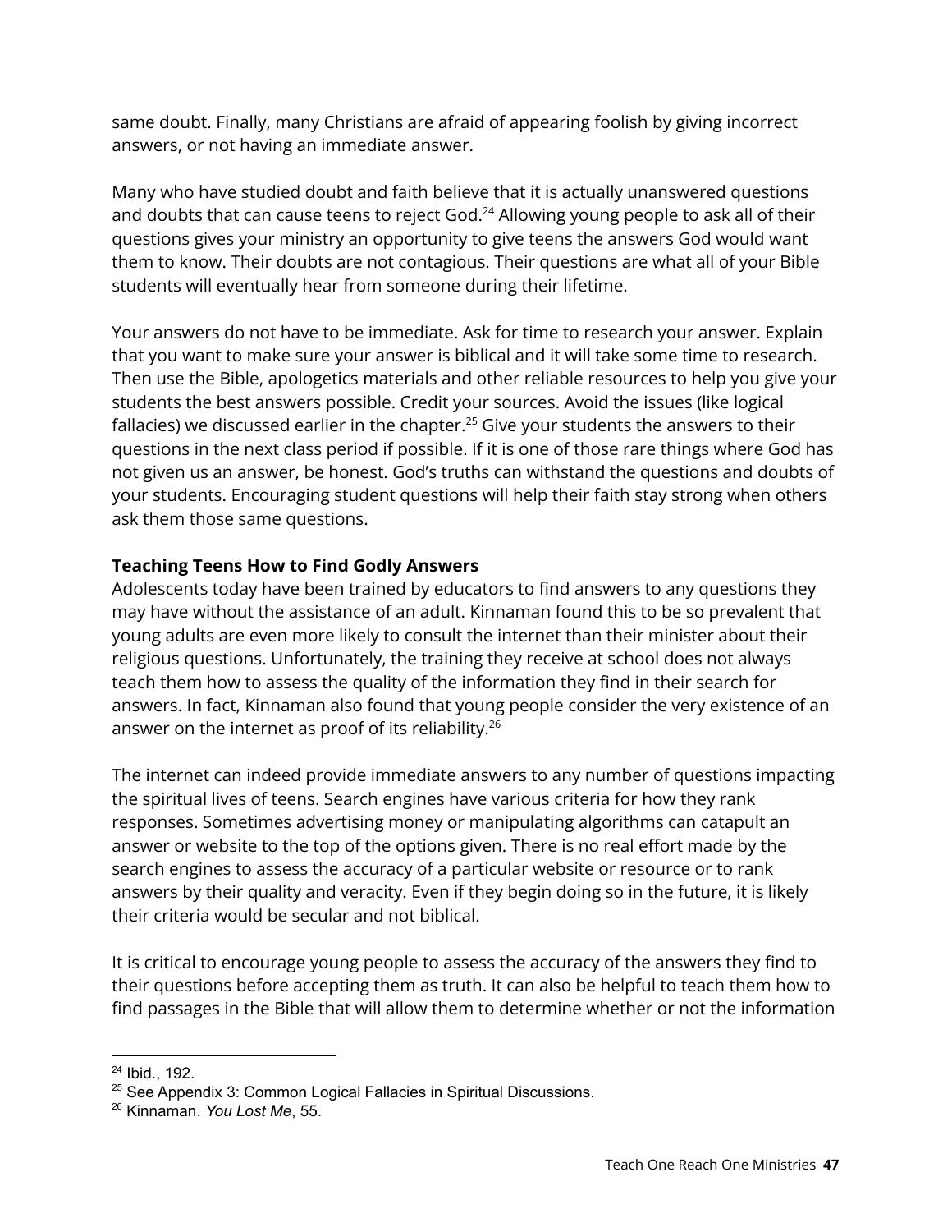same doubt. Finally, many Christians are afraid of appearing foolish by giving incorrect answers, or not having an immediate answer.

Many who have studied doubt and faith believe that it is actually unanswered questions and doubts that can cause teens to reject God.[24] Allowing young people to ask all of their questions gives your ministry an opportunity to give teens the answers God would want them to know. Their doubts are not contagious. Their questions are what all of your Bible students will eventually hear from someone during their lifetime.

Your answers do not have to be immediate. Ask for time to research your answer. Explain that you want to make sure your answer is biblical and it will take some time to research. Then use the Bible, apologetics materials and other reliable resources to help you give your students the best answers possible. Credit your sources. Avoid the issues (like logical fallacies) we discussed earlier in the chapter.[25] Give your students the answers to their questions in the next class period if possible. If it is one of those rare things where God has not given us an answer, be honest. God's truths can withstand the questions and doubts of your students. Encouraging student questions will help their faith stay strong when others ask them those same questions.

**Teaching Teens How to Find Godly Answers**

Adolescents today have been trained by educators to find answers to any questions they may have without the assistance of an adult. Kinnaman found this to be so prevalent that young adults are even more likely to consult the internet than their minister about their religious questions. Unfortunately, the training they receive at school does not always teach them how to assess the quality of the information they find in their search for answers. In fact, Kinnaman also found that young people consider the very existence of an answer on the internet as proof of its reliability.[26]

The internet can indeed provide immediate answers to any number of questions impacting the spiritual lives of teens. Search engines have various criteria for how they rank responses. Sometimes advertising money or manipulating algorithms can catapult an answer or website to the top of the options given. There is no real effort made by the search engines to assess the accuracy of a particular website or resource or to rank answers by their quality and veracity. Even if they begin doing so in the future, it is likely their criteria would be secular and not biblical.

It is critical to encourage young people to assess the accuracy of the answers they find to their questions before accepting them as truth. It can also be helpful to teach them how to find passages in the Bible that will allow them to determine whether or not the information

---

[24] Ibid., 192.

[25] See Appendix 3: Common Logical Fallacies in Spiritual Discussions.

[26] Kinnaman. *You Lost Me*, 55.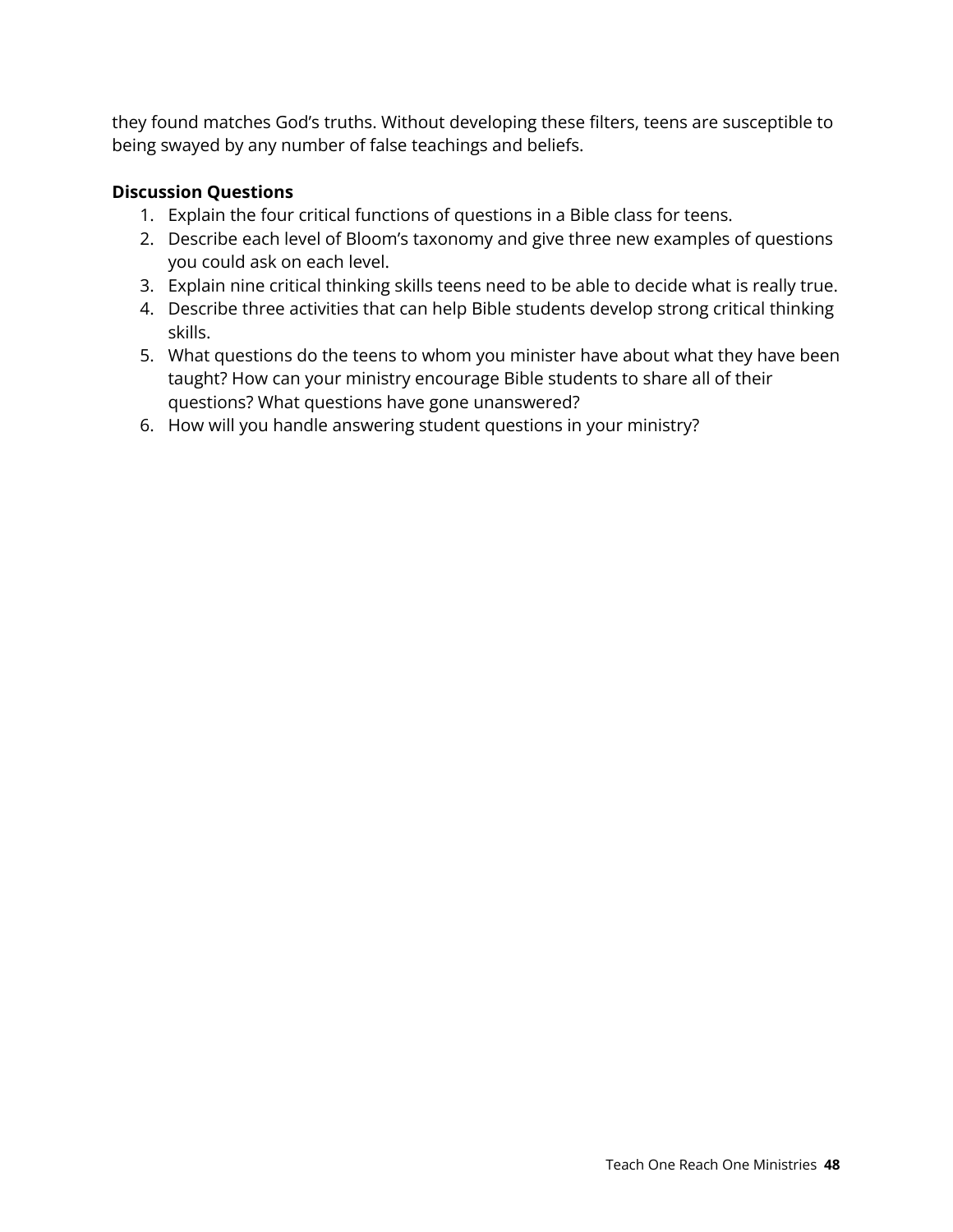they found matches God's truths. Without developing these filters, teens are susceptible to being swayed by any number of false teachings and beliefs.

**Discussion Questions**

1. Explain the four critical functions of questions in a Bible class for teens.
2. Describe each level of Bloom's taxonomy and give three new examples of questions you could ask on each level.
3. Explain nine critical thinking skills teens need to be able to decide what is really true.
4. Describe three activities that can help Bible students develop strong critical thinking skills.
5. What questions do the teens to whom you minister have about what they have been taught? How can your ministry encourage Bible students to share all of their questions? What questions have gone unanswered?
6. How will you handle answering student questions in your ministry?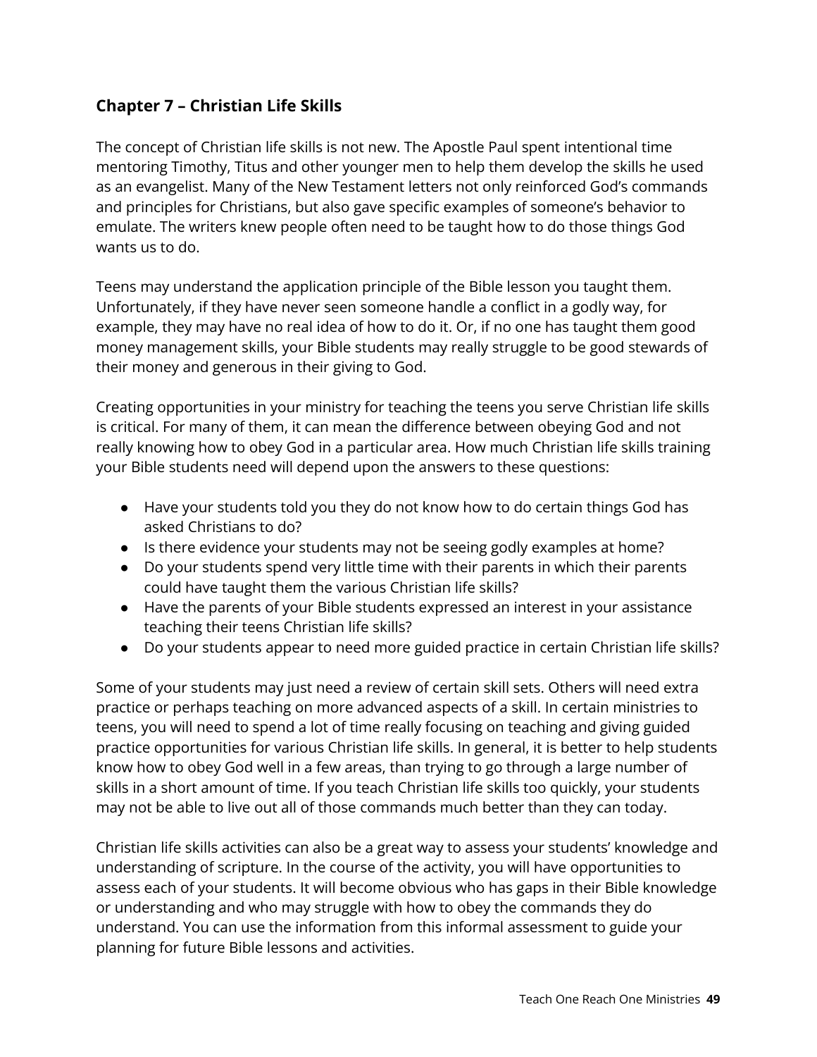## Chapter 7 – Christian Life Skills

The concept of Christian life skills is not new. The Apostle Paul spent intentional time mentoring Timothy, Titus and other younger men to help them develop the skills he used as an evangelist. Many of the New Testament letters not only reinforced God's commands and principles for Christians, but also gave specific examples of someone's behavior to emulate. The writers knew people often need to be taught how to do those things God wants us to do.

Teens may understand the application principle of the Bible lesson you taught them. Unfortunately, if they have never seen someone handle a conflict in a godly way, for example, they may have no real idea of how to do it. Or, if no one has taught them good money management skills, your Bible students may really struggle to be good stewards of their money and generous in their giving to God.

Creating opportunities in your ministry for teaching the teens you serve Christian life skills is critical. For many of them, it can mean the difference between obeying God and not really knowing how to obey God in a particular area. How much Christian life skills training your Bible students need will depend upon the answers to these questions:

- Have your students told you they do not know how to do certain things God has asked Christians to do?
- Is there evidence your students may not be seeing godly examples at home?
- Do your students spend very little time with their parents in which their parents could have taught them the various Christian life skills?
- Have the parents of your Bible students expressed an interest in your assistance teaching their teens Christian life skills?
- Do your students appear to need more guided practice in certain Christian life skills?

Some of your students may just need a review of certain skill sets. Others will need extra practice or perhaps teaching on more advanced aspects of a skill. In certain ministries to teens, you will need to spend a lot of time really focusing on teaching and giving guided practice opportunities for various Christian life skills. In general, it is better to help students know how to obey God well in a few areas, than trying to go through a large number of skills in a short amount of time. If you teach Christian life skills too quickly, your students may not be able to live out all of those commands much better than they can today.

Christian life skills activities can also be a great way to assess your students' knowledge and understanding of scripture. In the course of the activity, you will have opportunities to assess each of your students. It will become obvious who has gaps in their Bible knowledge or understanding and who may struggle with how to obey the commands they do understand. You can use the information from this informal assessment to guide your planning for future Bible lessons and activities.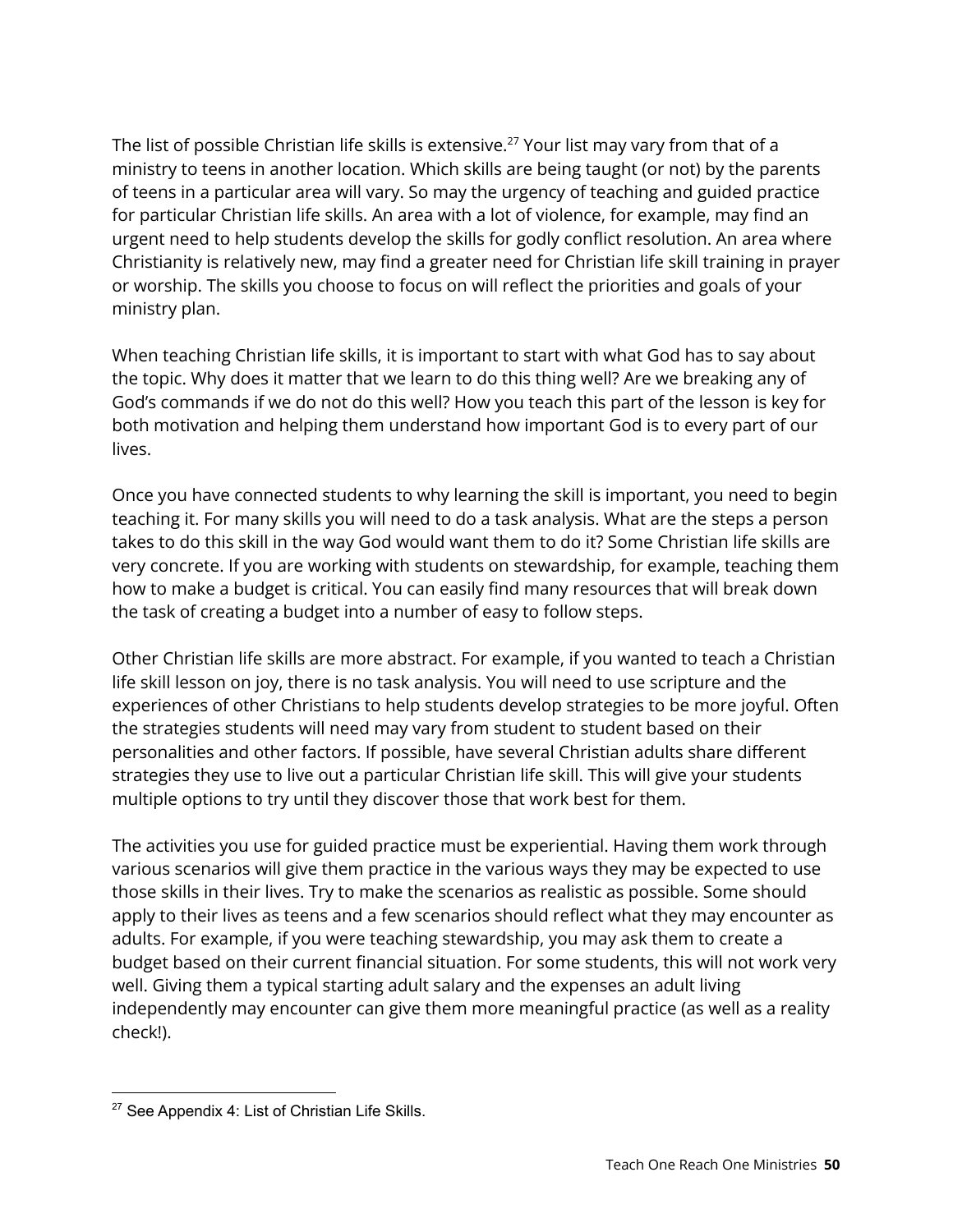The list of possible Christian life skills is extensive.[27] Your list may vary from that of a ministry to teens in another location. Which skills are being taught (or not) by the parents of teens in a particular area will vary. So may the urgency of teaching and guided practice for particular Christian life skills. An area with a lot of violence, for example, may find an urgent need to help students develop the skills for godly conflict resolution. An area where Christianity is relatively new, may find a greater need for Christian life skill training in prayer or worship. The skills you choose to focus on will reflect the priorities and goals of your ministry plan.

When teaching Christian life skills, it is important to start with what God has to say about the topic. Why does it matter that we learn to do this thing well? Are we breaking any of God's commands if we do not do this well? How you teach this part of the lesson is key for both motivation and helping them understand how important God is to every part of our lives.

Once you have connected students to why learning the skill is important, you need to begin teaching it. For many skills you will need to do a task analysis. What are the steps a person takes to do this skill in the way God would want them to do it? Some Christian life skills are very concrete. If you are working with students on stewardship, for example, teaching them how to make a budget is critical. You can easily find many resources that will break down the task of creating a budget into a number of easy to follow steps.

Other Christian life skills are more abstract. For example, if you wanted to teach a Christian life skill lesson on joy, there is no task analysis. You will need to use scripture and the experiences of other Christians to help students develop strategies to be more joyful. Often the strategies students will need may vary from student to student based on their personalities and other factors. If possible, have several Christian adults share different strategies they use to live out a particular Christian life skill. This will give your students multiple options to try until they discover those that work best for them.

The activities you use for guided practice must be experiential. Having them work through various scenarios will give them practice in the various ways they may be expected to use those skills in their lives. Try to make the scenarios as realistic as possible. Some should apply to their lives as teens and a few scenarios should reflect what they may encounter as adults. For example, if you were teaching stewardship, you may ask them to create a budget based on their current financial situation. For some students, this will not work very well. Giving them a typical starting adult salary and the expenses an adult living independently may encounter can give them more meaningful practice (as well as a reality check!).

---

[27] See Appendix 4: List of Christian Life Skills.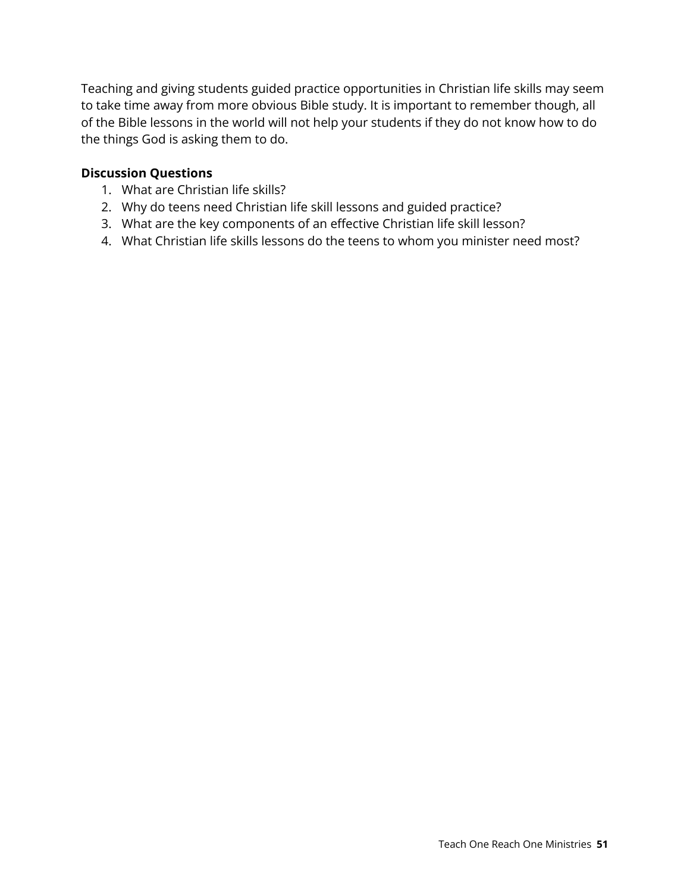Teaching and giving students guided practice opportunities in Christian life skills may seem to take time away from more obvious Bible study. It is important to remember though, all of the Bible lessons in the world will not help your students if they do not know how to do the things God is asking them to do.

**Discussion Questions**

1. What are Christian life skills?
2. Why do teens need Christian life skill lessons and guided practice?
3. What are the key components of an effective Christian life skill lesson?
4. What Christian life skills lessons do the teens to whom you minister need most?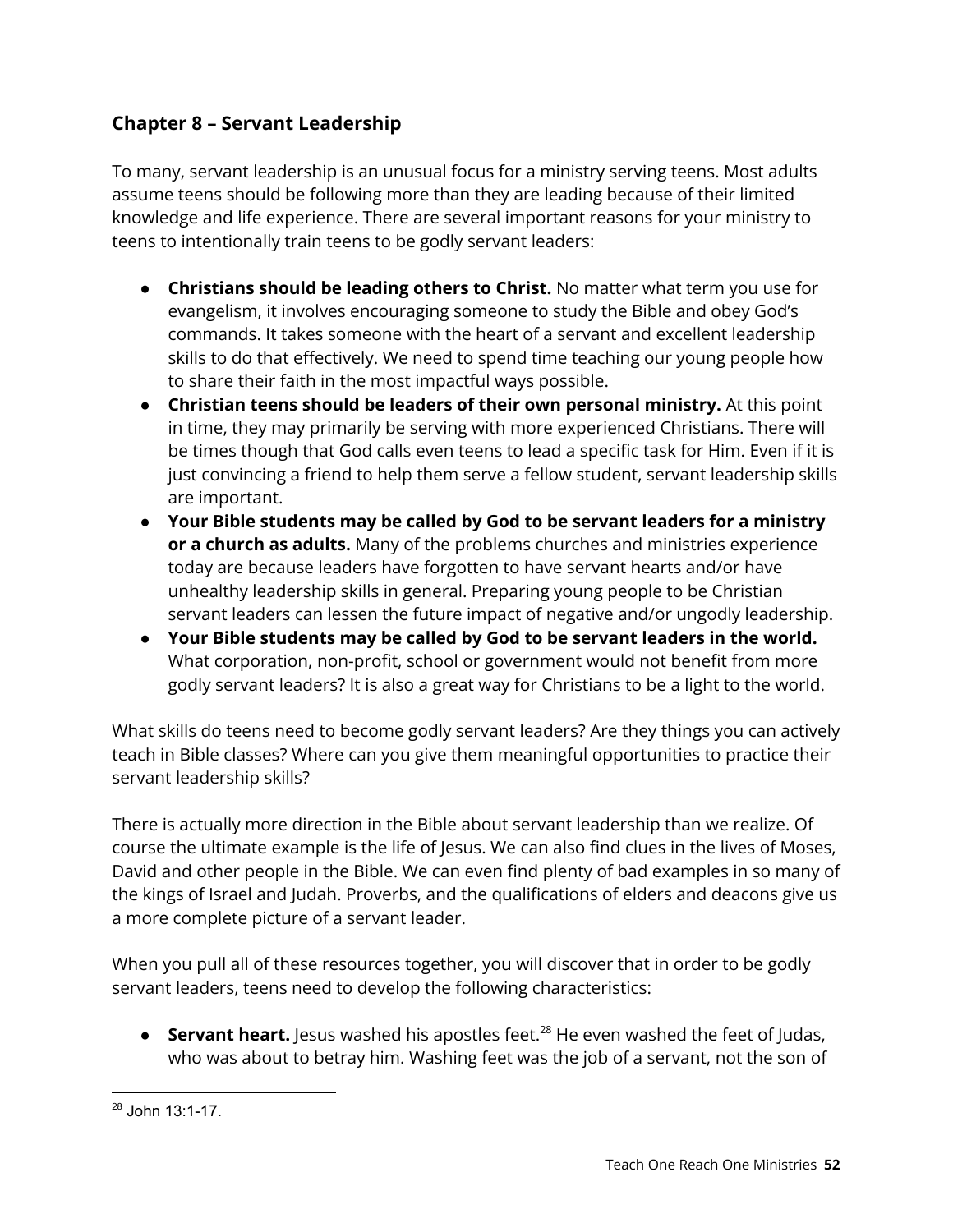## Chapter 8 – Servant Leadership

To many, servant leadership is an unusual focus for a ministry serving teens. Most adults assume teens should be following more than they are leading because of their limited knowledge and life experience. There are several important reasons for your ministry to teens to intentionally train teens to be godly servant leaders:

- **Christians should be leading others to Christ.** No matter what term you use for evangelism, it involves encouraging someone to study the Bible and obey God's commands. It takes someone with the heart of a servant and excellent leadership skills to do that effectively. We need to spend time teaching our young people how to share their faith in the most impactful ways possible.
- **Christian teens should be leaders of their own personal ministry.** At this point in time, they may primarily be serving with more experienced Christians. There will be times though that God calls even teens to lead a specific task for Him. Even if it is just convincing a friend to help them serve a fellow student, servant leadership skills are important.
- **Your Bible students may be called by God to be servant leaders for a ministry or a church as adults.** Many of the problems churches and ministries experience today are because leaders have forgotten to have servant hearts and/or have unhealthy leadership skills in general. Preparing young people to be Christian servant leaders can lessen the future impact of negative and/or ungodly leadership.
- **Your Bible students may be called by God to be servant leaders in the world.** What corporation, non-profit, school or government would not benefit from more godly servant leaders? It is also a great way for Christians to be a light to the world.

What skills do teens need to become godly servant leaders? Are they things you can actively teach in Bible classes? Where can you give them meaningful opportunities to practice their servant leadership skills?

There is actually more direction in the Bible about servant leadership than we realize. Of course the ultimate example is the life of Jesus. We can also find clues in the lives of Moses, David and other people in the Bible. We can even find plenty of bad examples in so many of the kings of Israel and Judah. Proverbs, and the qualifications of elders and deacons give us a more complete picture of a servant leader.

When you pull all of these resources together, you will discover that in order to be godly servant leaders, teens need to develop the following characteristics:

- **Servant heart.** Jesus washed his apostles feet.[28] He even washed the feet of Judas, who was about to betray him. Washing feet was the job of a servant, not the son of

---

[28] John 13:1-17.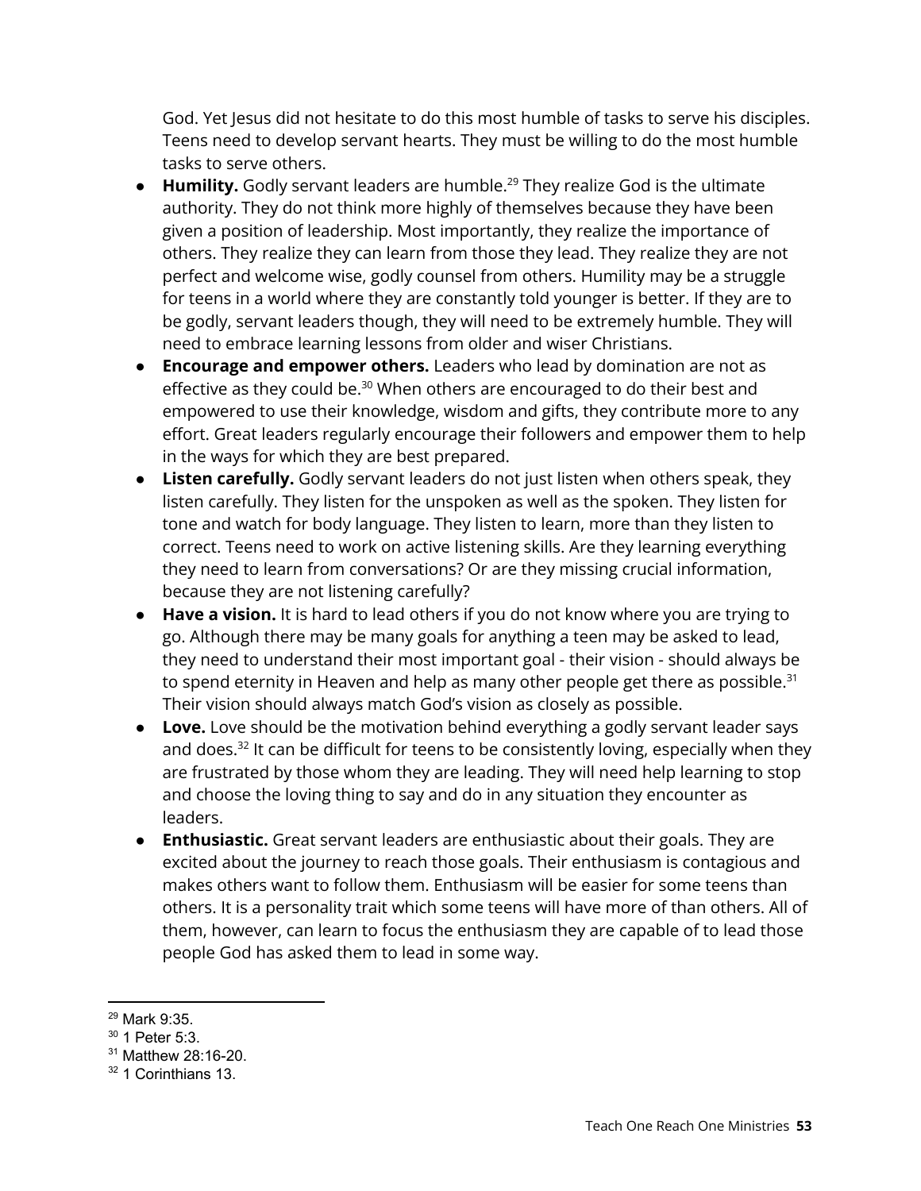God. Yet Jesus did not hesitate to do this most humble of tasks to serve his disciples. Teens need to develop servant hearts. They must be willing to do the most humble tasks to serve others.

- **Humility.** Godly servant leaders are humble.[29] They realize God is the ultimate authority. They do not think more highly of themselves because they have been given a position of leadership. Most importantly, they realize the importance of others. They realize they can learn from those they lead. They realize they are not perfect and welcome wise, godly counsel from others. Humility may be a struggle for teens in a world where they are constantly told younger is better. If they are to be godly, servant leaders though, they will need to be extremely humble. They will need to embrace learning lessons from older and wiser Christians.
- **Encourage and empower others.** Leaders who lead by domination are not as effective as they could be.[30] When others are encouraged to do their best and empowered to use their knowledge, wisdom and gifts, they contribute more to any effort. Great leaders regularly encourage their followers and empower them to help in the ways for which they are best prepared.
- **Listen carefully.** Godly servant leaders do not just listen when others speak, they listen carefully. They listen for the unspoken as well as the spoken. They listen for tone and watch for body language. They listen to learn, more than they listen to correct. Teens need to work on active listening skills. Are they learning everything they need to learn from conversations? Or are they missing crucial information, because they are not listening carefully?
- **Have a vision.** It is hard to lead others if you do not know where you are trying to go. Although there may be many goals for anything a teen may be asked to lead, they need to understand their most important goal - their vision - should always be to spend eternity in Heaven and help as many other people get there as possible.[31] Their vision should always match God's vision as closely as possible.
- **Love.** Love should be the motivation behind everything a godly servant leader says and does.[32] It can be difficult for teens to be consistently loving, especially when they are frustrated by those whom they are leading. They will need help learning to stop and choose the loving thing to say and do in any situation they encounter as leaders.
- **Enthusiastic.** Great servant leaders are enthusiastic about their goals. They are excited about the journey to reach those goals. Their enthusiasm is contagious and makes others want to follow them. Enthusiasm will be easier for some teens than others. It is a personality trait which some teens will have more of than others. All of them, however, can learn to focus the enthusiasm they are capable of to lead those people God has asked them to lead in some way.

---

[29] Mark 9:35.
[30] 1 Peter 5:3.
[31] Matthew 28:16-20.
[32] 1 Corinthians 13.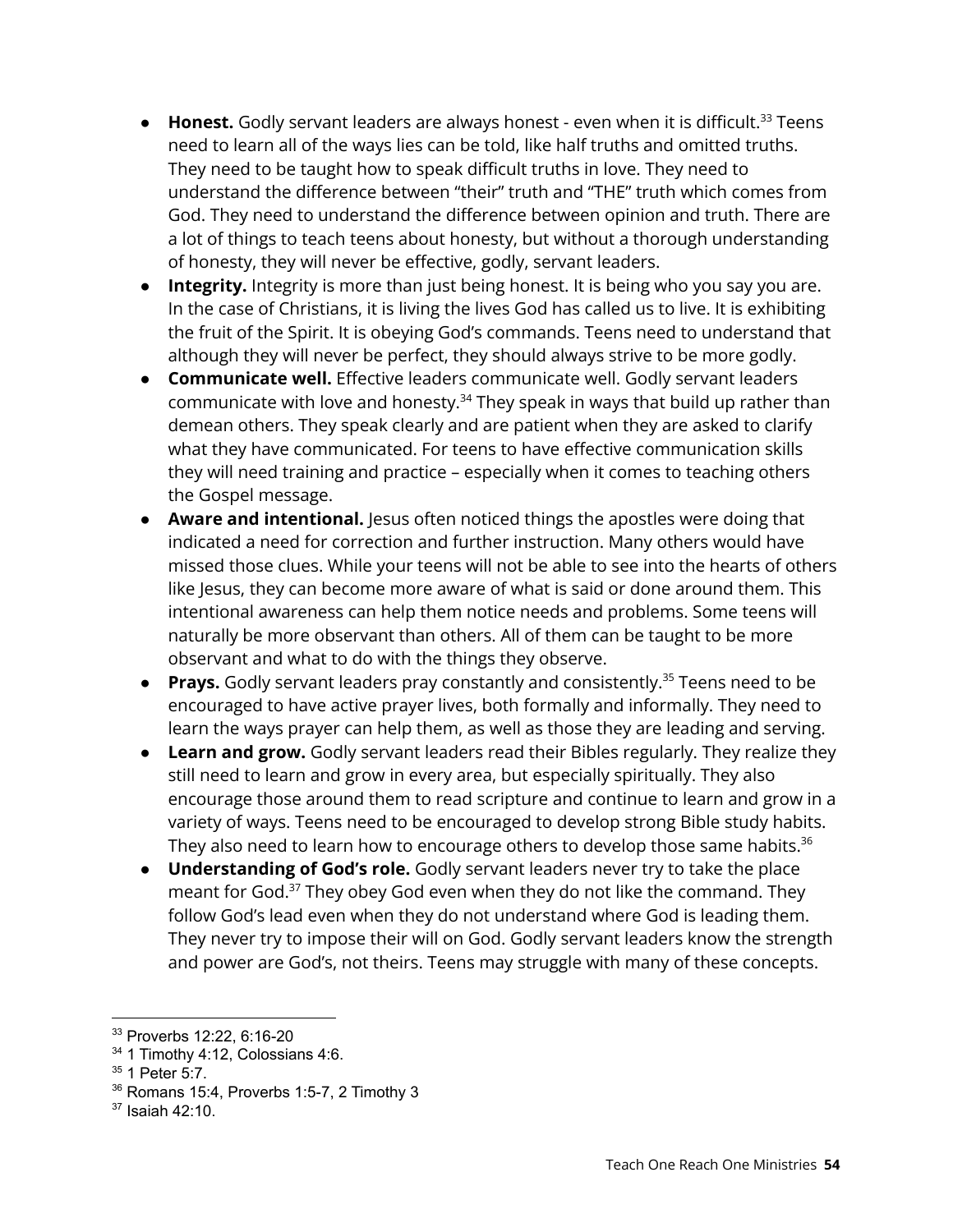- **Honest.** Godly servant leaders are always honest - even when it is difficult.[33] Teens need to learn all of the ways lies can be told, like half truths and omitted truths. They need to be taught how to speak difficult truths in love. They need to understand the difference between "their" truth and "THE" truth which comes from God. They need to understand the difference between opinion and truth. There are a lot of things to teach teens about honesty, but without a thorough understanding of honesty, they will never be effective, godly, servant leaders.
- **Integrity.** Integrity is more than just being honest. It is being who you say you are. In the case of Christians, it is living the lives God has called us to live. It is exhibiting the fruit of the Spirit. It is obeying God's commands. Teens need to understand that although they will never be perfect, they should always strive to be more godly.
- **Communicate well.** Effective leaders communicate well. Godly servant leaders communicate with love and honesty.[34] They speak in ways that build up rather than demean others. They speak clearly and are patient when they are asked to clarify what they have communicated. For teens to have effective communication skills they will need training and practice – especially when it comes to teaching others the Gospel message.
- **Aware and intentional.** Jesus often noticed things the apostles were doing that indicated a need for correction and further instruction. Many others would have missed those clues. While your teens will not be able to see into the hearts of others like Jesus, they can become more aware of what is said or done around them. This intentional awareness can help them notice needs and problems. Some teens will naturally be more observant than others. All of them can be taught to be more observant and what to do with the things they observe.
- **Prays.** Godly servant leaders pray constantly and consistently.[35] Teens need to be encouraged to have active prayer lives, both formally and informally. They need to learn the ways prayer can help them, as well as those they are leading and serving.
- **Learn and grow.** Godly servant leaders read their Bibles regularly. They realize they still need to learn and grow in every area, but especially spiritually. They also encourage those around them to read scripture and continue to learn and grow in a variety of ways. Teens need to be encouraged to develop strong Bible study habits. They also need to learn how to encourage others to develop those same habits.[36]
- **Understanding of God's role.** Godly servant leaders never try to take the place meant for God.[37] They obey God even when they do not like the command. They follow God's lead even when they do not understand where God is leading them. They never try to impose their will on God. Godly servant leaders know the strength and power are God's, not theirs. Teens may struggle with many of these concepts.

---

[33] Proverbs 12:22, 6:16-20

[34] 1 Timothy 4:12, Colossians 4:6.

[35] 1 Peter 5:7.

[36] Romans 15:4, Proverbs 1:5-7, 2 Timothy 3

[37] Isaiah 42:10.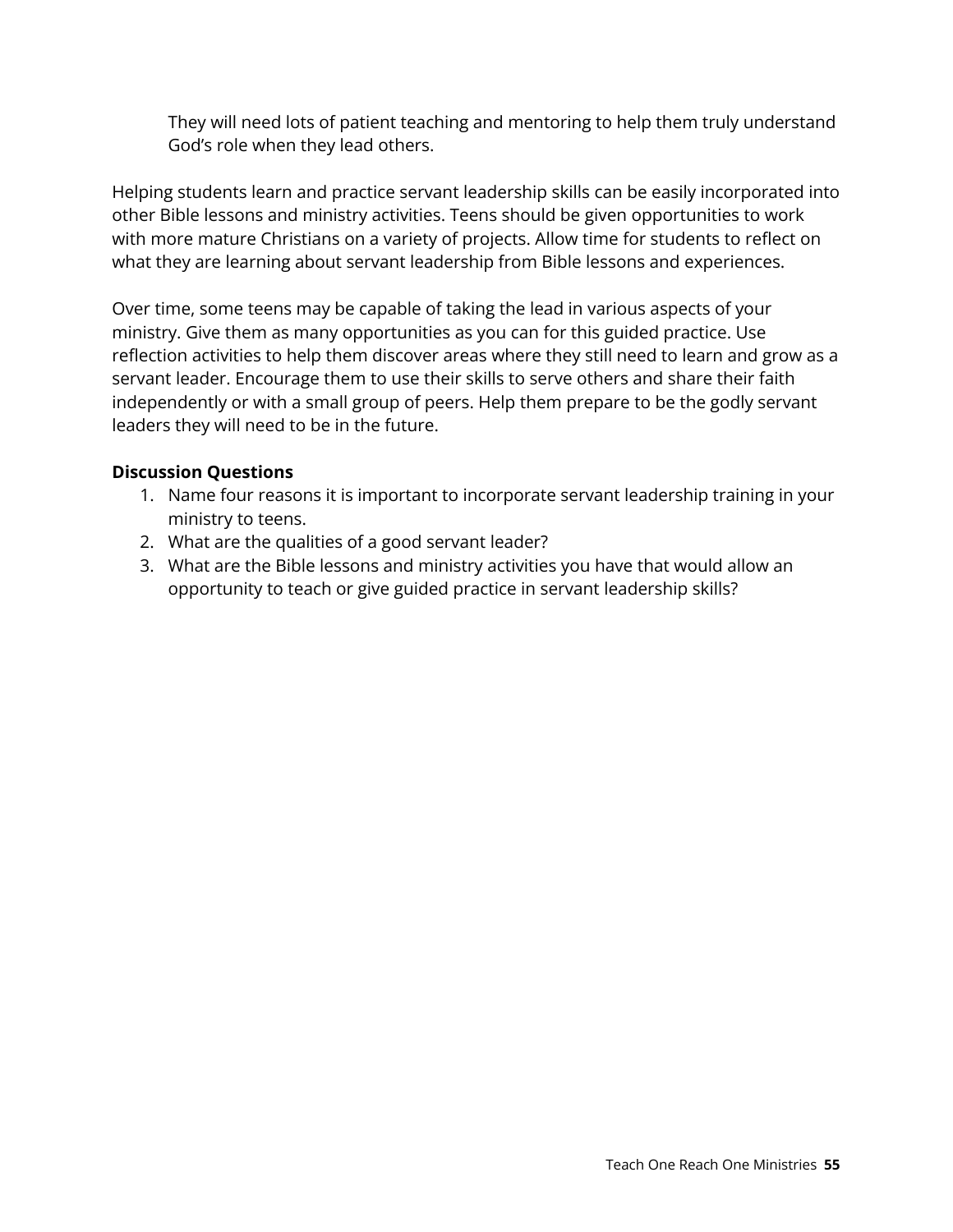They will need lots of patient teaching and mentoring to help them truly understand God's role when they lead others.

Helping students learn and practice servant leadership skills can be easily incorporated into other Bible lessons and ministry activities. Teens should be given opportunities to work with more mature Christians on a variety of projects. Allow time for students to reflect on what they are learning about servant leadership from Bible lessons and experiences.

Over time, some teens may be capable of taking the lead in various aspects of your ministry. Give them as many opportunities as you can for this guided practice. Use reflection activities to help them discover areas where they still need to learn and grow as a servant leader. Encourage them to use their skills to serve others and share their faith independently or with a small group of peers. Help them prepare to be the godly servant leaders they will need to be in the future.

**Discussion Questions**

1. Name four reasons it is important to incorporate servant leadership training in your ministry to teens.
2. What are the qualities of a good servant leader?
3. What are the Bible lessons and ministry activities you have that would allow an opportunity to teach or give guided practice in servant leadership skills?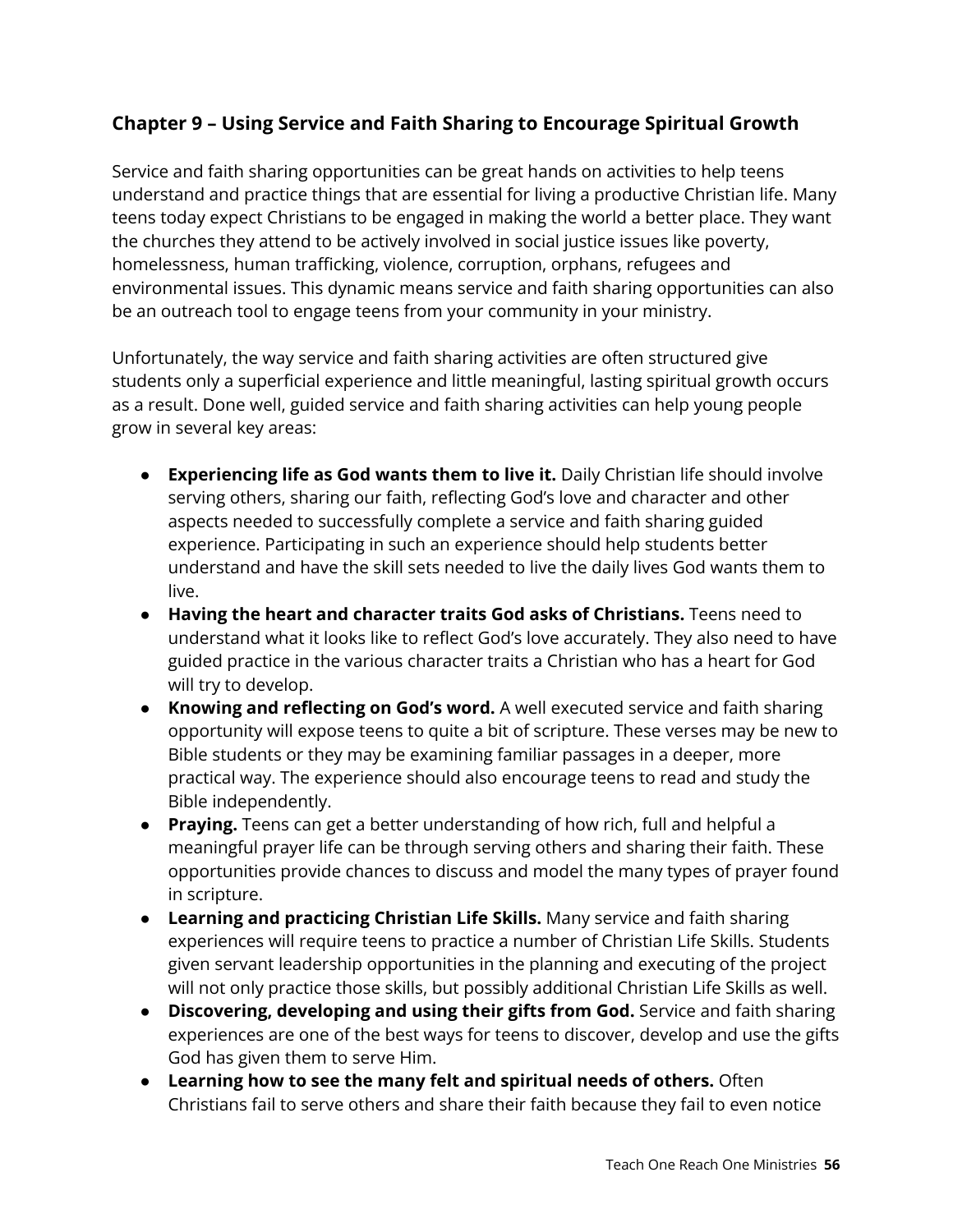## Chapter 9 – Using Service and Faith Sharing to Encourage Spiritual Growth

Service and faith sharing opportunities can be great hands on activities to help teens understand and practice things that are essential for living a productive Christian life. Many teens today expect Christians to be engaged in making the world a better place. They want the churches they attend to be actively involved in social justice issues like poverty, homelessness, human trafficking, violence, corruption, orphans, refugees and environmental issues. This dynamic means service and faith sharing opportunities can also be an outreach tool to engage teens from your community in your ministry.

Unfortunately, the way service and faith sharing activities are often structured give students only a superficial experience and little meaningful, lasting spiritual growth occurs as a result. Done well, guided service and faith sharing activities can help young people grow in several key areas:

- **Experiencing life as God wants them to live it.** Daily Christian life should involve serving others, sharing our faith, reflecting God's love and character and other aspects needed to successfully complete a service and faith sharing guided experience. Participating in such an experience should help students better understand and have the skill sets needed to live the daily lives God wants them to live.
- **Having the heart and character traits God asks of Christians.** Teens need to understand what it looks like to reflect God's love accurately. They also need to have guided practice in the various character traits a Christian who has a heart for God will try to develop.
- **Knowing and reflecting on God's word.** A well executed service and faith sharing opportunity will expose teens to quite a bit of scripture. These verses may be new to Bible students or they may be examining familiar passages in a deeper, more practical way. The experience should also encourage teens to read and study the Bible independently.
- **Praying.** Teens can get a better understanding of how rich, full and helpful a meaningful prayer life can be through serving others and sharing their faith. These opportunities provide chances to discuss and model the many types of prayer found in scripture.
- **Learning and practicing Christian Life Skills.** Many service and faith sharing experiences will require teens to practice a number of Christian Life Skills. Students given servant leadership opportunities in the planning and executing of the project will not only practice those skills, but possibly additional Christian Life Skills as well.
- **Discovering, developing and using their gifts from God.** Service and faith sharing experiences are one of the best ways for teens to discover, develop and use the gifts God has given them to serve Him.
- **Learning how to see the many felt and spiritual needs of others.** Often Christians fail to serve others and share their faith because they fail to even notice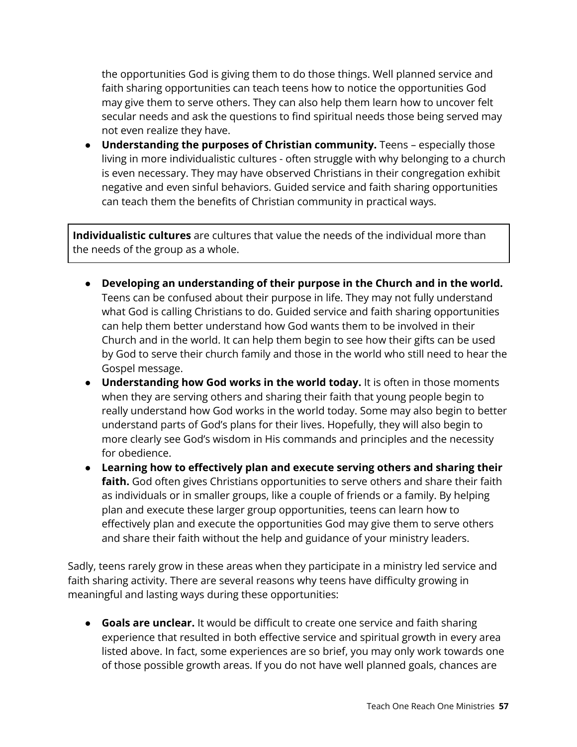the opportunities God is giving them to do those things. Well planned service and faith sharing opportunities can teach teens how to notice the opportunities God may give them to serve others. They can also help them learn how to uncover felt secular needs and ask the questions to find spiritual needs those being served may not even realize they have.

- **Understanding the purposes of Christian community.** Teens – especially those living in more individualistic cultures - often struggle with why belonging to a church is even necessary. They may have observed Christians in their congregation exhibit negative and even sinful behaviors. Guided service and faith sharing opportunities can teach them the benefits of Christian community in practical ways.

> **Individualistic cultures** are cultures that value the needs of the individual more than the needs of the group as a whole.

- **Developing an understanding of their purpose in the Church and in the world.** Teens can be confused about their purpose in life. They may not fully understand what God is calling Christians to do. Guided service and faith sharing opportunities can help them better understand how God wants them to be involved in their Church and in the world. It can help them begin to see how their gifts can be used by God to serve their church family and those in the world who still need to hear the Gospel message.
- **Understanding how God works in the world today.** It is often in those moments when they are serving others and sharing their faith that young people begin to really understand how God works in the world today. Some may also begin to better understand parts of God's plans for their lives. Hopefully, they will also begin to more clearly see God's wisdom in His commands and principles and the necessity for obedience.
- **Learning how to effectively plan and execute serving others and sharing their faith.** God often gives Christians opportunities to serve others and share their faith as individuals or in smaller groups, like a couple of friends or a family. By helping plan and execute these larger group opportunities, teens can learn how to effectively plan and execute the opportunities God may give them to serve others and share their faith without the help and guidance of your ministry leaders.

Sadly, teens rarely grow in these areas when they participate in a ministry led service and faith sharing activity. There are several reasons why teens have difficulty growing in meaningful and lasting ways during these opportunities:

- **Goals are unclear.** It would be difficult to create one service and faith sharing experience that resulted in both effective service and spiritual growth in every area listed above. In fact, some experiences are so brief, you may only work towards one of those possible growth areas. If you do not have well planned goals, chances are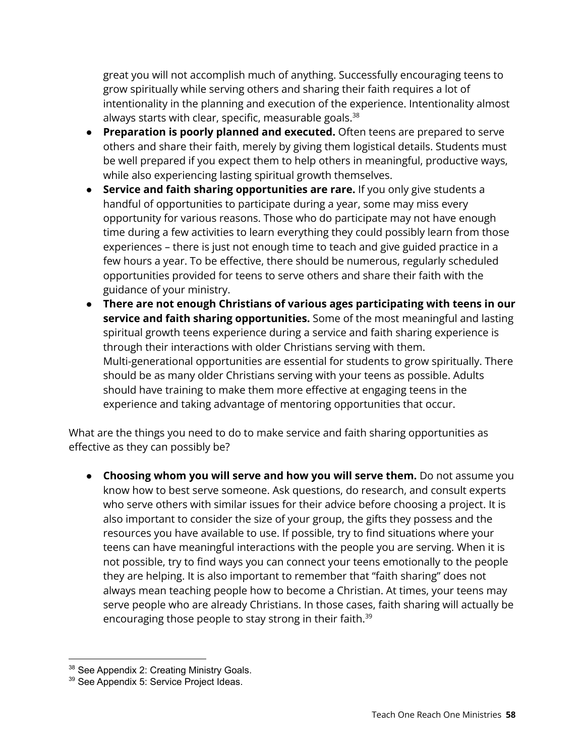great you will not accomplish much of anything. Successfully encouraging teens to grow spiritually while serving others and sharing their faith requires a lot of intentionality in the planning and execution of the experience. Intentionality almost always starts with clear, specific, measurable goals.[38]

- **Preparation is poorly planned and executed.** Often teens are prepared to serve others and share their faith, merely by giving them logistical details. Students must be well prepared if you expect them to help others in meaningful, productive ways, while also experiencing lasting spiritual growth themselves.
- **Service and faith sharing opportunities are rare.** If you only give students a handful of opportunities to participate during a year, some may miss every opportunity for various reasons. Those who do participate may not have enough time during a few activities to learn everything they could possibly learn from those experiences – there is just not enough time to teach and give guided practice in a few hours a year. To be effective, there should be numerous, regularly scheduled opportunities provided for teens to serve others and share their faith with the guidance of your ministry.
- **There are not enough Christians of various ages participating with teens in our service and faith sharing opportunities.** Some of the most meaningful and lasting spiritual growth teens experience during a service and faith sharing experience is through their interactions with older Christians serving with them. Multi-generational opportunities are essential for students to grow spiritually. There should be as many older Christians serving with your teens as possible. Adults should have training to make them more effective at engaging teens in the experience and taking advantage of mentoring opportunities that occur.

What are the things you need to do to make service and faith sharing opportunities as effective as they can possibly be?

- **Choosing whom you will serve and how you will serve them.** Do not assume you know how to best serve someone. Ask questions, do research, and consult experts who serve others with similar issues for their advice before choosing a project. It is also important to consider the size of your group, the gifts they possess and the resources you have available to use. If possible, try to find situations where your teens can have meaningful interactions with the people you are serving. When it is not possible, try to find ways you can connect your teens emotionally to the people they are helping. It is also important to remember that "faith sharing" does not always mean teaching people how to become a Christian. At times, your teens may serve people who are already Christians. In those cases, faith sharing will actually be encouraging those people to stay strong in their faith.[39]

---

[38] See Appendix 2: Creating Ministry Goals.

[39] See Appendix 5: Service Project Ideas.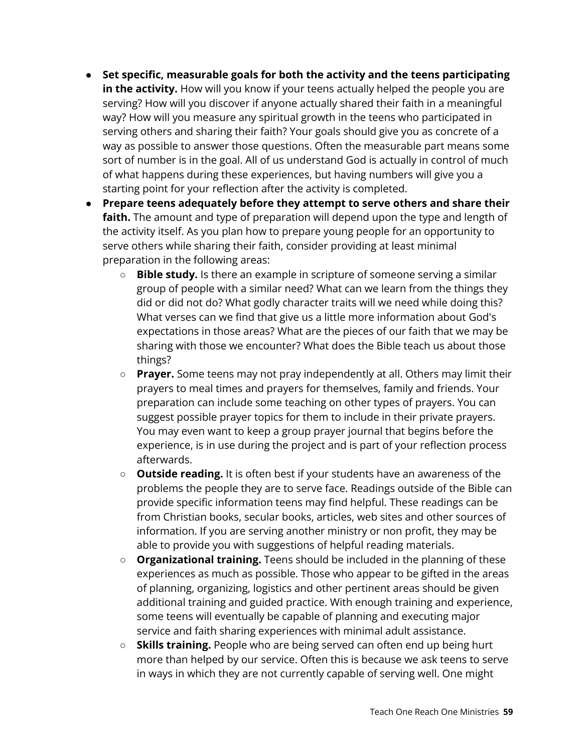- **Set specific, measurable goals for both the activity and the teens participating in the activity.** How will you know if your teens actually helped the people you are serving? How will you discover if anyone actually shared their faith in a meaningful way? How will you measure any spiritual growth in the teens who participated in serving others and sharing their faith? Your goals should give you as concrete of a way as possible to answer those questions. Often the measurable part means some sort of number is in the goal. All of us understand God is actually in control of much of what happens during these experiences, but having numbers will give you a starting point for your reflection after the activity is completed.
- **Prepare teens adequately before they attempt to serve others and share their faith.** The amount and type of preparation will depend upon the type and length of the activity itself. As you plan how to prepare young people for an opportunity to serve others while sharing their faith, consider providing at least minimal preparation in the following areas:
    - **Bible study.** Is there an example in scripture of someone serving a similar group of people with a similar need? What can we learn from the things they did or did not do? What godly character traits will we need while doing this? What verses can we find that give us a little more information about God's expectations in those areas? What are the pieces of our faith that we may be sharing with those we encounter? What does the Bible teach us about those things?
    - **Prayer.** Some teens may not pray independently at all. Others may limit their prayers to meal times and prayers for themselves, family and friends. Your preparation can include some teaching on other types of prayers. You can suggest possible prayer topics for them to include in their private prayers. You may even want to keep a group prayer journal that begins before the experience, is in use during the project and is part of your reflection process afterwards.
    - **Outside reading.** It is often best if your students have an awareness of the problems the people they are to serve face. Readings outside of the Bible can provide specific information teens may find helpful. These readings can be from Christian books, secular books, articles, web sites and other sources of information. If you are serving another ministry or non profit, they may be able to provide you with suggestions of helpful reading materials.
    - **Organizational training.** Teens should be included in the planning of these experiences as much as possible. Those who appear to be gifted in the areas of planning, organizing, logistics and other pertinent areas should be given additional training and guided practice. With enough training and experience, some teens will eventually be capable of planning and executing major service and faith sharing experiences with minimal adult assistance.
    - **Skills training.** People who are being served can often end up being hurt more than helped by our service. Often this is because we ask teens to serve in ways in which they are not currently capable of serving well. One might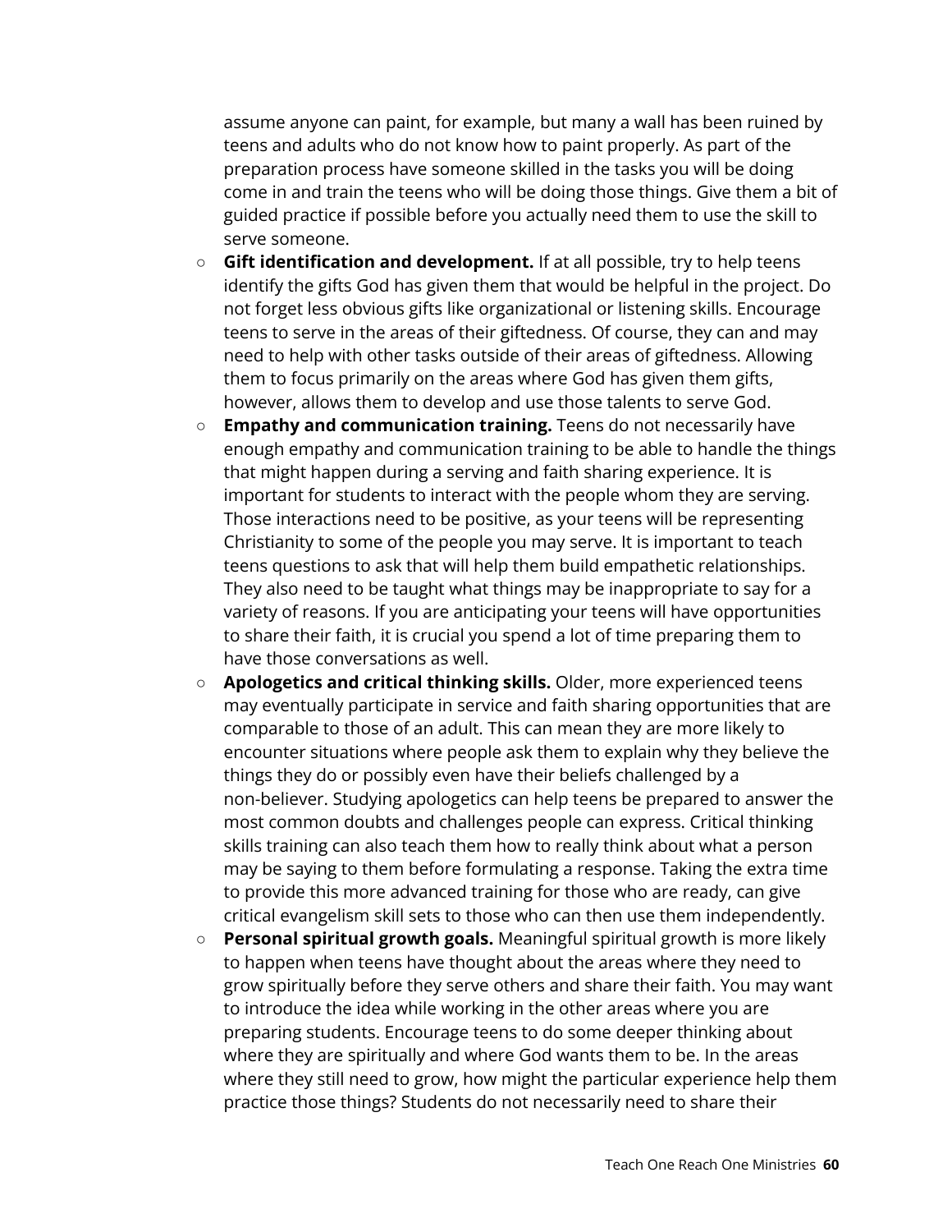assume anyone can paint, for example, but many a wall has been ruined by teens and adults who do not know how to paint properly. As part of the preparation process have someone skilled in the tasks you will be doing come in and train the teens who will be doing those things. Give them a bit of guided practice if possible before you actually need them to use the skill to serve someone.

- **Gift identification and development.** If at all possible, try to help teens identify the gifts God has given them that would be helpful in the project. Do not forget less obvious gifts like organizational or listening skills. Encourage teens to serve in the areas of their giftedness. Of course, they can and may need to help with other tasks outside of their areas of giftedness. Allowing them to focus primarily on the areas where God has given them gifts, however, allows them to develop and use those talents to serve God.
- **Empathy and communication training.** Teens do not necessarily have enough empathy and communication training to be able to handle the things that might happen during a serving and faith sharing experience. It is important for students to interact with the people whom they are serving. Those interactions need to be positive, as your teens will be representing Christianity to some of the people you may serve. It is important to teach teens questions to ask that will help them build empathetic relationships. They also need to be taught what things may be inappropriate to say for a variety of reasons. If you are anticipating your teens will have opportunities to share their faith, it is crucial you spend a lot of time preparing them to have those conversations as well.
- **Apologetics and critical thinking skills.** Older, more experienced teens may eventually participate in service and faith sharing opportunities that are comparable to those of an adult. This can mean they are more likely to encounter situations where people ask them to explain why they believe the things they do or possibly even have their beliefs challenged by a non-believer. Studying apologetics can help teens be prepared to answer the most common doubts and challenges people can express. Critical thinking skills training can also teach them how to really think about what a person may be saying to them before formulating a response. Taking the extra time to provide this more advanced training for those who are ready, can give critical evangelism skill sets to those who can then use them independently.
- **Personal spiritual growth goals.** Meaningful spiritual growth is more likely to happen when teens have thought about the areas where they need to grow spiritually before they serve others and share their faith. You may want to introduce the idea while working in the other areas where you are preparing students. Encourage teens to do some deeper thinking about where they are spiritually and where God wants them to be. In the areas where they still need to grow, how might the particular experience help them practice those things? Students do not necessarily need to share their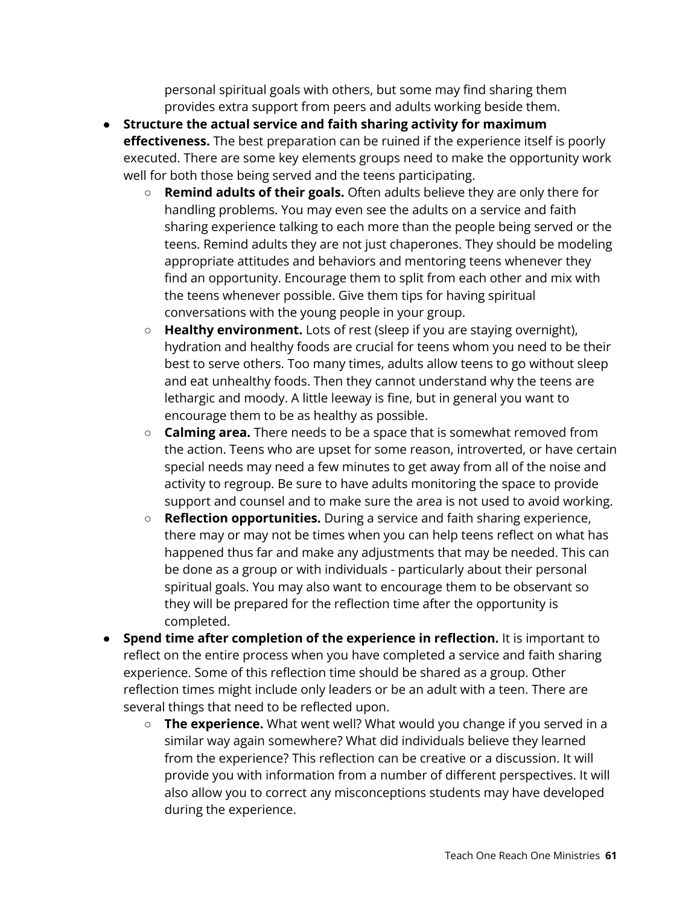personal spiritual goals with others, but some may find sharing them provides extra support from peers and adults working beside them.

- **Structure the actual service and faith sharing activity for maximum effectiveness.** The best preparation can be ruined if the experience itself is poorly executed. There are some key elements groups need to make the opportunity work well for both those being served and the teens participating.
    - **Remind adults of their goals.** Often adults believe they are only there for handling problems. You may even see the adults on a service and faith sharing experience talking to each more than the people being served or the teens. Remind adults they are not just chaperones. They should be modeling appropriate attitudes and behaviors and mentoring teens whenever they find an opportunity. Encourage them to split from each other and mix with the teens whenever possible. Give them tips for having spiritual conversations with the young people in your group.
    - **Healthy environment.** Lots of rest (sleep if you are staying overnight), hydration and healthy foods are crucial for teens whom you need to be their best to serve others. Too many times, adults allow teens to go without sleep and eat unhealthy foods. Then they cannot understand why the teens are lethargic and moody. A little leeway is fine, but in general you want to encourage them to be as healthy as possible.
    - **Calming area.** There needs to be a space that is somewhat removed from the action. Teens who are upset for some reason, introverted, or have certain special needs may need a few minutes to get away from all of the noise and activity to regroup. Be sure to have adults monitoring the space to provide support and counsel and to make sure the area is not used to avoid working.
    - **Reflection opportunities.** During a service and faith sharing experience, there may or may not be times when you can help teens reflect on what has happened thus far and make any adjustments that may be needed. This can be done as a group or with individuals - particularly about their personal spiritual goals. You may also want to encourage them to be observant so they will be prepared for the reflection time after the opportunity is completed.
- **Spend time after completion of the experience in reflection.** It is important to reflect on the entire process when you have completed a service and faith sharing experience. Some of this reflection time should be shared as a group. Other reflection times might include only leaders or be an adult with a teen. There are several things that need to be reflected upon.
    - **The experience.** What went well? What would you change if you served in a similar way again somewhere? What did individuals believe they learned from the experience? This reflection can be creative or a discussion. It will provide you with information from a number of different perspectives. It will also allow you to correct any misconceptions students may have developed during the experience.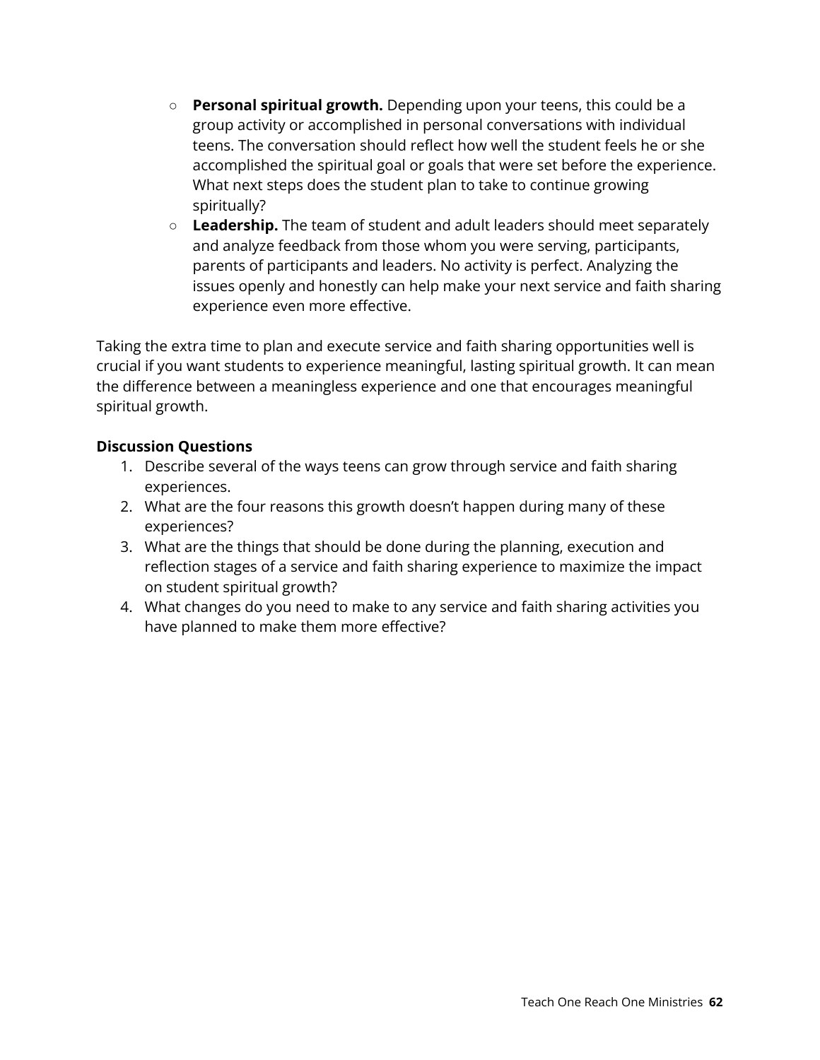- **Personal spiritual growth.** Depending upon your teens, this could be a group activity or accomplished in personal conversations with individual teens. The conversation should reflect how well the student feels he or she accomplished the spiritual goal or goals that were set before the experience. What next steps does the student plan to take to continue growing spiritually?
    - **Leadership.** The team of student and adult leaders should meet separately and analyze feedback from those whom you were serving, participants, parents of participants and leaders. No activity is perfect. Analyzing the issues openly and honestly can help make your next service and faith sharing experience even more effective.

Taking the extra time to plan and execute service and faith sharing opportunities well is crucial if you want students to experience meaningful, lasting spiritual growth. It can mean the difference between a meaningless experience and one that encourages meaningful spiritual growth.

**Discussion Questions**

1. Describe several of the ways teens can grow through service and faith sharing experiences.
2. What are the four reasons this growth doesn't happen during many of these experiences?
3. What are the things that should be done during the planning, execution and reflection stages of a service and faith sharing experience to maximize the impact on student spiritual growth?
4. What changes do you need to make to any service and faith sharing activities you have planned to make them more effective?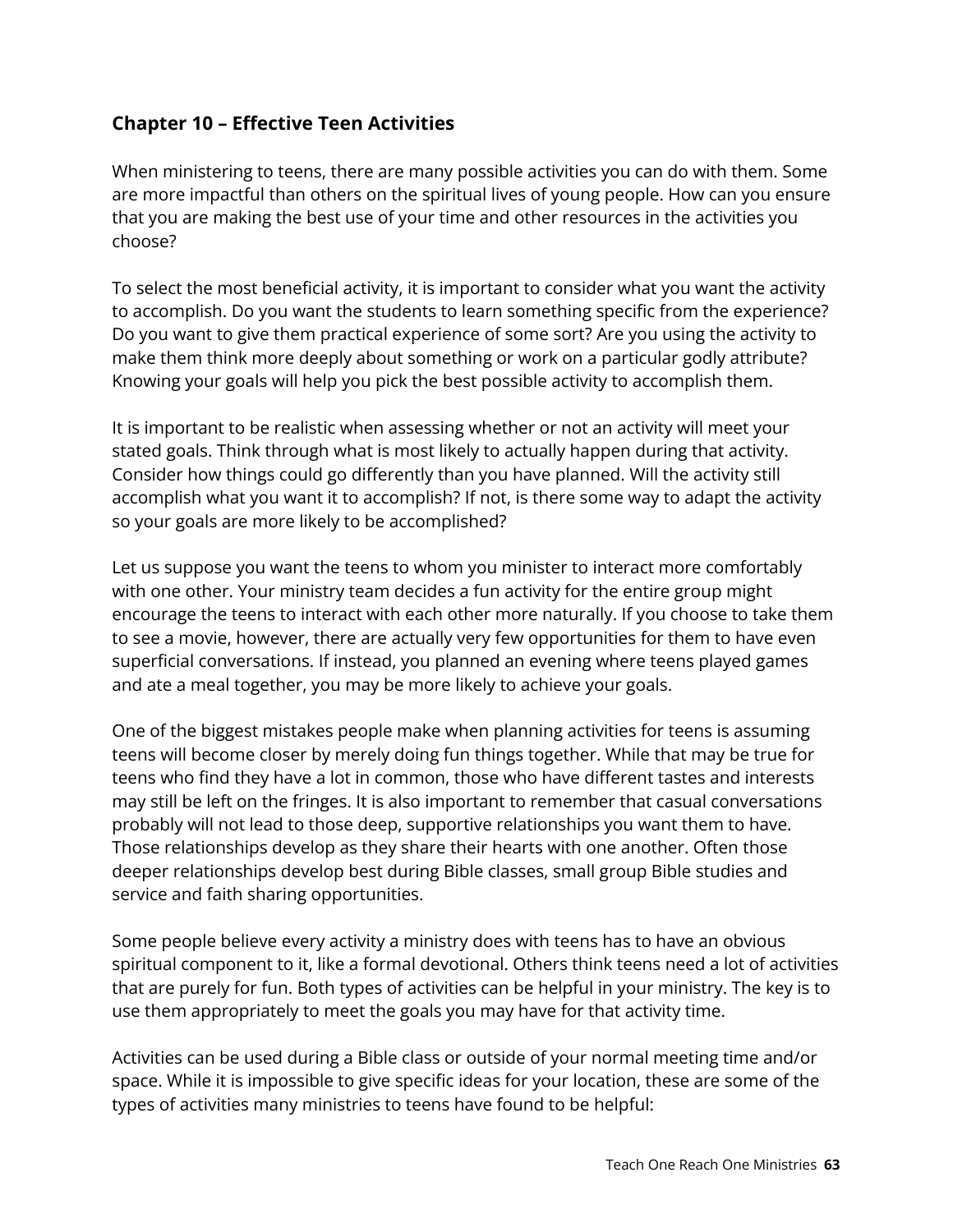## Chapter 10 – Effective Teen Activities

When ministering to teens, there are many possible activities you can do with them. Some are more impactful than others on the spiritual lives of young people. How can you ensure that you are making the best use of your time and other resources in the activities you choose?

To select the most beneficial activity, it is important to consider what you want the activity to accomplish. Do you want the students to learn something specific from the experience? Do you want to give them practical experience of some sort? Are you using the activity to make them think more deeply about something or work on a particular godly attribute? Knowing your goals will help you pick the best possible activity to accomplish them.

It is important to be realistic when assessing whether or not an activity will meet your stated goals. Think through what is most likely to actually happen during that activity. Consider how things could go differently than you have planned. Will the activity still accomplish what you want it to accomplish? If not, is there some way to adapt the activity so your goals are more likely to be accomplished?

Let us suppose you want the teens to whom you minister to interact more comfortably with one other. Your ministry team decides a fun activity for the entire group might encourage the teens to interact with each other more naturally. If you choose to take them to see a movie, however, there are actually very few opportunities for them to have even superficial conversations. If instead, you planned an evening where teens played games and ate a meal together, you may be more likely to achieve your goals.

One of the biggest mistakes people make when planning activities for teens is assuming teens will become closer by merely doing fun things together. While that may be true for teens who find they have a lot in common, those who have different tastes and interests may still be left on the fringes. It is also important to remember that casual conversations probably will not lead to those deep, supportive relationships you want them to have. Those relationships develop as they share their hearts with one another. Often those deeper relationships develop best during Bible classes, small group Bible studies and service and faith sharing opportunities.

Some people believe every activity a ministry does with teens has to have an obvious spiritual component to it, like a formal devotional. Others think teens need a lot of activities that are purely for fun. Both types of activities can be helpful in your ministry. The key is to use them appropriately to meet the goals you may have for that activity time.

Activities can be used during a Bible class or outside of your normal meeting time and/or space. While it is impossible to give specific ideas for your location, these are some of the types of activities many ministries to teens have found to be helpful: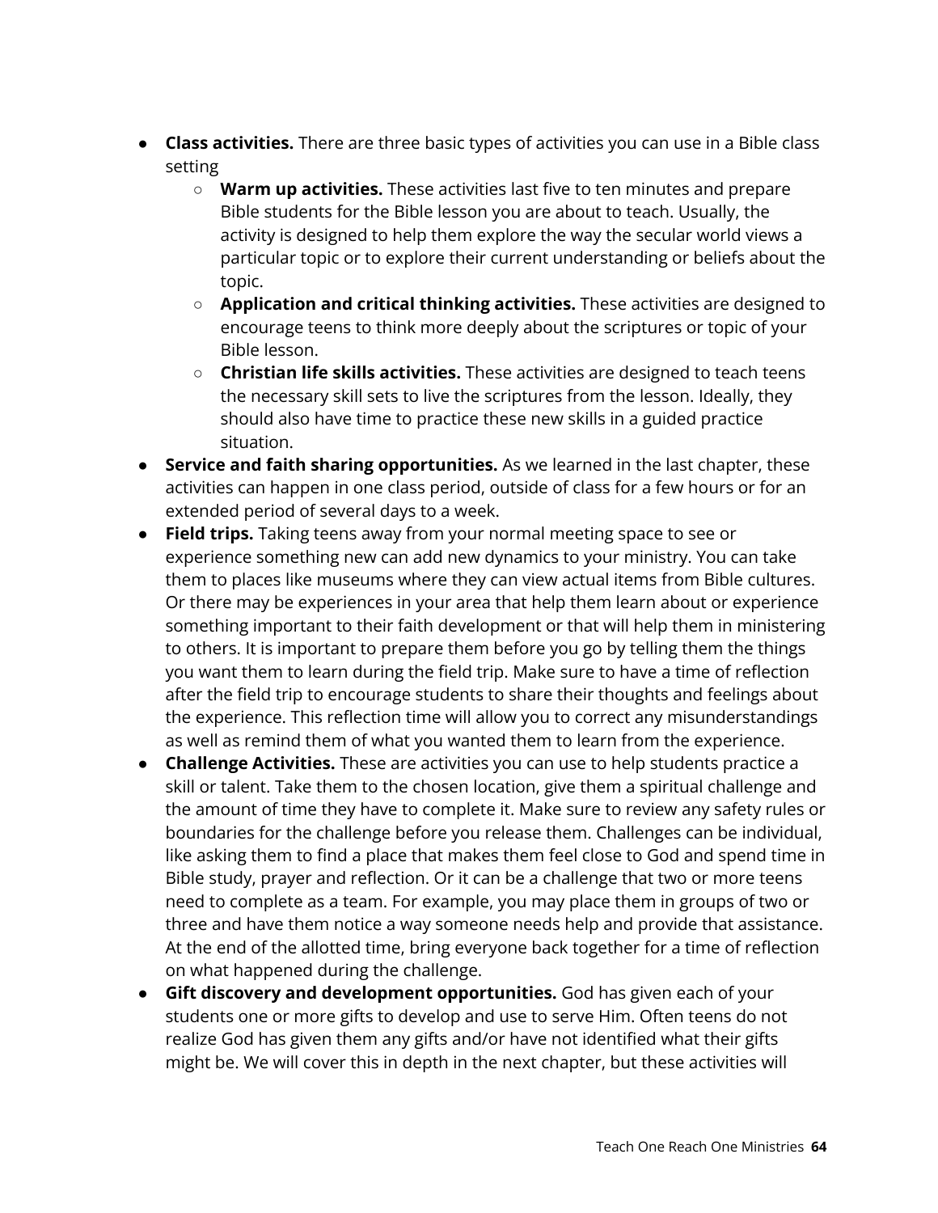- **Class activities.** There are three basic types of activities you can use in a Bible class setting
    - **Warm up activities.** These activities last five to ten minutes and prepare Bible students for the Bible lesson you are about to teach. Usually, the activity is designed to help them explore the way the secular world views a particular topic or to explore their current understanding or beliefs about the topic.
    - **Application and critical thinking activities.** These activities are designed to encourage teens to think more deeply about the scriptures or topic of your Bible lesson.
    - **Christian life skills activities.** These activities are designed to teach teens the necessary skill sets to live the scriptures from the lesson. Ideally, they should also have time to practice these new skills in a guided practice situation.
- **Service and faith sharing opportunities.** As we learned in the last chapter, these activities can happen in one class period, outside of class for a few hours or for an extended period of several days to a week.
- **Field trips.** Taking teens away from your normal meeting space to see or experience something new can add new dynamics to your ministry. You can take them to places like museums where they can view actual items from Bible cultures. Or there may be experiences in your area that help them learn about or experience something important to their faith development or that will help them in ministering to others. It is important to prepare them before you go by telling them the things you want them to learn during the field trip. Make sure to have a time of reflection after the field trip to encourage students to share their thoughts and feelings about the experience. This reflection time will allow you to correct any misunderstandings as well as remind them of what you wanted them to learn from the experience.
- **Challenge Activities.** These are activities you can use to help students practice a skill or talent. Take them to the chosen location, give them a spiritual challenge and the amount of time they have to complete it. Make sure to review any safety rules or boundaries for the challenge before you release them. Challenges can be individual, like asking them to find a place that makes them feel close to God and spend time in Bible study, prayer and reflection. Or it can be a challenge that two or more teens need to complete as a team. For example, you may place them in groups of two or three and have them notice a way someone needs help and provide that assistance. At the end of the allotted time, bring everyone back together for a time of reflection on what happened during the challenge.
- **Gift discovery and development opportunities.** God has given each of your students one or more gifts to develop and use to serve Him. Often teens do not realize God has given them any gifts and/or have not identified what their gifts might be. We will cover this in depth in the next chapter, but these activities will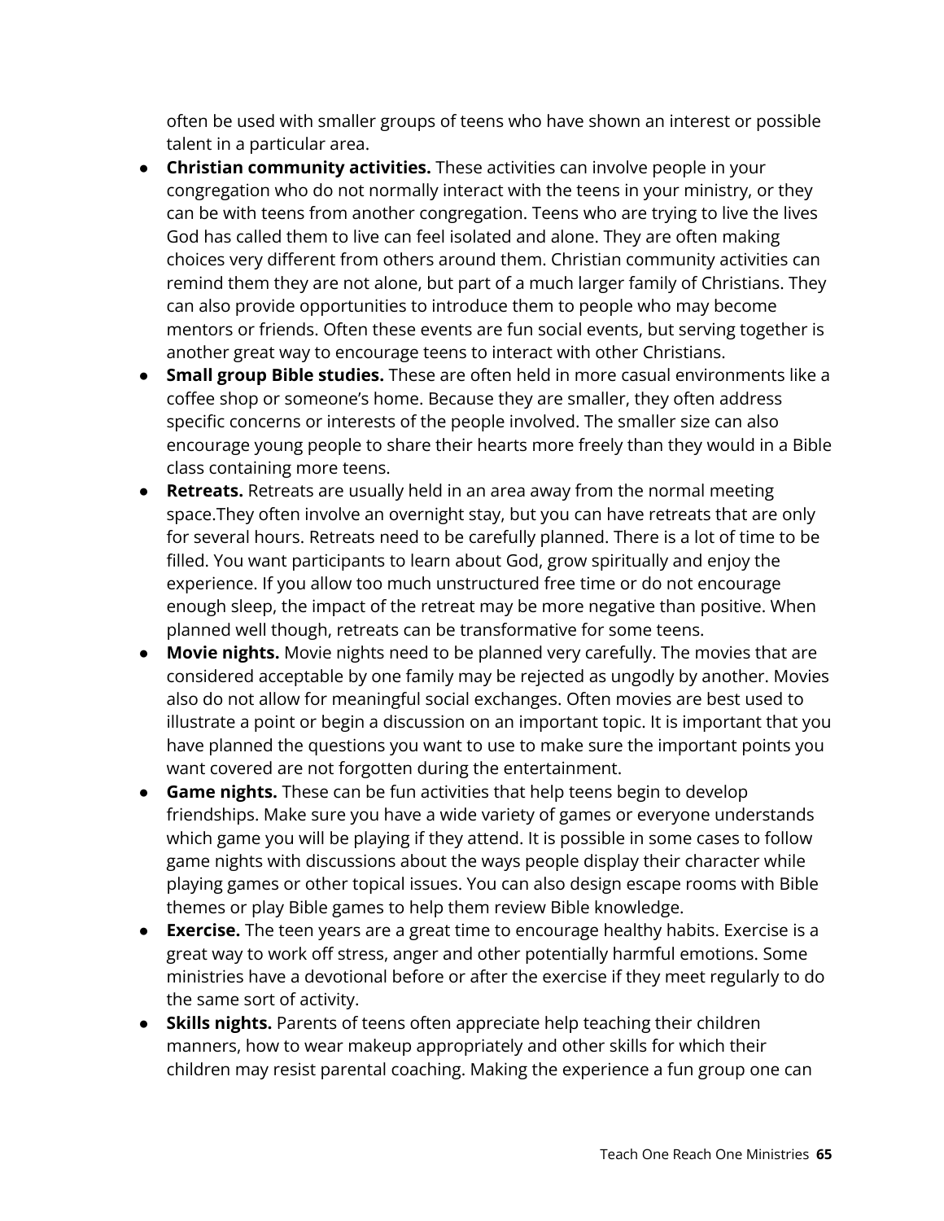often be used with smaller groups of teens who have shown an interest or possible talent in a particular area.

- **Christian community activities.** These activities can involve people in your congregation who do not normally interact with the teens in your ministry, or they can be with teens from another congregation. Teens who are trying to live the lives God has called them to live can feel isolated and alone. They are often making choices very different from others around them. Christian community activities can remind them they are not alone, but part of a much larger family of Christians. They can also provide opportunities to introduce them to people who may become mentors or friends. Often these events are fun social events, but serving together is another great way to encourage teens to interact with other Christians.
- **Small group Bible studies.** These are often held in more casual environments like a coffee shop or someone's home. Because they are smaller, they often address specific concerns or interests of the people involved. The smaller size can also encourage young people to share their hearts more freely than they would in a Bible class containing more teens.
- **Retreats.** Retreats are usually held in an area away from the normal meeting space.They often involve an overnight stay, but you can have retreats that are only for several hours. Retreats need to be carefully planned. There is a lot of time to be filled. You want participants to learn about God, grow spiritually and enjoy the experience. If you allow too much unstructured free time or do not encourage enough sleep, the impact of the retreat may be more negative than positive. When planned well though, retreats can be transformative for some teens.
- **Movie nights.** Movie nights need to be planned very carefully. The movies that are considered acceptable by one family may be rejected as ungodly by another. Movies also do not allow for meaningful social exchanges. Often movies are best used to illustrate a point or begin a discussion on an important topic. It is important that you have planned the questions you want to use to make sure the important points you want covered are not forgotten during the entertainment.
- **Game nights.** These can be fun activities that help teens begin to develop friendships. Make sure you have a wide variety of games or everyone understands which game you will be playing if they attend. It is possible in some cases to follow game nights with discussions about the ways people display their character while playing games or other topical issues. You can also design escape rooms with Bible themes or play Bible games to help them review Bible knowledge.
- **Exercise.** The teen years are a great time to encourage healthy habits. Exercise is a great way to work off stress, anger and other potentially harmful emotions. Some ministries have a devotional before or after the exercise if they meet regularly to do the same sort of activity.
- **Skills nights.** Parents of teens often appreciate help teaching their children manners, how to wear makeup appropriately and other skills for which their children may resist parental coaching. Making the experience a fun group one can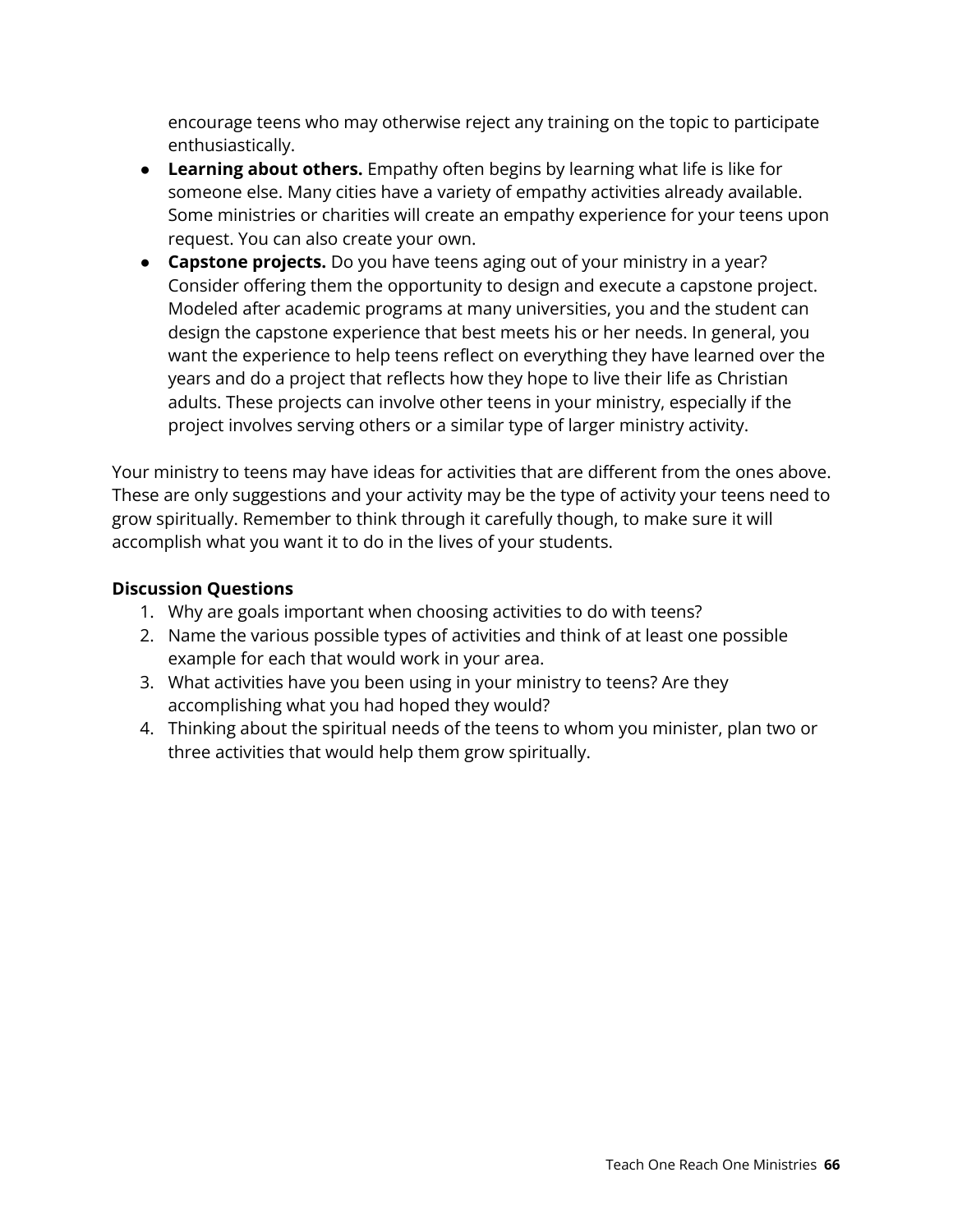encourage teens who may otherwise reject any training on the topic to participate enthusiastically.

- **Learning about others.** Empathy often begins by learning what life is like for someone else. Many cities have a variety of empathy activities already available. Some ministries or charities will create an empathy experience for your teens upon request. You can also create your own.
- **Capstone projects.** Do you have teens aging out of your ministry in a year? Consider offering them the opportunity to design and execute a capstone project. Modeled after academic programs at many universities, you and the student can design the capstone experience that best meets his or her needs. In general, you want the experience to help teens reflect on everything they have learned over the years and do a project that reflects how they hope to live their life as Christian adults. These projects can involve other teens in your ministry, especially if the project involves serving others or a similar type of larger ministry activity.

Your ministry to teens may have ideas for activities that are different from the ones above. These are only suggestions and your activity may be the type of activity your teens need to grow spiritually. Remember to think through it carefully though, to make sure it will accomplish what you want it to do in the lives of your students.

**Discussion Questions**

1. Why are goals important when choosing activities to do with teens?
2. Name the various possible types of activities and think of at least one possible example for each that would work in your area.
3. What activities have you been using in your ministry to teens? Are they accomplishing what you had hoped they would?
4. Thinking about the spiritual needs of the teens to whom you minister, plan two or three activities that would help them grow spiritually.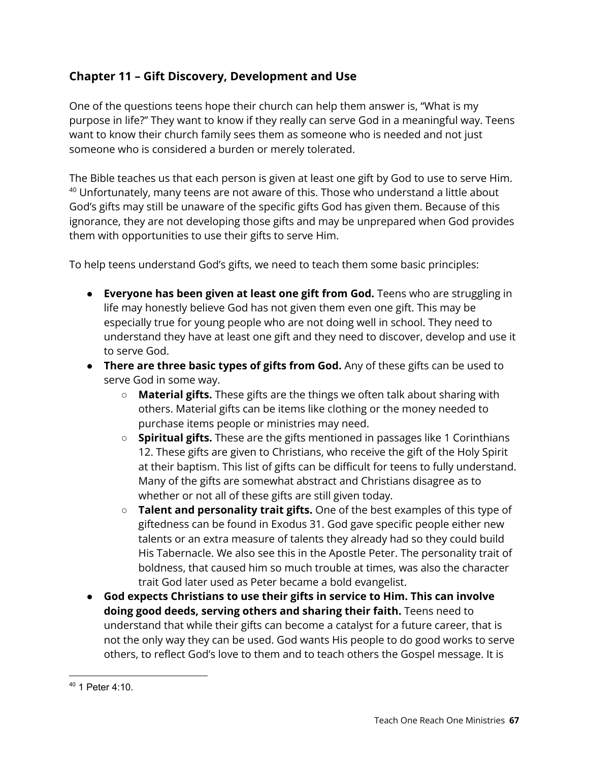## Chapter 11 – Gift Discovery, Development and Use

One of the questions teens hope their church can help them answer is, "What is my purpose in life?" They want to know if they really can serve God in a meaningful way. Teens want to know their church family sees them as someone who is needed and not just someone who is considered a burden or merely tolerated.

The Bible teaches us that each person is given at least one gift by God to use to serve Him. [40] Unfortunately, many teens are not aware of this. Those who understand a little about God's gifts may still be unaware of the specific gifts God has given them. Because of this ignorance, they are not developing those gifts and may be unprepared when God provides them with opportunities to use their gifts to serve Him.

To help teens understand God's gifts, we need to teach them some basic principles:

- **Everyone has been given at least one gift from God.** Teens who are struggling in life may honestly believe God has not given them even one gift. This may be especially true for young people who are not doing well in school. They need to understand they have at least one gift and they need to discover, develop and use it to serve God.
- **There are three basic types of gifts from God.** Any of these gifts can be used to serve God in some way.
  - **Material gifts.** These gifts are the things we often talk about sharing with others. Material gifts can be items like clothing or the money needed to purchase items people or ministries may need.
  - **Spiritual gifts.** These are the gifts mentioned in passages like 1 Corinthians 12. These gifts are given to Christians, who receive the gift of the Holy Spirit at their baptism. This list of gifts can be difficult for teens to fully understand. Many of the gifts are somewhat abstract and Christians disagree as to whether or not all of these gifts are still given today.
  - **Talent and personality trait gifts.** One of the best examples of this type of giftedness can be found in Exodus 31. God gave specific people either new talents or an extra measure of talents they already had so they could build His Tabernacle. We also see this in the Apostle Peter. The personality trait of boldness, that caused him so much trouble at times, was also the character trait God later used as Peter became a bold evangelist.
- **God expects Christians to use their gifts in service to Him. This can involve doing good deeds, serving others and sharing their faith.** Teens need to understand that while their gifts can become a catalyst for a future career, that is not the only way they can be used. God wants His people to do good works to serve others, to reflect God's love to them and to teach others the Gospel message. It is

[40] 1 Peter 4:10.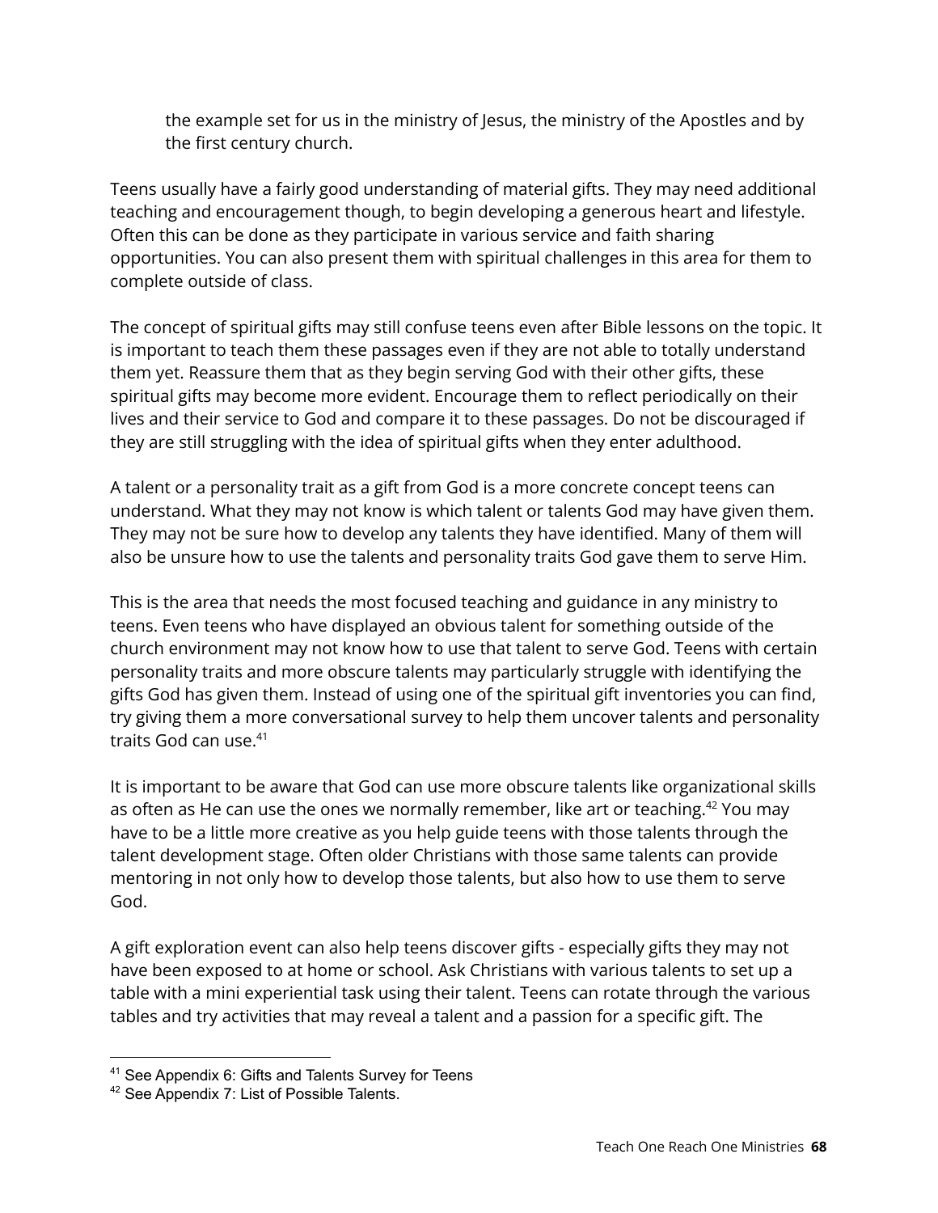the example set for us in the ministry of Jesus, the ministry of the Apostles and by the first century church.

Teens usually have a fairly good understanding of material gifts. They may need additional teaching and encouragement though, to begin developing a generous heart and lifestyle. Often this can be done as they participate in various service and faith sharing opportunities. You can also present them with spiritual challenges in this area for them to complete outside of class.

The concept of spiritual gifts may still confuse teens even after Bible lessons on the topic. It is important to teach them these passages even if they are not able to totally understand them yet. Reassure them that as they begin serving God with their other gifts, these spiritual gifts may become more evident. Encourage them to reflect periodically on their lives and their service to God and compare it to these passages. Do not be discouraged if they are still struggling with the idea of spiritual gifts when they enter adulthood.

A talent or a personality trait as a gift from God is a more concrete concept teens can understand. What they may not know is which talent or talents God may have given them. They may not be sure how to develop any talents they have identified. Many of them will also be unsure how to use the talents and personality traits God gave them to serve Him.

This is the area that needs the most focused teaching and guidance in any ministry to teens. Even teens who have displayed an obvious talent for something outside of the church environment may not know how to use that talent to serve God. Teens with certain personality traits and more obscure talents may particularly struggle with identifying the gifts God has given them. Instead of using one of the spiritual gift inventories you can find, try giving them a more conversational survey to help them uncover talents and personality traits God can use.[41]

It is important to be aware that God can use more obscure talents like organizational skills as often as He can use the ones we normally remember, like art or teaching.[42] You may have to be a little more creative as you help guide teens with those talents through the talent development stage. Often older Christians with those same talents can provide mentoring in not only how to develop those talents, but also how to use them to serve God.

A gift exploration event can also help teens discover gifts - especially gifts they may not have been exposed to at home or school. Ask Christians with various talents to set up a table with a mini experiential task using their talent. Teens can rotate through the various tables and try activities that may reveal a talent and a passion for a specific gift. The

---

[41] See Appendix 6: Gifts and Talents Survey for Teens

[42] See Appendix 7: List of Possible Talents.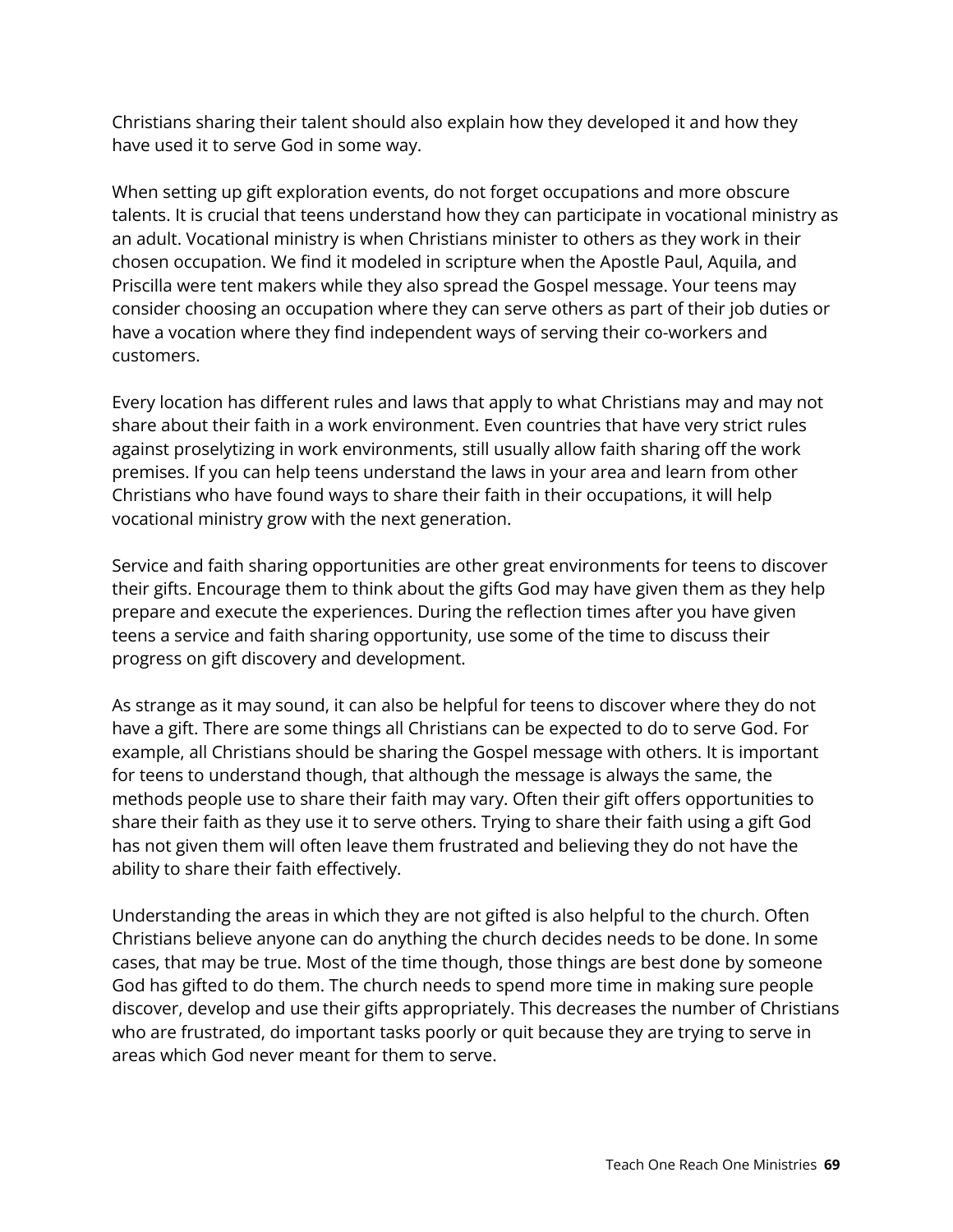Christians sharing their talent should also explain how they developed it and how they have used it to serve God in some way.

When setting up gift exploration events, do not forget occupations and more obscure talents. It is crucial that teens understand how they can participate in vocational ministry as an adult. Vocational ministry is when Christians minister to others as they work in their chosen occupation. We find it modeled in scripture when the Apostle Paul, Aquila, and Priscilla were tent makers while they also spread the Gospel message. Your teens may consider choosing an occupation where they can serve others as part of their job duties or have a vocation where they find independent ways of serving their co-workers and customers.

Every location has different rules and laws that apply to what Christians may and may not share about their faith in a work environment. Even countries that have very strict rules against proselytizing in work environments, still usually allow faith sharing off the work premises. If you can help teens understand the laws in your area and learn from other Christians who have found ways to share their faith in their occupations, it will help vocational ministry grow with the next generation.

Service and faith sharing opportunities are other great environments for teens to discover their gifts. Encourage them to think about the gifts God may have given them as they help prepare and execute the experiences. During the reflection times after you have given teens a service and faith sharing opportunity, use some of the time to discuss their progress on gift discovery and development.

As strange as it may sound, it can also be helpful for teens to discover where they do not have a gift. There are some things all Christians can be expected to do to serve God. For example, all Christians should be sharing the Gospel message with others. It is important for teens to understand though, that although the message is always the same, the methods people use to share their faith may vary. Often their gift offers opportunities to share their faith as they use it to serve others. Trying to share their faith using a gift God has not given them will often leave them frustrated and believing they do not have the ability to share their faith effectively.

Understanding the areas in which they are not gifted is also helpful to the church. Often Christians believe anyone can do anything the church decides needs to be done. In some cases, that may be true. Most of the time though, those things are best done by someone God has gifted to do them. The church needs to spend more time in making sure people discover, develop and use their gifts appropriately. This decreases the number of Christians who are frustrated, do important tasks poorly or quit because they are trying to serve in areas which God never meant for them to serve.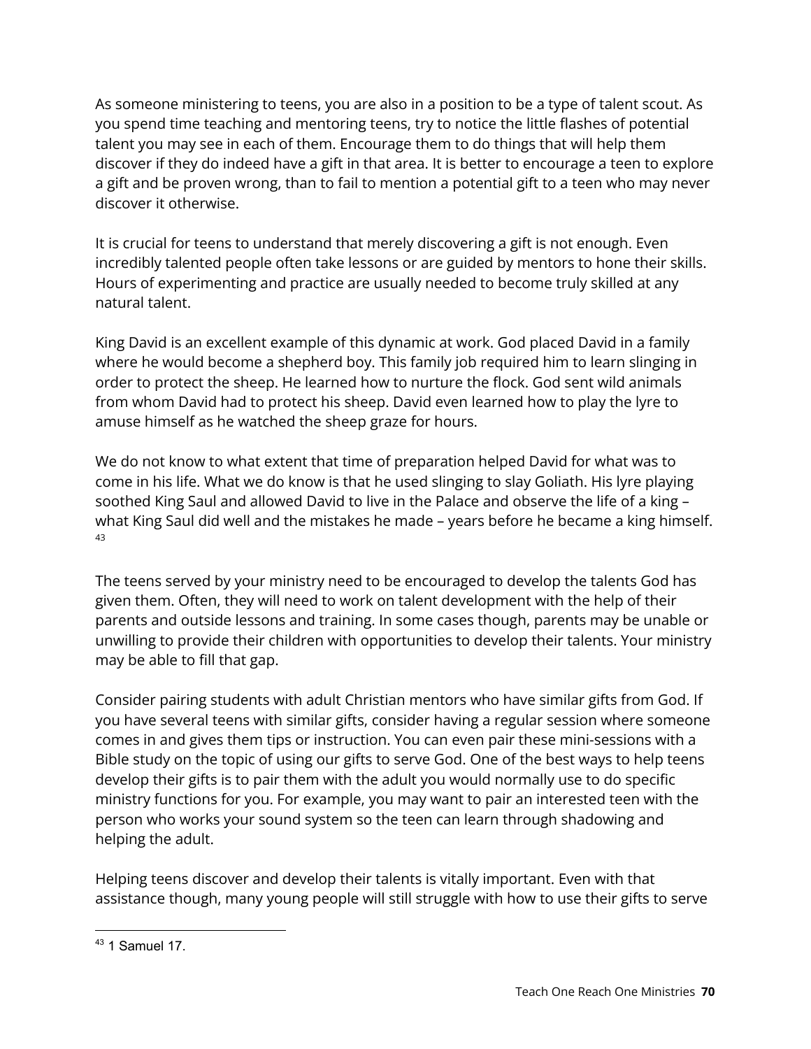As someone ministering to teens, you are also in a position to be a type of talent scout. As you spend time teaching and mentoring teens, try to notice the little flashes of potential talent you may see in each of them. Encourage them to do things that will help them discover if they do indeed have a gift in that area. It is better to encourage a teen to explore a gift and be proven wrong, than to fail to mention a potential gift to a teen who may never discover it otherwise.

It is crucial for teens to understand that merely discovering a gift is not enough. Even incredibly talented people often take lessons or are guided by mentors to hone their skills. Hours of experimenting and practice are usually needed to become truly skilled at any natural talent.

King David is an excellent example of this dynamic at work. God placed David in a family where he would become a shepherd boy. This family job required him to learn slinging in order to protect the sheep. He learned how to nurture the flock. God sent wild animals from whom David had to protect his sheep. David even learned how to play the lyre to amuse himself as he watched the sheep graze for hours.

We do not know to what extent that time of preparation helped David for what was to come in his life. What we do know is that he used slinging to slay Goliath. His lyre playing soothed King Saul and allowed David to live in the Palace and observe the life of a king – what King Saul did well and the mistakes he made – years before he became a king himself.[43]

The teens served by your ministry need to be encouraged to develop the talents God has given them. Often, they will need to work on talent development with the help of their parents and outside lessons and training. In some cases though, parents may be unable or unwilling to provide their children with opportunities to develop their talents. Your ministry may be able to fill that gap.

Consider pairing students with adult Christian mentors who have similar gifts from God. If you have several teens with similar gifts, consider having a regular session where someone comes in and gives them tips or instruction. You can even pair these mini-sessions with a Bible study on the topic of using our gifts to serve God. One of the best ways to help teens develop their gifts is to pair them with the adult you would normally use to do specific ministry functions for you. For example, you may want to pair an interested teen with the person who works your sound system so the teen can learn through shadowing and helping the adult.

Helping teens discover and develop their talents is vitally important. Even with that assistance though, many young people will still struggle with how to use their gifts to serve

---

[43] 1 Samuel 17.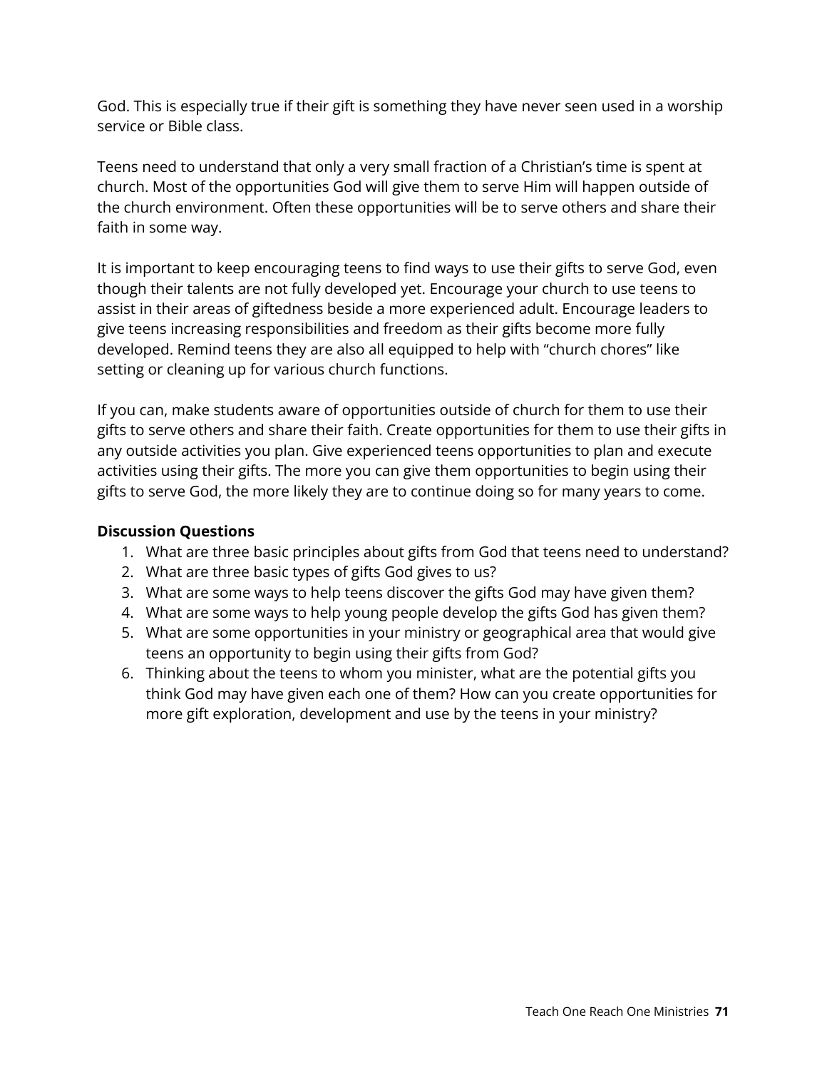God. This is especially true if their gift is something they have never seen used in a worship service or Bible class.

Teens need to understand that only a very small fraction of a Christian's time is spent at church. Most of the opportunities God will give them to serve Him will happen outside of the church environment. Often these opportunities will be to serve others and share their faith in some way.

It is important to keep encouraging teens to find ways to use their gifts to serve God, even though their talents are not fully developed yet. Encourage your church to use teens to assist in their areas of giftedness beside a more experienced adult. Encourage leaders to give teens increasing responsibilities and freedom as their gifts become more fully developed. Remind teens they are also all equipped to help with "church chores" like setting or cleaning up for various church functions.

If you can, make students aware of opportunities outside of church for them to use their gifts to serve others and share their faith. Create opportunities for them to use their gifts in any outside activities you plan. Give experienced teens opportunities to plan and execute activities using their gifts. The more you can give them opportunities to begin using their gifts to serve God, the more likely they are to continue doing so for many years to come.

**Discussion Questions**

1. What are three basic principles about gifts from God that teens need to understand?
2. What are three basic types of gifts God gives to us?
3. What are some ways to help teens discover the gifts God may have given them?
4. What are some ways to help young people develop the gifts God has given them?
5. What are some opportunities in your ministry or geographical area that would give teens an opportunity to begin using their gifts from God?
6. Thinking about the teens to whom you minister, what are the potential gifts you think God may have given each one of them? How can you create opportunities for more gift exploration, development and use by the teens in your ministry?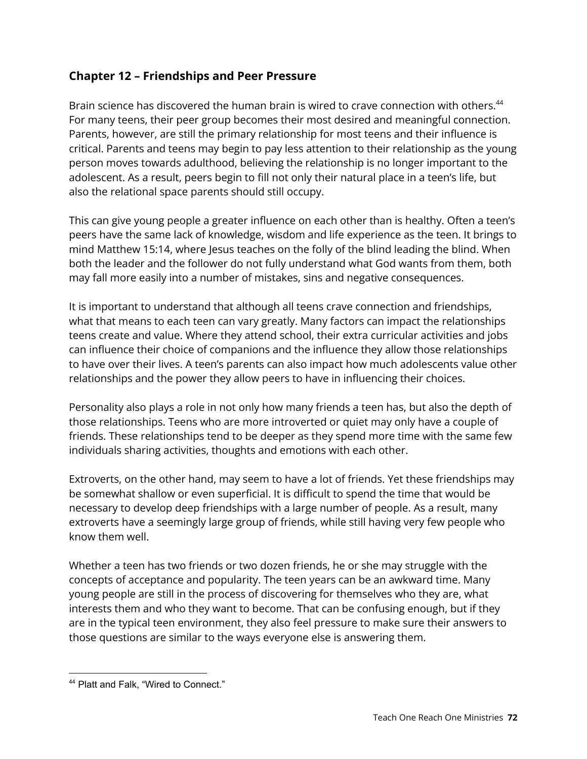## Chapter 12 – Friendships and Peer Pressure

Brain science has discovered the human brain is wired to crave connection with others.[44] For many teens, their peer group becomes their most desired and meaningful connection. Parents, however, are still the primary relationship for most teens and their influence is critical. Parents and teens may begin to pay less attention to their relationship as the young person moves towards adulthood, believing the relationship is no longer important to the adolescent. As a result, peers begin to fill not only their natural place in a teen's life, but also the relational space parents should still occupy.

This can give young people a greater influence on each other than is healthy. Often a teen's peers have the same lack of knowledge, wisdom and life experience as the teen. It brings to mind Matthew 15:14, where Jesus teaches on the folly of the blind leading the blind. When both the leader and the follower do not fully understand what God wants from them, both may fall more easily into a number of mistakes, sins and negative consequences.

It is important to understand that although all teens crave connection and friendships, what that means to each teen can vary greatly. Many factors can impact the relationships teens create and value. Where they attend school, their extra curricular activities and jobs can influence their choice of companions and the influence they allow those relationships to have over their lives. A teen's parents can also impact how much adolescents value other relationships and the power they allow peers to have in influencing their choices.

Personality also plays a role in not only how many friends a teen has, but also the depth of those relationships. Teens who are more introverted or quiet may only have a couple of friends. These relationships tend to be deeper as they spend more time with the same few individuals sharing activities, thoughts and emotions with each other.

Extroverts, on the other hand, may seem to have a lot of friends. Yet these friendships may be somewhat shallow or even superficial. It is difficult to spend the time that would be necessary to develop deep friendships with a large number of people. As a result, many extroverts have a seemingly large group of friends, while still having very few people who know them well.

Whether a teen has two friends or two dozen friends, he or she may struggle with the concepts of acceptance and popularity. The teen years can be an awkward time. Many young people are still in the process of discovering for themselves who they are, what interests them and who they want to become. That can be confusing enough, but if they are in the typical teen environment, they also feel pressure to make sure their answers to those questions are similar to the ways everyone else is answering them.

---

[44] Platt and Falk, "Wired to Connect."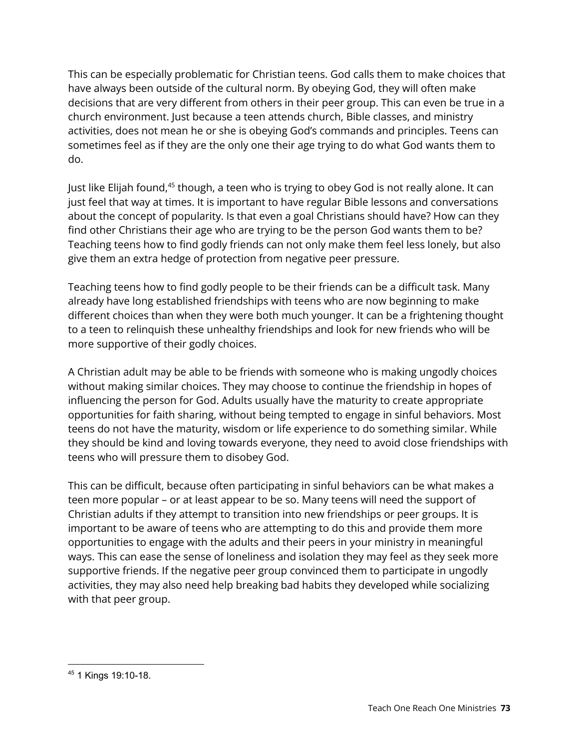This can be especially problematic for Christian teens. God calls them to make choices that have always been outside of the cultural norm. By obeying God, they will often make decisions that are very different from others in their peer group. This can even be true in a church environment. Just because a teen attends church, Bible classes, and ministry activities, does not mean he or she is obeying God's commands and principles. Teens can sometimes feel as if they are the only one their age trying to do what God wants them to do.

Just like Elijah found,[45] though, a teen who is trying to obey God is not really alone. It can just feel that way at times. It is important to have regular Bible lessons and conversations about the concept of popularity. Is that even a goal Christians should have? How can they find other Christians their age who are trying to be the person God wants them to be? Teaching teens how to find godly friends can not only make them feel less lonely, but also give them an extra hedge of protection from negative peer pressure.

Teaching teens how to find godly people to be their friends can be a difficult task. Many already have long established friendships with teens who are now beginning to make different choices than when they were both much younger. It can be a frightening thought to a teen to relinquish these unhealthy friendships and look for new friends who will be more supportive of their godly choices.

A Christian adult may be able to be friends with someone who is making ungodly choices without making similar choices. They may choose to continue the friendship in hopes of influencing the person for God. Adults usually have the maturity to create appropriate opportunities for faith sharing, without being tempted to engage in sinful behaviors. Most teens do not have the maturity, wisdom or life experience to do something similar. While they should be kind and loving towards everyone, they need to avoid close friendships with teens who will pressure them to disobey God.

This can be difficult, because often participating in sinful behaviors can be what makes a teen more popular – or at least appear to be so. Many teens will need the support of Christian adults if they attempt to transition into new friendships or peer groups. It is important to be aware of teens who are attempting to do this and provide them more opportunities to engage with the adults and their peers in your ministry in meaningful ways. This can ease the sense of loneliness and isolation they may feel as they seek more supportive friends. If the negative peer group convinced them to participate in ungodly activities, they may also need help breaking bad habits they developed while socializing with that peer group.

---

[45] 1 Kings 19:10-18.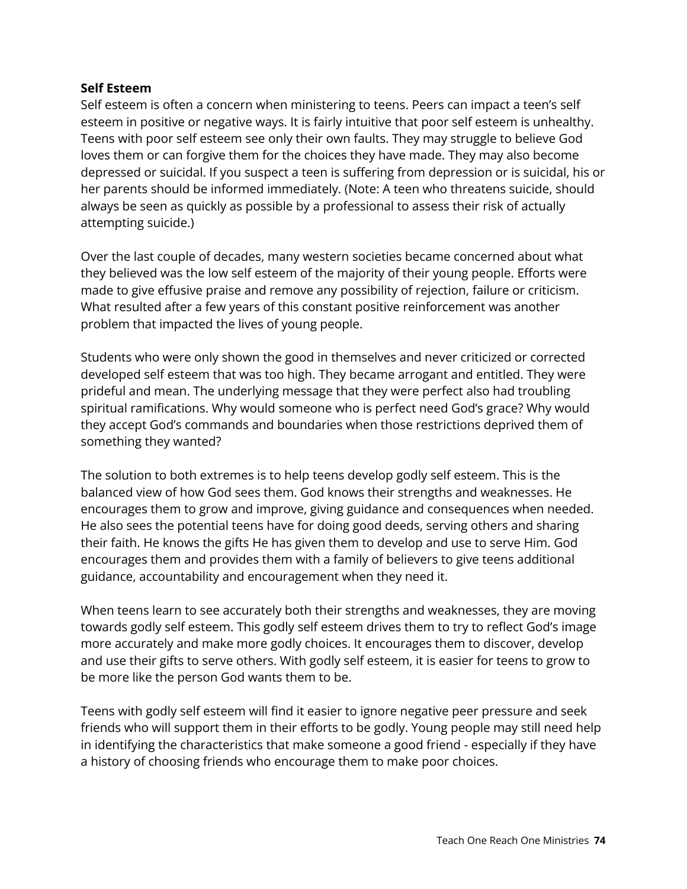**Self Esteem**

Self esteem is often a concern when ministering to teens. Peers can impact a teen's self esteem in positive or negative ways. It is fairly intuitive that poor self esteem is unhealthy. Teens with poor self esteem see only their own faults. They may struggle to believe God loves them or can forgive them for the choices they have made. They may also become depressed or suicidal. If you suspect a teen is suffering from depression or is suicidal, his or her parents should be informed immediately. (Note: A teen who threatens suicide, should always be seen as quickly as possible by a professional to assess their risk of actually attempting suicide.)

Over the last couple of decades, many western societies became concerned about what they believed was the low self esteem of the majority of their young people. Efforts were made to give effusive praise and remove any possibility of rejection, failure or criticism. What resulted after a few years of this constant positive reinforcement was another problem that impacted the lives of young people.

Students who were only shown the good in themselves and never criticized or corrected developed self esteem that was too high. They became arrogant and entitled. They were prideful and mean. The underlying message that they were perfect also had troubling spiritual ramifications. Why would someone who is perfect need God's grace? Why would they accept God's commands and boundaries when those restrictions deprived them of something they wanted?

The solution to both extremes is to help teens develop godly self esteem. This is the balanced view of how God sees them. God knows their strengths and weaknesses. He encourages them to grow and improve, giving guidance and consequences when needed. He also sees the potential teens have for doing good deeds, serving others and sharing their faith. He knows the gifts He has given them to develop and use to serve Him. God encourages them and provides them with a family of believers to give teens additional guidance, accountability and encouragement when they need it.

When teens learn to see accurately both their strengths and weaknesses, they are moving towards godly self esteem. This godly self esteem drives them to try to reflect God's image more accurately and make more godly choices. It encourages them to discover, develop and use their gifts to serve others. With godly self esteem, it is easier for teens to grow to be more like the person God wants them to be.

Teens with godly self esteem will find it easier to ignore negative peer pressure and seek friends who will support them in their efforts to be godly. Young people may still need help in identifying the characteristics that make someone a good friend - especially if they have a history of choosing friends who encourage them to make poor choices.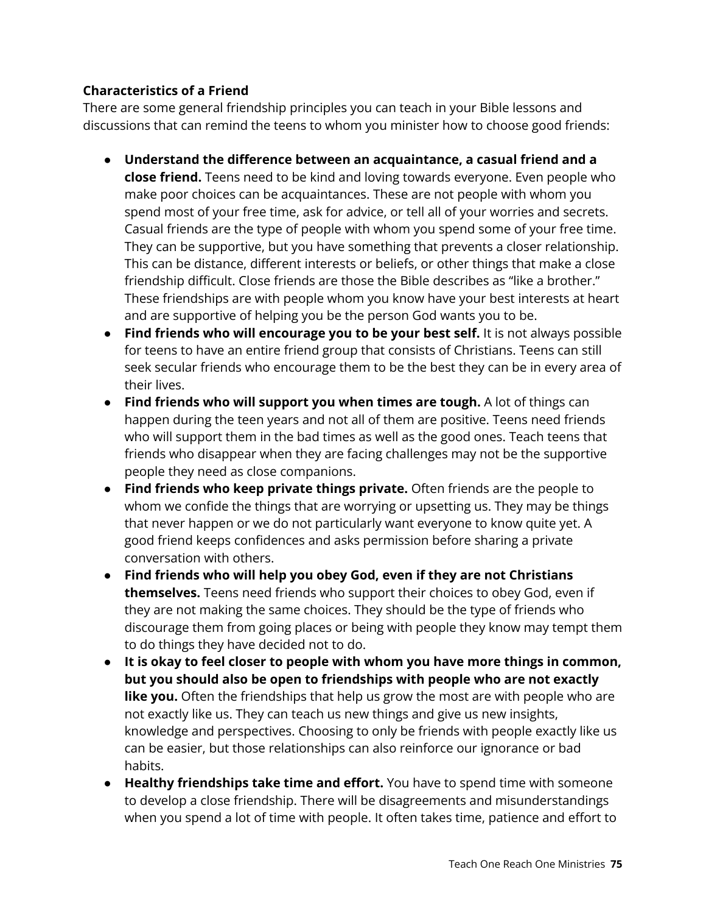**Characteristics of a Friend**

There are some general friendship principles you can teach in your Bible lessons and discussions that can remind the teens to whom you minister how to choose good friends:

- **Understand the difference between an acquaintance, a casual friend and a close friend.** Teens need to be kind and loving towards everyone. Even people who make poor choices can be acquaintances. These are not people with whom you spend most of your free time, ask for advice, or tell all of your worries and secrets. Casual friends are the type of people with whom you spend some of your free time. They can be supportive, but you have something that prevents a closer relationship. This can be distance, different interests or beliefs, or other things that make a close friendship difficult. Close friends are those the Bible describes as "like a brother." These friendships are with people whom you know have your best interests at heart and are supportive of helping you be the person God wants you to be.
- **Find friends who will encourage you to be your best self.** It is not always possible for teens to have an entire friend group that consists of Christians. Teens can still seek secular friends who encourage them to be the best they can be in every area of their lives.
- **Find friends who will support you when times are tough.** A lot of things can happen during the teen years and not all of them are positive. Teens need friends who will support them in the bad times as well as the good ones. Teach teens that friends who disappear when they are facing challenges may not be the supportive people they need as close companions.
- **Find friends who keep private things private.** Often friends are the people to whom we confide the things that are worrying or upsetting us. They may be things that never happen or we do not particularly want everyone to know quite yet. A good friend keeps confidences and asks permission before sharing a private conversation with others.
- **Find friends who will help you obey God, even if they are not Christians themselves.** Teens need friends who support their choices to obey God, even if they are not making the same choices. They should be the type of friends who discourage them from going places or being with people they know may tempt them to do things they have decided not to do.
- **It is okay to feel closer to people with whom you have more things in common, but you should also be open to friendships with people who are not exactly like you.** Often the friendships that help us grow the most are with people who are not exactly like us. They can teach us new things and give us new insights, knowledge and perspectives. Choosing to only be friends with people exactly like us can be easier, but those relationships can also reinforce our ignorance or bad habits.
- **Healthy friendships take time and effort.** You have to spend time with someone to develop a close friendship. There will be disagreements and misunderstandings when you spend a lot of time with people. It often takes time, patience and effort to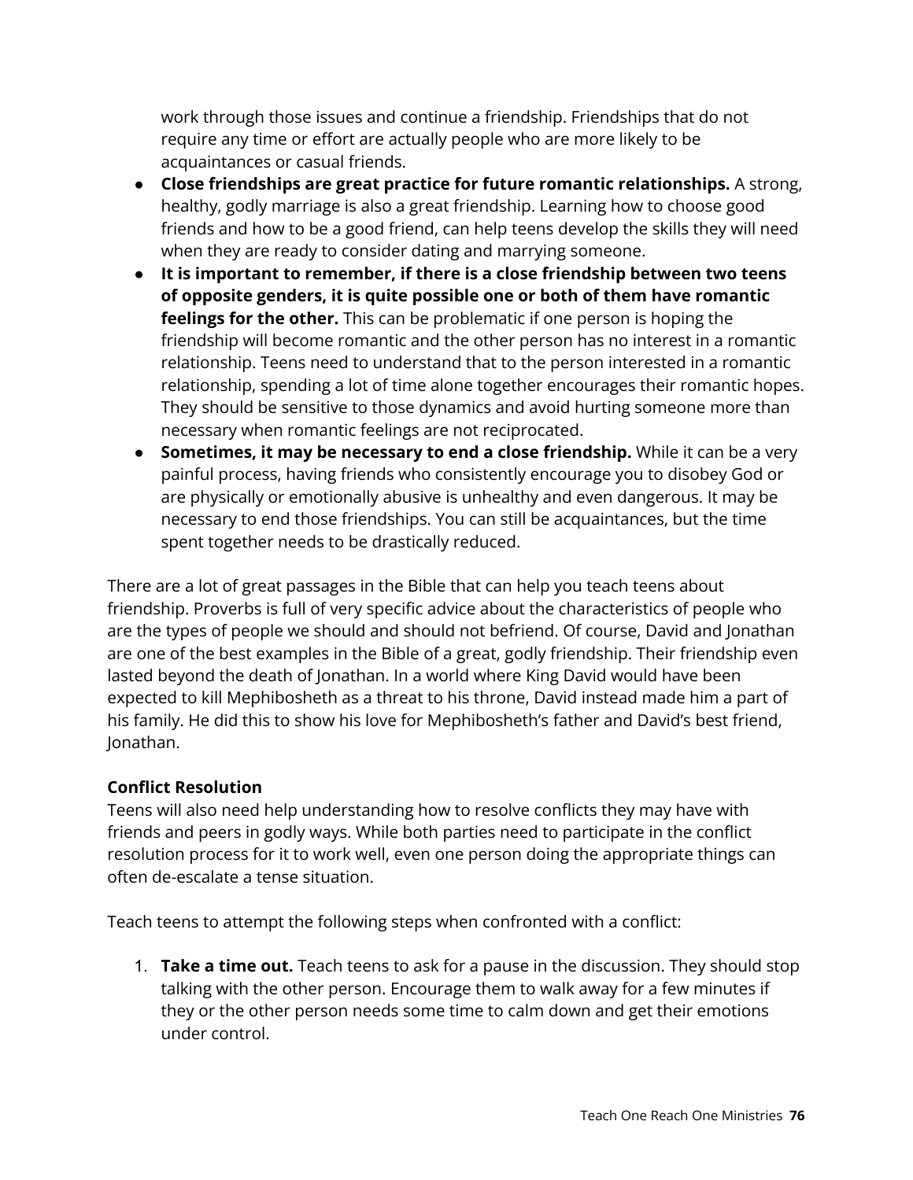work through those issues and continue a friendship. Friendships that do not require any time or effort are actually people who are more likely to be acquaintances or casual friends.

- **Close friendships are great practice for future romantic relationships.** A strong, healthy, godly marriage is also a great friendship. Learning how to choose good friends and how to be a good friend, can help teens develop the skills they will need when they are ready to consider dating and marrying someone.
- **It is important to remember, if there is a close friendship between two teens of opposite genders, it is quite possible one or both of them have romantic feelings for the other.** This can be problematic if one person is hoping the friendship will become romantic and the other person has no interest in a romantic relationship. Teens need to understand that to the person interested in a romantic relationship, spending a lot of time alone together encourages their romantic hopes. They should be sensitive to those dynamics and avoid hurting someone more than necessary when romantic feelings are not reciprocated.
- **Sometimes, it may be necessary to end a close friendship.** While it can be a very painful process, having friends who consistently encourage you to disobey God or are physically or emotionally abusive is unhealthy and even dangerous. It may be necessary to end those friendships. You can still be acquaintances, but the time spent together needs to be drastically reduced.

There are a lot of great passages in the Bible that can help you teach teens about friendship. Proverbs is full of very specific advice about the characteristics of people who are the types of people we should and should not befriend. Of course, David and Jonathan are one of the best examples in the Bible of a great, godly friendship. Their friendship even lasted beyond the death of Jonathan. In a world where King David would have been expected to kill Mephibosheth as a threat to his throne, David instead made him a part of his family. He did this to show his love for Mephibosheth's father and David's best friend, Jonathan.

**Conflict Resolution**

Teens will also need help understanding how to resolve conflicts they may have with friends and peers in godly ways. While both parties need to participate in the conflict resolution process for it to work well, even one person doing the appropriate things can often de-escalate a tense situation.

Teach teens to attempt the following steps when confronted with a conflict:

1. **Take a time out.** Teach teens to ask for a pause in the discussion. They should stop talking with the other person. Encourage them to walk away for a few minutes if they or the other person needs some time to calm down and get their emotions under control.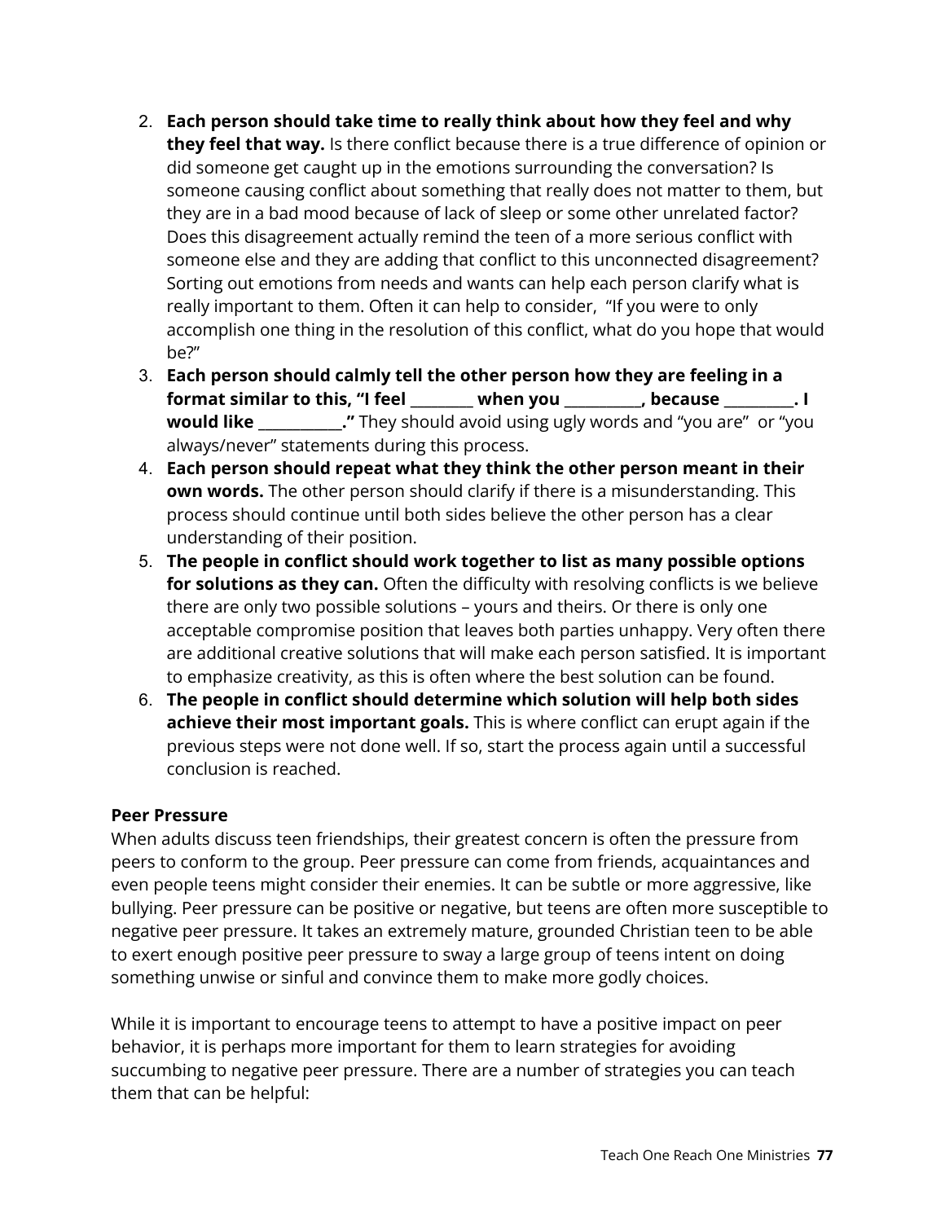2. **Each person should take time to really think about how they feel and why they feel that way.** Is there conflict because there is a true difference of opinion or did someone get caught up in the emotions surrounding the conversation? Is someone causing conflict about something that really does not matter to them, but they are in a bad mood because of lack of sleep or some other unrelated factor? Does this disagreement actually remind the teen of a more serious conflict with someone else and they are adding that conflict to this unconnected disagreement? Sorting out emotions from needs and wants can help each person clarify what is really important to them. Often it can help to consider, "If you were to only accomplish one thing in the resolution of this conflict, what do you hope that would be?"
3. **Each person should calmly tell the other person how they are feeling in a format similar to this, "I feel ________ when you __________, because _________. I would like ___________."** They should avoid using ugly words and "you are" or "you always/never" statements during this process.
4. **Each person should repeat what they think the other person meant in their own words.** The other person should clarify if there is a misunderstanding. This process should continue until both sides believe the other person has a clear understanding of their position.
5. **The people in conflict should work together to list as many possible options for solutions as they can.** Often the difficulty with resolving conflicts is we believe there are only two possible solutions – yours and theirs. Or there is only one acceptable compromise position that leaves both parties unhappy. Very often there are additional creative solutions that will make each person satisfied. It is important to emphasize creativity, as this is often where the best solution can be found.
6. **The people in conflict should determine which solution will help both sides achieve their most important goals.** This is where conflict can erupt again if the previous steps were not done well. If so, start the process again until a successful conclusion is reached.

**Peer Pressure**

When adults discuss teen friendships, their greatest concern is often the pressure from peers to conform to the group. Peer pressure can come from friends, acquaintances and even people teens might consider their enemies. It can be subtle or more aggressive, like bullying. Peer pressure can be positive or negative, but teens are often more susceptible to negative peer pressure. It takes an extremely mature, grounded Christian teen to be able to exert enough positive peer pressure to sway a large group of teens intent on doing something unwise or sinful and convince them to make more godly choices.

While it is important to encourage teens to attempt to have a positive impact on peer behavior, it is perhaps more important for them to learn strategies for avoiding succumbing to negative peer pressure. There are a number of strategies you can teach them that can be helpful: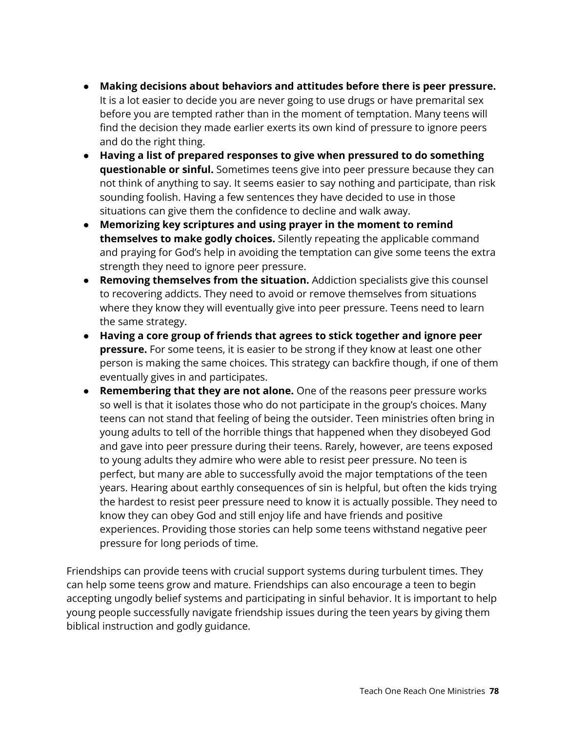- **Making decisions about behaviors and attitudes before there is peer pressure.** It is a lot easier to decide you are never going to use drugs or have premarital sex before you are tempted rather than in the moment of temptation. Many teens will find the decision they made earlier exerts its own kind of pressure to ignore peers and do the right thing.
- **Having a list of prepared responses to give when pressured to do something questionable or sinful.** Sometimes teens give into peer pressure because they can not think of anything to say. It seems easier to say nothing and participate, than risk sounding foolish. Having a few sentences they have decided to use in those situations can give them the confidence to decline and walk away.
- **Memorizing key scriptures and using prayer in the moment to remind themselves to make godly choices.** Silently repeating the applicable command and praying for God's help in avoiding the temptation can give some teens the extra strength they need to ignore peer pressure.
- **Removing themselves from the situation.** Addiction specialists give this counsel to recovering addicts. They need to avoid or remove themselves from situations where they know they will eventually give into peer pressure. Teens need to learn the same strategy.
- **Having a core group of friends that agrees to stick together and ignore peer pressure.** For some teens, it is easier to be strong if they know at least one other person is making the same choices. This strategy can backfire though, if one of them eventually gives in and participates.
- **Remembering that they are not alone.** One of the reasons peer pressure works so well is that it isolates those who do not participate in the group's choices. Many teens can not stand that feeling of being the outsider. Teen ministries often bring in young adults to tell of the horrible things that happened when they disobeyed God and gave into peer pressure during their teens. Rarely, however, are teens exposed to young adults they admire who were able to resist peer pressure. No teen is perfect, but many are able to successfully avoid the major temptations of the teen years. Hearing about earthly consequences of sin is helpful, but often the kids trying the hardest to resist peer pressure need to know it is actually possible. They need to know they can obey God and still enjoy life and have friends and positive experiences. Providing those stories can help some teens withstand negative peer pressure for long periods of time.

Friendships can provide teens with crucial support systems during turbulent times. They can help some teens grow and mature. Friendships can also encourage a teen to begin accepting ungodly belief systems and participating in sinful behavior. It is important to help young people successfully navigate friendship issues during the teen years by giving them biblical instruction and godly guidance.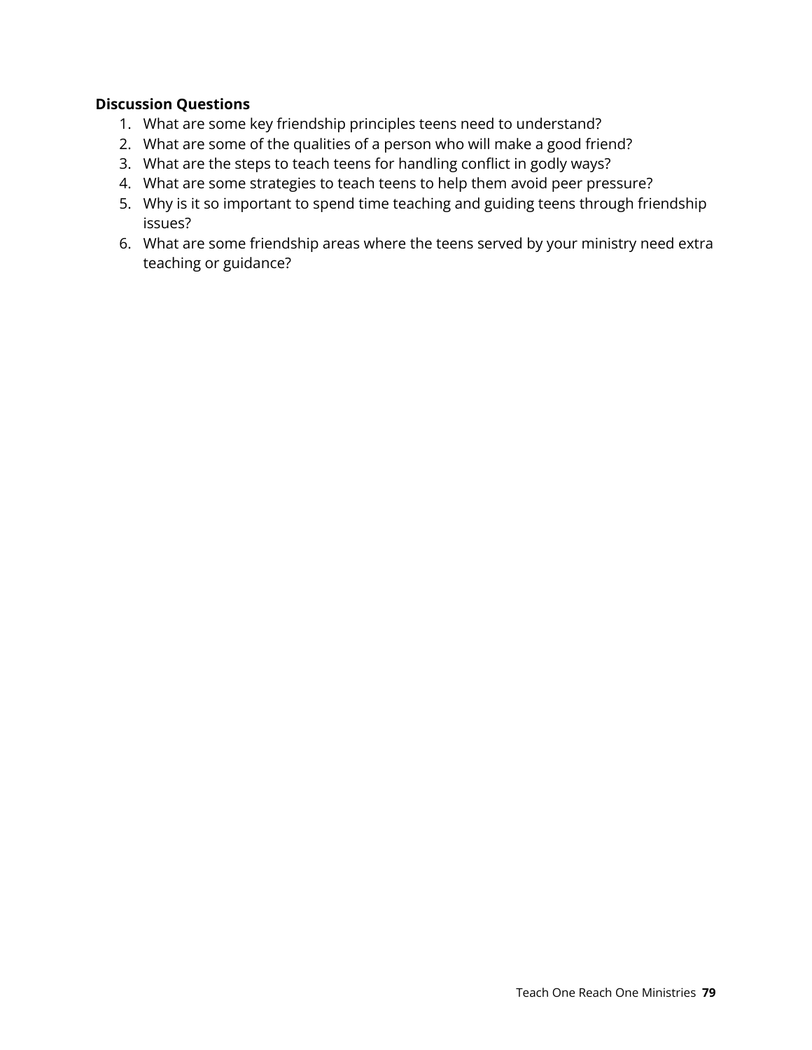**Discussion Questions**

1. What are some key friendship principles teens need to understand?
2. What are some of the qualities of a person who will make a good friend?
3. What are the steps to teach teens for handling conflict in godly ways?
4. What are some strategies to teach teens to help them avoid peer pressure?
5. Why is it so important to spend time teaching and guiding teens through friendship issues?
6. What are some friendship areas where the teens served by your ministry need extra teaching or guidance?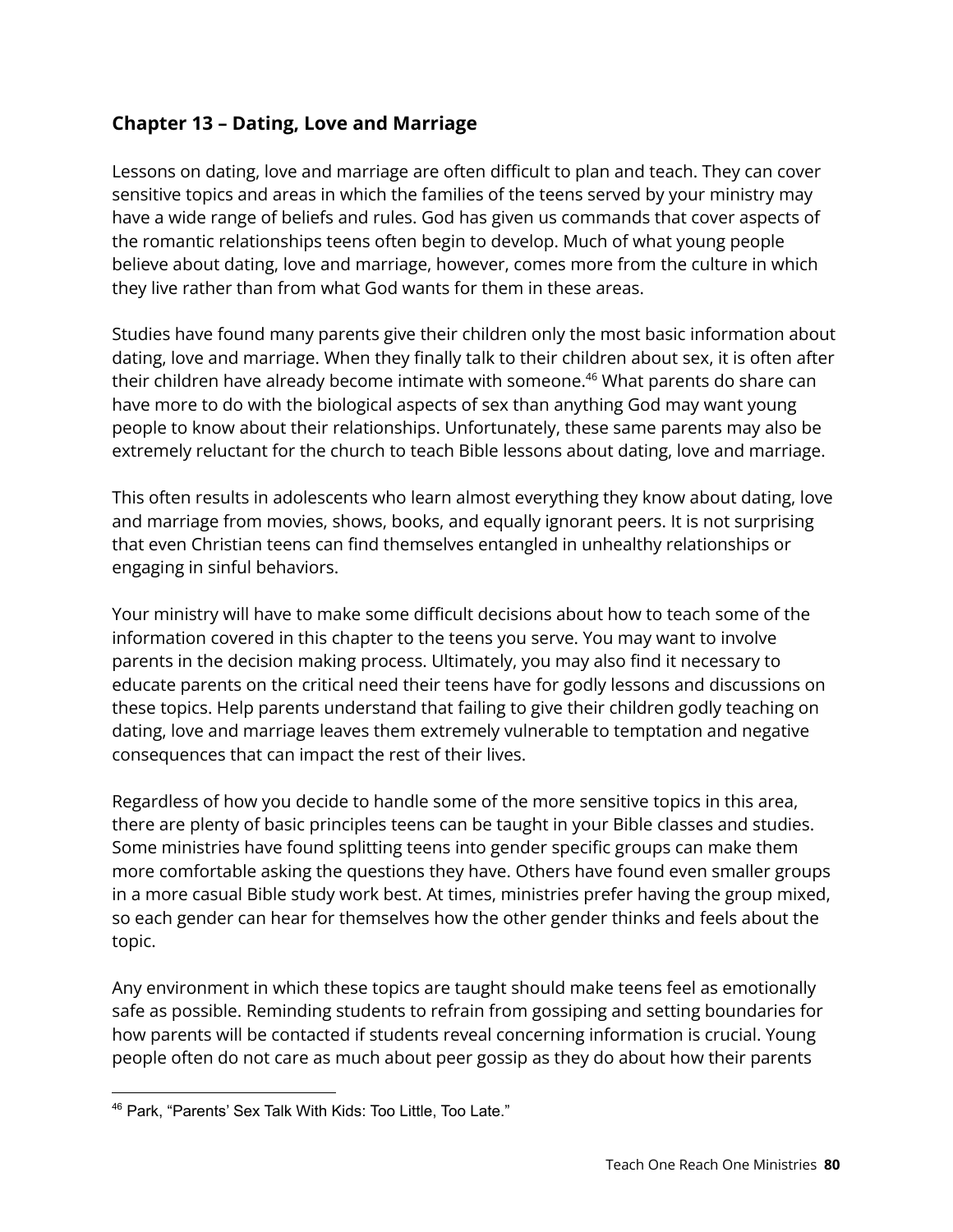## Chapter 13 – Dating, Love and Marriage

Lessons on dating, love and marriage are often difficult to plan and teach. They can cover sensitive topics and areas in which the families of the teens served by your ministry may have a wide range of beliefs and rules. God has given us commands that cover aspects of the romantic relationships teens often begin to develop. Much of what young people believe about dating, love and marriage, however, comes more from the culture in which they live rather than from what God wants for them in these areas.

Studies have found many parents give their children only the most basic information about dating, love and marriage. When they finally talk to their children about sex, it is often after their children have already become intimate with someone.[46] What parents do share can have more to do with the biological aspects of sex than anything God may want young people to know about their relationships. Unfortunately, these same parents may also be extremely reluctant for the church to teach Bible lessons about dating, love and marriage.

This often results in adolescents who learn almost everything they know about dating, love and marriage from movies, shows, books, and equally ignorant peers. It is not surprising that even Christian teens can find themselves entangled in unhealthy relationships or engaging in sinful behaviors.

Your ministry will have to make some difficult decisions about how to teach some of the information covered in this chapter to the teens you serve. You may want to involve parents in the decision making process. Ultimately, you may also find it necessary to educate parents on the critical need their teens have for godly lessons and discussions on these topics. Help parents understand that failing to give their children godly teaching on dating, love and marriage leaves them extremely vulnerable to temptation and negative consequences that can impact the rest of their lives.

Regardless of how you decide to handle some of the more sensitive topics in this area, there are plenty of basic principles teens can be taught in your Bible classes and studies. Some ministries have found splitting teens into gender specific groups can make them more comfortable asking the questions they have. Others have found even smaller groups in a more casual Bible study work best. At times, ministries prefer having the group mixed, so each gender can hear for themselves how the other gender thinks and feels about the topic.

Any environment in which these topics are taught should make teens feel as emotionally safe as possible. Reminding students to refrain from gossiping and setting boundaries for how parents will be contacted if students reveal concerning information is crucial. Young people often do not care as much about peer gossip as they do about how their parents

[46] Park, "Parents' Sex Talk With Kids: Too Little, Too Late."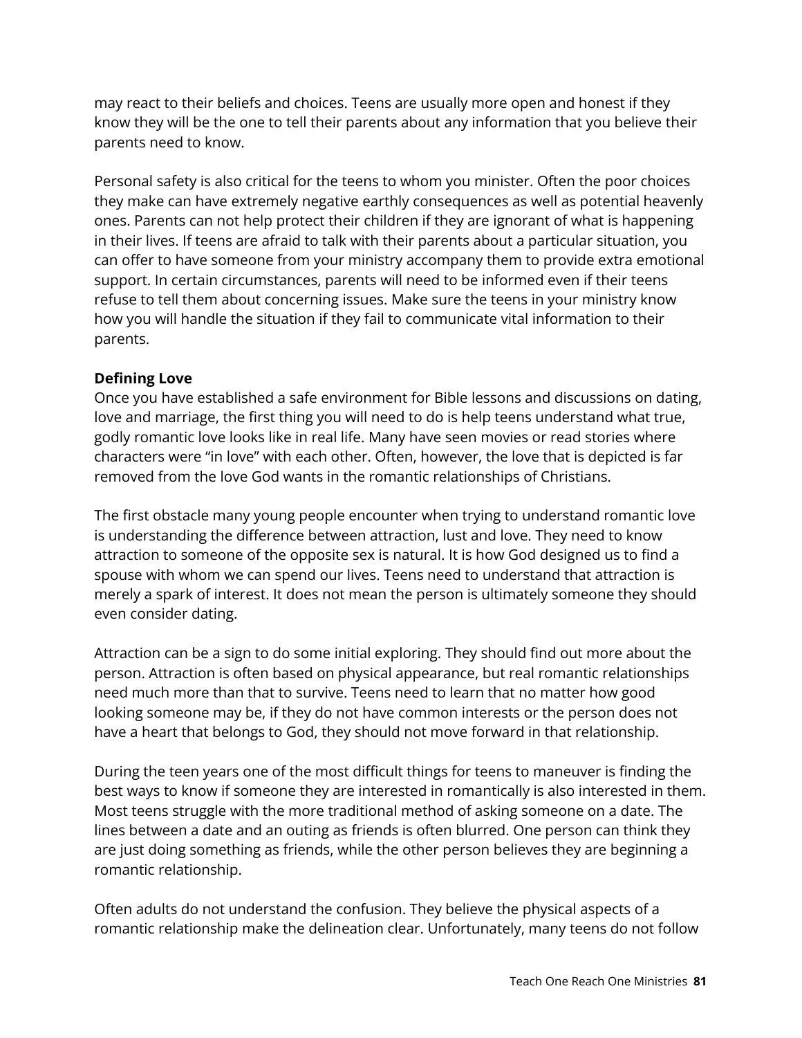may react to their beliefs and choices. Teens are usually more open and honest if they know they will be the one to tell their parents about any information that you believe their parents need to know.

Personal safety is also critical for the teens to whom you minister. Often the poor choices they make can have extremely negative earthly consequences as well as potential heavenly ones. Parents can not help protect their children if they are ignorant of what is happening in their lives. If teens are afraid to talk with their parents about a particular situation, you can offer to have someone from your ministry accompany them to provide extra emotional support. In certain circumstances, parents will need to be informed even if their teens refuse to tell them about concerning issues. Make sure the teens in your ministry know how you will handle the situation if they fail to communicate vital information to their parents.

**Defining Love**

Once you have established a safe environment for Bible lessons and discussions on dating, love and marriage, the first thing you will need to do is help teens understand what true, godly romantic love looks like in real life. Many have seen movies or read stories where characters were "in love" with each other. Often, however, the love that is depicted is far removed from the love God wants in the romantic relationships of Christians.

The first obstacle many young people encounter when trying to understand romantic love is understanding the difference between attraction, lust and love. They need to know attraction to someone of the opposite sex is natural. It is how God designed us to find a spouse with whom we can spend our lives. Teens need to understand that attraction is merely a spark of interest. It does not mean the person is ultimately someone they should even consider dating.

Attraction can be a sign to do some initial exploring. They should find out more about the person. Attraction is often based on physical appearance, but real romantic relationships need much more than that to survive. Teens need to learn that no matter how good looking someone may be, if they do not have common interests or the person does not have a heart that belongs to God, they should not move forward in that relationship.

During the teen years one of the most difficult things for teens to maneuver is finding the best ways to know if someone they are interested in romantically is also interested in them. Most teens struggle with the more traditional method of asking someone on a date. The lines between a date and an outing as friends is often blurred. One person can think they are just doing something as friends, while the other person believes they are beginning a romantic relationship.

Often adults do not understand the confusion. They believe the physical aspects of a romantic relationship make the delineation clear. Unfortunately, many teens do not follow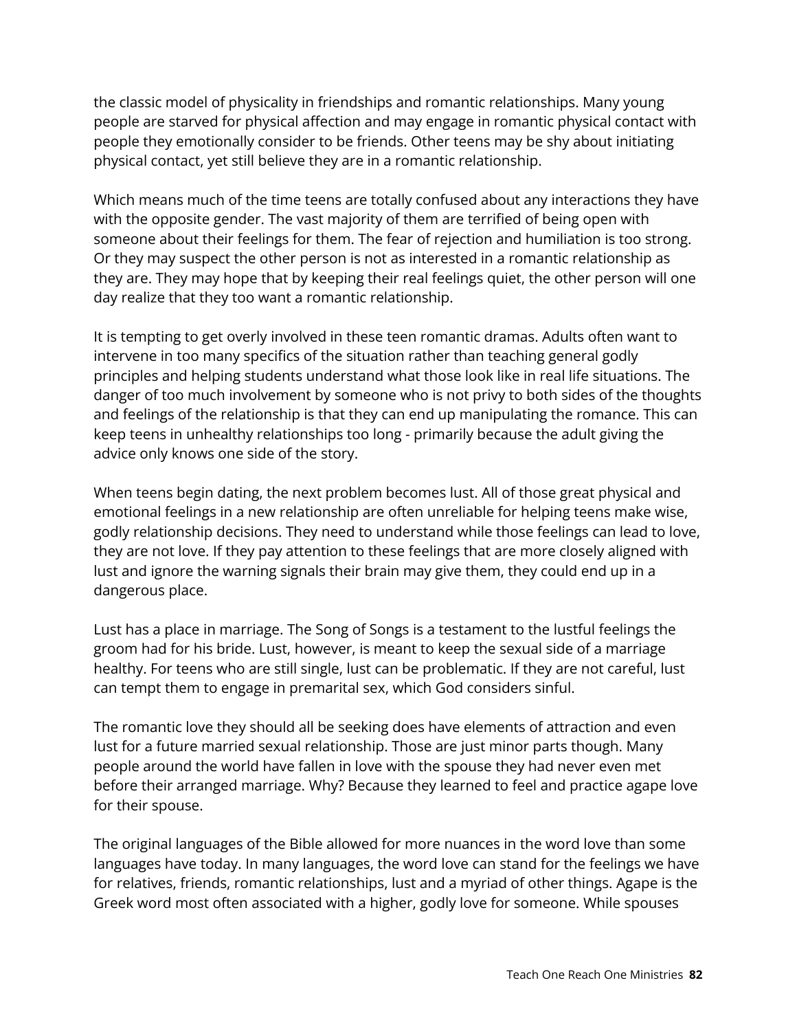the classic model of physicality in friendships and romantic relationships. Many young people are starved for physical affection and may engage in romantic physical contact with people they emotionally consider to be friends. Other teens may be shy about initiating physical contact, yet still believe they are in a romantic relationship.

Which means much of the time teens are totally confused about any interactions they have with the opposite gender. The vast majority of them are terrified of being open with someone about their feelings for them. The fear of rejection and humiliation is too strong. Or they may suspect the other person is not as interested in a romantic relationship as they are. They may hope that by keeping their real feelings quiet, the other person will one day realize that they too want a romantic relationship.

It is tempting to get overly involved in these teen romantic dramas. Adults often want to intervene in too many specifics of the situation rather than teaching general godly principles and helping students understand what those look like in real life situations. The danger of too much involvement by someone who is not privy to both sides of the thoughts and feelings of the relationship is that they can end up manipulating the romance. This can keep teens in unhealthy relationships too long - primarily because the adult giving the advice only knows one side of the story.

When teens begin dating, the next problem becomes lust. All of those great physical and emotional feelings in a new relationship are often unreliable for helping teens make wise, godly relationship decisions. They need to understand while those feelings can lead to love, they are not love. If they pay attention to these feelings that are more closely aligned with lust and ignore the warning signals their brain may give them, they could end up in a dangerous place.

Lust has a place in marriage. The Song of Songs is a testament to the lustful feelings the groom had for his bride. Lust, however, is meant to keep the sexual side of a marriage healthy. For teens who are still single, lust can be problematic. If they are not careful, lust can tempt them to engage in premarital sex, which God considers sinful.

The romantic love they should all be seeking does have elements of attraction and even lust for a future married sexual relationship. Those are just minor parts though. Many people around the world have fallen in love with the spouse they had never even met before their arranged marriage. Why? Because they learned to feel and practice agape love for their spouse.

The original languages of the Bible allowed for more nuances in the word love than some languages have today. In many languages, the word love can stand for the feelings we have for relatives, friends, romantic relationships, lust and a myriad of other things. Agape is the Greek word most often associated with a higher, godly love for someone. While spouses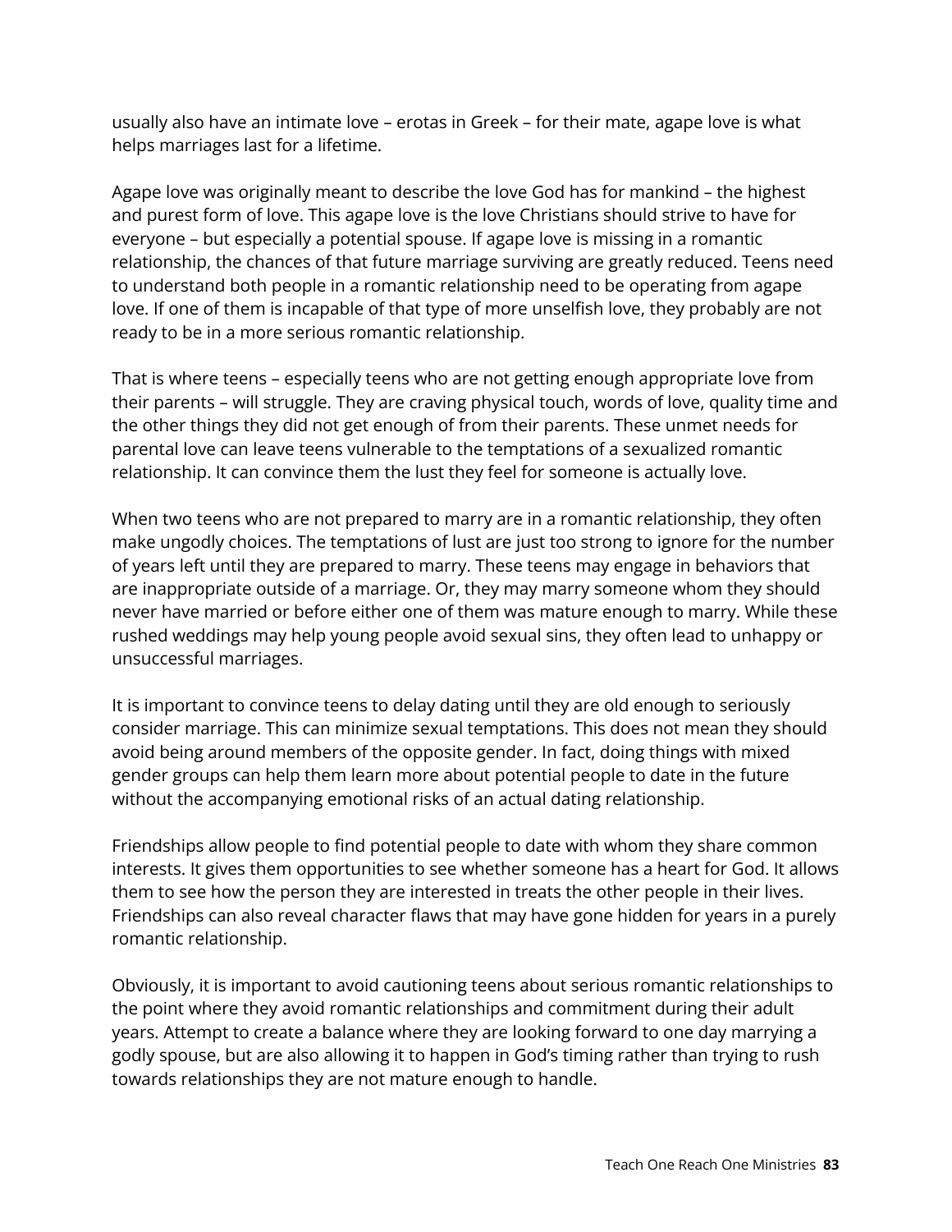usually also have an intimate love – erotas in Greek – for their mate, agape love is what helps marriages last for a lifetime.

Agape love was originally meant to describe the love God has for mankind – the highest and purest form of love. This agape love is the love Christians should strive to have for everyone – but especially a potential spouse. If agape love is missing in a romantic relationship, the chances of that future marriage surviving are greatly reduced. Teens need to understand both people in a romantic relationship need to be operating from agape love. If one of them is incapable of that type of more unselfish love, they probably are not ready to be in a more serious romantic relationship.

That is where teens – especially teens who are not getting enough appropriate love from their parents – will struggle. They are craving physical touch, words of love, quality time and the other things they did not get enough of from their parents. These unmet needs for parental love can leave teens vulnerable to the temptations of a sexualized romantic relationship. It can convince them the lust they feel for someone is actually love.

When two teens who are not prepared to marry are in a romantic relationship, they often make ungodly choices. The temptations of lust are just too strong to ignore for the number of years left until they are prepared to marry. These teens may engage in behaviors that are inappropriate outside of a marriage. Or, they may marry someone whom they should never have married or before either one of them was mature enough to marry. While these rushed weddings may help young people avoid sexual sins, they often lead to unhappy or unsuccessful marriages.

It is important to convince teens to delay dating until they are old enough to seriously consider marriage. This can minimize sexual temptations. This does not mean they should avoid being around members of the opposite gender. In fact, doing things with mixed gender groups can help them learn more about potential people to date in the future without the accompanying emotional risks of an actual dating relationship.

Friendships allow people to find potential people to date with whom they share common interests. It gives them opportunities to see whether someone has a heart for God. It allows them to see how the person they are interested in treats the other people in their lives. Friendships can also reveal character flaws that may have gone hidden for years in a purely romantic relationship.

Obviously, it is important to avoid cautioning teens about serious romantic relationships to the point where they avoid romantic relationships and commitment during their adult years. Attempt to create a balance where they are looking forward to one day marrying a godly spouse, but are also allowing it to happen in God's timing rather than trying to rush towards relationships they are not mature enough to handle.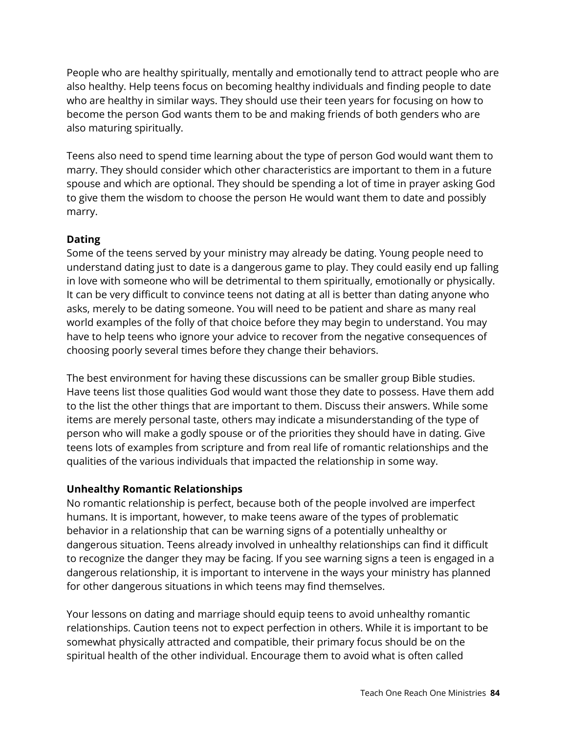People who are healthy spiritually, mentally and emotionally tend to attract people who are also healthy. Help teens focus on becoming healthy individuals and finding people to date who are healthy in similar ways. They should use their teen years for focusing on how to become the person God wants them to be and making friends of both genders who are also maturing spiritually.

Teens also need to spend time learning about the type of person God would want them to marry. They should consider which other characteristics are important to them in a future spouse and which are optional. They should be spending a lot of time in prayer asking God to give them the wisdom to choose the person He would want them to date and possibly marry.

**Dating**

Some of the teens served by your ministry may already be dating. Young people need to understand dating just to date is a dangerous game to play. They could easily end up falling in love with someone who will be detrimental to them spiritually, emotionally or physically. It can be very difficult to convince teens not dating at all is better than dating anyone who asks, merely to be dating someone. You will need to be patient and share as many real world examples of the folly of that choice before they may begin to understand. You may have to help teens who ignore your advice to recover from the negative consequences of choosing poorly several times before they change their behaviors.

The best environment for having these discussions can be smaller group Bible studies. Have teens list those qualities God would want those they date to possess. Have them add to the list the other things that are important to them. Discuss their answers. While some items are merely personal taste, others may indicate a misunderstanding of the type of person who will make a godly spouse or of the priorities they should have in dating. Give teens lots of examples from scripture and from real life of romantic relationships and the qualities of the various individuals that impacted the relationship in some way.

**Unhealthy Romantic Relationships**

No romantic relationship is perfect, because both of the people involved are imperfect humans. It is important, however, to make teens aware of the types of problematic behavior in a relationship that can be warning signs of a potentially unhealthy or dangerous situation. Teens already involved in unhealthy relationships can find it difficult to recognize the danger they may be facing. If you see warning signs a teen is engaged in a dangerous relationship, it is important to intervene in the ways your ministry has planned for other dangerous situations in which teens may find themselves.

Your lessons on dating and marriage should equip teens to avoid unhealthy romantic relationships. Caution teens not to expect perfection in others. While it is important to be somewhat physically attracted and compatible, their primary focus should be on the spiritual health of the other individual. Encourage them to avoid what is often called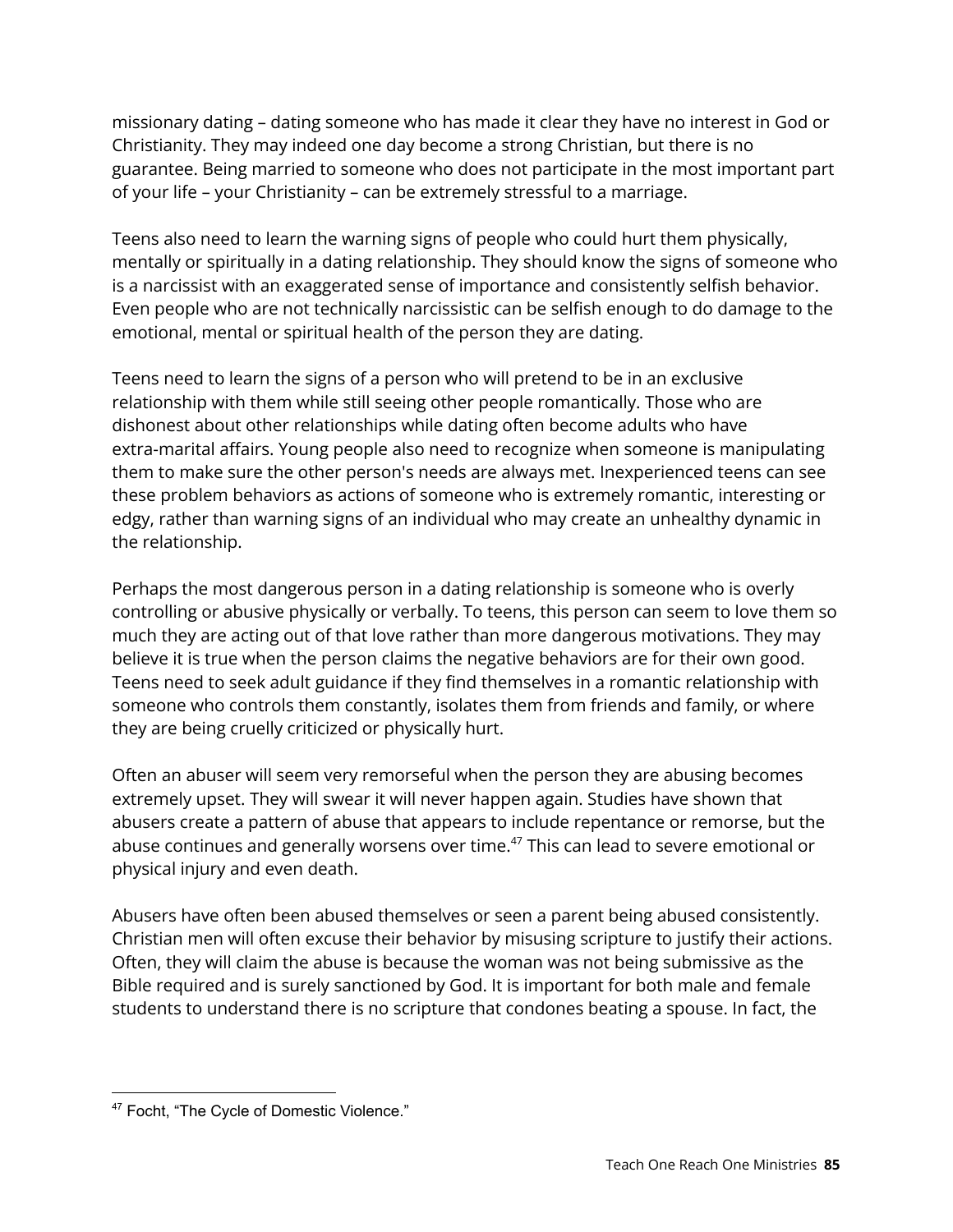missionary dating – dating someone who has made it clear they have no interest in God or Christianity. They may indeed one day become a strong Christian, but there is no guarantee. Being married to someone who does not participate in the most important part of your life – your Christianity – can be extremely stressful to a marriage.

Teens also need to learn the warning signs of people who could hurt them physically, mentally or spiritually in a dating relationship. They should know the signs of someone who is a narcissist with an exaggerated sense of importance and consistently selfish behavior. Even people who are not technically narcissistic can be selfish enough to do damage to the emotional, mental or spiritual health of the person they are dating.

Teens need to learn the signs of a person who will pretend to be in an exclusive relationship with them while still seeing other people romantically. Those who are dishonest about other relationships while dating often become adults who have extra-marital affairs. Young people also need to recognize when someone is manipulating them to make sure the other person's needs are always met. Inexperienced teens can see these problem behaviors as actions of someone who is extremely romantic, interesting or edgy, rather than warning signs of an individual who may create an unhealthy dynamic in the relationship.

Perhaps the most dangerous person in a dating relationship is someone who is overly controlling or abusive physically or verbally. To teens, this person can seem to love them so much they are acting out of that love rather than more dangerous motivations. They may believe it is true when the person claims the negative behaviors are for their own good. Teens need to seek adult guidance if they find themselves in a romantic relationship with someone who controls them constantly, isolates them from friends and family, or where they are being cruelly criticized or physically hurt.

Often an abuser will seem very remorseful when the person they are abusing becomes extremely upset. They will swear it will never happen again. Studies have shown that abusers create a pattern of abuse that appears to include repentance or remorse, but the abuse continues and generally worsens over time.[47] This can lead to severe emotional or physical injury and even death.

Abusers have often been abused themselves or seen a parent being abused consistently. Christian men will often excuse their behavior by misusing scripture to justify their actions. Often, they will claim the abuse is because the woman was not being submissive as the Bible required and is surely sanctioned by God. It is important for both male and female students to understand there is no scripture that condones beating a spouse. In fact, the

[47] Focht, "The Cycle of Domestic Violence."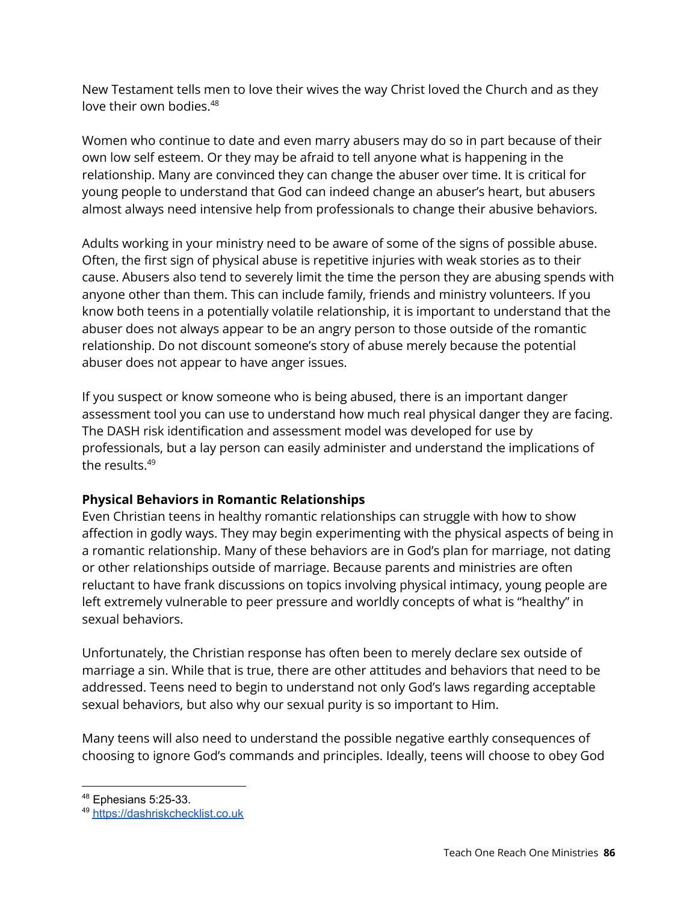New Testament tells men to love their wives the way Christ loved the Church and as they love their own bodies.[48]

Women who continue to date and even marry abusers may do so in part because of their own low self esteem. Or they may be afraid to tell anyone what is happening in the relationship. Many are convinced they can change the abuser over time. It is critical for young people to understand that God can indeed change an abuser's heart, but abusers almost always need intensive help from professionals to change their abusive behaviors.

Adults working in your ministry need to be aware of some of the signs of possible abuse. Often, the first sign of physical abuse is repetitive injuries with weak stories as to their cause. Abusers also tend to severely limit the time the person they are abusing spends with anyone other than them. This can include family, friends and ministry volunteers. If you know both teens in a potentially volatile relationship, it is important to understand that the abuser does not always appear to be an angry person to those outside of the romantic relationship. Do not discount someone's story of abuse merely because the potential abuser does not appear to have anger issues.

If you suspect or know someone who is being abused, there is an important danger assessment tool you can use to understand how much real physical danger they are facing. The DASH risk identification and assessment model was developed for use by professionals, but a lay person can easily administer and understand the implications of the results.[49]

**Physical Behaviors in Romantic Relationships**

Even Christian teens in healthy romantic relationships can struggle with how to show affection in godly ways. They may begin experimenting with the physical aspects of being in a romantic relationship. Many of these behaviors are in God's plan for marriage, not dating or other relationships outside of marriage. Because parents and ministries are often reluctant to have frank discussions on topics involving physical intimacy, young people are left extremely vulnerable to peer pressure and worldly concepts of what is "healthy" in sexual behaviors.

Unfortunately, the Christian response has often been to merely declare sex outside of marriage a sin. While that is true, there are other attitudes and behaviors that need to be addressed. Teens need to begin to understand not only God's laws regarding acceptable sexual behaviors, but also why our sexual purity is so important to Him.

Many teens will also need to understand the possible negative earthly consequences of choosing to ignore God's commands and principles. Ideally, teens will choose to obey God

---

[48] Ephesians 5:25-33.

[49] https://dashriskchecklist.co.uk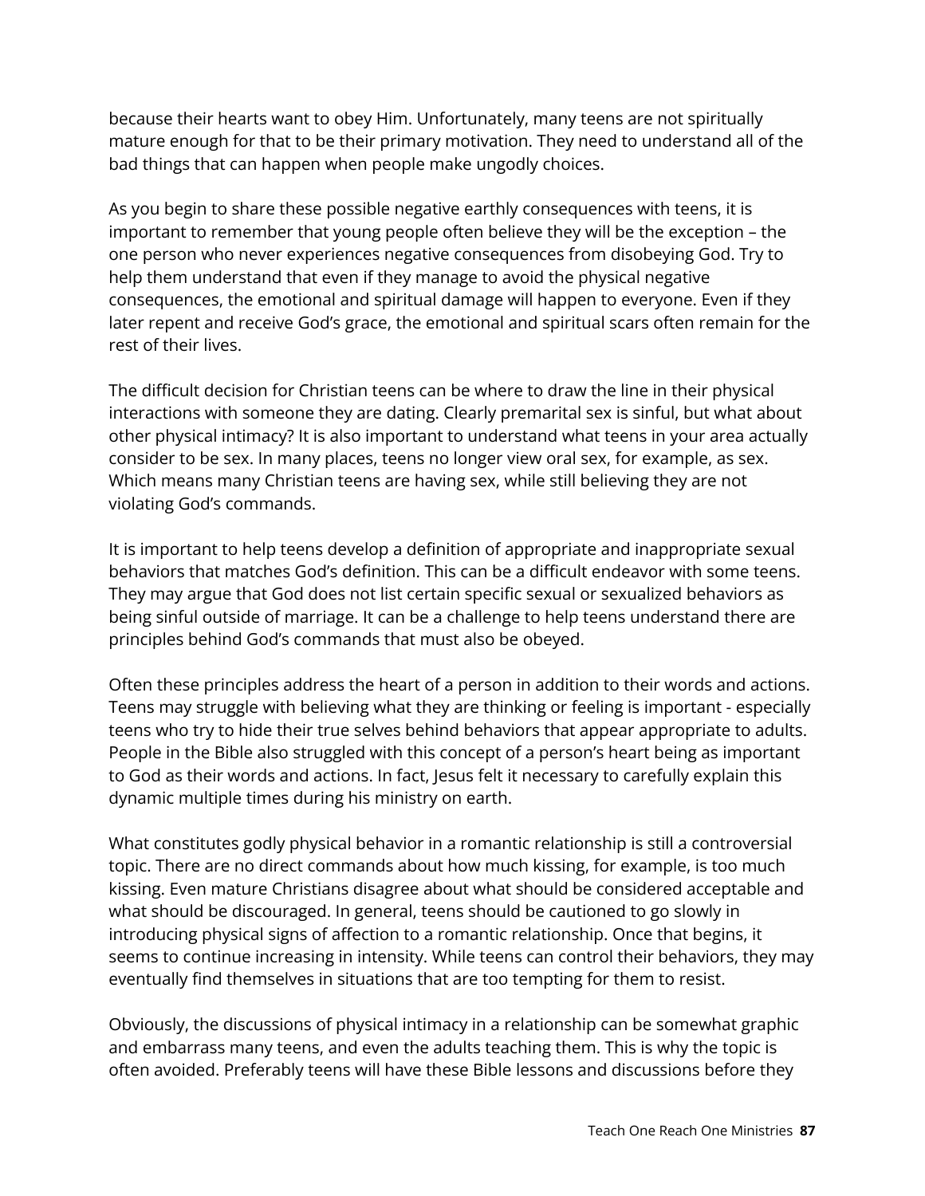because their hearts want to obey Him. Unfortunately, many teens are not spiritually mature enough for that to be their primary motivation. They need to understand all of the bad things that can happen when people make ungodly choices.

As you begin to share these possible negative earthly consequences with teens, it is important to remember that young people often believe they will be the exception – the one person who never experiences negative consequences from disobeying God. Try to help them understand that even if they manage to avoid the physical negative consequences, the emotional and spiritual damage will happen to everyone. Even if they later repent and receive God's grace, the emotional and spiritual scars often remain for the rest of their lives.

The difficult decision for Christian teens can be where to draw the line in their physical interactions with someone they are dating. Clearly premarital sex is sinful, but what about other physical intimacy? It is also important to understand what teens in your area actually consider to be sex. In many places, teens no longer view oral sex, for example, as sex. Which means many Christian teens are having sex, while still believing they are not violating God's commands.

It is important to help teens develop a definition of appropriate and inappropriate sexual behaviors that matches God's definition. This can be a difficult endeavor with some teens. They may argue that God does not list certain specific sexual or sexualized behaviors as being sinful outside of marriage. It can be a challenge to help teens understand there are principles behind God's commands that must also be obeyed.

Often these principles address the heart of a person in addition to their words and actions. Teens may struggle with believing what they are thinking or feeling is important - especially teens who try to hide their true selves behind behaviors that appear appropriate to adults. People in the Bible also struggled with this concept of a person's heart being as important to God as their words and actions. In fact, Jesus felt it necessary to carefully explain this dynamic multiple times during his ministry on earth.

What constitutes godly physical behavior in a romantic relationship is still a controversial topic. There are no direct commands about how much kissing, for example, is too much kissing. Even mature Christians disagree about what should be considered acceptable and what should be discouraged. In general, teens should be cautioned to go slowly in introducing physical signs of affection to a romantic relationship. Once that begins, it seems to continue increasing in intensity. While teens can control their behaviors, they may eventually find themselves in situations that are too tempting for them to resist.

Obviously, the discussions of physical intimacy in a relationship can be somewhat graphic and embarrass many teens, and even the adults teaching them. This is why the topic is often avoided. Preferably teens will have these Bible lessons and discussions before they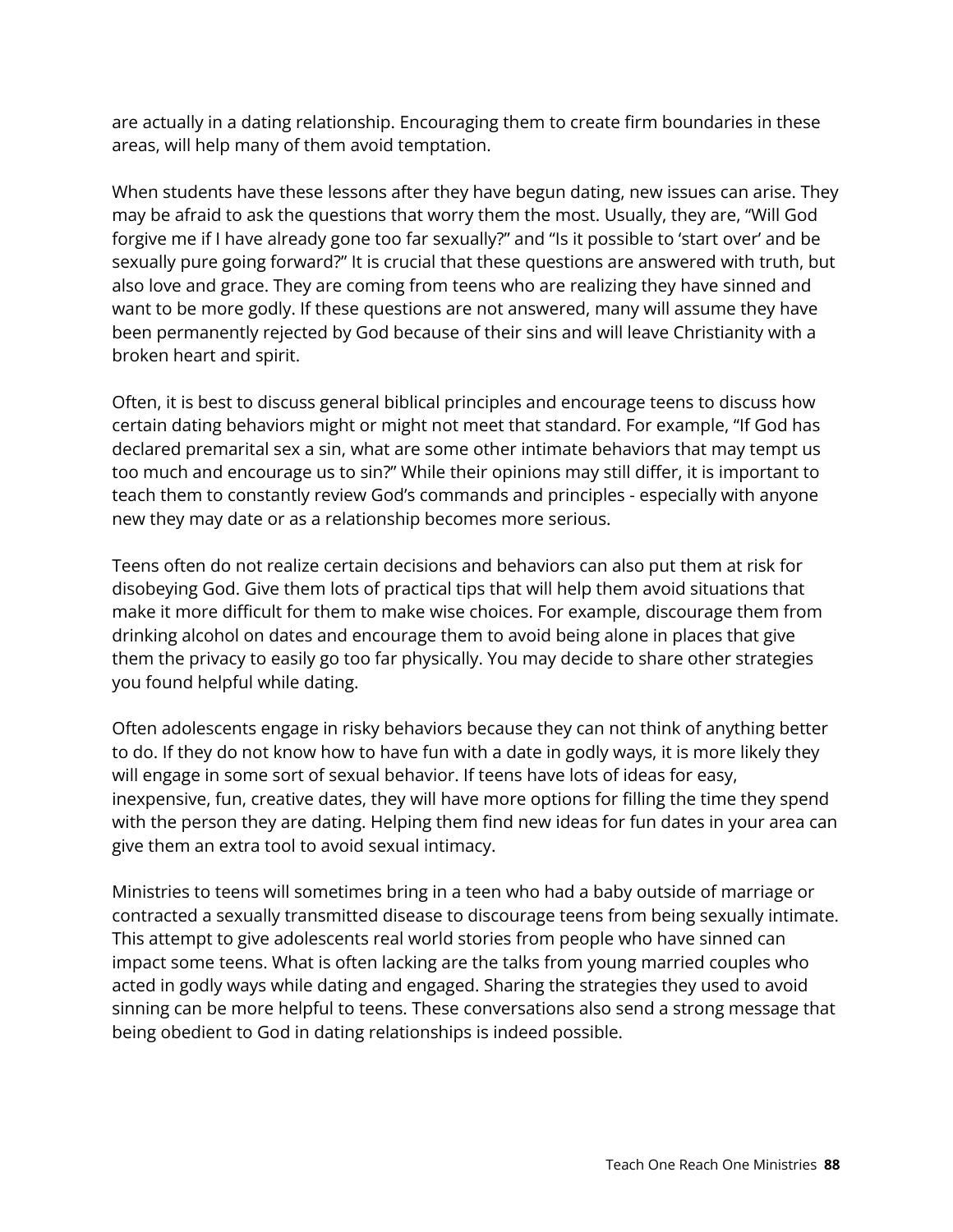are actually in a dating relationship. Encouraging them to create firm boundaries in these areas, will help many of them avoid temptation.

When students have these lessons after they have begun dating, new issues can arise. They may be afraid to ask the questions that worry them the most. Usually, they are, "Will God forgive me if I have already gone too far sexually?" and "Is it possible to 'start over' and be sexually pure going forward?" It is crucial that these questions are answered with truth, but also love and grace. They are coming from teens who are realizing they have sinned and want to be more godly. If these questions are not answered, many will assume they have been permanently rejected by God because of their sins and will leave Christianity with a broken heart and spirit.

Often, it is best to discuss general biblical principles and encourage teens to discuss how certain dating behaviors might or might not meet that standard. For example, "If God has declared premarital sex a sin, what are some other intimate behaviors that may tempt us too much and encourage us to sin?" While their opinions may still differ, it is important to teach them to constantly review God's commands and principles - especially with anyone new they may date or as a relationship becomes more serious.

Teens often do not realize certain decisions and behaviors can also put them at risk for disobeying God. Give them lots of practical tips that will help them avoid situations that make it more difficult for them to make wise choices. For example, discourage them from drinking alcohol on dates and encourage them to avoid being alone in places that give them the privacy to easily go too far physically. You may decide to share other strategies you found helpful while dating.

Often adolescents engage in risky behaviors because they can not think of anything better to do. If they do not know how to have fun with a date in godly ways, it is more likely they will engage in some sort of sexual behavior. If teens have lots of ideas for easy, inexpensive, fun, creative dates, they will have more options for filling the time they spend with the person they are dating. Helping them find new ideas for fun dates in your area can give them an extra tool to avoid sexual intimacy.

Ministries to teens will sometimes bring in a teen who had a baby outside of marriage or contracted a sexually transmitted disease to discourage teens from being sexually intimate. This attempt to give adolescents real world stories from people who have sinned can impact some teens. What is often lacking are the talks from young married couples who acted in godly ways while dating and engaged. Sharing the strategies they used to avoid sinning can be more helpful to teens. These conversations also send a strong message that being obedient to God in dating relationships is indeed possible.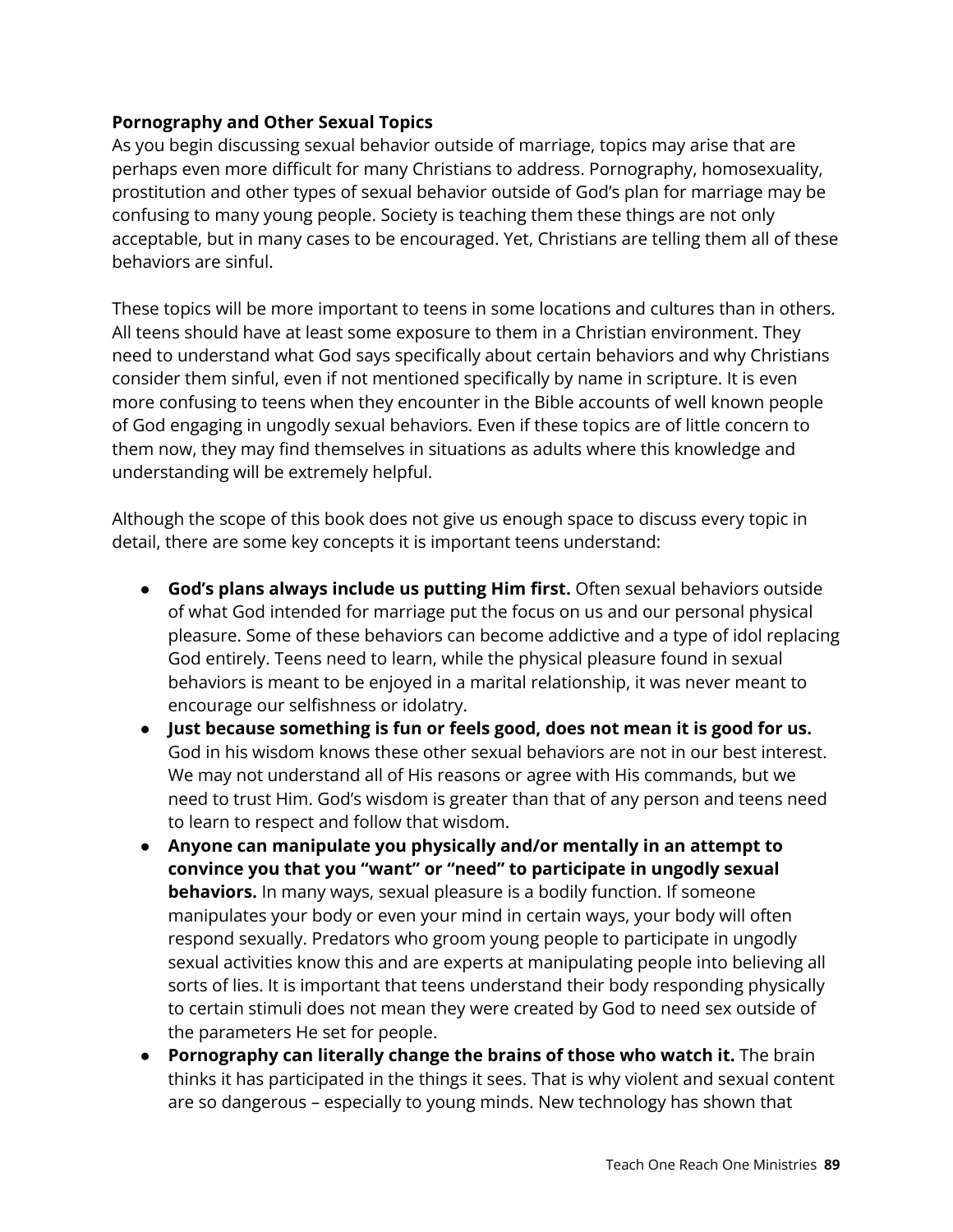**Pornography and Other Sexual Topics**

As you begin discussing sexual behavior outside of marriage, topics may arise that are perhaps even more difficult for many Christians to address. Pornography, homosexuality, prostitution and other types of sexual behavior outside of God's plan for marriage may be confusing to many young people. Society is teaching them these things are not only acceptable, but in many cases to be encouraged. Yet, Christians are telling them all of these behaviors are sinful.

These topics will be more important to teens in some locations and cultures than in others. All teens should have at least some exposure to them in a Christian environment. They need to understand what God says specifically about certain behaviors and why Christians consider them sinful, even if not mentioned specifically by name in scripture. It is even more confusing to teens when they encounter in the Bible accounts of well known people of God engaging in ungodly sexual behaviors. Even if these topics are of little concern to them now, they may find themselves in situations as adults where this knowledge and understanding will be extremely helpful.

Although the scope of this book does not give us enough space to discuss every topic in detail, there are some key concepts it is important teens understand:

- **God's plans always include us putting Him first.** Often sexual behaviors outside of what God intended for marriage put the focus on us and our personal physical pleasure. Some of these behaviors can become addictive and a type of idol replacing God entirely. Teens need to learn, while the physical pleasure found in sexual behaviors is meant to be enjoyed in a marital relationship, it was never meant to encourage our selfishness or idolatry.
- **Just because something is fun or feels good, does not mean it is good for us.** God in his wisdom knows these other sexual behaviors are not in our best interest. We may not understand all of His reasons or agree with His commands, but we need to trust Him. God's wisdom is greater than that of any person and teens need to learn to respect and follow that wisdom.
- **Anyone can manipulate you physically and/or mentally in an attempt to convince you that you "want" or "need" to participate in ungodly sexual behaviors.** In many ways, sexual pleasure is a bodily function. If someone manipulates your body or even your mind in certain ways, your body will often respond sexually. Predators who groom young people to participate in ungodly sexual activities know this and are experts at manipulating people into believing all sorts of lies. It is important that teens understand their body responding physically to certain stimuli does not mean they were created by God to need sex outside of the parameters He set for people.
- **Pornography can literally change the brains of those who watch it.** The brain thinks it has participated in the things it sees. That is why violent and sexual content are so dangerous – especially to young minds. New technology has shown that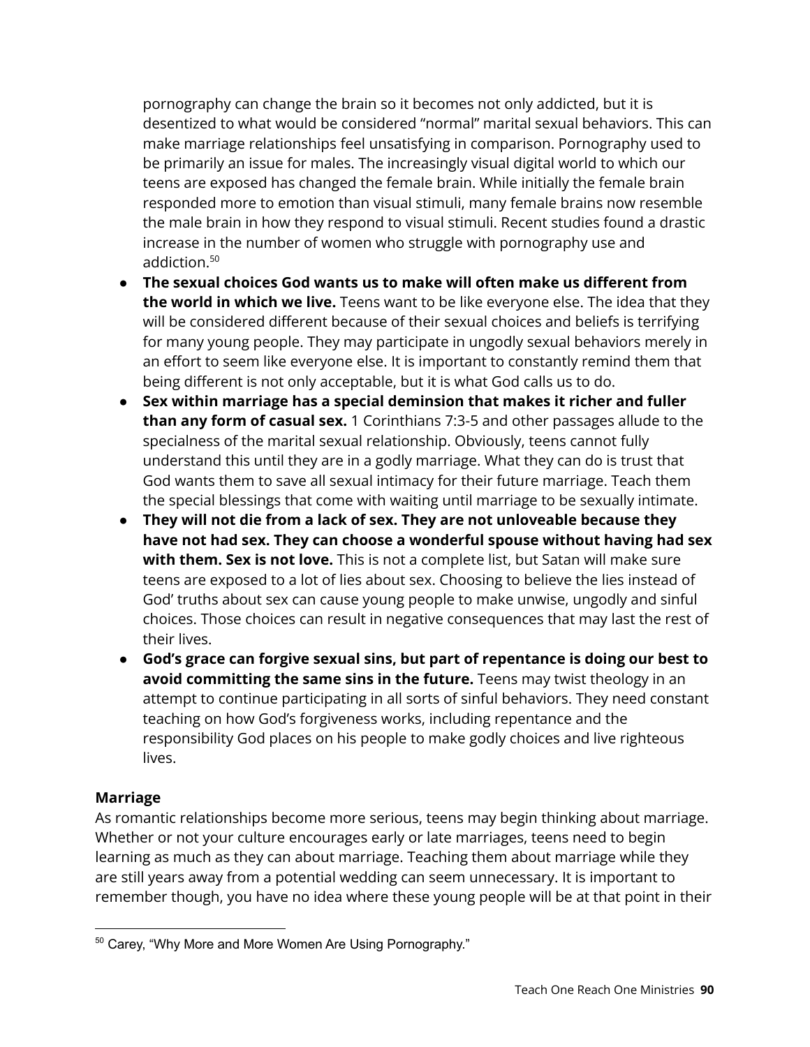pornography can change the brain so it becomes not only addicted, but it is desentized to what would be considered "normal" marital sexual behaviors. This can make marriage relationships feel unsatisfying in comparison. Pornography used to be primarily an issue for males. The increasingly visual digital world to which our teens are exposed has changed the female brain. While initially the female brain responded more to emotion than visual stimuli, many female brains now resemble the male brain in how they respond to visual stimuli. Recent studies found a drastic increase in the number of women who struggle with pornography use and addiction.[50]

- **The sexual choices God wants us to make will often make us different from the world in which we live.** Teens want to be like everyone else. The idea that they will be considered different because of their sexual choices and beliefs is terrifying for many young people. They may participate in ungodly sexual behaviors merely in an effort to seem like everyone else. It is important to constantly remind them that being different is not only acceptable, but it is what God calls us to do.
- **Sex within marriage has a special deminsion that makes it richer and fuller than any form of casual sex.** 1 Corinthians 7:3-5 and other passages allude to the specialness of the marital sexual relationship. Obviously, teens cannot fully understand this until they are in a godly marriage. What they can do is trust that God wants them to save all sexual intimacy for their future marriage. Teach them the special blessings that come with waiting until marriage to be sexually intimate.
- **They will not die from a lack of sex. They are not unloveable because they have not had sex. They can choose a wonderful spouse without having had sex with them. Sex is not love.** This is not a complete list, but Satan will make sure teens are exposed to a lot of lies about sex. Choosing to believe the lies instead of God' truths about sex can cause young people to make unwise, ungodly and sinful choices. Those choices can result in negative consequences that may last the rest of their lives.
- **God's grace can forgive sexual sins, but part of repentance is doing our best to avoid committing the same sins in the future.** Teens may twist theology in an attempt to continue participating in all sorts of sinful behaviors. They need constant teaching on how God's forgiveness works, including repentance and the responsibility God places on his people to make godly choices and live righteous lives.

**Marriage**

As romantic relationships become more serious, teens may begin thinking about marriage. Whether or not your culture encourages early or late marriages, teens need to begin learning as much as they can about marriage. Teaching them about marriage while they are still years away from a potential wedding can seem unnecessary. It is important to remember though, you have no idea where these young people will be at that point in their

[50] Carey, "Why More and More Women Are Using Pornography."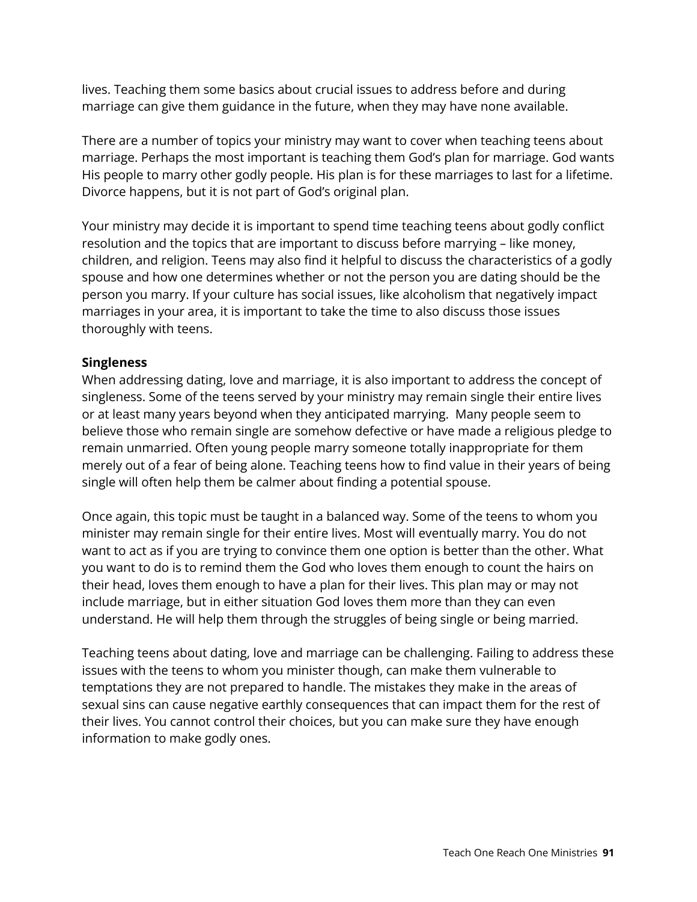lives. Teaching them some basics about crucial issues to address before and during marriage can give them guidance in the future, when they may have none available.

There are a number of topics your ministry may want to cover when teaching teens about marriage. Perhaps the most important is teaching them God's plan for marriage. God wants His people to marry other godly people. His plan is for these marriages to last for a lifetime. Divorce happens, but it is not part of God's original plan.

Your ministry may decide it is important to spend time teaching teens about godly conflict resolution and the topics that are important to discuss before marrying – like money, children, and religion. Teens may also find it helpful to discuss the characteristics of a godly spouse and how one determines whether or not the person you are dating should be the person you marry. If your culture has social issues, like alcoholism that negatively impact marriages in your area, it is important to take the time to also discuss those issues thoroughly with teens.

**Singleness**

When addressing dating, love and marriage, it is also important to address the concept of singleness. Some of the teens served by your ministry may remain single their entire lives or at least many years beyond when they anticipated marrying. Many people seem to believe those who remain single are somehow defective or have made a religious pledge to remain unmarried. Often young people marry someone totally inappropriate for them merely out of a fear of being alone. Teaching teens how to find value in their years of being single will often help them be calmer about finding a potential spouse.

Once again, this topic must be taught in a balanced way. Some of the teens to whom you minister may remain single for their entire lives. Most will eventually marry. You do not want to act as if you are trying to convince them one option is better than the other. What you want to do is to remind them the God who loves them enough to count the hairs on their head, loves them enough to have a plan for their lives. This plan may or may not include marriage, but in either situation God loves them more than they can even understand. He will help them through the struggles of being single or being married.

Teaching teens about dating, love and marriage can be challenging. Failing to address these issues with the teens to whom you minister though, can make them vulnerable to temptations they are not prepared to handle. The mistakes they make in the areas of sexual sins can cause negative earthly consequences that can impact them for the rest of their lives. You cannot control their choices, but you can make sure they have enough information to make godly ones.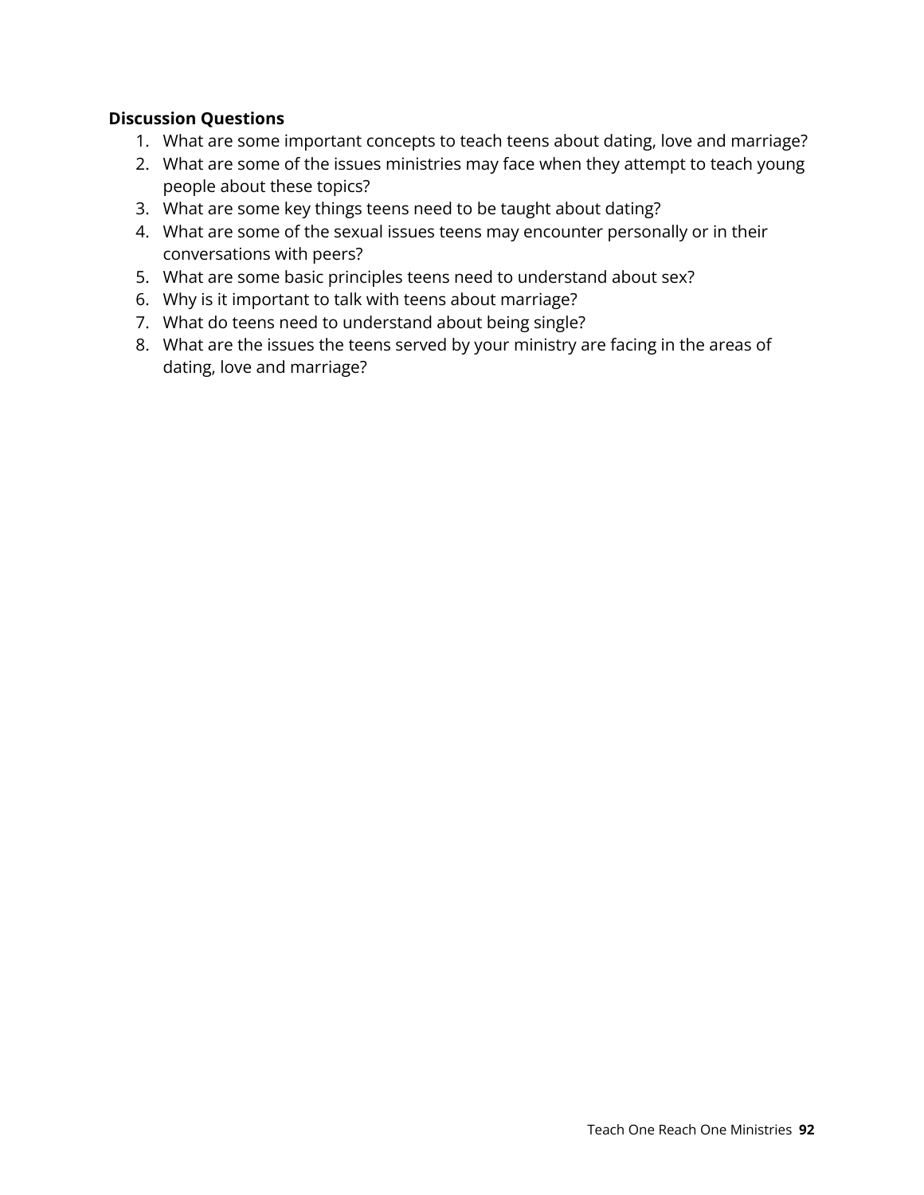**Discussion Questions**

1. What are some important concepts to teach teens about dating, love and marriage?
2. What are some of the issues ministries may face when they attempt to teach young people about these topics?
3. What are some key things teens need to be taught about dating?
4. What are some of the sexual issues teens may encounter personally or in their conversations with peers?
5. What are some basic principles teens need to understand about sex?
6. Why is it important to talk with teens about marriage?
7. What do teens need to understand about being single?
8. What are the issues the teens served by your ministry are facing in the areas of dating, love and marriage?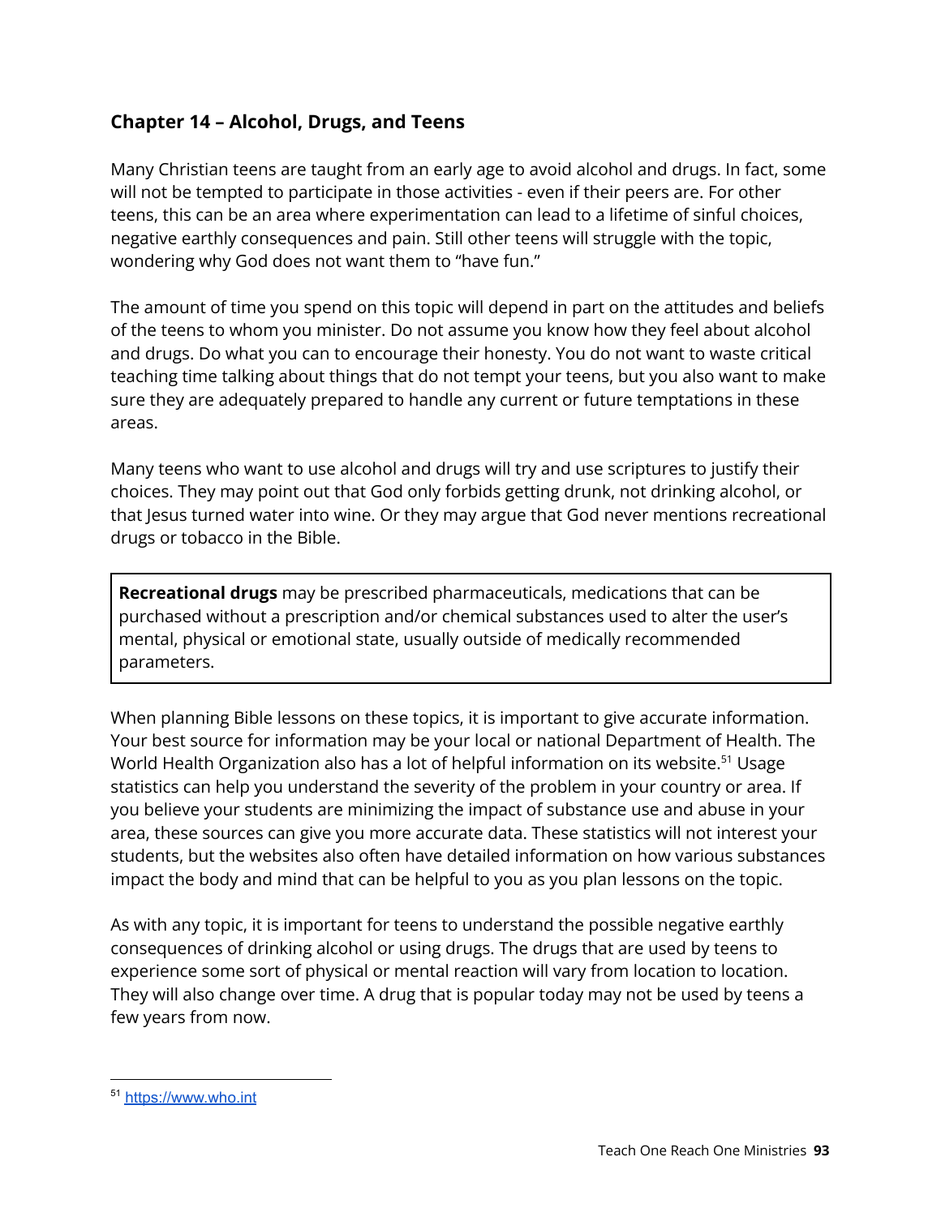## Chapter 14 – Alcohol, Drugs, and Teens

Many Christian teens are taught from an early age to avoid alcohol and drugs. In fact, some will not be tempted to participate in those activities - even if their peers are. For other teens, this can be an area where experimentation can lead to a lifetime of sinful choices, negative earthly consequences and pain. Still other teens will struggle with the topic, wondering why God does not want them to "have fun."

The amount of time you spend on this topic will depend in part on the attitudes and beliefs of the teens to whom you minister. Do not assume you know how they feel about alcohol and drugs. Do what you can to encourage their honesty. You do not want to waste critical teaching time talking about things that do not tempt your teens, but you also want to make sure they are adequately prepared to handle any current or future temptations in these areas.

Many teens who want to use alcohol and drugs will try and use scriptures to justify their choices. They may point out that God only forbids getting drunk, not drinking alcohol, or that Jesus turned water into wine. Or they may argue that God never mentions recreational drugs or tobacco in the Bible.

> **Recreational drugs** may be prescribed pharmaceuticals, medications that can be purchased without a prescription and/or chemical substances used to alter the user's mental, physical or emotional state, usually outside of medically recommended parameters.

When planning Bible lessons on these topics, it is important to give accurate information. Your best source for information may be your local or national Department of Health. The World Health Organization also has a lot of helpful information on its website.[51] Usage statistics can help you understand the severity of the problem in your country or area. If you believe your students are minimizing the impact of substance use and abuse in your area, these sources can give you more accurate data. These statistics will not interest your students, but the websites also often have detailed information on how various substances impact the body and mind that can be helpful to you as you plan lessons on the topic.

As with any topic, it is important for teens to understand the possible negative earthly consequences of drinking alcohol or using drugs. The drugs that are used by teens to experience some sort of physical or mental reaction will vary from location to location. They will also change over time. A drug that is popular today may not be used by teens a few years from now.

[51] https://www.who.int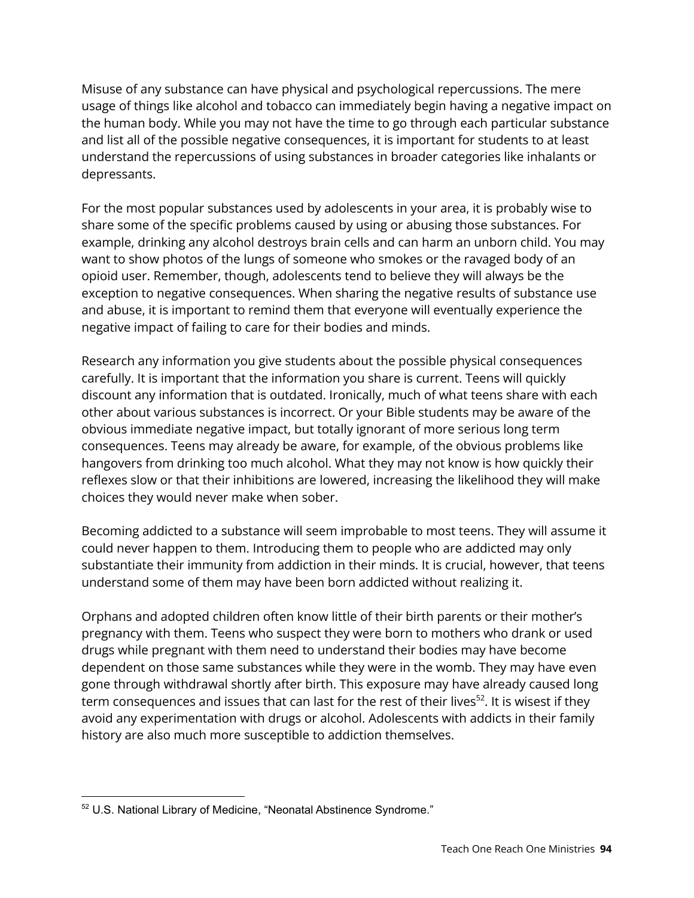Misuse of any substance can have physical and psychological repercussions. The mere usage of things like alcohol and tobacco can immediately begin having a negative impact on the human body. While you may not have the time to go through each particular substance and list all of the possible negative consequences, it is important for students to at least understand the repercussions of using substances in broader categories like inhalants or depressants.

For the most popular substances used by adolescents in your area, it is probably wise to share some of the specific problems caused by using or abusing those substances. For example, drinking any alcohol destroys brain cells and can harm an unborn child. You may want to show photos of the lungs of someone who smokes or the ravaged body of an opioid user. Remember, though, adolescents tend to believe they will always be the exception to negative consequences. When sharing the negative results of substance use and abuse, it is important to remind them that everyone will eventually experience the negative impact of failing to care for their bodies and minds.

Research any information you give students about the possible physical consequences carefully. It is important that the information you share is current. Teens will quickly discount any information that is outdated. Ironically, much of what teens share with each other about various substances is incorrect. Or your Bible students may be aware of the obvious immediate negative impact, but totally ignorant of more serious long term consequences. Teens may already be aware, for example, of the obvious problems like hangovers from drinking too much alcohol. What they may not know is how quickly their reflexes slow or that their inhibitions are lowered, increasing the likelihood they will make choices they would never make when sober.

Becoming addicted to a substance will seem improbable to most teens. They will assume it could never happen to them. Introducing them to people who are addicted may only substantiate their immunity from addiction in their minds. It is crucial, however, that teens understand some of them may have been born addicted without realizing it.

Orphans and adopted children often know little of their birth parents or their mother's pregnancy with them. Teens who suspect they were born to mothers who drank or used drugs while pregnant with them need to understand their bodies may have become dependent on those same substances while they were in the womb. They may have even gone through withdrawal shortly after birth. This exposure may have already caused long term consequences and issues that can last for the rest of their lives[52]. It is wisest if they avoid any experimentation with drugs or alcohol. Adolescents with addicts in their family history are also much more susceptible to addiction themselves.

---

[52] U.S. National Library of Medicine, "Neonatal Abstinence Syndrome."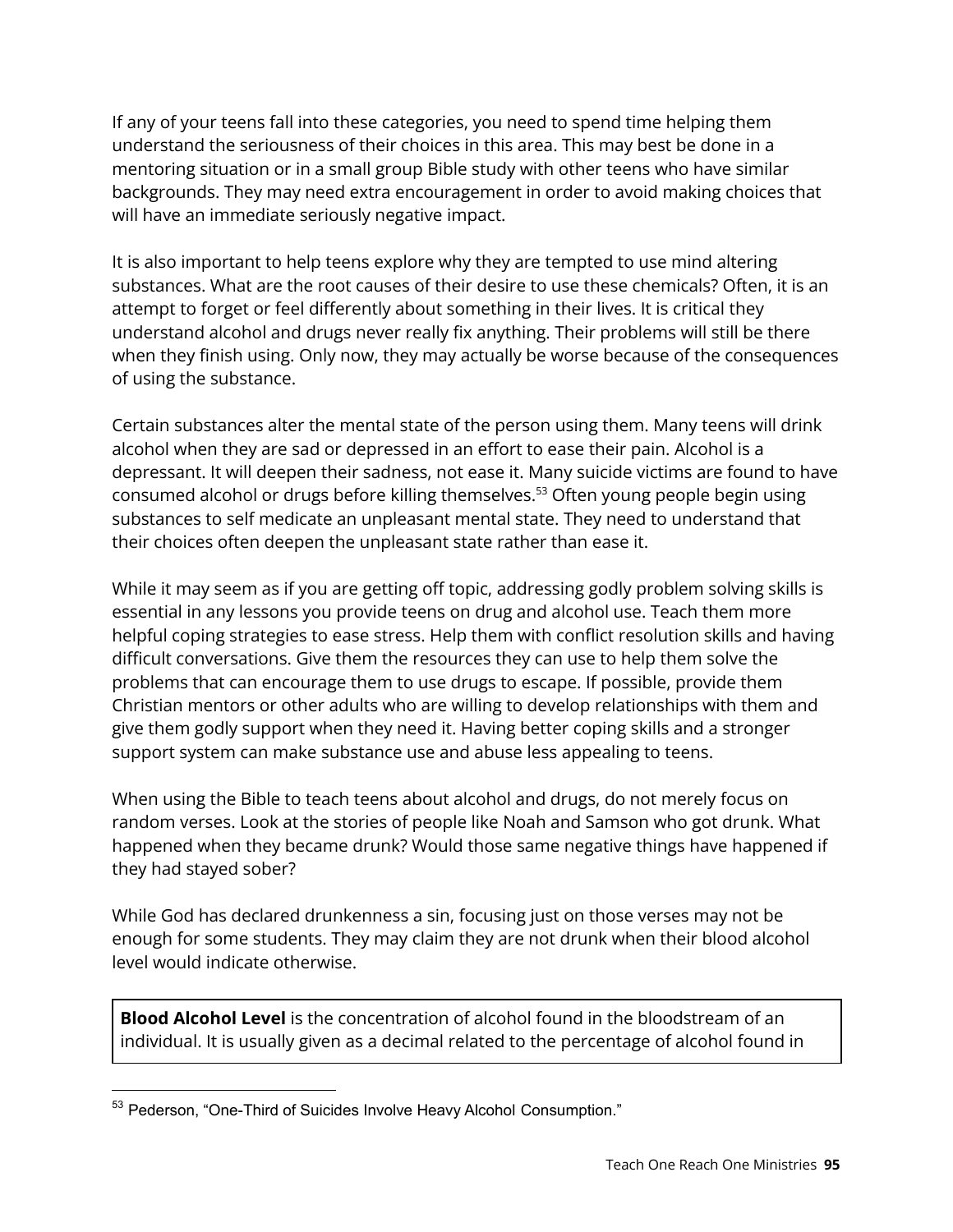If any of your teens fall into these categories, you need to spend time helping them understand the seriousness of their choices in this area. This may best be done in a mentoring situation or in a small group Bible study with other teens who have similar backgrounds. They may need extra encouragement in order to avoid making choices that will have an immediate seriously negative impact.

It is also important to help teens explore why they are tempted to use mind altering substances. What are the root causes of their desire to use these chemicals? Often, it is an attempt to forget or feel differently about something in their lives. It is critical they understand alcohol and drugs never really fix anything. Their problems will still be there when they finish using. Only now, they may actually be worse because of the consequences of using the substance.

Certain substances alter the mental state of the person using them. Many teens will drink alcohol when they are sad or depressed in an effort to ease their pain. Alcohol is a depressant. It will deepen their sadness, not ease it. Many suicide victims are found to have consumed alcohol or drugs before killing themselves.[53] Often young people begin using substances to self medicate an unpleasant mental state. They need to understand that their choices often deepen the unpleasant state rather than ease it.

While it may seem as if you are getting off topic, addressing godly problem solving skills is essential in any lessons you provide teens on drug and alcohol use. Teach them more helpful coping strategies to ease stress. Help them with conflict resolution skills and having difficult conversations. Give them the resources they can use to help them solve the problems that can encourage them to use drugs to escape. If possible, provide them Christian mentors or other adults who are willing to develop relationships with them and give them godly support when they need it. Having better coping skills and a stronger support system can make substance use and abuse less appealing to teens.

When using the Bible to teach teens about alcohol and drugs, do not merely focus on random verses. Look at the stories of people like Noah and Samson who got drunk. What happened when they became drunk? Would those same negative things have happened if they had stayed sober?

While God has declared drunkenness a sin, focusing just on those verses may not be enough for some students. They may claim they are not drunk when their blood alcohol level would indicate otherwise.

**Blood Alcohol Level** is the concentration of alcohol found in the bloodstream of an individual. It is usually given as a decimal related to the percentage of alcohol found in

[53] Pederson, "One-Third of Suicides Involve Heavy Alcohol Consumption."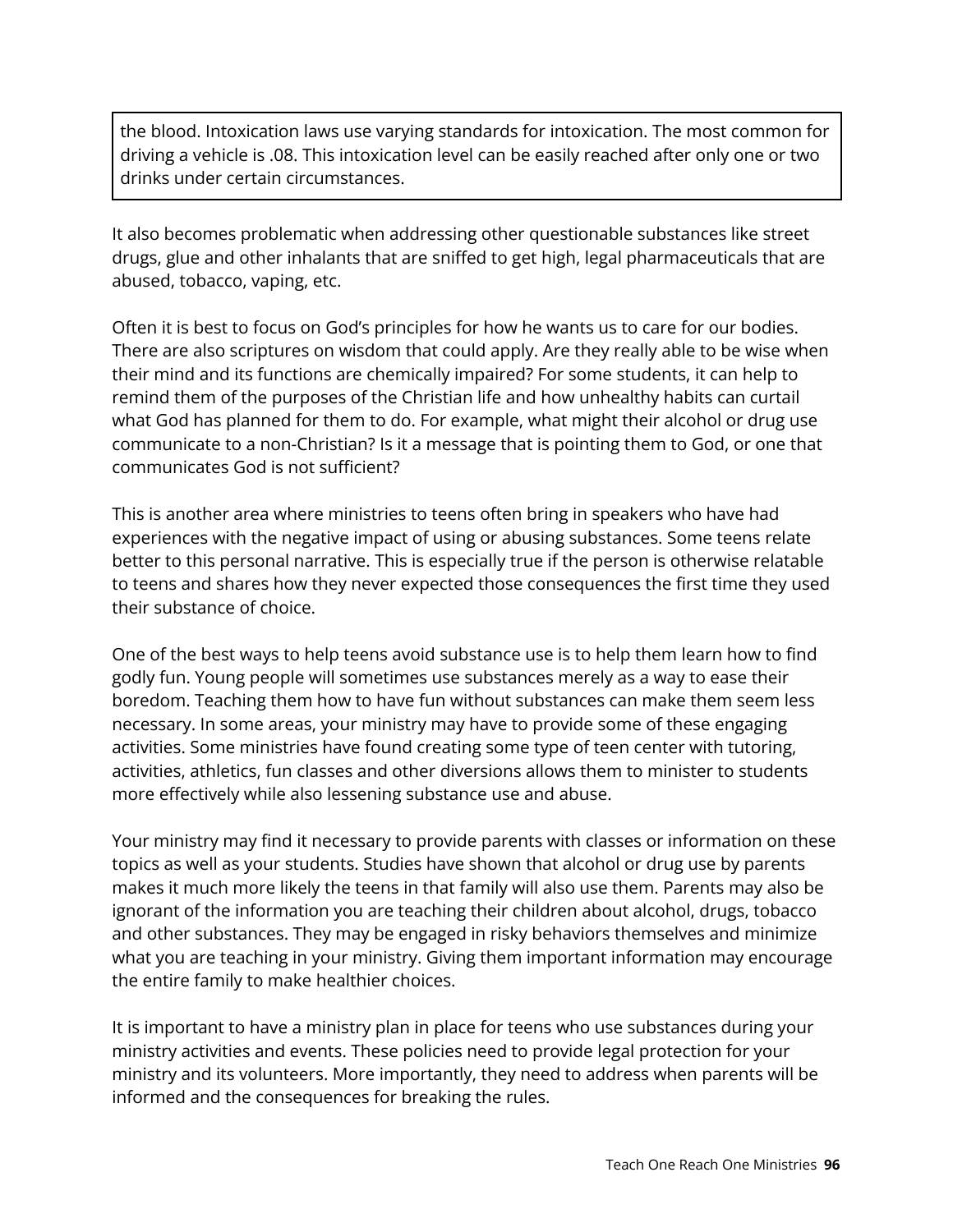> the blood. Intoxication laws use varying standards for intoxication. The most common for driving a vehicle is .08. This intoxication level can be easily reached after only one or two drinks under certain circumstances.

It also becomes problematic when addressing other questionable substances like street drugs, glue and other inhalants that are sniffed to get high, legal pharmaceuticals that are abused, tobacco, vaping, etc.

Often it is best to focus on God's principles for how he wants us to care for our bodies. There are also scriptures on wisdom that could apply. Are they really able to be wise when their mind and its functions are chemically impaired? For some students, it can help to remind them of the purposes of the Christian life and how unhealthy habits can curtail what God has planned for them to do. For example, what might their alcohol or drug use communicate to a non-Christian? Is it a message that is pointing them to God, or one that communicates God is not sufficient?

This is another area where ministries to teens often bring in speakers who have had experiences with the negative impact of using or abusing substances. Some teens relate better to this personal narrative. This is especially true if the person is otherwise relatable to teens and shares how they never expected those consequences the first time they used their substance of choice.

One of the best ways to help teens avoid substance use is to help them learn how to find godly fun. Young people will sometimes use substances merely as a way to ease their boredom. Teaching them how to have fun without substances can make them seem less necessary. In some areas, your ministry may have to provide some of these engaging activities. Some ministries have found creating some type of teen center with tutoring, activities, athletics, fun classes and other diversions allows them to minister to students more effectively while also lessening substance use and abuse.

Your ministry may find it necessary to provide parents with classes or information on these topics as well as your students. Studies have shown that alcohol or drug use by parents makes it much more likely the teens in that family will also use them. Parents may also be ignorant of the information you are teaching their children about alcohol, drugs, tobacco and other substances. They may be engaged in risky behaviors themselves and minimize what you are teaching in your ministry. Giving them important information may encourage the entire family to make healthier choices.

It is important to have a ministry plan in place for teens who use substances during your ministry activities and events. These policies need to provide legal protection for your ministry and its volunteers. More importantly, they need to address when parents will be informed and the consequences for breaking the rules.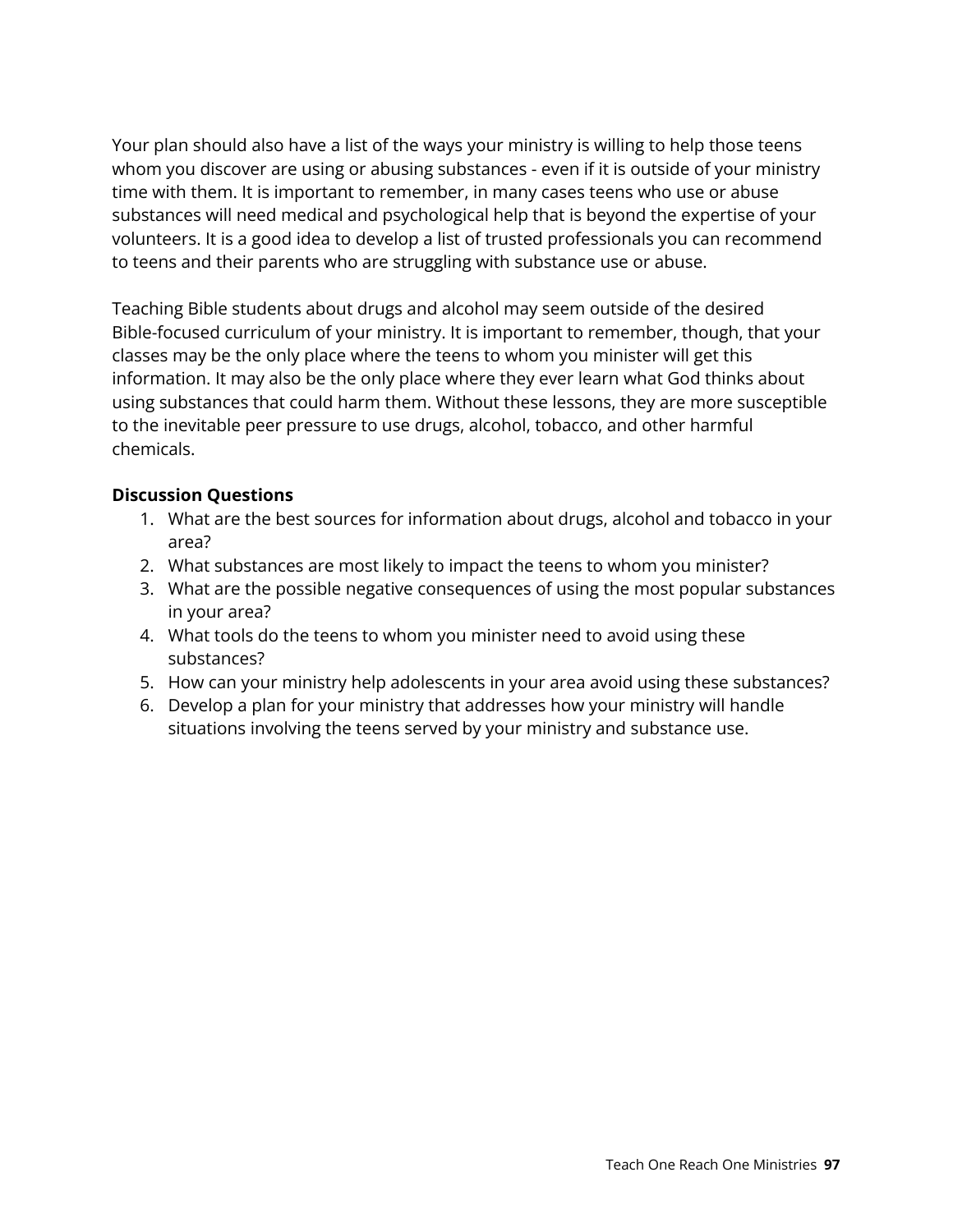Your plan should also have a list of the ways your ministry is willing to help those teens whom you discover are using or abusing substances - even if it is outside of your ministry time with them. It is important to remember, in many cases teens who use or abuse substances will need medical and psychological help that is beyond the expertise of your volunteers. It is a good idea to develop a list of trusted professionals you can recommend to teens and their parents who are struggling with substance use or abuse.

Teaching Bible students about drugs and alcohol may seem outside of the desired Bible-focused curriculum of your ministry. It is important to remember, though, that your classes may be the only place where the teens to whom you minister will get this information. It may also be the only place where they ever learn what God thinks about using substances that could harm them. Without these lessons, they are more susceptible to the inevitable peer pressure to use drugs, alcohol, tobacco, and other harmful chemicals.

**Discussion Questions**

1. What are the best sources for information about drugs, alcohol and tobacco in your area?
2. What substances are most likely to impact the teens to whom you minister?
3. What are the possible negative consequences of using the most popular substances in your area?
4. What tools do the teens to whom you minister need to avoid using these substances?
5. How can your ministry help adolescents in your area avoid using these substances?
6. Develop a plan for your ministry that addresses how your ministry will handle situations involving the teens served by your ministry and substance use.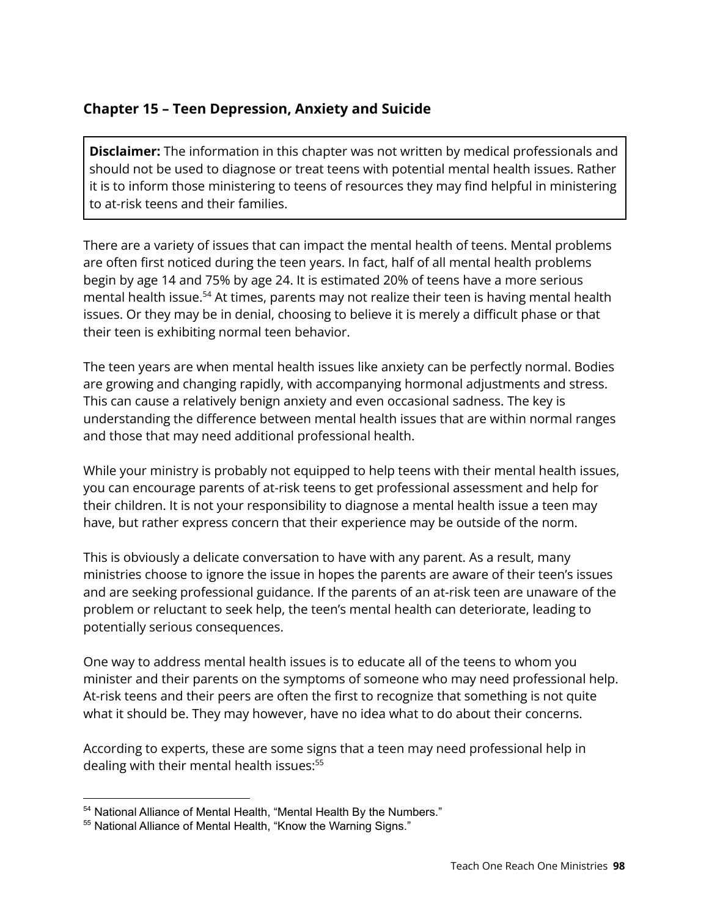## Chapter 15 – Teen Depression, Anxiety and Suicide

> **Disclaimer:** The information in this chapter was not written by medical professionals and should not be used to diagnose or treat teens with potential mental health issues. Rather it is to inform those ministering to teens of resources they may find helpful in ministering to at-risk teens and their families.

There are a variety of issues that can impact the mental health of teens. Mental problems are often first noticed during the teen years. In fact, half of all mental health problems begin by age 14 and 75% by age 24. It is estimated 20% of teens have a more serious mental health issue.[54] At times, parents may not realize their teen is having mental health issues. Or they may be in denial, choosing to believe it is merely a difficult phase or that their teen is exhibiting normal teen behavior.

The teen years are when mental health issues like anxiety can be perfectly normal. Bodies are growing and changing rapidly, with accompanying hormonal adjustments and stress. This can cause a relatively benign anxiety and even occasional sadness. The key is understanding the difference between mental health issues that are within normal ranges and those that may need additional professional health.

While your ministry is probably not equipped to help teens with their mental health issues, you can encourage parents of at-risk teens to get professional assessment and help for their children. It is not your responsibility to diagnose a mental health issue a teen may have, but rather express concern that their experience may be outside of the norm.

This is obviously a delicate conversation to have with any parent. As a result, many ministries choose to ignore the issue in hopes the parents are aware of their teen's issues and are seeking professional guidance. If the parents of an at-risk teen are unaware of the problem or reluctant to seek help, the teen's mental health can deteriorate, leading to potentially serious consequences.

One way to address mental health issues is to educate all of the teens to whom you minister and their parents on the symptoms of someone who may need professional help. At-risk teens and their peers are often the first to recognize that something is not quite what it should be. They may however, have no idea what to do about their concerns.

According to experts, these are some signs that a teen may need professional help in dealing with their mental health issues:[55]

---

[54] National Alliance of Mental Health, "Mental Health By the Numbers."

[55] National Alliance of Mental Health, "Know the Warning Signs."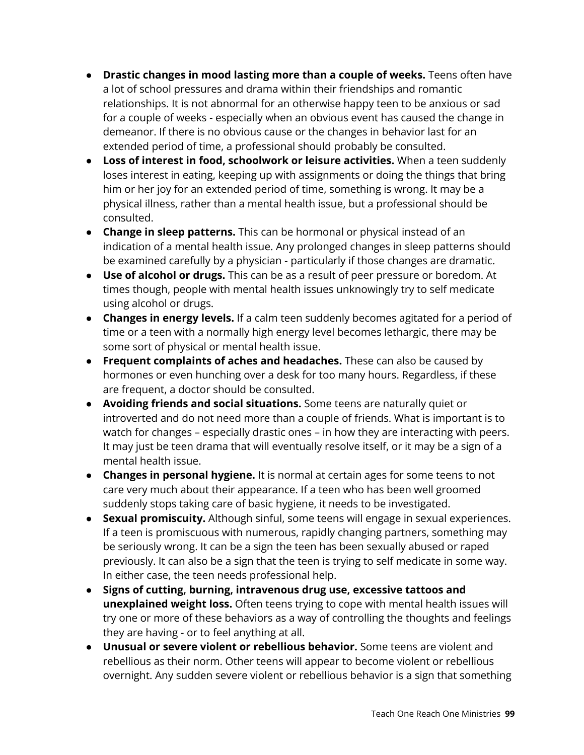- **Drastic changes in mood lasting more than a couple of weeks.** Teens often have a lot of school pressures and drama within their friendships and romantic relationships. It is not abnormal for an otherwise happy teen to be anxious or sad for a couple of weeks - especially when an obvious event has caused the change in demeanor. If there is no obvious cause or the changes in behavior last for an extended period of time, a professional should probably be consulted.
- **Loss of interest in food, schoolwork or leisure activities.** When a teen suddenly loses interest in eating, keeping up with assignments or doing the things that bring him or her joy for an extended period of time, something is wrong. It may be a physical illness, rather than a mental health issue, but a professional should be consulted.
- **Change in sleep patterns.** This can be hormonal or physical instead of an indication of a mental health issue. Any prolonged changes in sleep patterns should be examined carefully by a physician - particularly if those changes are dramatic.
- **Use of alcohol or drugs.** This can be as a result of peer pressure or boredom. At times though, people with mental health issues unknowingly try to self medicate using alcohol or drugs.
- **Changes in energy levels.** If a calm teen suddenly becomes agitated for a period of time or a teen with a normally high energy level becomes lethargic, there may be some sort of physical or mental health issue.
- **Frequent complaints of aches and headaches.** These can also be caused by hormones or even hunching over a desk for too many hours. Regardless, if these are frequent, a doctor should be consulted.
- **Avoiding friends and social situations.** Some teens are naturally quiet or introverted and do not need more than a couple of friends. What is important is to watch for changes – especially drastic ones – in how they are interacting with peers. It may just be teen drama that will eventually resolve itself, or it may be a sign of a mental health issue.
- **Changes in personal hygiene.** It is normal at certain ages for some teens to not care very much about their appearance. If a teen who has been well groomed suddenly stops taking care of basic hygiene, it needs to be investigated.
- **Sexual promiscuity.** Although sinful, some teens will engage in sexual experiences. If a teen is promiscuous with numerous, rapidly changing partners, something may be seriously wrong. It can be a sign the teen has been sexually abused or raped previously. It can also be a sign that the teen is trying to self medicate in some way. In either case, the teen needs professional help.
- **Signs of cutting, burning, intravenous drug use, excessive tattoos and unexplained weight loss.** Often teens trying to cope with mental health issues will try one or more of these behaviors as a way of controlling the thoughts and feelings they are having - or to feel anything at all.
- **Unusual or severe violent or rebellious behavior.** Some teens are violent and rebellious as their norm. Other teens will appear to become violent or rebellious overnight. Any sudden severe violent or rebellious behavior is a sign that something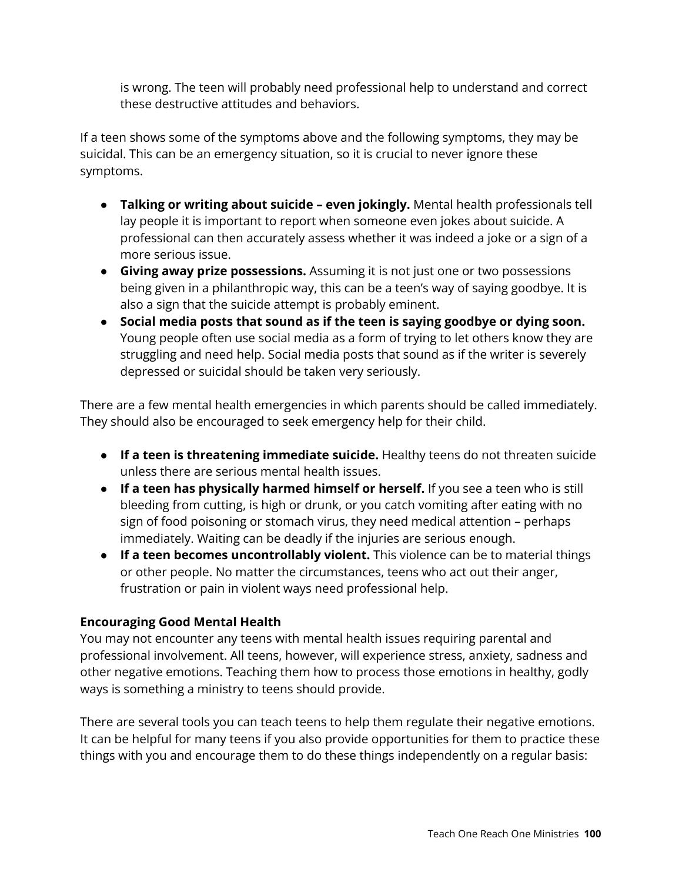is wrong. The teen will probably need professional help to understand and correct these destructive attitudes and behaviors.

If a teen shows some of the symptoms above and the following symptoms, they may be suicidal. This can be an emergency situation, so it is crucial to never ignore these symptoms.

- **Talking or writing about suicide – even jokingly.** Mental health professionals tell lay people it is important to report when someone even jokes about suicide. A professional can then accurately assess whether it was indeed a joke or a sign of a more serious issue.
- **Giving away prize possessions.** Assuming it is not just one or two possessions being given in a philanthropic way, this can be a teen's way of saying goodbye. It is also a sign that the suicide attempt is probably eminent.
- **Social media posts that sound as if the teen is saying goodbye or dying soon.** Young people often use social media as a form of trying to let others know they are struggling and need help. Social media posts that sound as if the writer is severely depressed or suicidal should be taken very seriously.

There are a few mental health emergencies in which parents should be called immediately. They should also be encouraged to seek emergency help for their child.

- **If a teen is threatening immediate suicide.** Healthy teens do not threaten suicide unless there are serious mental health issues.
- **If a teen has physically harmed himself or herself.** If you see a teen who is still bleeding from cutting, is high or drunk, or you catch vomiting after eating with no sign of food poisoning or stomach virus, they need medical attention – perhaps immediately. Waiting can be deadly if the injuries are serious enough.
- **If a teen becomes uncontrollably violent.** This violence can be to material things or other people. No matter the circumstances, teens who act out their anger, frustration or pain in violent ways need professional help.

**Encouraging Good Mental Health**

You may not encounter any teens with mental health issues requiring parental and professional involvement. All teens, however, will experience stress, anxiety, sadness and other negative emotions. Teaching them how to process those emotions in healthy, godly ways is something a ministry to teens should provide.

There are several tools you can teach teens to help them regulate their negative emotions. It can be helpful for many teens if you also provide opportunities for them to practice these things with you and encourage them to do these things independently on a regular basis: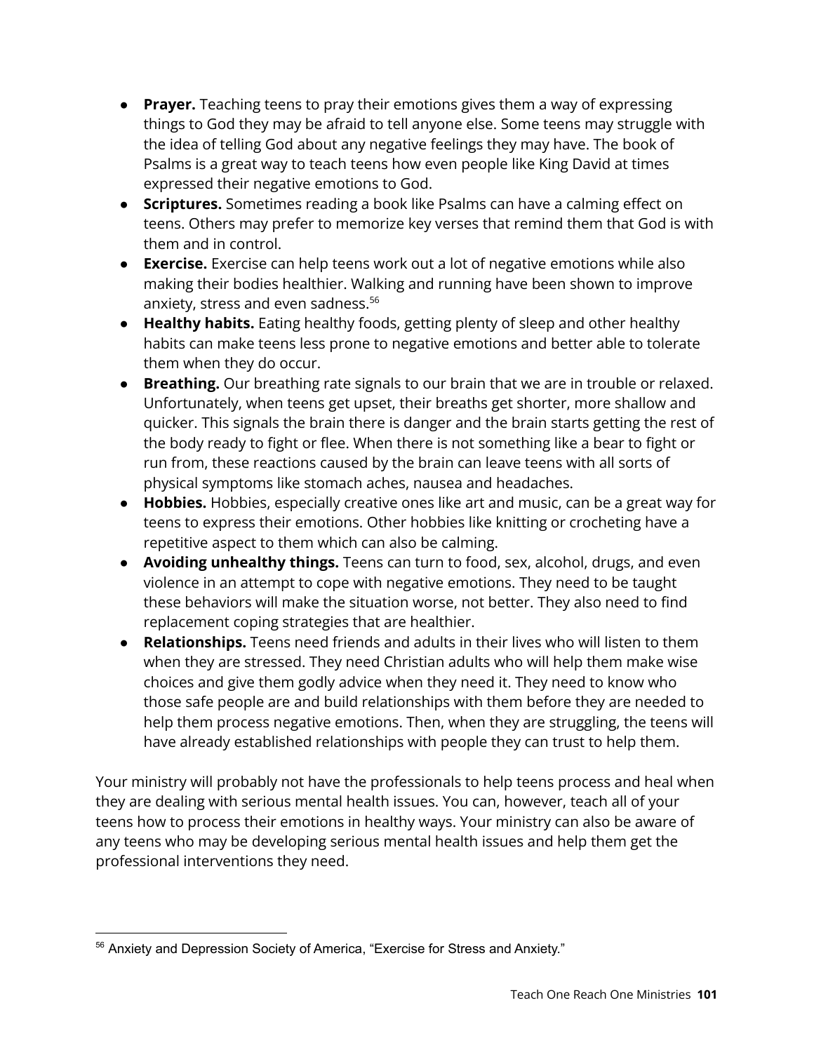- **Prayer.** Teaching teens to pray their emotions gives them a way of expressing things to God they may be afraid to tell anyone else. Some teens may struggle with the idea of telling God about any negative feelings they may have. The book of Psalms is a great way to teach teens how even people like King David at times expressed their negative emotions to God.
- **Scriptures.** Sometimes reading a book like Psalms can have a calming effect on teens. Others may prefer to memorize key verses that remind them that God is with them and in control.
- **Exercise.** Exercise can help teens work out a lot of negative emotions while also making their bodies healthier. Walking and running have been shown to improve anxiety, stress and even sadness.[56]
- **Healthy habits.** Eating healthy foods, getting plenty of sleep and other healthy habits can make teens less prone to negative emotions and better able to tolerate them when they do occur.
- **Breathing.** Our breathing rate signals to our brain that we are in trouble or relaxed. Unfortunately, when teens get upset, their breaths get shorter, more shallow and quicker. This signals the brain there is danger and the brain starts getting the rest of the body ready to fight or flee. When there is not something like a bear to fight or run from, these reactions caused by the brain can leave teens with all sorts of physical symptoms like stomach aches, nausea and headaches.
- **Hobbies.** Hobbies, especially creative ones like art and music, can be a great way for teens to express their emotions. Other hobbies like knitting or crocheting have a repetitive aspect to them which can also be calming.
- **Avoiding unhealthy things.** Teens can turn to food, sex, alcohol, drugs, and even violence in an attempt to cope with negative emotions. They need to be taught these behaviors will make the situation worse, not better. They also need to find replacement coping strategies that are healthier.
- **Relationships.** Teens need friends and adults in their lives who will listen to them when they are stressed. They need Christian adults who will help them make wise choices and give them godly advice when they need it. They need to know who those safe people are and build relationships with them before they are needed to help them process negative emotions. Then, when they are struggling, the teens will have already established relationships with people they can trust to help them.

Your ministry will probably not have the professionals to help teens process and heal when they are dealing with serious mental health issues. You can, however, teach all of your teens how to process their emotions in healthy ways. Your ministry can also be aware of any teens who may be developing serious mental health issues and help them get the professional interventions they need.

---

[56] Anxiety and Depression Society of America, "Exercise for Stress and Anxiety."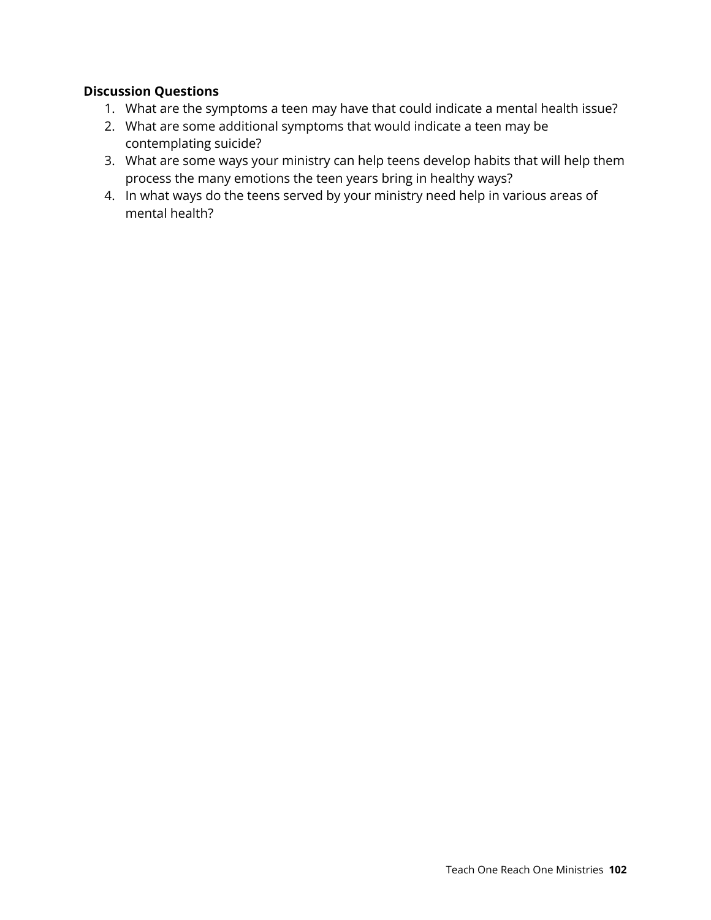**Discussion Questions**

1. What are the symptoms a teen may have that could indicate a mental health issue?
2. What are some additional symptoms that would indicate a teen may be contemplating suicide?
3. What are some ways your ministry can help teens develop habits that will help them process the many emotions the teen years bring in healthy ways?
4. In what ways do the teens served by your ministry need help in various areas of mental health?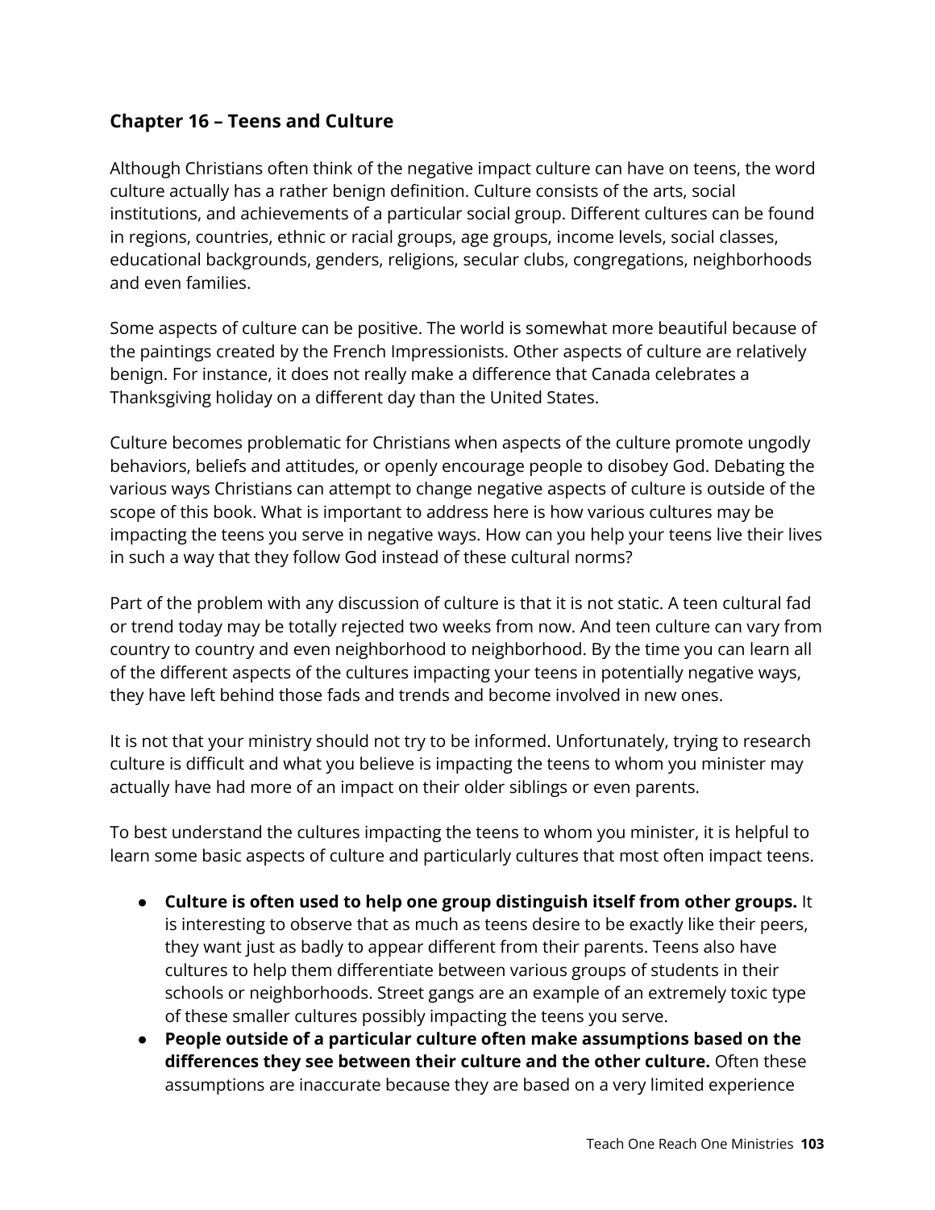## Chapter 16 – Teens and Culture

Although Christians often think of the negative impact culture can have on teens, the word culture actually has a rather benign definition. Culture consists of the arts, social institutions, and achievements of a particular social group. Different cultures can be found in regions, countries, ethnic or racial groups, age groups, income levels, social classes, educational backgrounds, genders, religions, secular clubs, congregations, neighborhoods and even families.

Some aspects of culture can be positive. The world is somewhat more beautiful because of the paintings created by the French Impressionists. Other aspects of culture are relatively benign. For instance, it does not really make a difference that Canada celebrates a Thanksgiving holiday on a different day than the United States.

Culture becomes problematic for Christians when aspects of the culture promote ungodly behaviors, beliefs and attitudes, or openly encourage people to disobey God. Debating the various ways Christians can attempt to change negative aspects of culture is outside of the scope of this book. What is important to address here is how various cultures may be impacting the teens you serve in negative ways. How can you help your teens live their lives in such a way that they follow God instead of these cultural norms?

Part of the problem with any discussion of culture is that it is not static. A teen cultural fad or trend today may be totally rejected two weeks from now. And teen culture can vary from country to country and even neighborhood to neighborhood. By the time you can learn all of the different aspects of the cultures impacting your teens in potentially negative ways, they have left behind those fads and trends and become involved in new ones.

It is not that your ministry should not try to be informed. Unfortunately, trying to research culture is difficult and what you believe is impacting the teens to whom you minister may actually have had more of an impact on their older siblings or even parents.

To best understand the cultures impacting the teens to whom you minister, it is helpful to learn some basic aspects of culture and particularly cultures that most often impact teens.

- **Culture is often used to help one group distinguish itself from other groups.** It is interesting to observe that as much as teens desire to be exactly like their peers, they want just as badly to appear different from their parents. Teens also have cultures to help them differentiate between various groups of students in their schools or neighborhoods. Street gangs are an example of an extremely toxic type of these smaller cultures possibly impacting the teens you serve.
- **People outside of a particular culture often make assumptions based on the differences they see between their culture and the other culture.** Often these assumptions are inaccurate because they are based on a very limited experience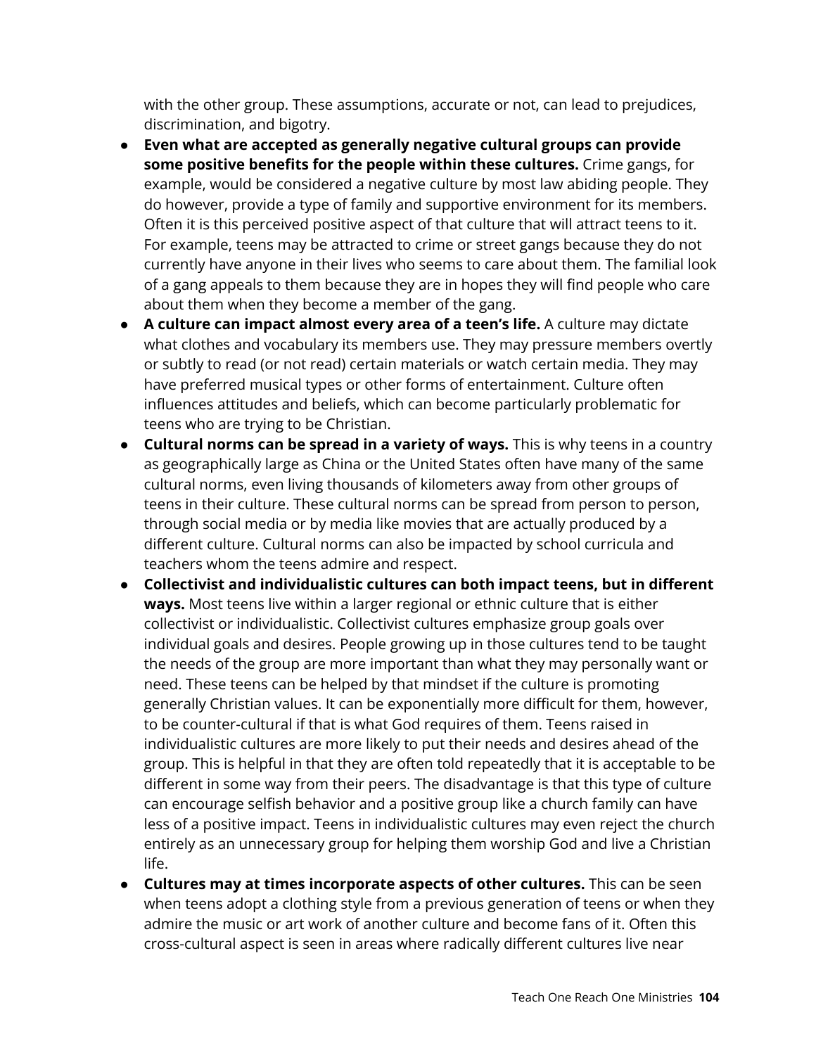with the other group. These assumptions, accurate or not, can lead to prejudices, discrimination, and bigotry.

- **Even what are accepted as generally negative cultural groups can provide some positive benefits for the people within these cultures.** Crime gangs, for example, would be considered a negative culture by most law abiding people. They do however, provide a type of family and supportive environment for its members. Often it is this perceived positive aspect of that culture that will attract teens to it. For example, teens may be attracted to crime or street gangs because they do not currently have anyone in their lives who seems to care about them. The familial look of a gang appeals to them because they are in hopes they will find people who care about them when they become a member of the gang.
- **A culture can impact almost every area of a teen's life.** A culture may dictate what clothes and vocabulary its members use. They may pressure members overtly or subtly to read (or not read) certain materials or watch certain media. They may have preferred musical types or other forms of entertainment. Culture often influences attitudes and beliefs, which can become particularly problematic for teens who are trying to be Christian.
- **Cultural norms can be spread in a variety of ways.** This is why teens in a country as geographically large as China or the United States often have many of the same cultural norms, even living thousands of kilometers away from other groups of teens in their culture. These cultural norms can be spread from person to person, through social media or by media like movies that are actually produced by a different culture. Cultural norms can also be impacted by school curricula and teachers whom the teens admire and respect.
- **Collectivist and individualistic cultures can both impact teens, but in different ways.** Most teens live within a larger regional or ethnic culture that is either collectivist or individualistic. Collectivist cultures emphasize group goals over individual goals and desires. People growing up in those cultures tend to be taught the needs of the group are more important than what they may personally want or need. These teens can be helped by that mindset if the culture is promoting generally Christian values. It can be exponentially more difficult for them, however, to be counter-cultural if that is what God requires of them. Teens raised in individualistic cultures are more likely to put their needs and desires ahead of the group. This is helpful in that they are often told repeatedly that it is acceptable to be different in some way from their peers. The disadvantage is that this type of culture can encourage selfish behavior and a positive group like a church family can have less of a positive impact. Teens in individualistic cultures may even reject the church entirely as an unnecessary group for helping them worship God and live a Christian life.
- **Cultures may at times incorporate aspects of other cultures.** This can be seen when teens adopt a clothing style from a previous generation of teens or when they admire the music or art work of another culture and become fans of it. Often this cross-cultural aspect is seen in areas where radically different cultures live near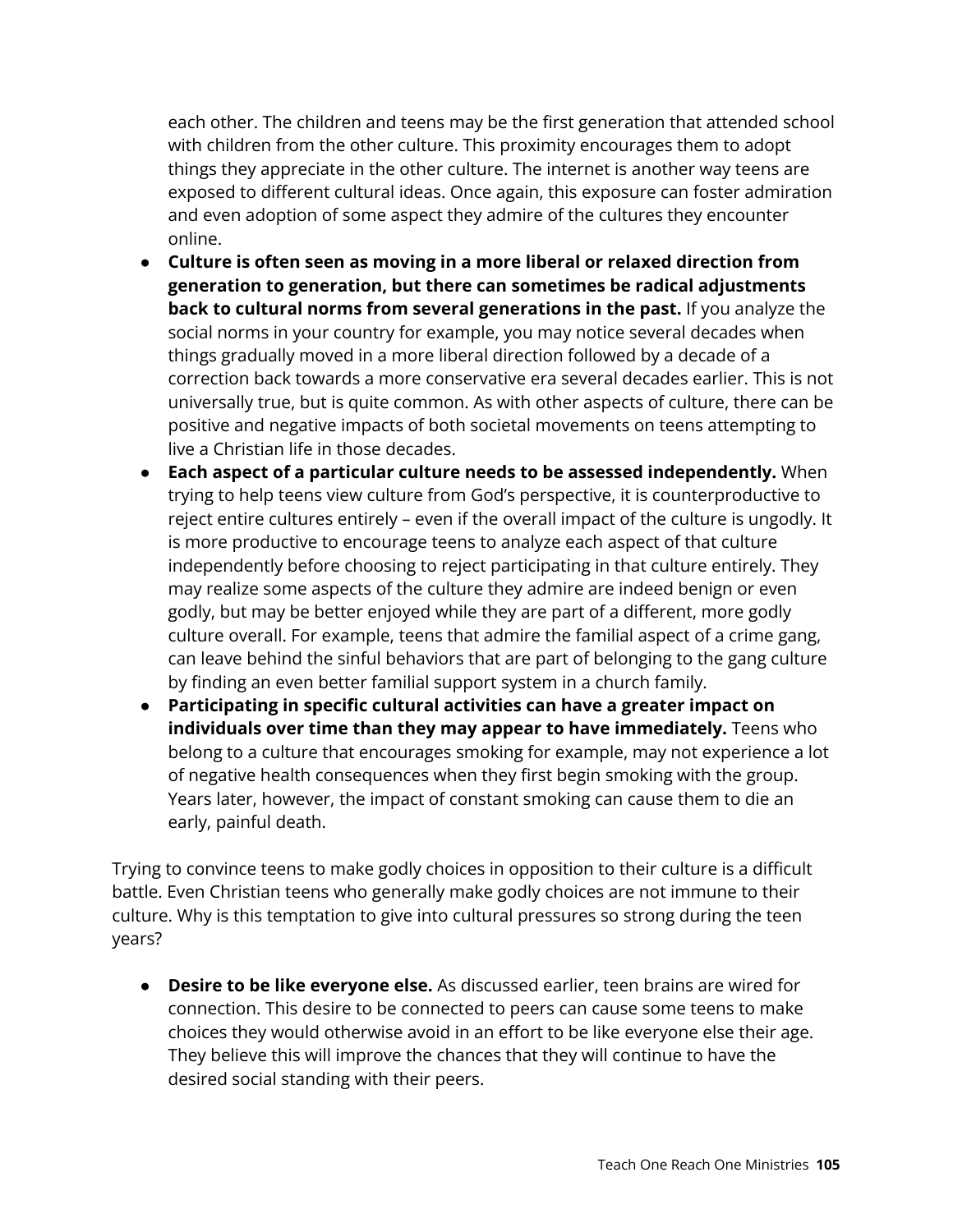each other. The children and teens may be the first generation that attended school with children from the other culture. This proximity encourages them to adopt things they appreciate in the other culture. The internet is another way teens are exposed to different cultural ideas. Once again, this exposure can foster admiration and even adoption of some aspect they admire of the cultures they encounter online.

- **Culture is often seen as moving in a more liberal or relaxed direction from generation to generation, but there can sometimes be radical adjustments back to cultural norms from several generations in the past.** If you analyze the social norms in your country for example, you may notice several decades when things gradually moved in a more liberal direction followed by a decade of a correction back towards a more conservative era several decades earlier. This is not universally true, but is quite common. As with other aspects of culture, there can be positive and negative impacts of both societal movements on teens attempting to live a Christian life in those decades.
- **Each aspect of a particular culture needs to be assessed independently.** When trying to help teens view culture from God's perspective, it is counterproductive to reject entire cultures entirely – even if the overall impact of the culture is ungodly. It is more productive to encourage teens to analyze each aspect of that culture independently before choosing to reject participating in that culture entirely. They may realize some aspects of the culture they admire are indeed benign or even godly, but may be better enjoyed while they are part of a different, more godly culture overall. For example, teens that admire the familial aspect of a crime gang, can leave behind the sinful behaviors that are part of belonging to the gang culture by finding an even better familial support system in a church family.
- **Participating in specific cultural activities can have a greater impact on individuals over time than they may appear to have immediately.** Teens who belong to a culture that encourages smoking for example, may not experience a lot of negative health consequences when they first begin smoking with the group. Years later, however, the impact of constant smoking can cause them to die an early, painful death.

Trying to convince teens to make godly choices in opposition to their culture is a difficult battle. Even Christian teens who generally make godly choices are not immune to their culture. Why is this temptation to give into cultural pressures so strong during the teen years?

- **Desire to be like everyone else.** As discussed earlier, teen brains are wired for connection. This desire to be connected to peers can cause some teens to make choices they would otherwise avoid in an effort to be like everyone else their age. They believe this will improve the chances that they will continue to have the desired social standing with their peers.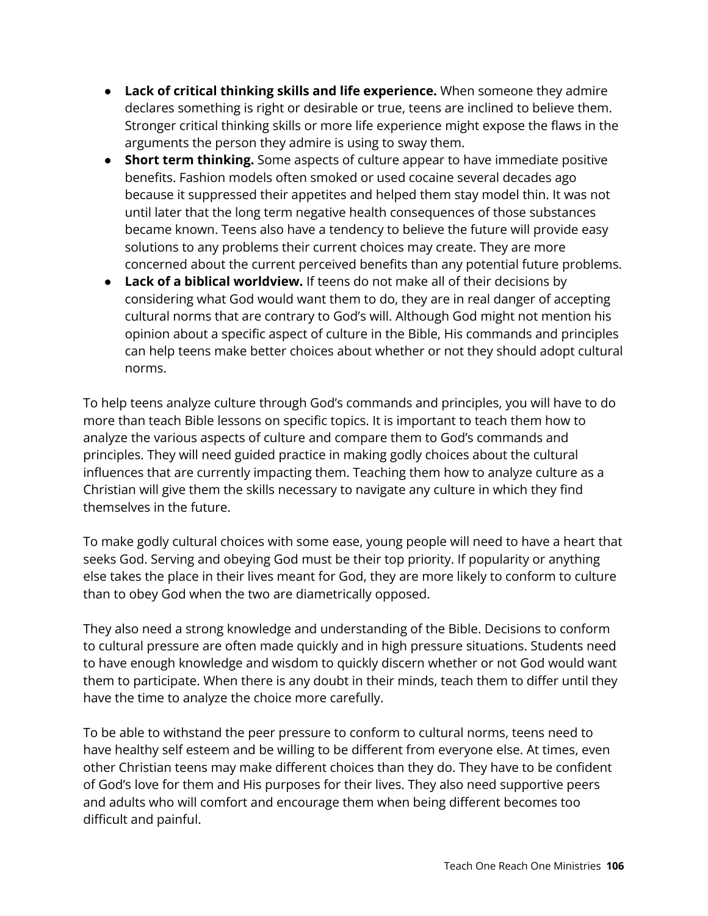- **Lack of critical thinking skills and life experience.** When someone they admire declares something is right or desirable or true, teens are inclined to believe them. Stronger critical thinking skills or more life experience might expose the flaws in the arguments the person they admire is using to sway them.
- **Short term thinking.** Some aspects of culture appear to have immediate positive benefits. Fashion models often smoked or used cocaine several decades ago because it suppressed their appetites and helped them stay model thin. It was not until later that the long term negative health consequences of those substances became known. Teens also have a tendency to believe the future will provide easy solutions to any problems their current choices may create. They are more concerned about the current perceived benefits than any potential future problems.
- **Lack of a biblical worldview.** If teens do not make all of their decisions by considering what God would want them to do, they are in real danger of accepting cultural norms that are contrary to God's will. Although God might not mention his opinion about a specific aspect of culture in the Bible, His commands and principles can help teens make better choices about whether or not they should adopt cultural norms.

To help teens analyze culture through God's commands and principles, you will have to do more than teach Bible lessons on specific topics. It is important to teach them how to analyze the various aspects of culture and compare them to God's commands and principles. They will need guided practice in making godly choices about the cultural influences that are currently impacting them. Teaching them how to analyze culture as a Christian will give them the skills necessary to navigate any culture in which they find themselves in the future.

To make godly cultural choices with some ease, young people will need to have a heart that seeks God. Serving and obeying God must be their top priority. If popularity or anything else takes the place in their lives meant for God, they are more likely to conform to culture than to obey God when the two are diametrically opposed.

They also need a strong knowledge and understanding of the Bible. Decisions to conform to cultural pressure are often made quickly and in high pressure situations. Students need to have enough knowledge and wisdom to quickly discern whether or not God would want them to participate. When there is any doubt in their minds, teach them to differ until they have the time to analyze the choice more carefully.

To be able to withstand the peer pressure to conform to cultural norms, teens need to have healthy self esteem and be willing to be different from everyone else. At times, even other Christian teens may make different choices than they do. They have to be confident of God's love for them and His purposes for their lives. They also need supportive peers and adults who will comfort and encourage them when being different becomes too difficult and painful.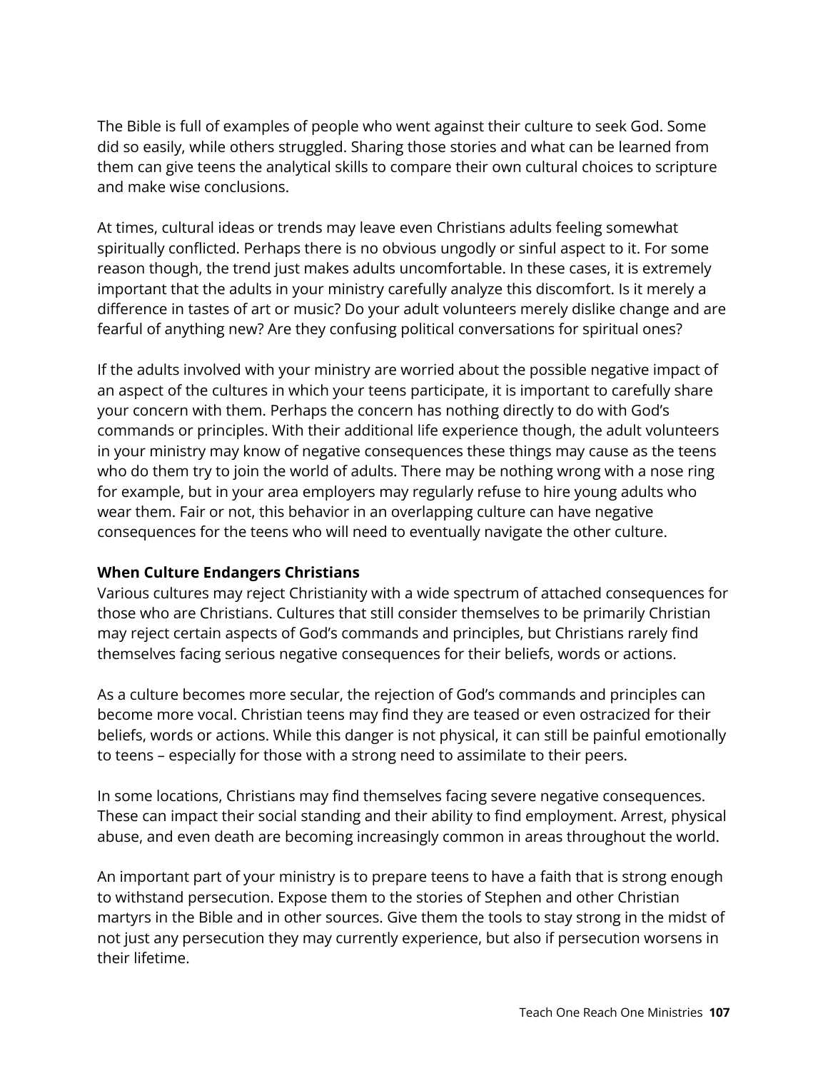The Bible is full of examples of people who went against their culture to seek God. Some did so easily, while others struggled. Sharing those stories and what can be learned from them can give teens the analytical skills to compare their own cultural choices to scripture and make wise conclusions.

At times, cultural ideas or trends may leave even Christians adults feeling somewhat spiritually conflicted. Perhaps there is no obvious ungodly or sinful aspect to it. For some reason though, the trend just makes adults uncomfortable. In these cases, it is extremely important that the adults in your ministry carefully analyze this discomfort. Is it merely a difference in tastes of art or music? Do your adult volunteers merely dislike change and are fearful of anything new? Are they confusing political conversations for spiritual ones?

If the adults involved with your ministry are worried about the possible negative impact of an aspect of the cultures in which your teens participate, it is important to carefully share your concern with them. Perhaps the concern has nothing directly to do with God's commands or principles. With their additional life experience though, the adult volunteers in your ministry may know of negative consequences these things may cause as the teens who do them try to join the world of adults. There may be nothing wrong with a nose ring for example, but in your area employers may regularly refuse to hire young adults who wear them. Fair or not, this behavior in an overlapping culture can have negative consequences for the teens who will need to eventually navigate the other culture.

**When Culture Endangers Christians**

Various cultures may reject Christianity with a wide spectrum of attached consequences for those who are Christians. Cultures that still consider themselves to be primarily Christian may reject certain aspects of God's commands and principles, but Christians rarely find themselves facing serious negative consequences for their beliefs, words or actions.

As a culture becomes more secular, the rejection of God's commands and principles can become more vocal. Christian teens may find they are teased or even ostracized for their beliefs, words or actions. While this danger is not physical, it can still be painful emotionally to teens – especially for those with a strong need to assimilate to their peers.

In some locations, Christians may find themselves facing severe negative consequences. These can impact their social standing and their ability to find employment. Arrest, physical abuse, and even death are becoming increasingly common in areas throughout the world.

An important part of your ministry is to prepare teens to have a faith that is strong enough to withstand persecution. Expose them to the stories of Stephen and other Christian martyrs in the Bible and in other sources. Give them the tools to stay strong in the midst of not just any persecution they may currently experience, but also if persecution worsens in their lifetime.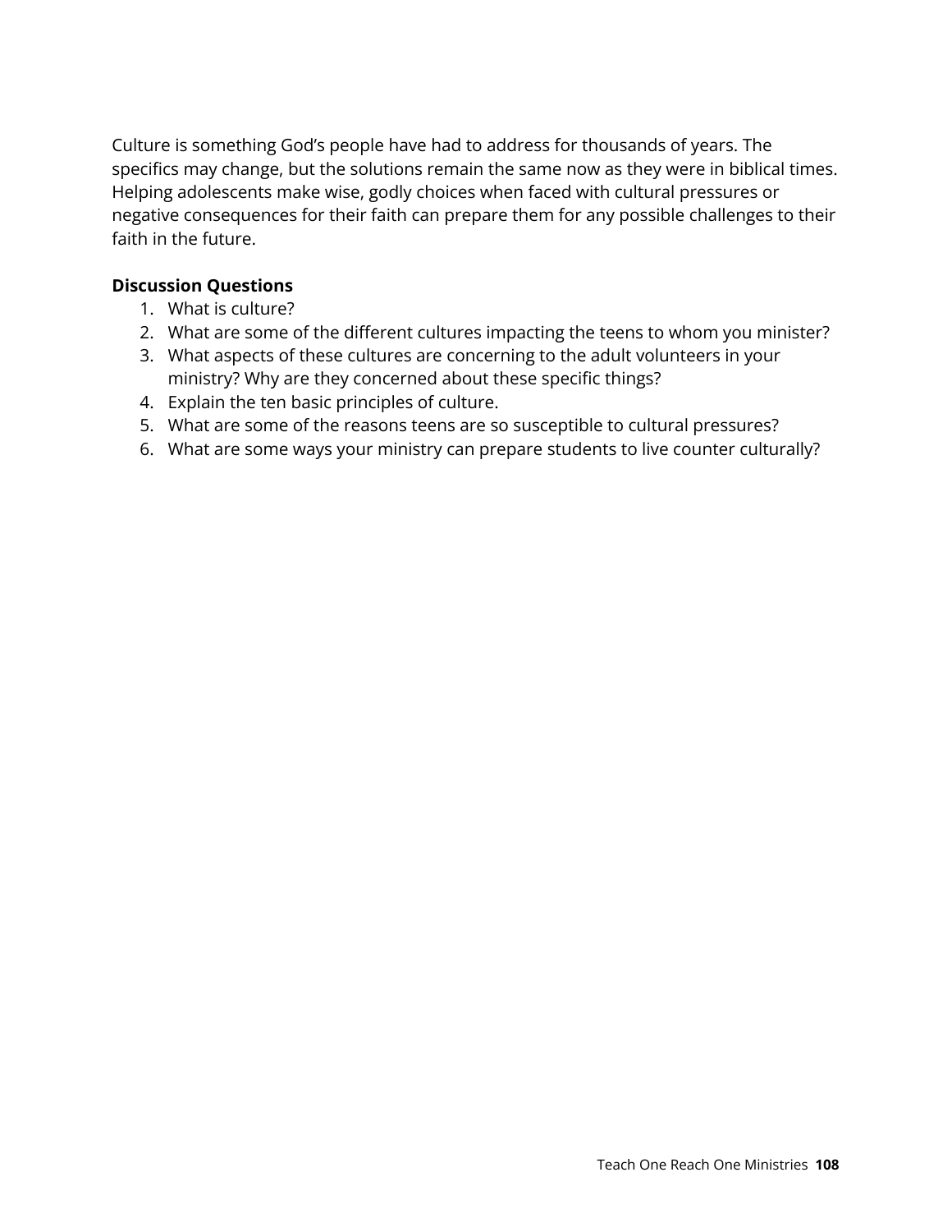Culture is something God's people have had to address for thousands of years. The specifics may change, but the solutions remain the same now as they were in biblical times. Helping adolescents make wise, godly choices when faced with cultural pressures or negative consequences for their faith can prepare them for any possible challenges to their faith in the future.

**Discussion Questions**

1. What is culture?
2. What are some of the different cultures impacting the teens to whom you minister?
3. What aspects of these cultures are concerning to the adult volunteers in your ministry? Why are they concerned about these specific things?
4. Explain the ten basic principles of culture.
5. What are some of the reasons teens are so susceptible to cultural pressures?
6. What are some ways your ministry can prepare students to live counter culturally?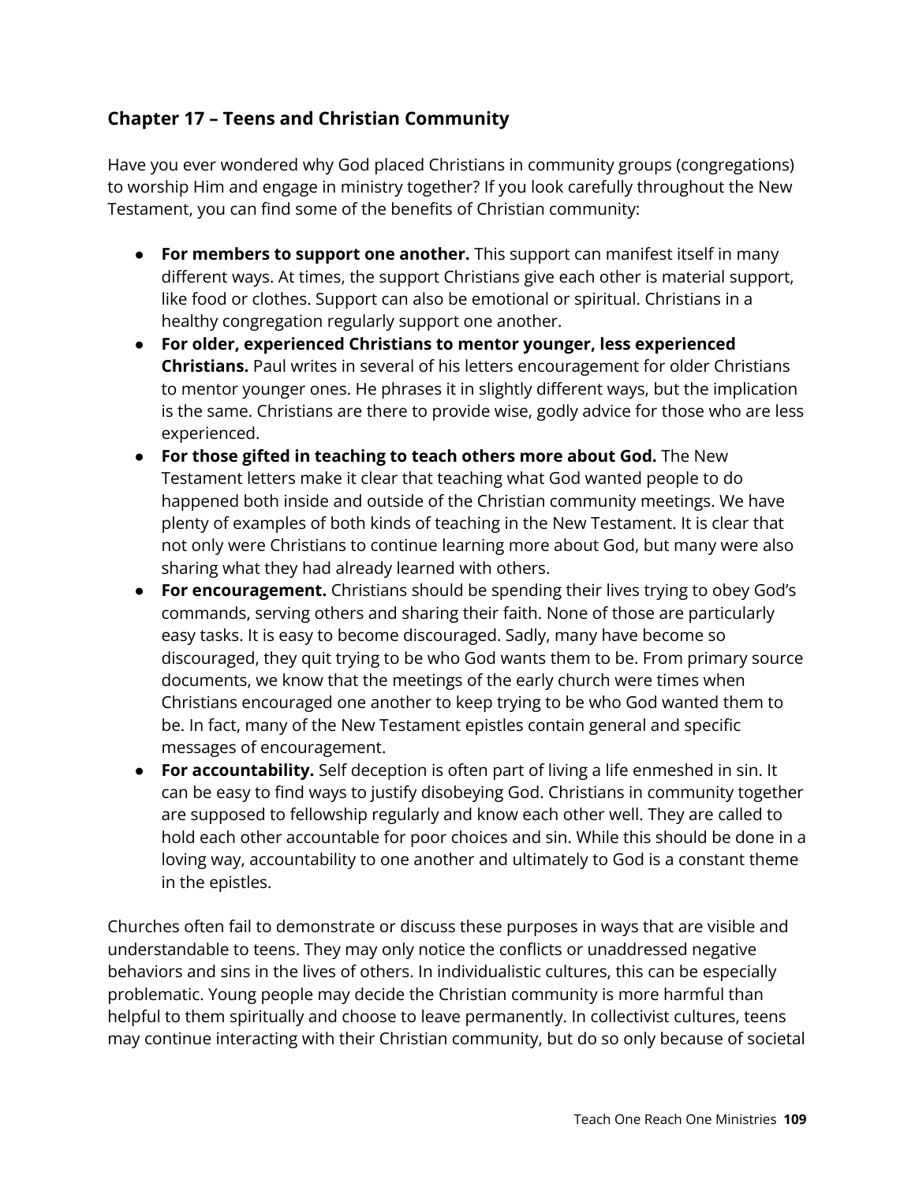## Chapter 17 – Teens and Christian Community

Have you ever wondered why God placed Christians in community groups (congregations) to worship Him and engage in ministry together? If you look carefully throughout the New Testament, you can find some of the benefits of Christian community:

- **For members to support one another.** This support can manifest itself in many different ways. At times, the support Christians give each other is material support, like food or clothes. Support can also be emotional or spiritual. Christians in a healthy congregation regularly support one another.
- **For older, experienced Christians to mentor younger, less experienced Christians.** Paul writes in several of his letters encouragement for older Christians to mentor younger ones. He phrases it in slightly different ways, but the implication is the same. Christians are there to provide wise, godly advice for those who are less experienced.
- **For those gifted in teaching to teach others more about God.** The New Testament letters make it clear that teaching what God wanted people to do happened both inside and outside of the Christian community meetings. We have plenty of examples of both kinds of teaching in the New Testament. It is clear that not only were Christians to continue learning more about God, but many were also sharing what they had already learned with others.
- **For encouragement.** Christians should be spending their lives trying to obey God's commands, serving others and sharing their faith. None of those are particularly easy tasks. It is easy to become discouraged. Sadly, many have become so discouraged, they quit trying to be who God wants them to be. From primary source documents, we know that the meetings of the early church were times when Christians encouraged one another to keep trying to be who God wanted them to be. In fact, many of the New Testament epistles contain general and specific messages of encouragement.
- **For accountability.** Self deception is often part of living a life enmeshed in sin. It can be easy to find ways to justify disobeying God. Christians in community together are supposed to fellowship regularly and know each other well. They are called to hold each other accountable for poor choices and sin. While this should be done in a loving way, accountability to one another and ultimately to God is a constant theme in the epistles.

Churches often fail to demonstrate or discuss these purposes in ways that are visible and understandable to teens. They may only notice the conflicts or unaddressed negative behaviors and sins in the lives of others. In individualistic cultures, this can be especially problematic. Young people may decide the Christian community is more harmful than helpful to them spiritually and choose to leave permanently. In collectivist cultures, teens may continue interacting with their Christian community, but do so only because of societal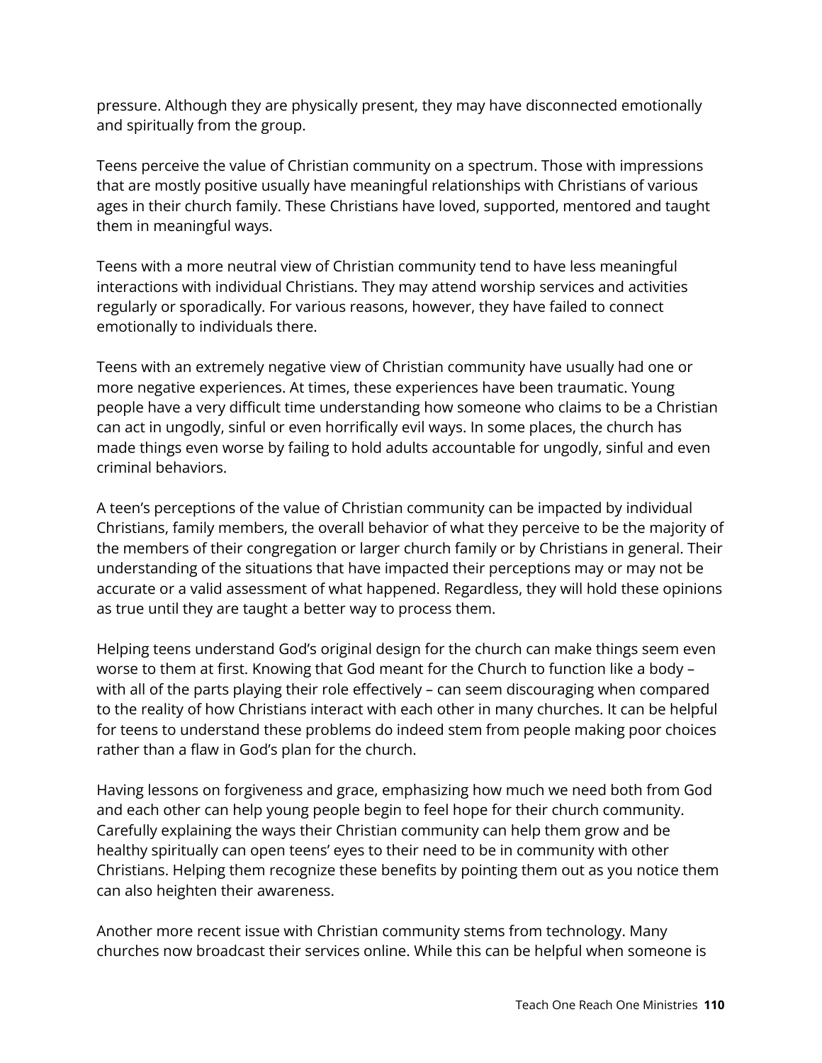pressure. Although they are physically present, they may have disconnected emotionally and spiritually from the group.

Teens perceive the value of Christian community on a spectrum. Those with impressions that are mostly positive usually have meaningful relationships with Christians of various ages in their church family. These Christians have loved, supported, mentored and taught them in meaningful ways.

Teens with a more neutral view of Christian community tend to have less meaningful interactions with individual Christians. They may attend worship services and activities regularly or sporadically. For various reasons, however, they have failed to connect emotionally to individuals there.

Teens with an extremely negative view of Christian community have usually had one or more negative experiences. At times, these experiences have been traumatic. Young people have a very difficult time understanding how someone who claims to be a Christian can act in ungodly, sinful or even horrifically evil ways. In some places, the church has made things even worse by failing to hold adults accountable for ungodly, sinful and even criminal behaviors.

A teen's perceptions of the value of Christian community can be impacted by individual Christians, family members, the overall behavior of what they perceive to be the majority of the members of their congregation or larger church family or by Christians in general. Their understanding of the situations that have impacted their perceptions may or may not be accurate or a valid assessment of what happened. Regardless, they will hold these opinions as true until they are taught a better way to process them.

Helping teens understand God's original design for the church can make things seem even worse to them at first. Knowing that God meant for the Church to function like a body – with all of the parts playing their role effectively – can seem discouraging when compared to the reality of how Christians interact with each other in many churches. It can be helpful for teens to understand these problems do indeed stem from people making poor choices rather than a flaw in God's plan for the church.

Having lessons on forgiveness and grace, emphasizing how much we need both from God and each other can help young people begin to feel hope for their church community. Carefully explaining the ways their Christian community can help them grow and be healthy spiritually can open teens' eyes to their need to be in community with other Christians. Helping them recognize these benefits by pointing them out as you notice them can also heighten their awareness.

Another more recent issue with Christian community stems from technology. Many churches now broadcast their services online. While this can be helpful when someone is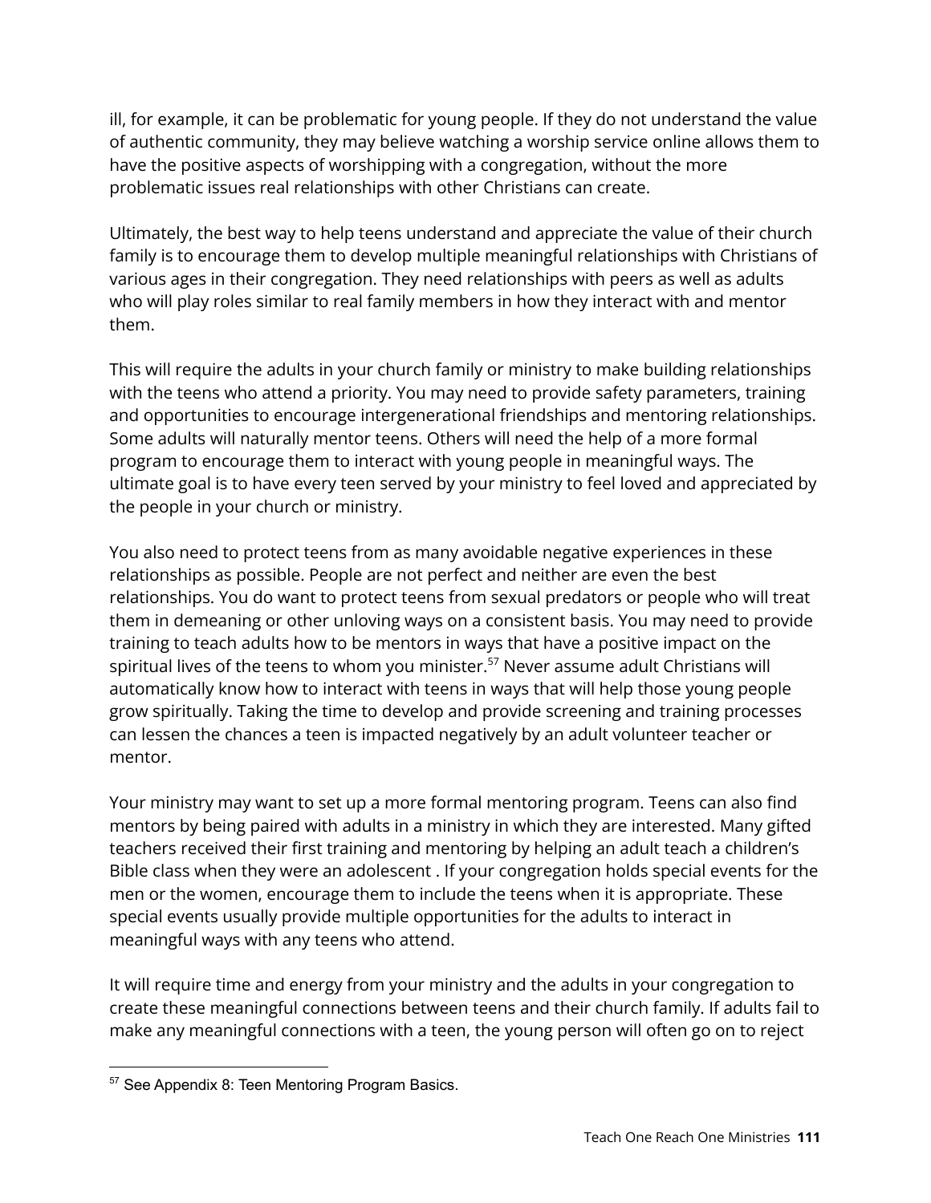ill, for example, it can be problematic for young people. If they do not understand the value of authentic community, they may believe watching a worship service online allows them to have the positive aspects of worshipping with a congregation, without the more problematic issues real relationships with other Christians can create.

Ultimately, the best way to help teens understand and appreciate the value of their church family is to encourage them to develop multiple meaningful relationships with Christians of various ages in their congregation. They need relationships with peers as well as adults who will play roles similar to real family members in how they interact with and mentor them.

This will require the adults in your church family or ministry to make building relationships with the teens who attend a priority. You may need to provide safety parameters, training and opportunities to encourage intergenerational friendships and mentoring relationships. Some adults will naturally mentor teens. Others will need the help of a more formal program to encourage them to interact with young people in meaningful ways. The ultimate goal is to have every teen served by your ministry to feel loved and appreciated by the people in your church or ministry.

You also need to protect teens from as many avoidable negative experiences in these relationships as possible. People are not perfect and neither are even the best relationships. You do want to protect teens from sexual predators or people who will treat them in demeaning or other unloving ways on a consistent basis. You may need to provide training to teach adults how to be mentors in ways that have a positive impact on the spiritual lives of the teens to whom you minister.[57] Never assume adult Christians will automatically know how to interact with teens in ways that will help those young people grow spiritually. Taking the time to develop and provide screening and training processes can lessen the chances a teen is impacted negatively by an adult volunteer teacher or mentor.

Your ministry may want to set up a more formal mentoring program. Teens can also find mentors by being paired with adults in a ministry in which they are interested. Many gifted teachers received their first training and mentoring by helping an adult teach a children's Bible class when they were an adolescent . If your congregation holds special events for the men or the women, encourage them to include the teens when it is appropriate. These special events usually provide multiple opportunities for the adults to interact in meaningful ways with any teens who attend.

It will require time and energy from your ministry and the adults in your congregation to create these meaningful connections between teens and their church family. If adults fail to make any meaningful connections with a teen, the young person will often go on to reject

[57] See Appendix 8: Teen Mentoring Program Basics.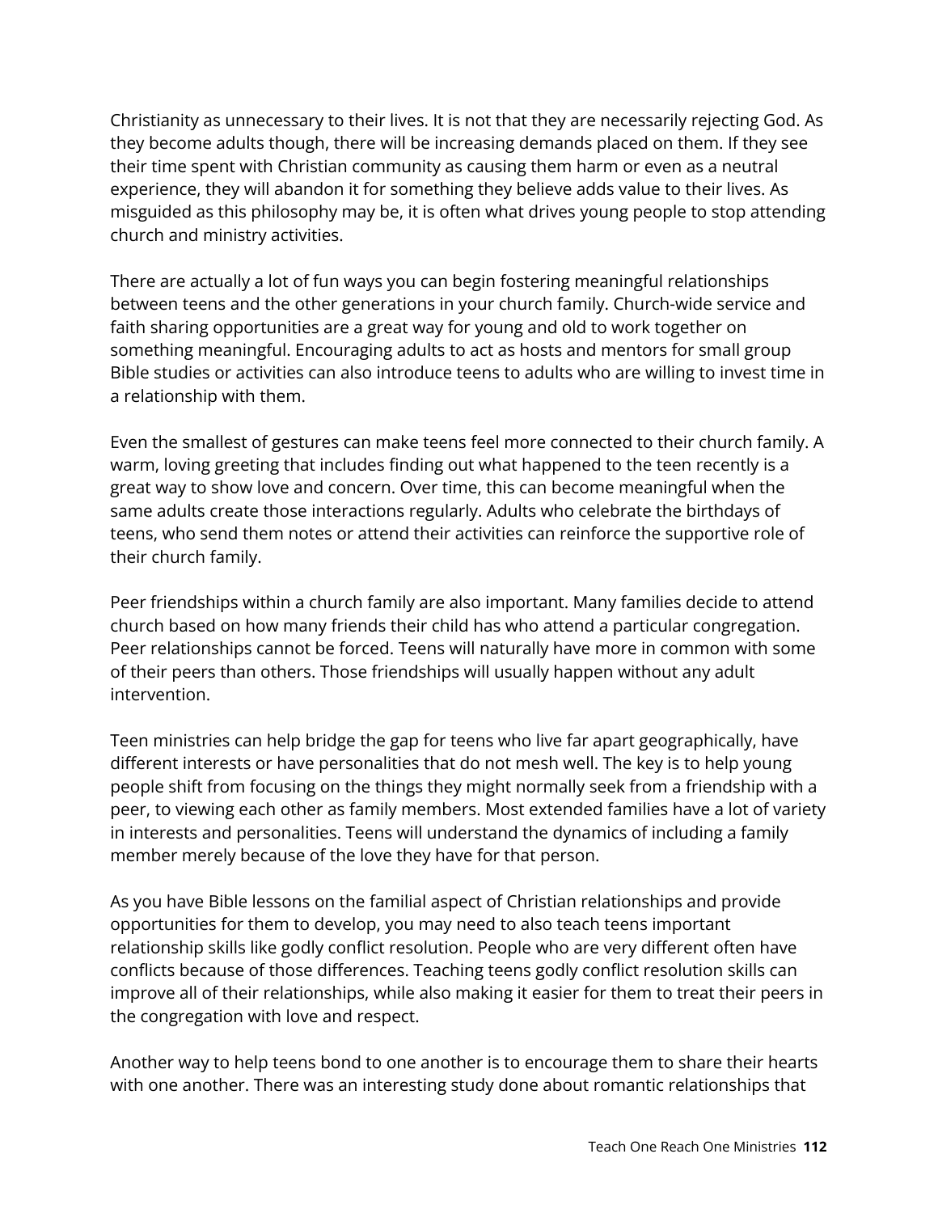Christianity as unnecessary to their lives. It is not that they are necessarily rejecting God. As they become adults though, there will be increasing demands placed on them. If they see their time spent with Christian community as causing them harm or even as a neutral experience, they will abandon it for something they believe adds value to their lives. As misguided as this philosophy may be, it is often what drives young people to stop attending church and ministry activities.

There are actually a lot of fun ways you can begin fostering meaningful relationships between teens and the other generations in your church family. Church-wide service and faith sharing opportunities are a great way for young and old to work together on something meaningful. Encouraging adults to act as hosts and mentors for small group Bible studies or activities can also introduce teens to adults who are willing to invest time in a relationship with them.

Even the smallest of gestures can make teens feel more connected to their church family. A warm, loving greeting that includes finding out what happened to the teen recently is a great way to show love and concern. Over time, this can become meaningful when the same adults create those interactions regularly. Adults who celebrate the birthdays of teens, who send them notes or attend their activities can reinforce the supportive role of their church family.

Peer friendships within a church family are also important. Many families decide to attend church based on how many friends their child has who attend a particular congregation. Peer relationships cannot be forced. Teens will naturally have more in common with some of their peers than others. Those friendships will usually happen without any adult intervention.

Teen ministries can help bridge the gap for teens who live far apart geographically, have different interests or have personalities that do not mesh well. The key is to help young people shift from focusing on the things they might normally seek from a friendship with a peer, to viewing each other as family members. Most extended families have a lot of variety in interests and personalities. Teens will understand the dynamics of including a family member merely because of the love they have for that person.

As you have Bible lessons on the familial aspect of Christian relationships and provide opportunities for them to develop, you may need to also teach teens important relationship skills like godly conflict resolution. People who are very different often have conflicts because of those differences. Teaching teens godly conflict resolution skills can improve all of their relationships, while also making it easier for them to treat their peers in the congregation with love and respect.

Another way to help teens bond to one another is to encourage them to share their hearts with one another. There was an interesting study done about romantic relationships that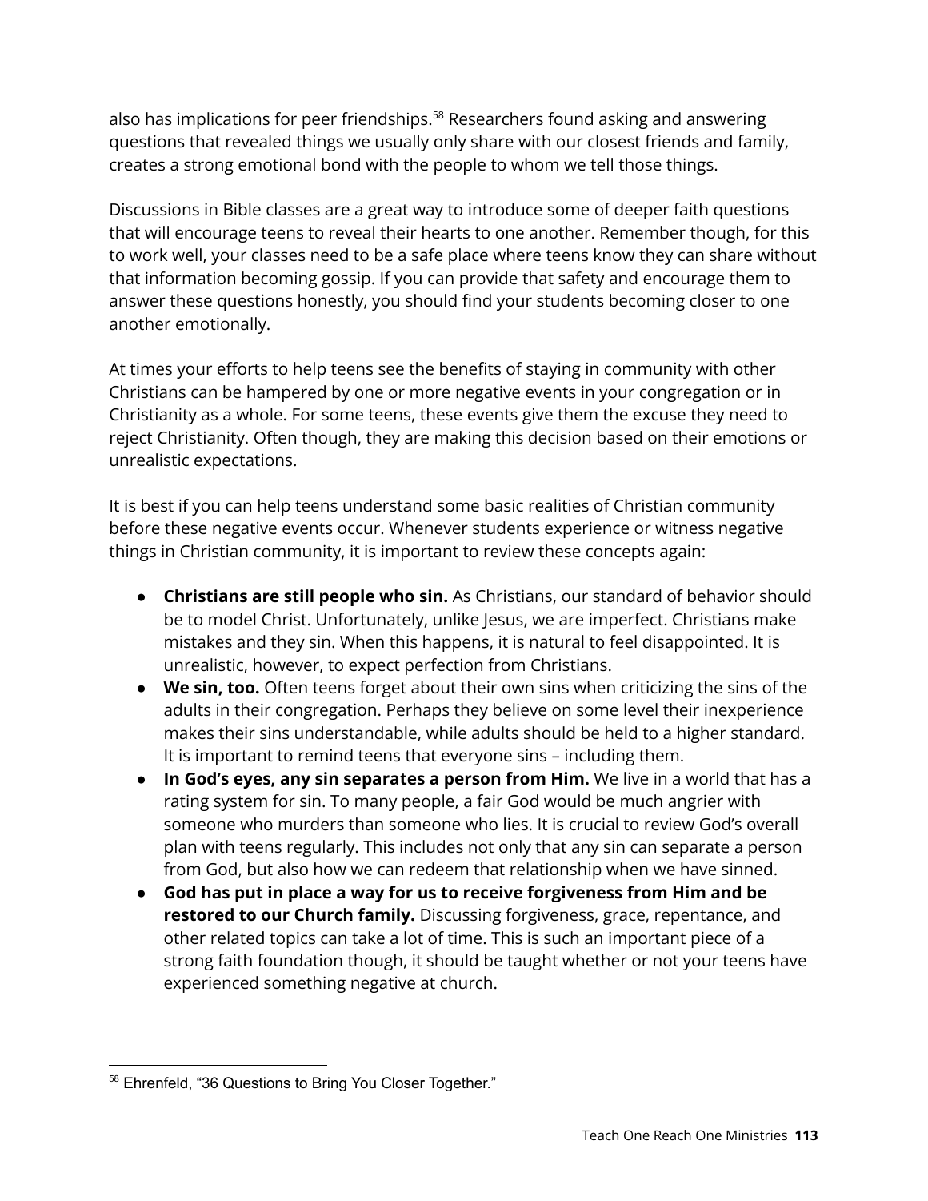also has implications for peer friendships.[58] Researchers found asking and answering questions that revealed things we usually only share with our closest friends and family, creates a strong emotional bond with the people to whom we tell those things.

Discussions in Bible classes are a great way to introduce some of deeper faith questions that will encourage teens to reveal their hearts to one another. Remember though, for this to work well, your classes need to be a safe place where teens know they can share without that information becoming gossip. If you can provide that safety and encourage them to answer these questions honestly, you should find your students becoming closer to one another emotionally.

At times your efforts to help teens see the benefits of staying in community with other Christians can be hampered by one or more negative events in your congregation or in Christianity as a whole. For some teens, these events give them the excuse they need to reject Christianity. Often though, they are making this decision based on their emotions or unrealistic expectations.

It is best if you can help teens understand some basic realities of Christian community before these negative events occur. Whenever students experience or witness negative things in Christian community, it is important to review these concepts again:

- **Christians are still people who sin.** As Christians, our standard of behavior should be to model Christ. Unfortunately, unlike Jesus, we are imperfect. Christians make mistakes and they sin. When this happens, it is natural to feel disappointed. It is unrealistic, however, to expect perfection from Christians.
- **We sin, too.** Often teens forget about their own sins when criticizing the sins of the adults in their congregation. Perhaps they believe on some level their inexperience makes their sins understandable, while adults should be held to a higher standard. It is important to remind teens that everyone sins – including them.
- **In God's eyes, any sin separates a person from Him.** We live in a world that has a rating system for sin. To many people, a fair God would be much angrier with someone who murders than someone who lies. It is crucial to review God's overall plan with teens regularly. This includes not only that any sin can separate a person from God, but also how we can redeem that relationship when we have sinned.
- **God has put in place a way for us to receive forgiveness from Him and be restored to our Church family.** Discussing forgiveness, grace, repentance, and other related topics can take a lot of time. This is such an important piece of a strong faith foundation though, it should be taught whether or not your teens have experienced something negative at church.

---

[58] Ehrenfeld, "36 Questions to Bring You Closer Together."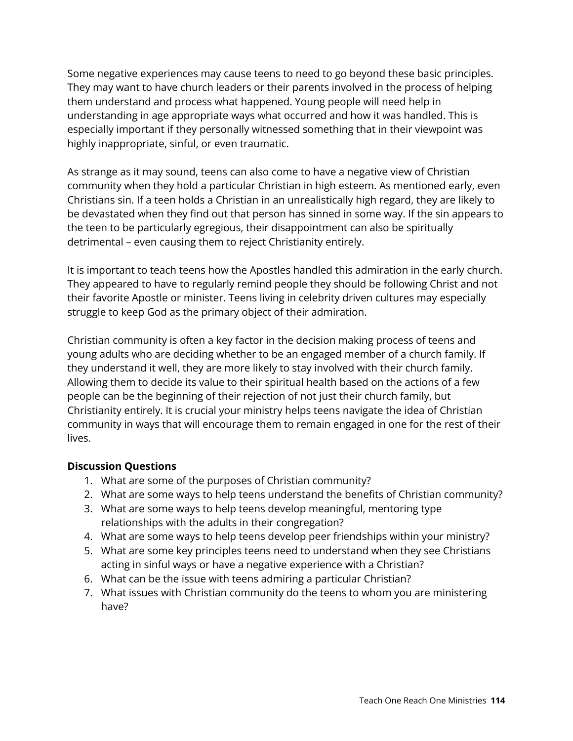Some negative experiences may cause teens to need to go beyond these basic principles. They may want to have church leaders or their parents involved in the process of helping them understand and process what happened. Young people will need help in understanding in age appropriate ways what occurred and how it was handled. This is especially important if they personally witnessed something that in their viewpoint was highly inappropriate, sinful, or even traumatic.

As strange as it may sound, teens can also come to have a negative view of Christian community when they hold a particular Christian in high esteem. As mentioned early, even Christians sin. If a teen holds a Christian in an unrealistically high regard, they are likely to be devastated when they find out that person has sinned in some way. If the sin appears to the teen to be particularly egregious, their disappointment can also be spiritually detrimental – even causing them to reject Christianity entirely.

It is important to teach teens how the Apostles handled this admiration in the early church. They appeared to have to regularly remind people they should be following Christ and not their favorite Apostle or minister. Teens living in celebrity driven cultures may especially struggle to keep God as the primary object of their admiration.

Christian community is often a key factor in the decision making process of teens and young adults who are deciding whether to be an engaged member of a church family. If they understand it well, they are more likely to stay involved with their church family. Allowing them to decide its value to their spiritual health based on the actions of a few people can be the beginning of their rejection of not just their church family, but Christianity entirely. It is crucial your ministry helps teens navigate the idea of Christian community in ways that will encourage them to remain engaged in one for the rest of their lives.

**Discussion Questions**

1. What are some of the purposes of Christian community?
2. What are some ways to help teens understand the benefits of Christian community?
3. What are some ways to help teens develop meaningful, mentoring type relationships with the adults in their congregation?
4. What are some ways to help teens develop peer friendships within your ministry?
5. What are some key principles teens need to understand when they see Christians acting in sinful ways or have a negative experience with a Christian?
6. What can be the issue with teens admiring a particular Christian?
7. What issues with Christian community do the teens to whom you are ministering have?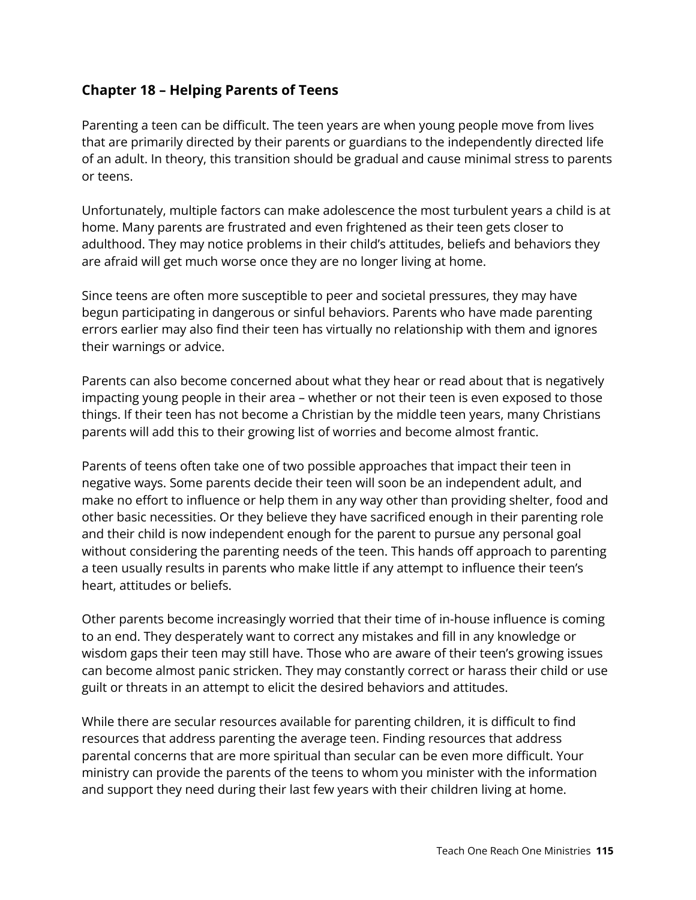## Chapter 18 – Helping Parents of Teens

Parenting a teen can be difficult. The teen years are when young people move from lives that are primarily directed by their parents or guardians to the independently directed life of an adult. In theory, this transition should be gradual and cause minimal stress to parents or teens.

Unfortunately, multiple factors can make adolescence the most turbulent years a child is at home. Many parents are frustrated and even frightened as their teen gets closer to adulthood. They may notice problems in their child's attitudes, beliefs and behaviors they are afraid will get much worse once they are no longer living at home.

Since teens are often more susceptible to peer and societal pressures, they may have begun participating in dangerous or sinful behaviors. Parents who have made parenting errors earlier may also find their teen has virtually no relationship with them and ignores their warnings or advice.

Parents can also become concerned about what they hear or read about that is negatively impacting young people in their area – whether or not their teen is even exposed to those things. If their teen has not become a Christian by the middle teen years, many Christians parents will add this to their growing list of worries and become almost frantic.

Parents of teens often take one of two possible approaches that impact their teen in negative ways. Some parents decide their teen will soon be an independent adult, and make no effort to influence or help them in any way other than providing shelter, food and other basic necessities. Or they believe they have sacrificed enough in their parenting role and their child is now independent enough for the parent to pursue any personal goal without considering the parenting needs of the teen. This hands off approach to parenting a teen usually results in parents who make little if any attempt to influence their teen's heart, attitudes or beliefs.

Other parents become increasingly worried that their time of in-house influence is coming to an end. They desperately want to correct any mistakes and fill in any knowledge or wisdom gaps their teen may still have. Those who are aware of their teen's growing issues can become almost panic stricken. They may constantly correct or harass their child or use guilt or threats in an attempt to elicit the desired behaviors and attitudes.

While there are secular resources available for parenting children, it is difficult to find resources that address parenting the average teen. Finding resources that address parental concerns that are more spiritual than secular can be even more difficult. Your ministry can provide the parents of the teens to whom you minister with the information and support they need during their last few years with their children living at home.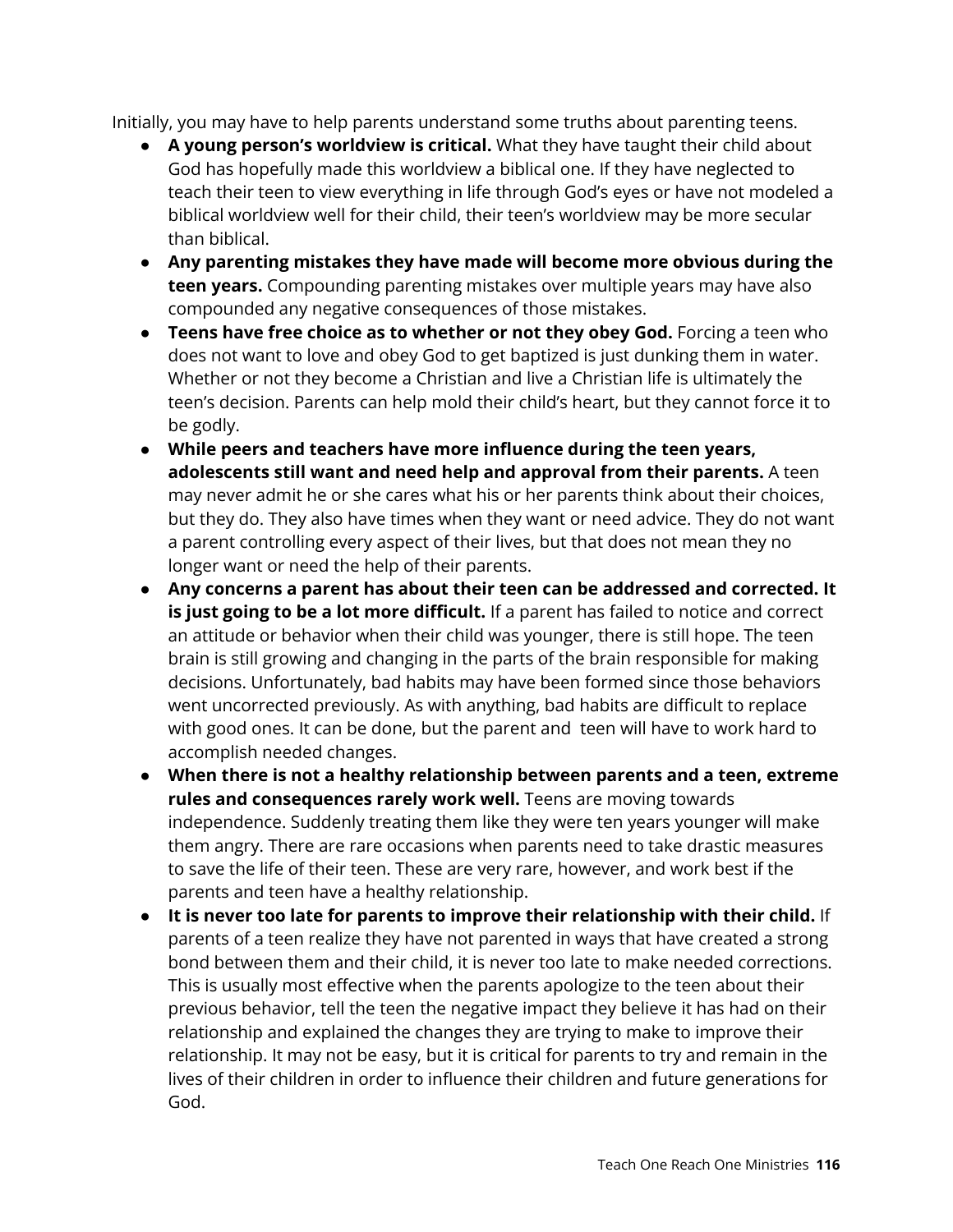Initially, you may have to help parents understand some truths about parenting teens.

- **A young person's worldview is critical.** What they have taught their child about God has hopefully made this worldview a biblical one. If they have neglected to teach their teen to view everything in life through God's eyes or have not modeled a biblical worldview well for their child, their teen's worldview may be more secular than biblical.
- **Any parenting mistakes they have made will become more obvious during the teen years.** Compounding parenting mistakes over multiple years may have also compounded any negative consequences of those mistakes.
- **Teens have free choice as to whether or not they obey God.** Forcing a teen who does not want to love and obey God to get baptized is just dunking them in water. Whether or not they become a Christian and live a Christian life is ultimately the teen's decision. Parents can help mold their child's heart, but they cannot force it to be godly.
- **While peers and teachers have more influence during the teen years, adolescents still want and need help and approval from their parents.** A teen may never admit he or she cares what his or her parents think about their choices, but they do. They also have times when they want or need advice. They do not want a parent controlling every aspect of their lives, but that does not mean they no longer want or need the help of their parents.
- **Any concerns a parent has about their teen can be addressed and corrected. It is just going to be a lot more difficult.** If a parent has failed to notice and correct an attitude or behavior when their child was younger, there is still hope. The teen brain is still growing and changing in the parts of the brain responsible for making decisions. Unfortunately, bad habits may have been formed since those behaviors went uncorrected previously. As with anything, bad habits are difficult to replace with good ones. It can be done, but the parent and teen will have to work hard to accomplish needed changes.
- **When there is not a healthy relationship between parents and a teen, extreme rules and consequences rarely work well.** Teens are moving towards independence. Suddenly treating them like they were ten years younger will make them angry. There are rare occasions when parents need to take drastic measures to save the life of their teen. These are very rare, however, and work best if the parents and teen have a healthy relationship.
- **It is never too late for parents to improve their relationship with their child.** If parents of a teen realize they have not parented in ways that have created a strong bond between them and their child, it is never too late to make needed corrections. This is usually most effective when the parents apologize to the teen about their previous behavior, tell the teen the negative impact they believe it has had on their relationship and explained the changes they are trying to make to improve their relationship. It may not be easy, but it is critical for parents to try and remain in the lives of their children in order to influence their children and future generations for God.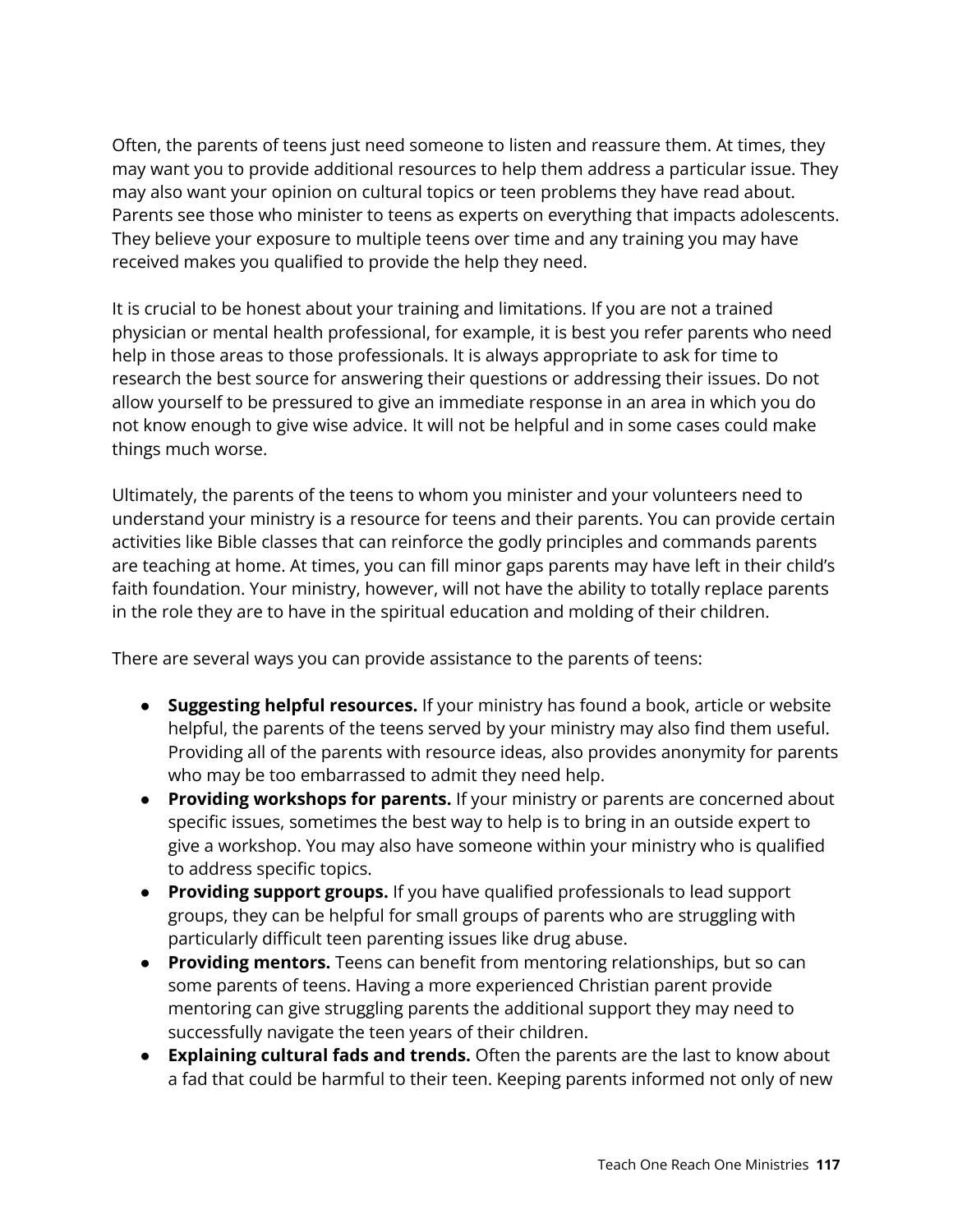Often, the parents of teens just need someone to listen and reassure them. At times, they may want you to provide additional resources to help them address a particular issue. They may also want your opinion on cultural topics or teen problems they have read about. Parents see those who minister to teens as experts on everything that impacts adolescents. They believe your exposure to multiple teens over time and any training you may have received makes you qualified to provide the help they need.

It is crucial to be honest about your training and limitations. If you are not a trained physician or mental health professional, for example, it is best you refer parents who need help in those areas to those professionals. It is always appropriate to ask for time to research the best source for answering their questions or addressing their issues. Do not allow yourself to be pressured to give an immediate response in an area in which you do not know enough to give wise advice. It will not be helpful and in some cases could make things much worse.

Ultimately, the parents of the teens to whom you minister and your volunteers need to understand your ministry is a resource for teens and their parents. You can provide certain activities like Bible classes that can reinforce the godly principles and commands parents are teaching at home. At times, you can fill minor gaps parents may have left in their child's faith foundation. Your ministry, however, will not have the ability to totally replace parents in the role they are to have in the spiritual education and molding of their children.

There are several ways you can provide assistance to the parents of teens:

- **Suggesting helpful resources.** If your ministry has found a book, article or website helpful, the parents of the teens served by your ministry may also find them useful. Providing all of the parents with resource ideas, also provides anonymity for parents who may be too embarrassed to admit they need help.
- **Providing workshops for parents.** If your ministry or parents are concerned about specific issues, sometimes the best way to help is to bring in an outside expert to give a workshop. You may also have someone within your ministry who is qualified to address specific topics.
- **Providing support groups.** If you have qualified professionals to lead support groups, they can be helpful for small groups of parents who are struggling with particularly difficult teen parenting issues like drug abuse.
- **Providing mentors.** Teens can benefit from mentoring relationships, but so can some parents of teens. Having a more experienced Christian parent provide mentoring can give struggling parents the additional support they may need to successfully navigate the teen years of their children.
- **Explaining cultural fads and trends.** Often the parents are the last to know about a fad that could be harmful to their teen. Keeping parents informed not only of new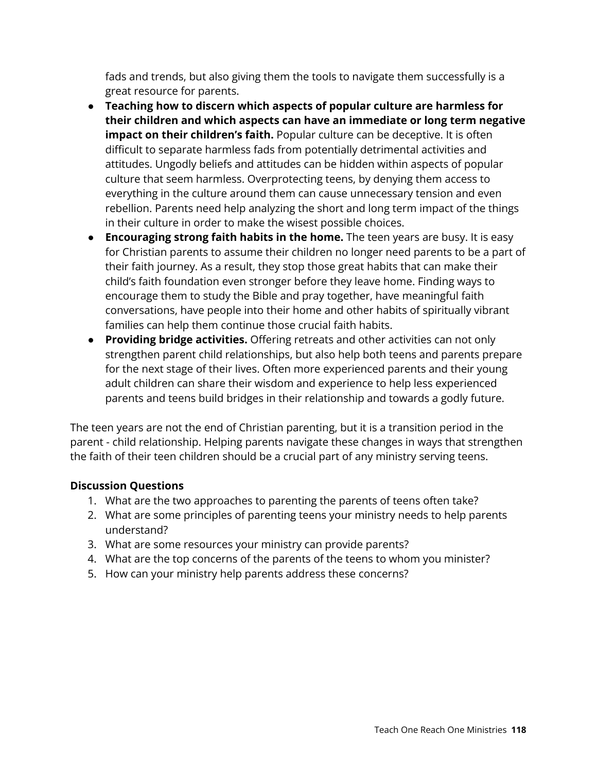fads and trends, but also giving them the tools to navigate them successfully is a great resource for parents.

- **Teaching how to discern which aspects of popular culture are harmless for their children and which aspects can have an immediate or long term negative impact on their children's faith.** Popular culture can be deceptive. It is often difficult to separate harmless fads from potentially detrimental activities and attitudes. Ungodly beliefs and attitudes can be hidden within aspects of popular culture that seem harmless. Overprotecting teens, by denying them access to everything in the culture around them can cause unnecessary tension and even rebellion. Parents need help analyzing the short and long term impact of the things in their culture in order to make the wisest possible choices.
- **Encouraging strong faith habits in the home.** The teen years are busy. It is easy for Christian parents to assume their children no longer need parents to be a part of their faith journey. As a result, they stop those great habits that can make their child's faith foundation even stronger before they leave home. Finding ways to encourage them to study the Bible and pray together, have meaningful faith conversations, have people into their home and other habits of spiritually vibrant families can help them continue those crucial faith habits.
- **Providing bridge activities.** Offering retreats and other activities can not only strengthen parent child relationships, but also help both teens and parents prepare for the next stage of their lives. Often more experienced parents and their young adult children can share their wisdom and experience to help less experienced parents and teens build bridges in their relationship and towards a godly future.

The teen years are not the end of Christian parenting, but it is a transition period in the parent - child relationship. Helping parents navigate these changes in ways that strengthen the faith of their teen children should be a crucial part of any ministry serving teens.

**Discussion Questions**

1. What are the two approaches to parenting the parents of teens often take?
2. What are some principles of parenting teens your ministry needs to help parents understand?
3. What are some resources your ministry can provide parents?
4. What are the top concerns of the parents of the teens to whom you minister?
5. How can your ministry help parents address these concerns?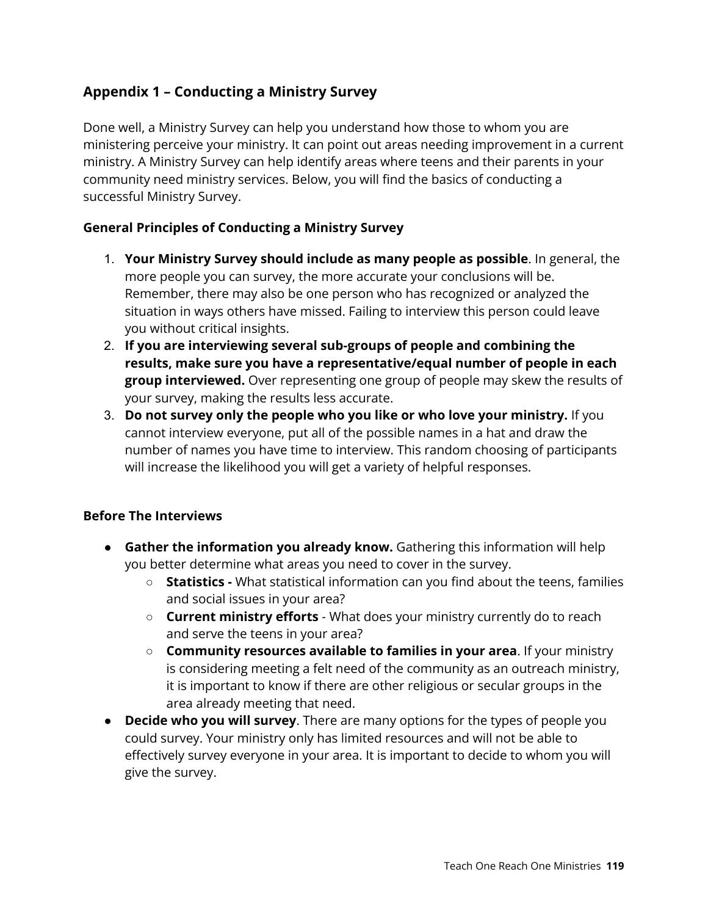## Appendix 1 – Conducting a Ministry Survey

Done well, a Ministry Survey can help you understand how those to whom you are ministering perceive your ministry. It can point out areas needing improvement in a current ministry. A Ministry Survey can help identify areas where teens and their parents in your community need ministry services. Below, you will find the basics of conducting a successful Ministry Survey.

### General Principles of Conducting a Ministry Survey

1. **Your Ministry Survey should include as many people as possible**. In general, the more people you can survey, the more accurate your conclusions will be. Remember, there may also be one person who has recognized or analyzed the situation in ways others have missed. Failing to interview this person could leave you without critical insights.
2. **If you are interviewing several sub-groups of people and combining the results, make sure you have a representative/equal number of people in each group interviewed.** Over representing one group of people may skew the results of your survey, making the results less accurate.
3. **Do not survey only the people who you like or who love your ministry.** If you cannot interview everyone, put all of the possible names in a hat and draw the number of names you have time to interview. This random choosing of participants will increase the likelihood you will get a variety of helpful responses.

### Before The Interviews

- **Gather the information you already know.** Gathering this information will help you better determine what areas you need to cover in the survey.
  - **Statistics -** What statistical information can you find about the teens, families and social issues in your area?
  - **Current ministry efforts** - What does your ministry currently do to reach and serve the teens in your area?
  - **Community resources available to families in your area**. If your ministry is considering meeting a felt need of the community as an outreach ministry, it is important to know if there are other religious or secular groups in the area already meeting that need.
- **Decide who you will survey**. There are many options for the types of people you could survey. Your ministry only has limited resources and will not be able to effectively survey everyone in your area. It is important to decide to whom you will give the survey.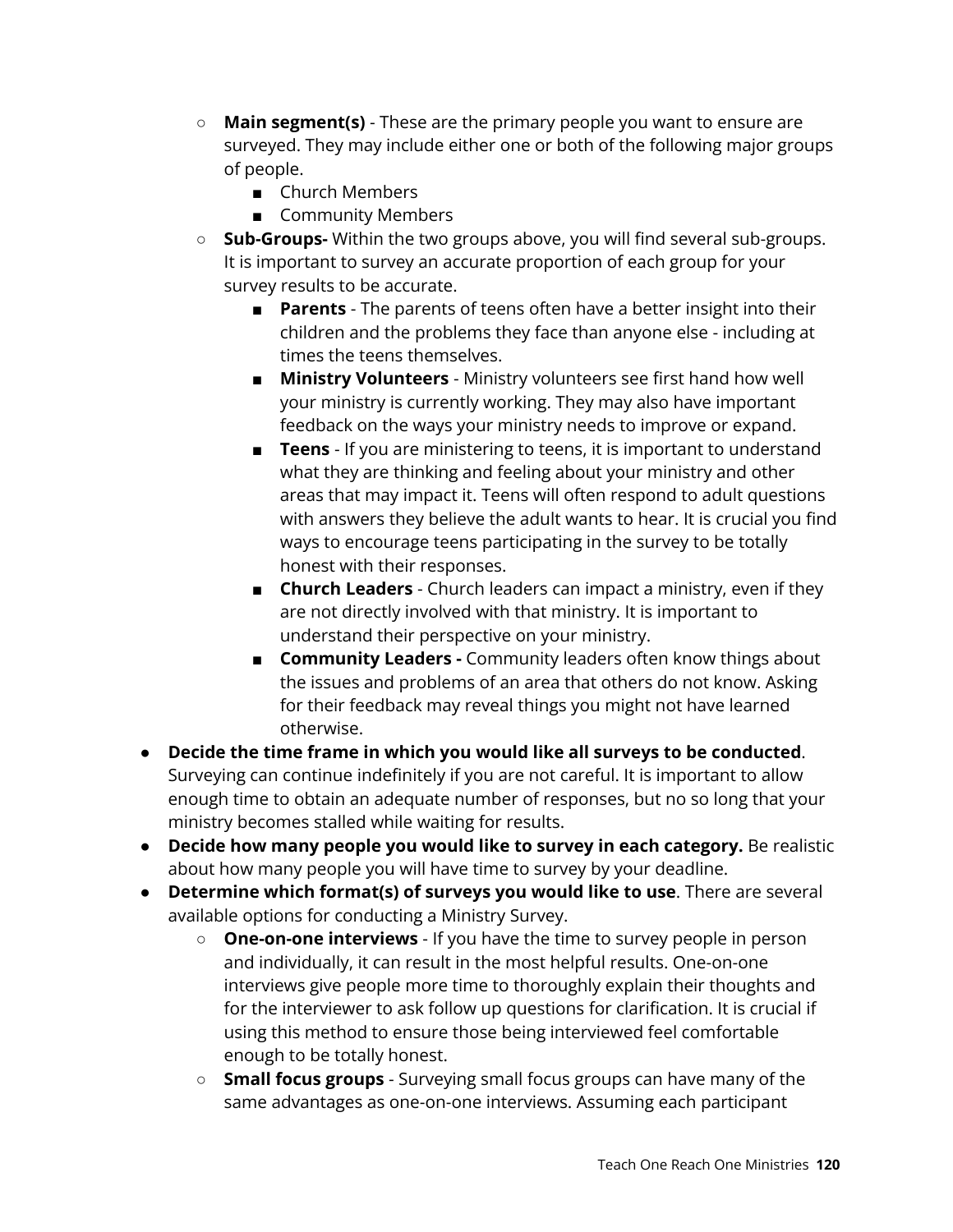- **Main segment(s)** - These are the primary people you want to ensure are surveyed. They may include either one or both of the following major groups of people.
        - Church Members
        - Community Members
    - **Sub-Groups-** Within the two groups above, you will find several sub-groups. It is important to survey an accurate proportion of each group for your survey results to be accurate.
        - **Parents** - The parents of teens often have a better insight into their children and the problems they face than anyone else - including at times the teens themselves.
        - **Ministry Volunteers** - Ministry volunteers see first hand how well your ministry is currently working. They may also have important feedback on the ways your ministry needs to improve or expand.
        - **Teens** - If you are ministering to teens, it is important to understand what they are thinking and feeling about your ministry and other areas that may impact it. Teens will often respond to adult questions with answers they believe the adult wants to hear. It is crucial you find ways to encourage teens participating in the survey to be totally honest with their responses.
        - **Church Leaders** - Church leaders can impact a ministry, even if they are not directly involved with that ministry. It is important to understand their perspective on your ministry.
        - **Community Leaders -** Community leaders often know things about the issues and problems of an area that others do not know. Asking for their feedback may reveal things you might not have learned otherwise.
- **Decide the time frame in which you would like all surveys to be conducted**. Surveying can continue indefinitely if you are not careful. It is important to allow enough time to obtain an adequate number of responses, but no so long that your ministry becomes stalled while waiting for results.
- **Decide how many people you would like to survey in each category.** Be realistic about how many people you will have time to survey by your deadline.
- **Determine which format(s) of surveys you would like to use**. There are several available options for conducting a Ministry Survey.
    - **One-on-one interviews** - If you have the time to survey people in person and individually, it can result in the most helpful results. One-on-one interviews give people more time to thoroughly explain their thoughts and for the interviewer to ask follow up questions for clarification. It is crucial if using this method to ensure those being interviewed feel comfortable enough to be totally honest.
    - **Small focus groups** - Surveying small focus groups can have many of the same advantages as one-on-one interviews. Assuming each participant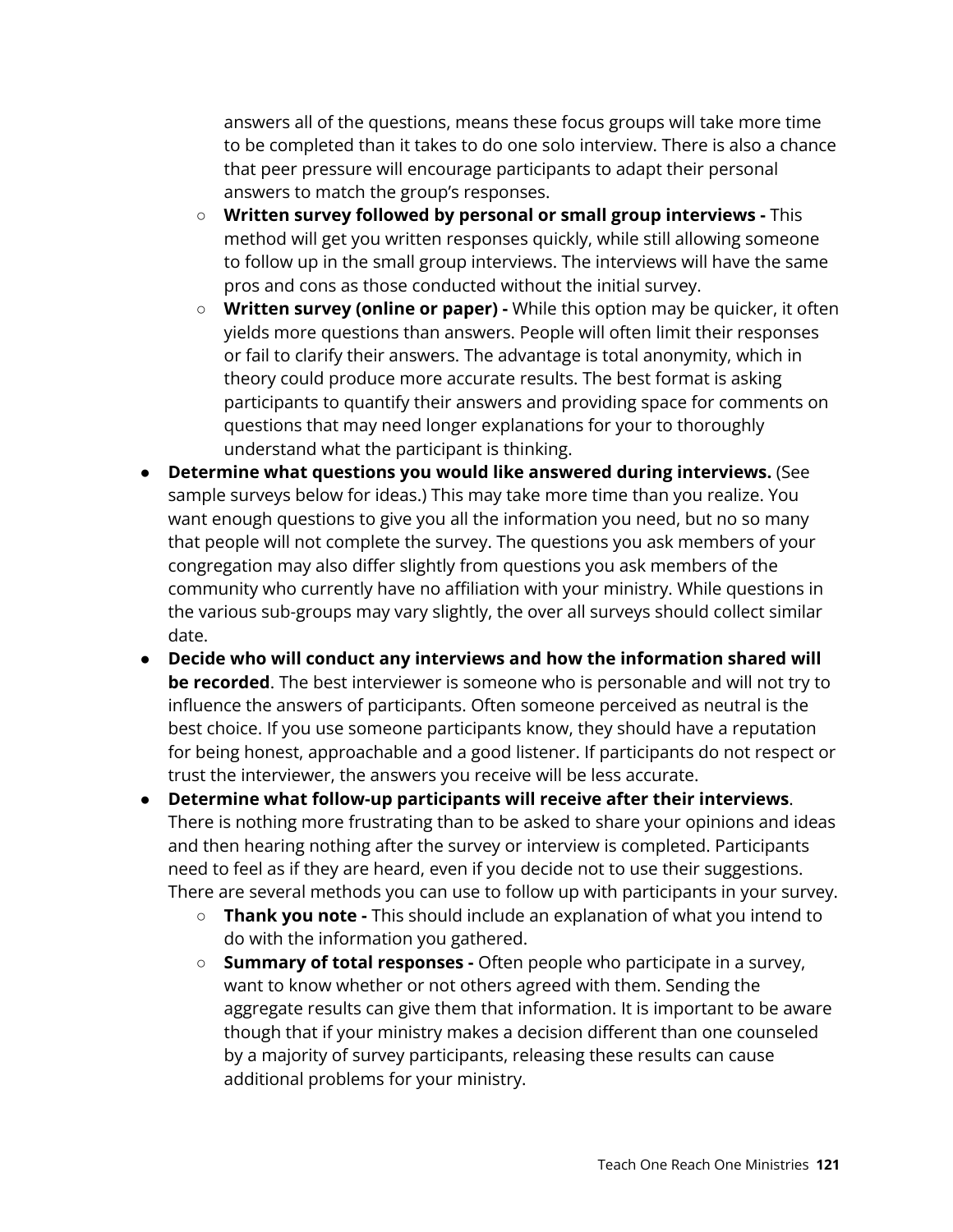answers all of the questions, means these focus groups will take more time to be completed than it takes to do one solo interview. There is also a chance that peer pressure will encourage participants to adapt their personal answers to match the group's responses.

  - **Written survey followed by personal or small group interviews -** This method will get you written responses quickly, while still allowing someone to follow up in the small group interviews. The interviews will have the same pros and cons as those conducted without the initial survey.
  - **Written survey (online or paper) -** While this option may be quicker, it often yields more questions than answers. People will often limit their responses or fail to clarify their answers. The advantage is total anonymity, which in theory could produce more accurate results. The best format is asking participants to quantify their answers and providing space for comments on questions that may need longer explanations for your to thoroughly understand what the participant is thinking.

- **Determine what questions you would like answered during interviews.** (See sample surveys below for ideas.) This may take more time than you realize. You want enough questions to give you all the information you need, but no so many that people will not complete the survey. The questions you ask members of your congregation may also differ slightly from questions you ask members of the community who currently have no affiliation with your ministry. While questions in the various sub-groups may vary slightly, the over all surveys should collect similar date.
- **Decide who will conduct any interviews and how the information shared will be recorded**. The best interviewer is someone who is personable and will not try to influence the answers of participants. Often someone perceived as neutral is the best choice. If you use someone participants know, they should have a reputation for being honest, approachable and a good listener. If participants do not respect or trust the interviewer, the answers you receive will be less accurate.
- **Determine what follow-up participants will receive after their interviews**. There is nothing more frustrating than to be asked to share your opinions and ideas and then hearing nothing after the survey or interview is completed. Participants need to feel as if they are heard, even if you decide not to use their suggestions. There are several methods you can use to follow up with participants in your survey.
  - **Thank you note -** This should include an explanation of what you intend to do with the information you gathered.
  - **Summary of total responses -** Often people who participate in a survey, want to know whether or not others agreed with them. Sending the aggregate results can give them that information. It is important to be aware though that if your ministry makes a decision different than one counseled by a majority of survey participants, releasing these results can cause additional problems for your ministry.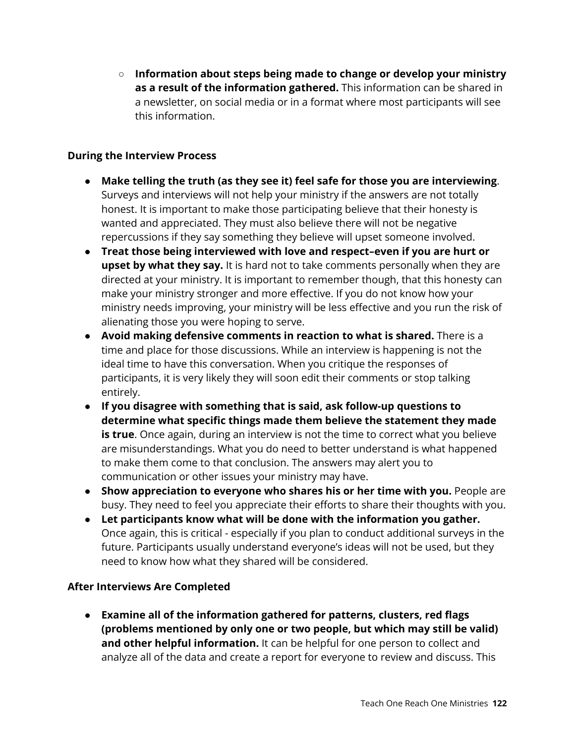- **Information about steps being made to change or develop your ministry as a result of the information gathered.** This information can be shared in a newsletter, on social media or in a format where most participants will see this information.

**During the Interview Process**

- **Make telling the truth (as they see it) feel safe for those you are interviewing**. Surveys and interviews will not help your ministry if the answers are not totally honest. It is important to make those participating believe that their honesty is wanted and appreciated. They must also believe there will not be negative repercussions if they say something they believe will upset someone involved.
- **Treat those being interviewed with love and respect–even if you are hurt or upset by what they say.** It is hard not to take comments personally when they are directed at your ministry. It is important to remember though, that this honesty can make your ministry stronger and more effective. If you do not know how your ministry needs improving, your ministry will be less effective and you run the risk of alienating those you were hoping to serve.
- **Avoid making defensive comments in reaction to what is shared.** There is a time and place for those discussions. While an interview is happening is not the ideal time to have this conversation. When you critique the responses of participants, it is very likely they will soon edit their comments or stop talking entirely.
- **If you disagree with something that is said, ask follow-up questions to determine what specific things made them believe the statement they made is true**. Once again, during an interview is not the time to correct what you believe are misunderstandings. What you do need to better understand is what happened to make them come to that conclusion. The answers may alert you to communication or other issues your ministry may have.
- **Show appreciation to everyone who shares his or her time with you.** People are busy. They need to feel you appreciate their efforts to share their thoughts with you.
- **Let participants know what will be done with the information you gather.** Once again, this is critical - especially if you plan to conduct additional surveys in the future. Participants usually understand everyone's ideas will not be used, but they need to know how what they shared will be considered.

**After Interviews Are Completed**

- **Examine all of the information gathered for patterns, clusters, red flags (problems mentioned by only one or two people, but which may still be valid) and other helpful information.** It can be helpful for one person to collect and analyze all of the data and create a report for everyone to review and discuss. This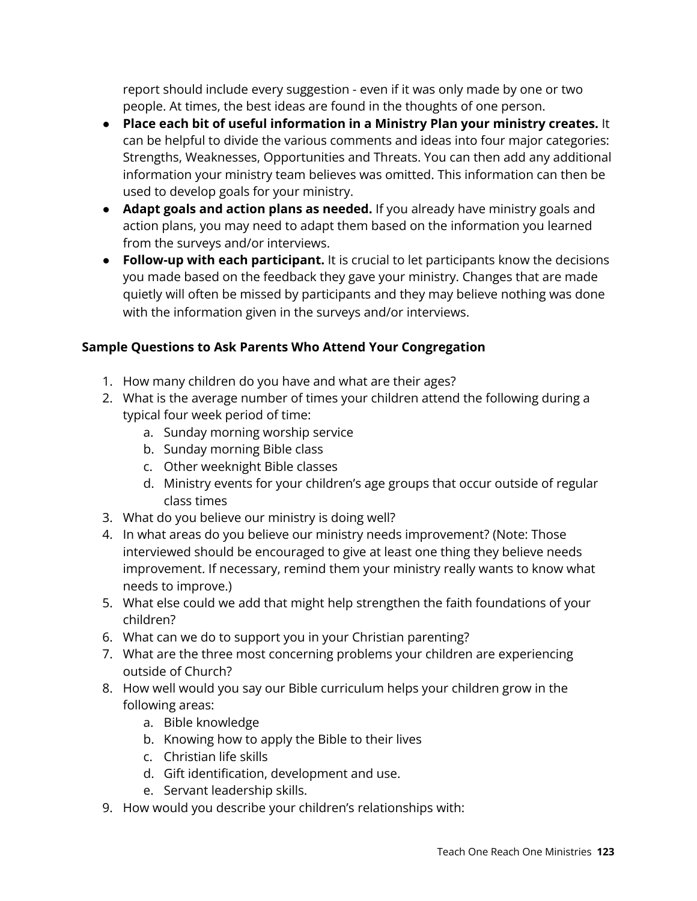report should include every suggestion - even if it was only made by one or two people. At times, the best ideas are found in the thoughts of one person.

- **Place each bit of useful information in a Ministry Plan your ministry creates.** It can be helpful to divide the various comments and ideas into four major categories: Strengths, Weaknesses, Opportunities and Threats. You can then add any additional information your ministry team believes was omitted. This information can then be used to develop goals for your ministry.
- **Adapt goals and action plans as needed.** If you already have ministry goals and action plans, you may need to adapt them based on the information you learned from the surveys and/or interviews.
- **Follow-up with each participant.** It is crucial to let participants know the decisions you made based on the feedback they gave your ministry. Changes that are made quietly will often be missed by participants and they may believe nothing was done with the information given in the surveys and/or interviews.

**Sample Questions to Ask Parents Who Attend Your Congregation**

1. How many children do you have and what are their ages?
2. What is the average number of times your children attend the following during a typical four week period of time:
    a. Sunday morning worship service
    b. Sunday morning Bible class
    c. Other weeknight Bible classes
    d. Ministry events for your children's age groups that occur outside of regular class times
3. What do you believe our ministry is doing well?
4. In what areas do you believe our ministry needs improvement? (Note: Those interviewed should be encouraged to give at least one thing they believe needs improvement. If necessary, remind them your ministry really wants to know what needs to improve.)
5. What else could we add that might help strengthen the faith foundations of your children?
6. What can we do to support you in your Christian parenting?
7. What are the three most concerning problems your children are experiencing outside of Church?
8. How well would you say our Bible curriculum helps your children grow in the following areas:
    a. Bible knowledge
    b. Knowing how to apply the Bible to their lives
    c. Christian life skills
    d. Gift identification, development and use.
    e. Servant leadership skills.
9. How would you describe your children's relationships with: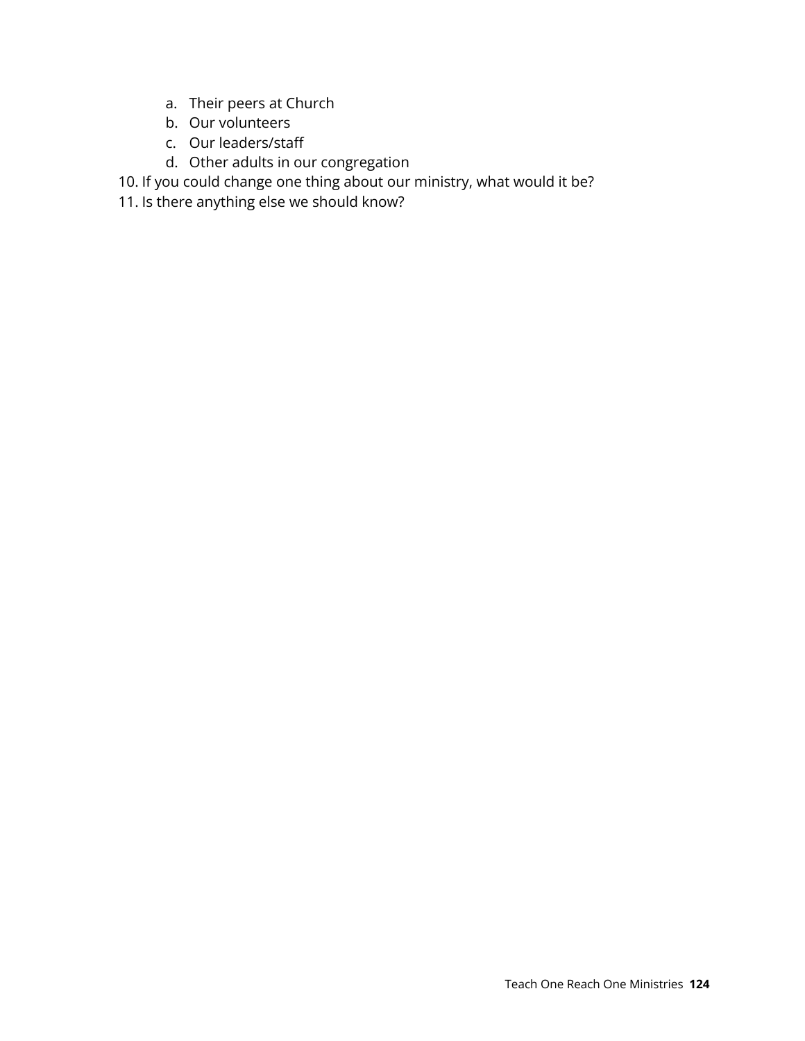a. Their peers at Church
    b. Our volunteers
    c. Our leaders/staff
    d. Other adults in our congregation

10. If you could change one thing about our ministry, what would it be?
11. Is there anything else we should know?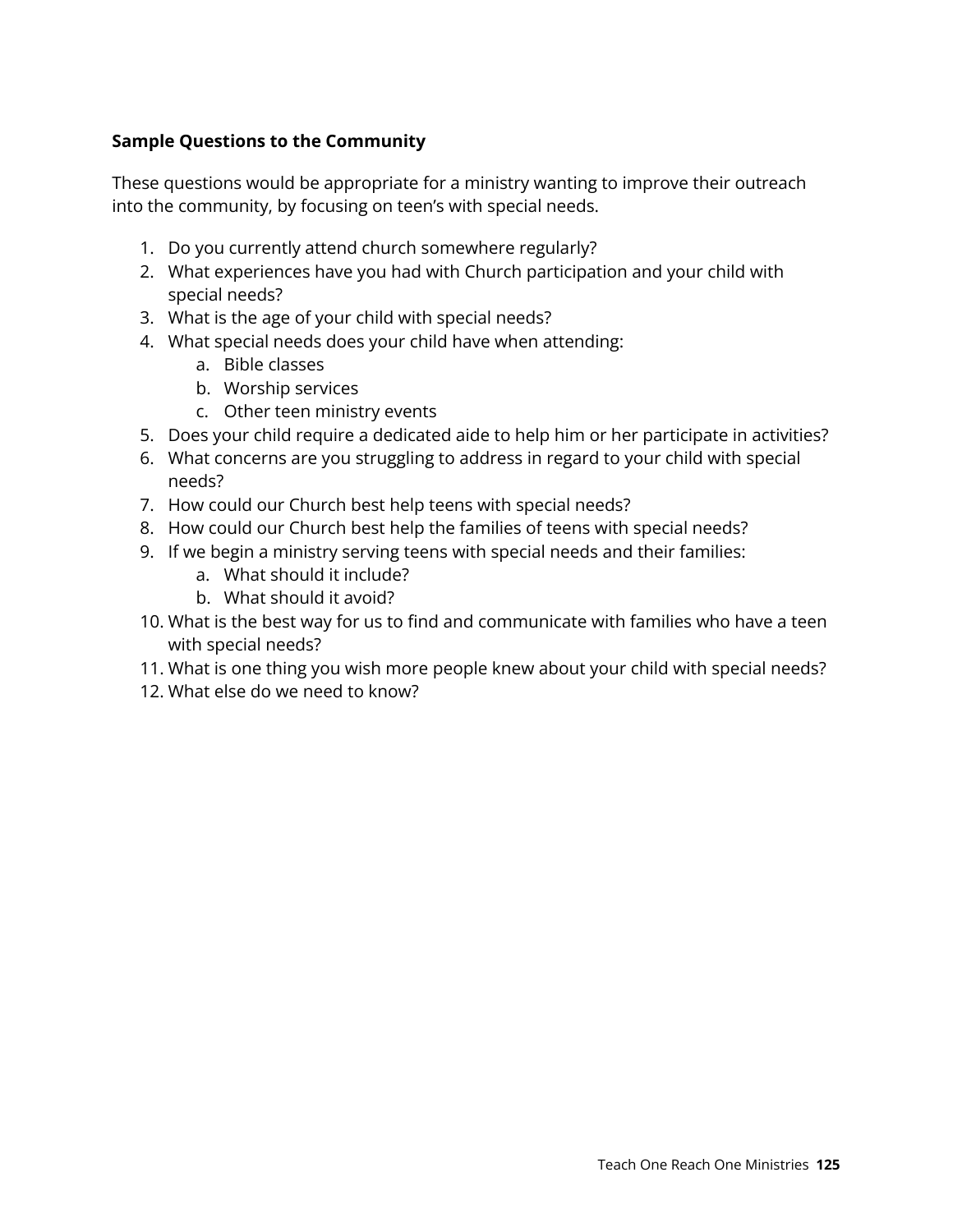**Sample Questions to the Community**

These questions would be appropriate for a ministry wanting to improve their outreach into the community, by focusing on teen's with special needs.

1. Do you currently attend church somewhere regularly?
2. What experiences have you had with Church participation and your child with special needs?
3. What is the age of your child with special needs?
4. What special needs does your child have when attending:
   a. Bible classes
   b. Worship services
   c. Other teen ministry events
5. Does your child require a dedicated aide to help him or her participate in activities?
6. What concerns are you struggling to address in regard to your child with special needs?
7. How could our Church best help teens with special needs?
8. How could our Church best help the families of teens with special needs?
9. If we begin a ministry serving teens with special needs and their families:
   a. What should it include?
   b. What should it avoid?
10. What is the best way for us to find and communicate with families who have a teen with special needs?
11. What is one thing you wish more people knew about your child with special needs?
12. What else do we need to know?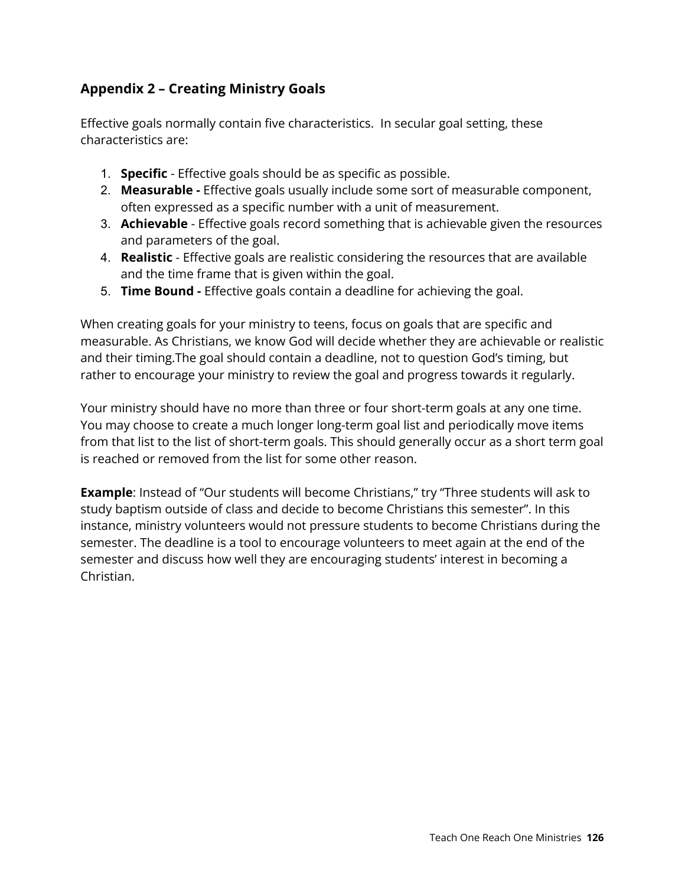## Appendix 2 – Creating Ministry Goals

Effective goals normally contain five characteristics. In secular goal setting, these characteristics are:

1. **Specific** - Effective goals should be as specific as possible.
2. **Measurable -** Effective goals usually include some sort of measurable component, often expressed as a specific number with a unit of measurement.
3. **Achievable** - Effective goals record something that is achievable given the resources and parameters of the goal.
4. **Realistic** - Effective goals are realistic considering the resources that are available and the time frame that is given within the goal.
5. **Time Bound -** Effective goals contain a deadline for achieving the goal.

When creating goals for your ministry to teens, focus on goals that are specific and measurable. As Christians, we know God will decide whether they are achievable or realistic and their timing.The goal should contain a deadline, not to question God's timing, but rather to encourage your ministry to review the goal and progress towards it regularly.

Your ministry should have no more than three or four short-term goals at any one time. You may choose to create a much longer long-term goal list and periodically move items from that list to the list of short-term goals. This should generally occur as a short term goal is reached or removed from the list for some other reason.

**Example**: Instead of "Our students will become Christians," try "Three students will ask to study baptism outside of class and decide to become Christians this semester". In this instance, ministry volunteers would not pressure students to become Christians during the semester. The deadline is a tool to encourage volunteers to meet again at the end of the semester and discuss how well they are encouraging students' interest in becoming a Christian.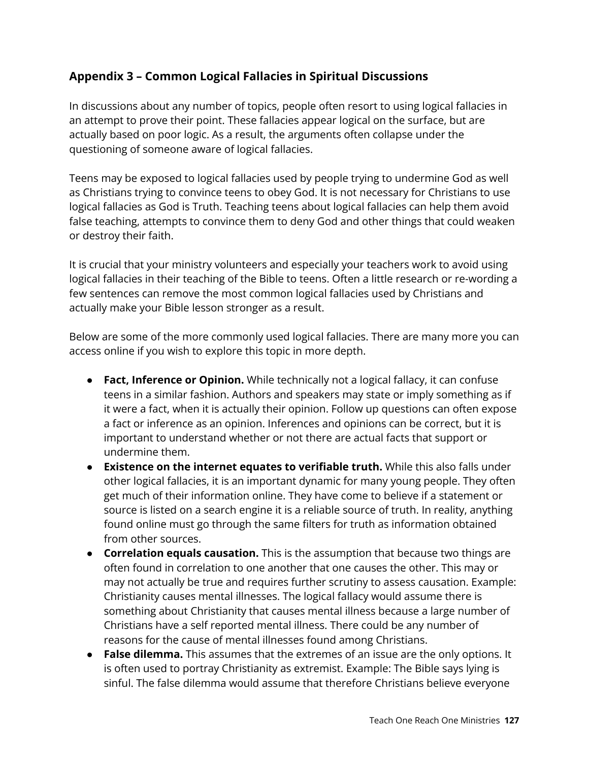## Appendix 3 – Common Logical Fallacies in Spiritual Discussions

In discussions about any number of topics, people often resort to using logical fallacies in an attempt to prove their point. These fallacies appear logical on the surface, but are actually based on poor logic. As a result, the arguments often collapse under the questioning of someone aware of logical fallacies.

Teens may be exposed to logical fallacies used by people trying to undermine God as well as Christians trying to convince teens to obey God. It is not necessary for Christians to use logical fallacies as God is Truth. Teaching teens about logical fallacies can help them avoid false teaching, attempts to convince them to deny God and other things that could weaken or destroy their faith.

It is crucial that your ministry volunteers and especially your teachers work to avoid using logical fallacies in their teaching of the Bible to teens. Often a little research or re-wording a few sentences can remove the most common logical fallacies used by Christians and actually make your Bible lesson stronger as a result.

Below are some of the more commonly used logical fallacies. There are many more you can access online if you wish to explore this topic in more depth.

- **Fact, Inference or Opinion.** While technically not a logical fallacy, it can confuse teens in a similar fashion. Authors and speakers may state or imply something as if it were a fact, when it is actually their opinion. Follow up questions can often expose a fact or inference as an opinion. Inferences and opinions can be correct, but it is important to understand whether or not there are actual facts that support or undermine them.
- **Existence on the internet equates to verifiable truth.** While this also falls under other logical fallacies, it is an important dynamic for many young people. They often get much of their information online. They have come to believe if a statement or source is listed on a search engine it is a reliable source of truth. In reality, anything found online must go through the same filters for truth as information obtained from other sources.
- **Correlation equals causation.** This is the assumption that because two things are often found in correlation to one another that one causes the other. This may or may not actually be true and requires further scrutiny to assess causation. Example: Christianity causes mental illnesses. The logical fallacy would assume there is something about Christianity that causes mental illness because a large number of Christians have a self reported mental illness. There could be any number of reasons for the cause of mental illnesses found among Christians.
- **False dilemma.** This assumes that the extremes of an issue are the only options. It is often used to portray Christianity as extremist. Example: The Bible says lying is sinful. The false dilemma would assume that therefore Christians believe everyone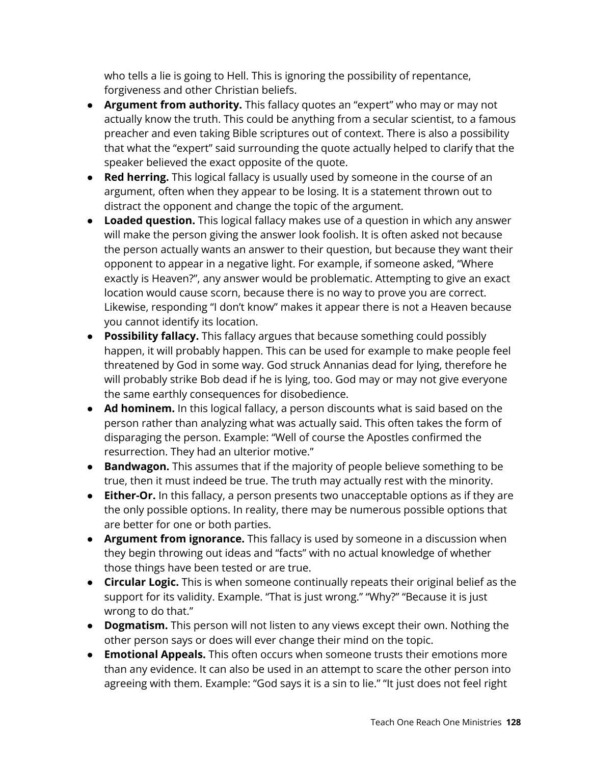who tells a lie is going to Hell. This is ignoring the possibility of repentance, forgiveness and other Christian beliefs.

- **Argument from authority.** This fallacy quotes an "expert" who may or may not actually know the truth. This could be anything from a secular scientist, to a famous preacher and even taking Bible scriptures out of context. There is also a possibility that what the "expert" said surrounding the quote actually helped to clarify that the speaker believed the exact opposite of the quote.
- **Red herring.** This logical fallacy is usually used by someone in the course of an argument, often when they appear to be losing. It is a statement thrown out to distract the opponent and change the topic of the argument.
- **Loaded question.** This logical fallacy makes use of a question in which any answer will make the person giving the answer look foolish. It is often asked not because the person actually wants an answer to their question, but because they want their opponent to appear in a negative light. For example, if someone asked, "Where exactly is Heaven?", any answer would be problematic. Attempting to give an exact location would cause scorn, because there is no way to prove you are correct. Likewise, responding "I don't know" makes it appear there is not a Heaven because you cannot identify its location.
- **Possibility fallacy.** This fallacy argues that because something could possibly happen, it will probably happen. This can be used for example to make people feel threatened by God in some way. God struck Annanias dead for lying, therefore he will probably strike Bob dead if he is lying, too. God may or may not give everyone the same earthly consequences for disobedience.
- **Ad hominem.** In this logical fallacy, a person discounts what is said based on the person rather than analyzing what was actually said. This often takes the form of disparaging the person. Example: "Well of course the Apostles confirmed the resurrection. They had an ulterior motive."
- **Bandwagon.** This assumes that if the majority of people believe something to be true, then it must indeed be true. The truth may actually rest with the minority.
- **Either-Or.** In this fallacy, a person presents two unacceptable options as if they are the only possible options. In reality, there may be numerous possible options that are better for one or both parties.
- **Argument from ignorance.** This fallacy is used by someone in a discussion when they begin throwing out ideas and "facts" with no actual knowledge of whether those things have been tested or are true.
- **Circular Logic.** This is when someone continually repeats their original belief as the support for its validity. Example. "That is just wrong." "Why?" "Because it is just wrong to do that."
- **Dogmatism.** This person will not listen to any views except their own. Nothing the other person says or does will ever change their mind on the topic.
- **Emotional Appeals.** This often occurs when someone trusts their emotions more than any evidence. It can also be used in an attempt to scare the other person into agreeing with them. Example: "God says it is a sin to lie." "It just does not feel right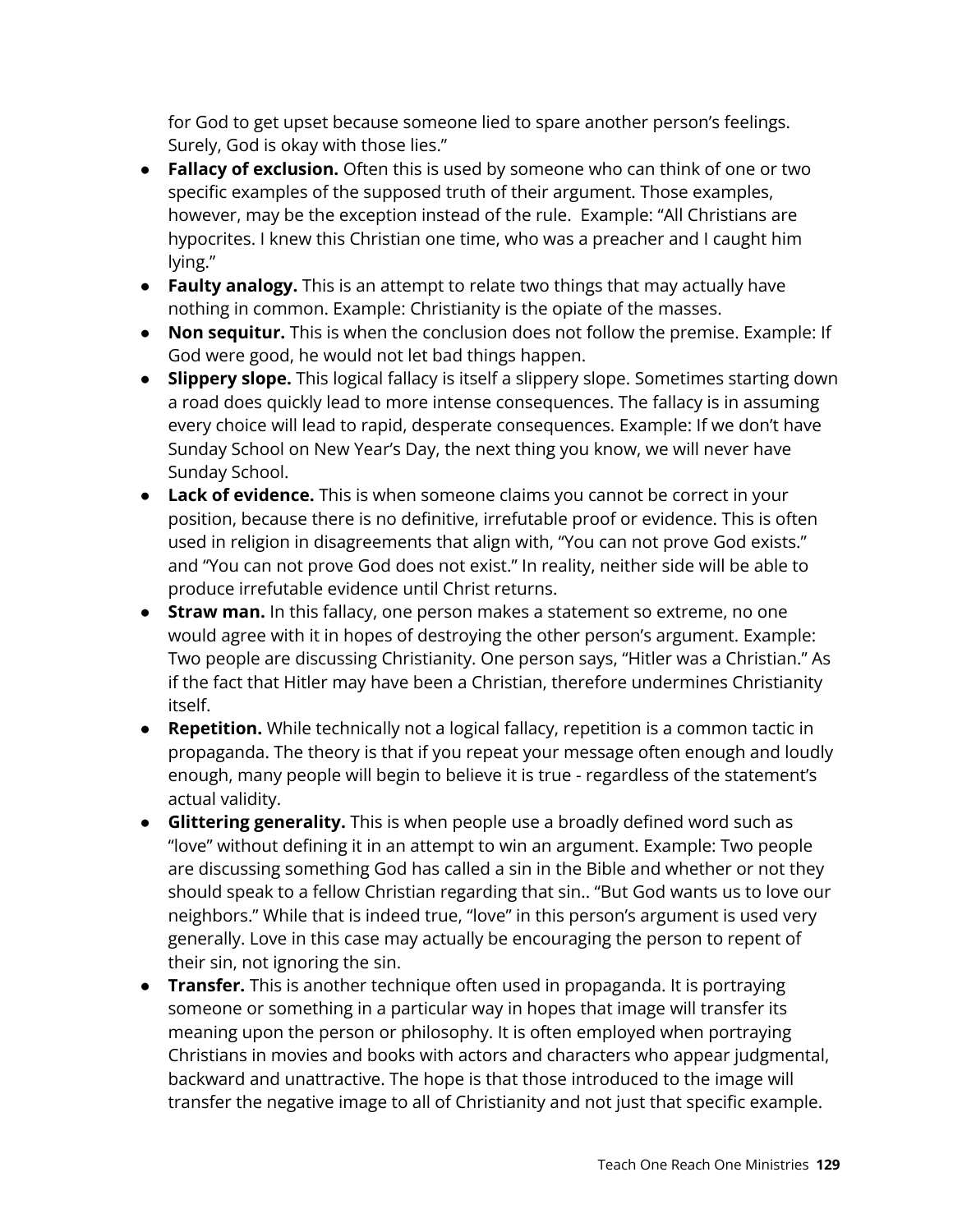for God to get upset because someone lied to spare another person's feelings. Surely, God is okay with those lies."

- **Fallacy of exclusion.** Often this is used by someone who can think of one or two specific examples of the supposed truth of their argument. Those examples, however, may be the exception instead of the rule.  Example: "All Christians are hypocrites. I knew this Christian one time, who was a preacher and I caught him lying."
- **Faulty analogy.** This is an attempt to relate two things that may actually have nothing in common. Example: Christianity is the opiate of the masses.
- **Non sequitur.** This is when the conclusion does not follow the premise. Example: If God were good, he would not let bad things happen.
- **Slippery slope.** This logical fallacy is itself a slippery slope. Sometimes starting down a road does quickly lead to more intense consequences. The fallacy is in assuming every choice will lead to rapid, desperate consequences. Example: If we don't have Sunday School on New Year's Day, the next thing you know, we will never have Sunday School.
- **Lack of evidence.** This is when someone claims you cannot be correct in your position, because there is no definitive, irrefutable proof or evidence. This is often used in religion in disagreements that align with, "You can not prove God exists." and "You can not prove God does not exist." In reality, neither side will be able to produce irrefutable evidence until Christ returns.
- **Straw man.** In this fallacy, one person makes a statement so extreme, no one would agree with it in hopes of destroying the other person's argument. Example: Two people are discussing Christianity. One person says, "Hitler was a Christian." As if the fact that Hitler may have been a Christian, therefore undermines Christianity itself.
- **Repetition.** While technically not a logical fallacy, repetition is a common tactic in propaganda. The theory is that if you repeat your message often enough and loudly enough, many people will begin to believe it is true - regardless of the statement's actual validity.
- **Glittering generality.** This is when people use a broadly defined word such as "love" without defining it in an attempt to win an argument. Example: Two people are discussing something God has called a sin in the Bible and whether or not they should speak to a fellow Christian regarding that sin.. "But God wants us to love our neighbors." While that is indeed true, "love" in this person's argument is used very generally. Love in this case may actually be encouraging the person to repent of their sin, not ignoring the sin.
- **Transfer.** This is another technique often used in propaganda. It is portraying someone or something in a particular way in hopes that image will transfer its meaning upon the person or philosophy. It is often employed when portraying Christians in movies and books with actors and characters who appear judgmental, backward and unattractive. The hope is that those introduced to the image will transfer the negative image to all of Christianity and not just that specific example.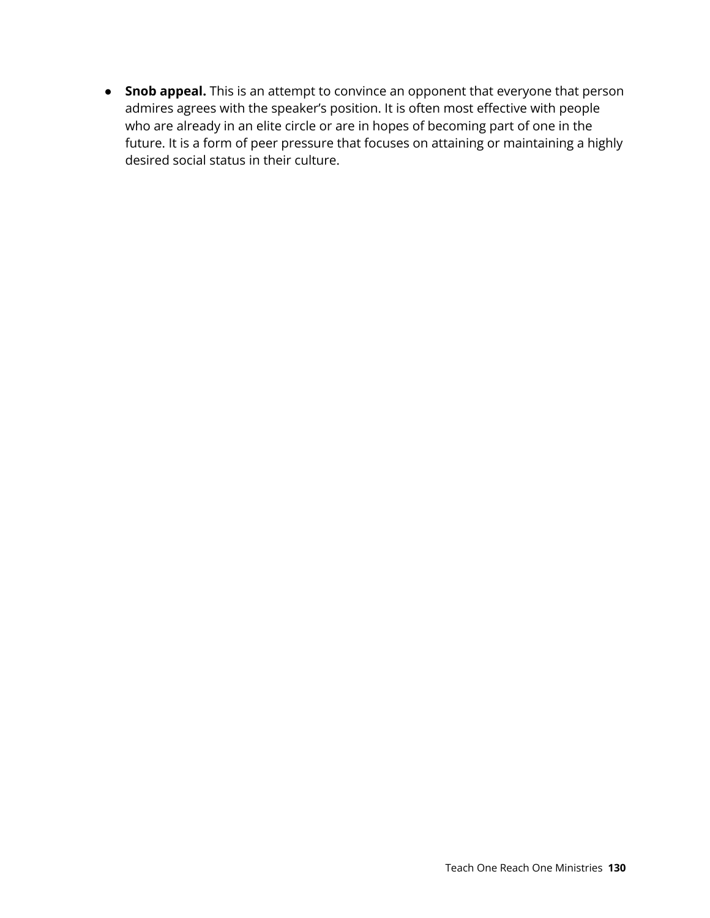- **Snob appeal.** This is an attempt to convince an opponent that everyone that person admires agrees with the speaker's position. It is often most effective with people who are already in an elite circle or are in hopes of becoming part of one in the future. It is a form of peer pressure that focuses on attaining or maintaining a highly desired social status in their culture.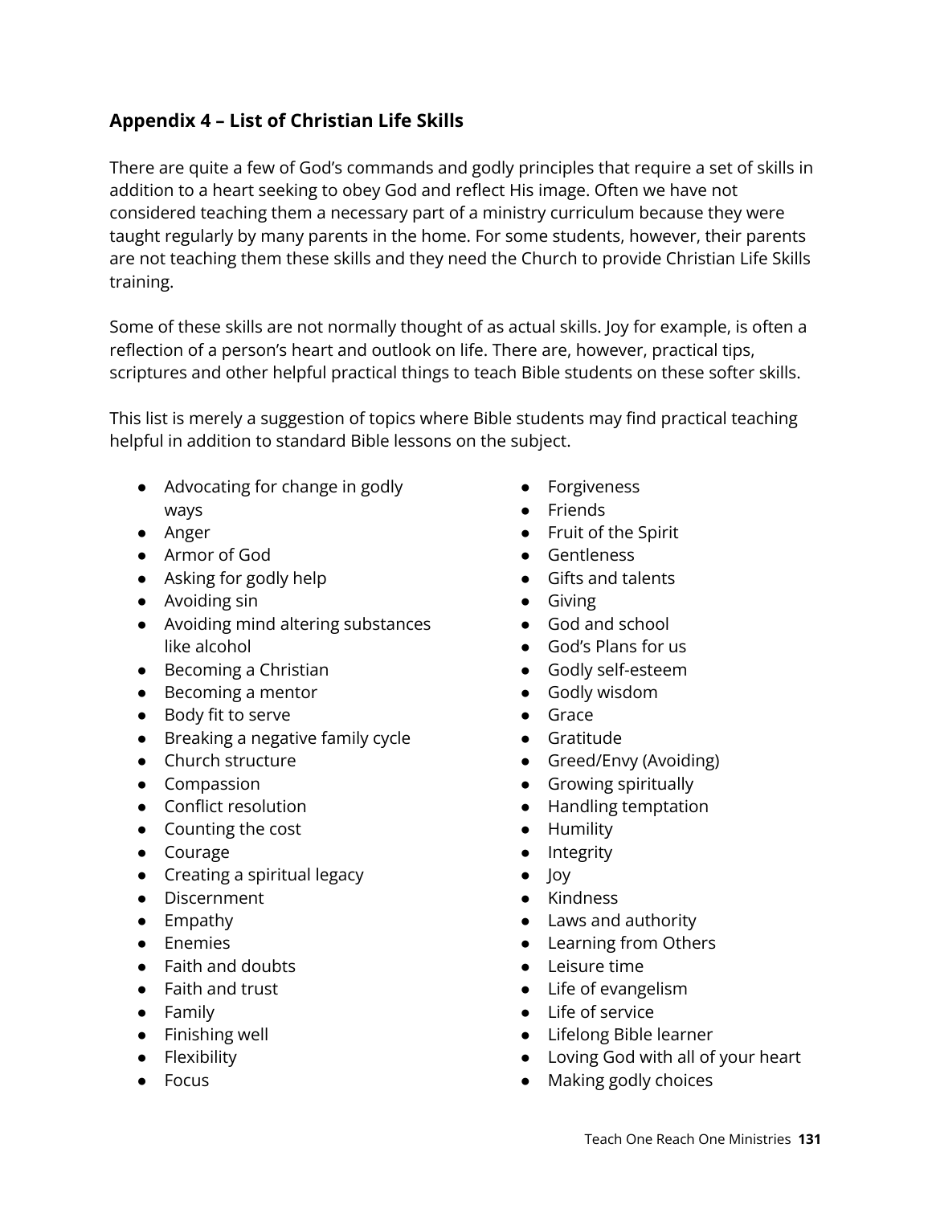## Appendix 4 – List of Christian Life Skills

There are quite a few of God's commands and godly principles that require a set of skills in addition to a heart seeking to obey God and reflect His image. Often we have not considered teaching them a necessary part of a ministry curriculum because they were taught regularly by many parents in the home. For some students, however, their parents are not teaching them these skills and they need the Church to provide Christian Life Skills training.

Some of these skills are not normally thought of as actual skills. Joy for example, is often a reflection of a person's heart and outlook on life. There are, however, practical tips, scriptures and other helpful practical things to teach Bible students on these softer skills.

This list is merely a suggestion of topics where Bible students may find practical teaching helpful in addition to standard Bible lessons on the subject.

- Advocating for change in godly ways
- Anger
- Armor of God
- Asking for godly help
- Avoiding sin
- Avoiding mind altering substances like alcohol
- Becoming a Christian
- Becoming a mentor
- Body fit to serve
- Breaking a negative family cycle
- Church structure
- Compassion
- Conflict resolution
- Counting the cost
- Courage
- Creating a spiritual legacy
- Discernment
- Empathy
- Enemies
- Faith and doubts
- Faith and trust
- Family
- Finishing well
- Flexibility
- Focus
- Forgiveness
- Friends
- Fruit of the Spirit
- Gentleness
- Gifts and talents
- Giving
- God and school
- God's Plans for us
- Godly self-esteem
- Godly wisdom
- Grace
- Gratitude
- Greed/Envy (Avoiding)
- Growing spiritually
- Handling temptation
- Humility
- Integrity
- Joy
- Kindness
- Laws and authority
- Learning from Others
- Leisure time
- Life of evangelism
- Life of service
- Lifelong Bible learner
- Loving God with all of your heart
- Making godly choices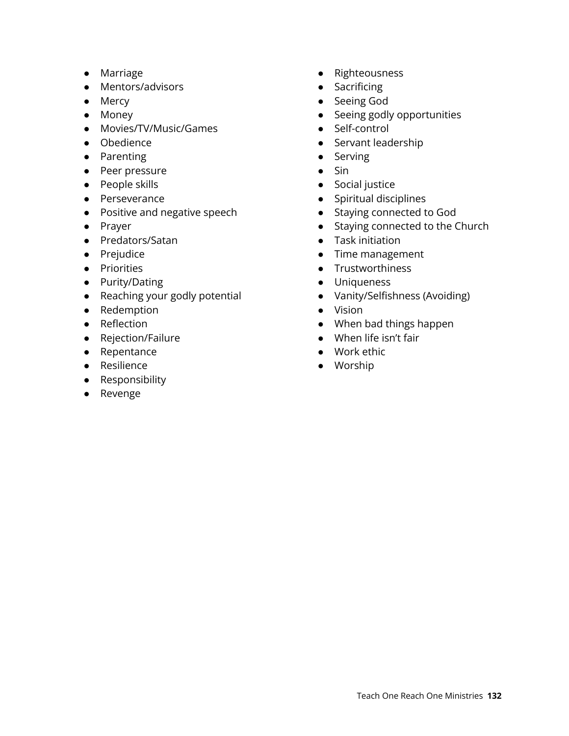- Marriage
- Mentors/advisors
- Mercy
- Money
- Movies/TV/Music/Games
- Obedience
- Parenting
- Peer pressure
- People skills
- Perseverance
- Positive and negative speech
- Prayer
- Predators/Satan
- Prejudice
- Priorities
- Purity/Dating
- Reaching your godly potential
- Redemption
- Reflection
- Rejection/Failure
- Repentance
- Resilience
- Responsibility
- Revenge
- Righteousness
- Sacrificing
- Seeing God
- Seeing godly opportunities
- Self-control
- Servant leadership
- Serving
- Sin
- Social justice
- Spiritual disciplines
- Staying connected to God
- Staying connected to the Church
- Task initiation
- Time management
- Trustworthiness
- Uniqueness
- Vanity/Selfishness (Avoiding)
- Vision
- When bad things happen
- When life isn't fair
- Work ethic
- Worship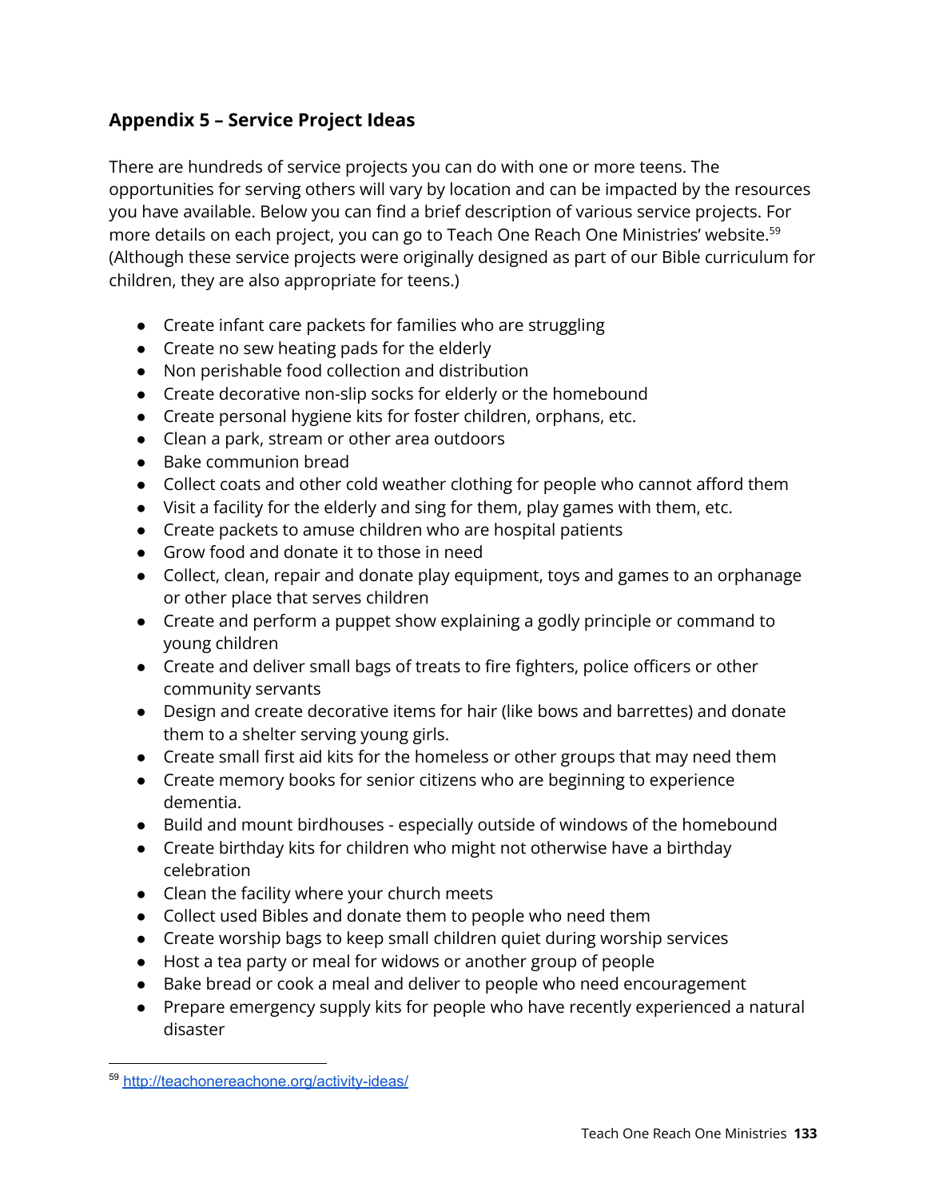## Appendix 5 – Service Project Ideas

There are hundreds of service projects you can do with one or more teens. The opportunities for serving others will vary by location and can be impacted by the resources you have available. Below you can find a brief description of various service projects. For more details on each project, you can go to Teach One Reach One Ministries' website.[59] (Although these service projects were originally designed as part of our Bible curriculum for children, they are also appropriate for teens.)

- Create infant care packets for families who are struggling
- Create no sew heating pads for the elderly
- Non perishable food collection and distribution
- Create decorative non-slip socks for elderly or the homebound
- Create personal hygiene kits for foster children, orphans, etc.
- Clean a park, stream or other area outdoors
- Bake communion bread
- Collect coats and other cold weather clothing for people who cannot afford them
- Visit a facility for the elderly and sing for them, play games with them, etc.
- Create packets to amuse children who are hospital patients
- Grow food and donate it to those in need
- Collect, clean, repair and donate play equipment, toys and games to an orphanage or other place that serves children
- Create and perform a puppet show explaining a godly principle or command to young children
- Create and deliver small bags of treats to fire fighters, police officers or other community servants
- Design and create decorative items for hair (like bows and barrettes) and donate them to a shelter serving young girls.
- Create small first aid kits for the homeless or other groups that may need them
- Create memory books for senior citizens who are beginning to experience dementia.
- Build and mount birdhouses - especially outside of windows of the homebound
- Create birthday kits for children who might not otherwise have a birthday celebration
- Clean the facility where your church meets
- Collect used Bibles and donate them to people who need them
- Create worship bags to keep small children quiet during worship services
- Host a tea party or meal for widows or another group of people
- Bake bread or cook a meal and deliver to people who need encouragement
- Prepare emergency supply kits for people who have recently experienced a natural disaster

---

[59] http://teachonereachone.org/activity-ideas/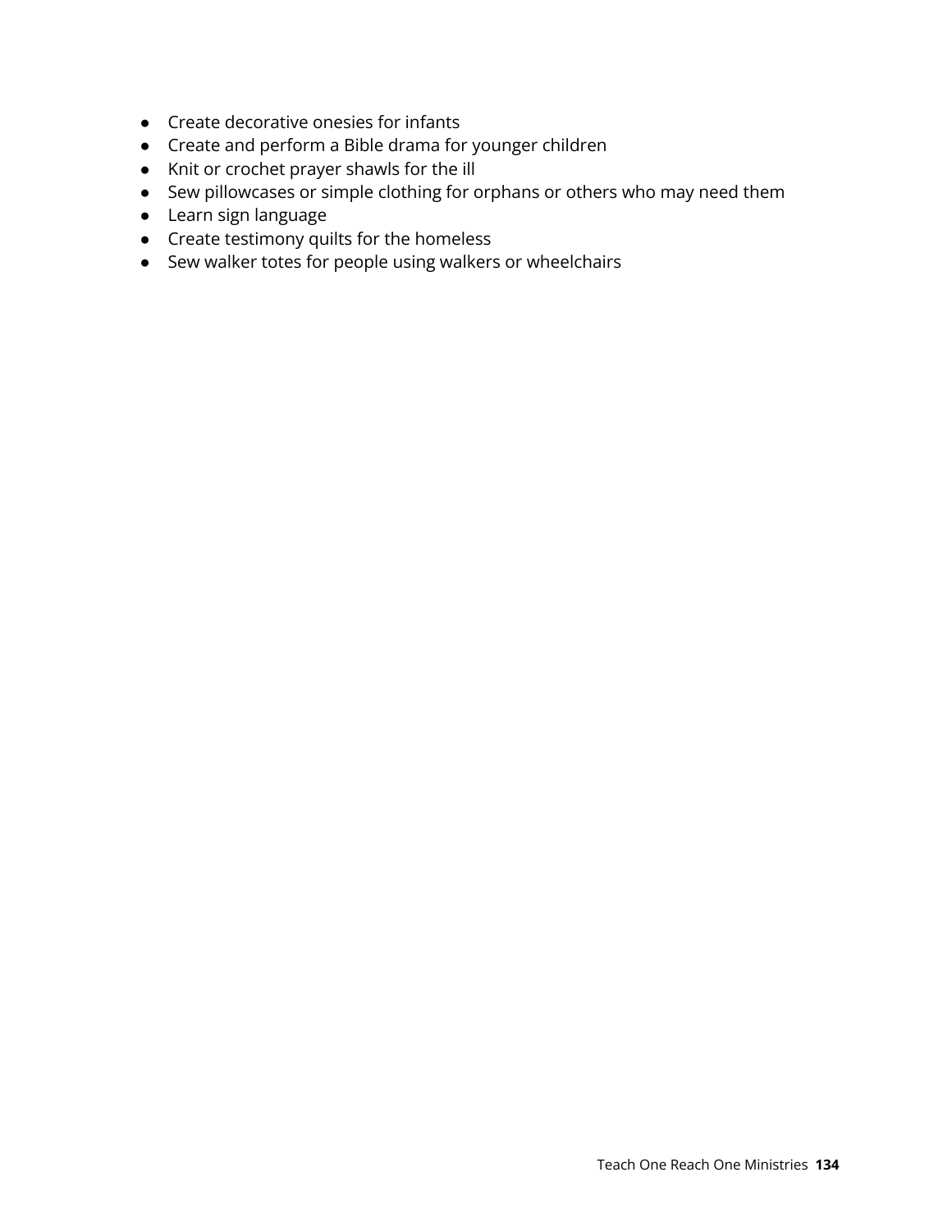- Create decorative onesies for infants
- Create and perform a Bible drama for younger children
- Knit or crochet prayer shawls for the ill
- Sew pillowcases or simple clothing for orphans or others who may need them
- Learn sign language
- Create testimony quilts for the homeless
- Sew walker totes for people using walkers or wheelchairs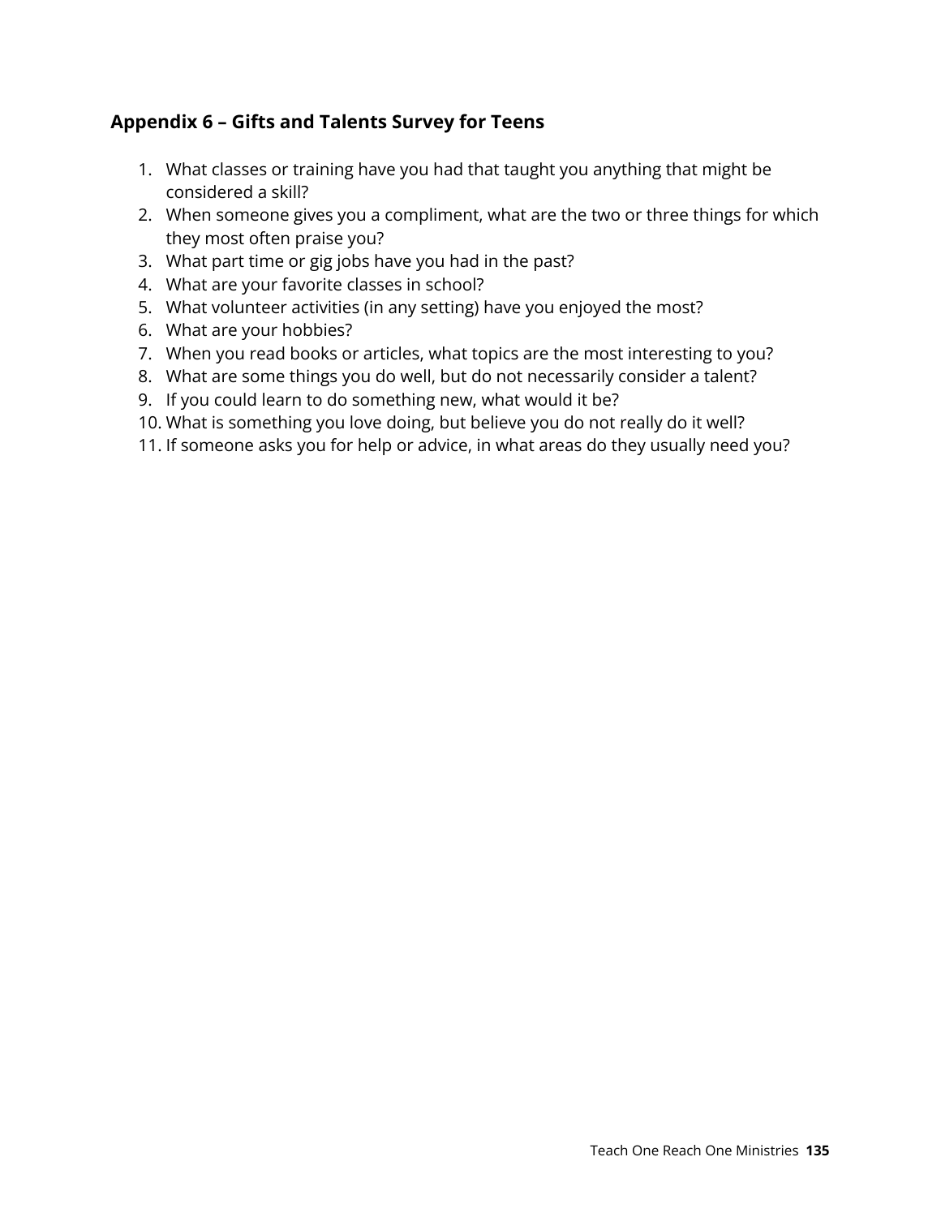## Appendix 6 – Gifts and Talents Survey for Teens

1. What classes or training have you had that taught you anything that might be considered a skill?
2. When someone gives you a compliment, what are the two or three things for which they most often praise you?
3. What part time or gig jobs have you had in the past?
4. What are your favorite classes in school?
5. What volunteer activities (in any setting) have you enjoyed the most?
6. What are your hobbies?
7. When you read books or articles, what topics are the most interesting to you?
8. What are some things you do well, but do not necessarily consider a talent?
9. If you could learn to do something new, what would it be?
10. What is something you love doing, but believe you do not really do it well?
11. If someone asks you for help or advice, in what areas do they usually need you?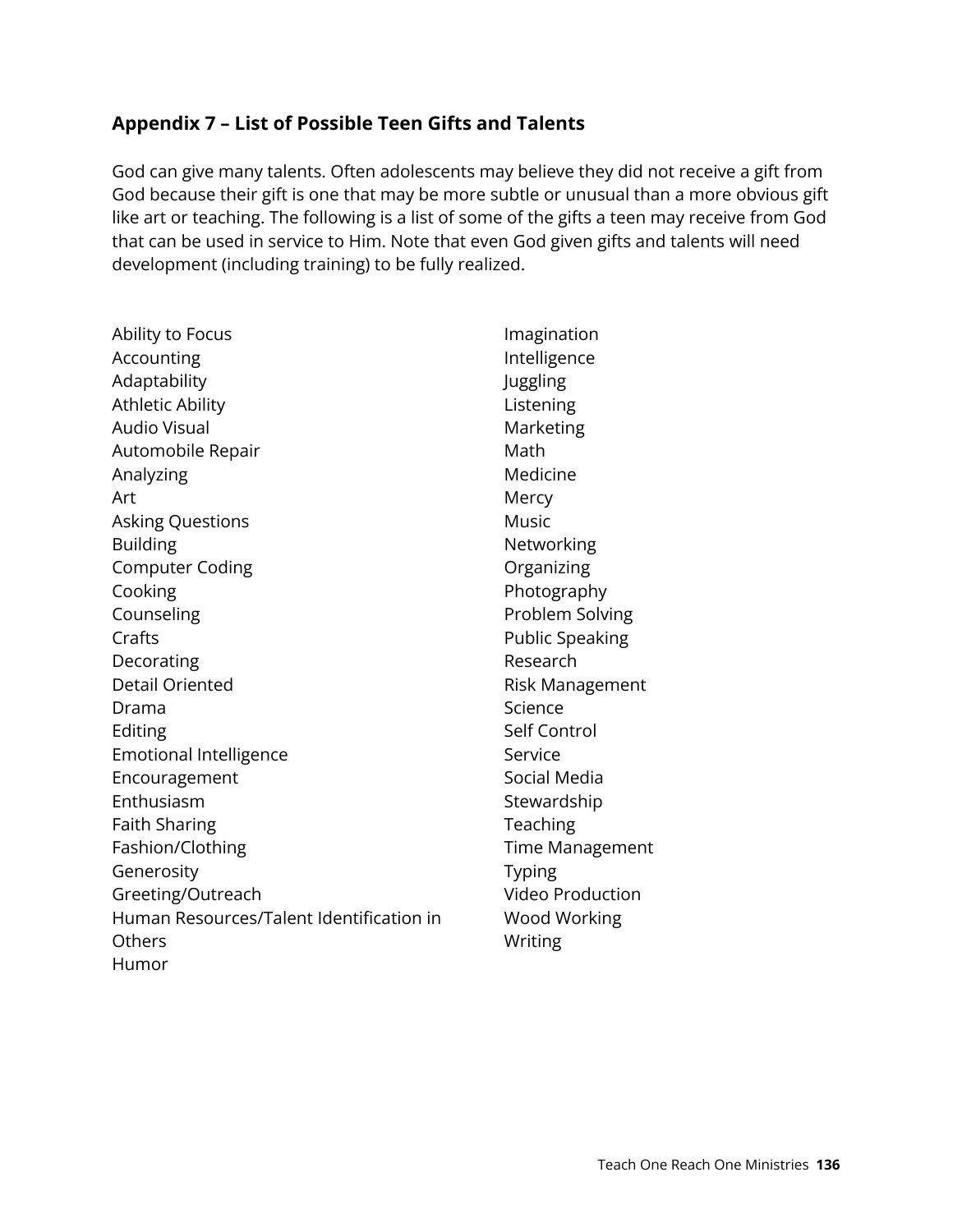## Appendix 7 – List of Possible Teen Gifts and Talents

God can give many talents. Often adolescents may believe they did not receive a gift from God because their gift is one that may be more subtle or unusual than a more obvious gift like art or teaching. The following is a list of some of the gifts a teen may receive from God that can be used in service to Him. Note that even God given gifts and talents will need development (including training) to be fully realized.

Ability to Focus
Accounting
Adaptability
Athletic Ability
Audio Visual
Automobile Repair
Analyzing
Art
Asking Questions
Building
Computer Coding
Cooking
Counseling
Crafts
Decorating
Detail Oriented
Drama
Editing
Emotional Intelligence
Encouragement
Enthusiasm
Faith Sharing
Fashion/Clothing
Generosity
Greeting/Outreach
Human Resources/Talent Identification in Others
Humor
Imagination
Intelligence
Juggling
Listening
Marketing
Math
Medicine
Mercy
Music
Networking
Organizing
Photography
Problem Solving
Public Speaking
Research
Risk Management
Science
Self Control
Service
Social Media
Stewardship
Teaching
Time Management
Typing
Video Production
Wood Working
Writing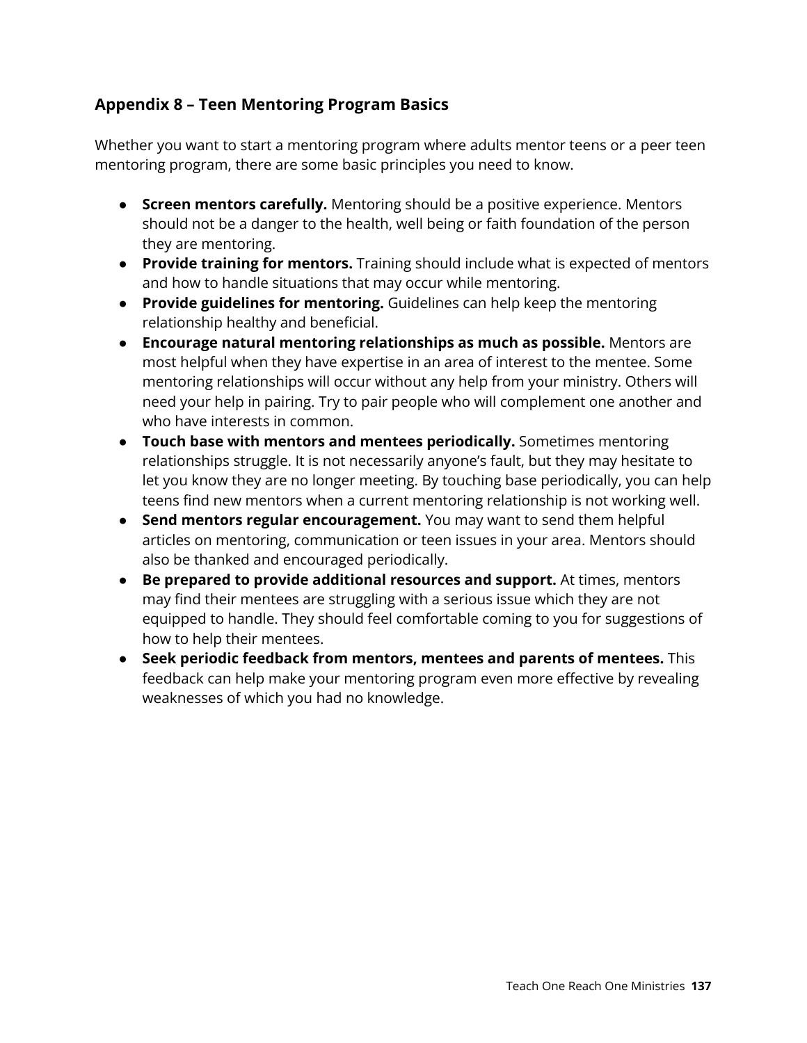## Appendix 8 – Teen Mentoring Program Basics

Whether you want to start a mentoring program where adults mentor teens or a peer teen mentoring program, there are some basic principles you need to know.

- **Screen mentors carefully.** Mentoring should be a positive experience. Mentors should not be a danger to the health, well being or faith foundation of the person they are mentoring.
- **Provide training for mentors.** Training should include what is expected of mentors and how to handle situations that may occur while mentoring.
- **Provide guidelines for mentoring.** Guidelines can help keep the mentoring relationship healthy and beneficial.
- **Encourage natural mentoring relationships as much as possible.** Mentors are most helpful when they have expertise in an area of interest to the mentee. Some mentoring relationships will occur without any help from your ministry. Others will need your help in pairing. Try to pair people who will complement one another and who have interests in common.
- **Touch base with mentors and mentees periodically.** Sometimes mentoring relationships struggle. It is not necessarily anyone's fault, but they may hesitate to let you know they are no longer meeting. By touching base periodically, you can help teens find new mentors when a current mentoring relationship is not working well.
- **Send mentors regular encouragement.** You may want to send them helpful articles on mentoring, communication or teen issues in your area. Mentors should also be thanked and encouraged periodically.
- **Be prepared to provide additional resources and support.** At times, mentors may find their mentees are struggling with a serious issue which they are not equipped to handle. They should feel comfortable coming to you for suggestions of how to help their mentees.
- **Seek periodic feedback from mentors, mentees and parents of mentees.** This feedback can help make your mentoring program even more effective by revealing weaknesses of which you had no knowledge.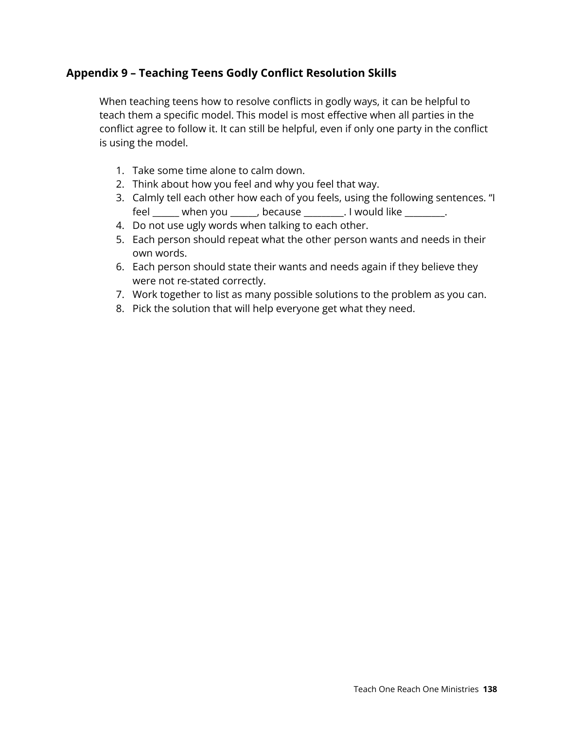## Appendix 9 – Teaching Teens Godly Conflict Resolution Skills

When teaching teens how to resolve conflicts in godly ways, it can be helpful to teach them a specific model. This model is most effective when all parties in the conflict agree to follow it. It can still be helpful, even if only one party in the conflict is using the model.

1. Take some time alone to calm down.
2. Think about how you feel and why you feel that way.
3. Calmly tell each other how each of you feels, using the following sentences. "I feel ______ when you ______, because _________. I would like _________.
4. Do not use ugly words when talking to each other.
5. Each person should repeat what the other person wants and needs in their own words.
6. Each person should state their wants and needs again if they believe they were not re-stated correctly.
7. Work together to list as many possible solutions to the problem as you can.
8. Pick the solution that will help everyone get what they need.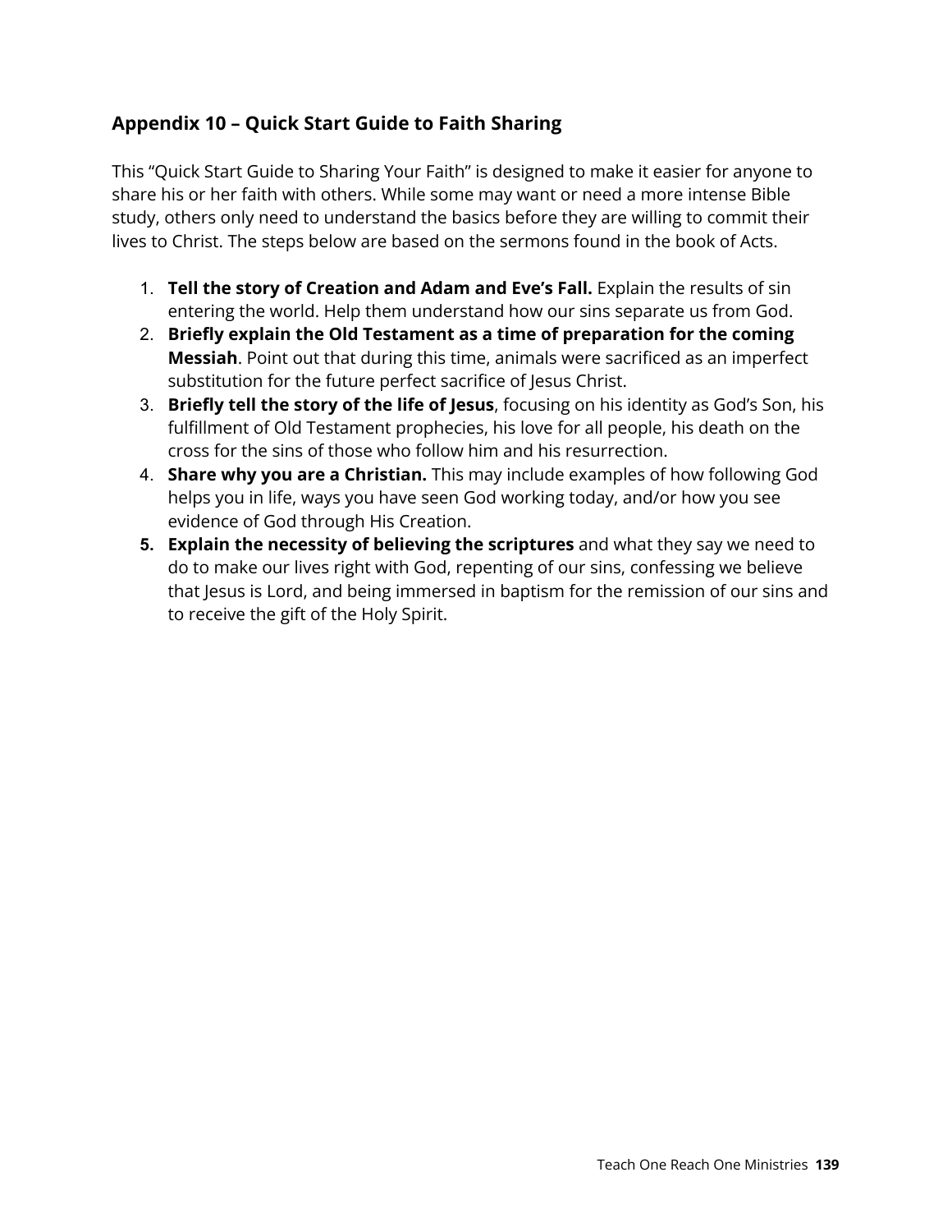## Appendix 10 – Quick Start Guide to Faith Sharing

This "Quick Start Guide to Sharing Your Faith" is designed to make it easier for anyone to share his or her faith with others. While some may want or need a more intense Bible study, others only need to understand the basics before they are willing to commit their lives to Christ. The steps below are based on the sermons found in the book of Acts.

1. **Tell the story of Creation and Adam and Eve's Fall.** Explain the results of sin entering the world. Help them understand how our sins separate us from God.
2. **Briefly explain the Old Testament as a time of preparation for the coming Messiah**. Point out that during this time, animals were sacrificed as an imperfect substitution for the future perfect sacrifice of Jesus Christ.
3. **Briefly tell the story of the life of Jesus**, focusing on his identity as God's Son, his fulfillment of Old Testament prophecies, his love for all people, his death on the cross for the sins of those who follow him and his resurrection.
4. **Share why you are a Christian.** This may include examples of how following God helps you in life, ways you have seen God working today, and/or how you see evidence of God through His Creation.
5. **Explain the necessity of believing the scriptures** and what they say we need to do to make our lives right with God, repenting of our sins, confessing we believe that Jesus is Lord, and being immersed in baptism for the remission of our sins and to receive the gift of the Holy Spirit.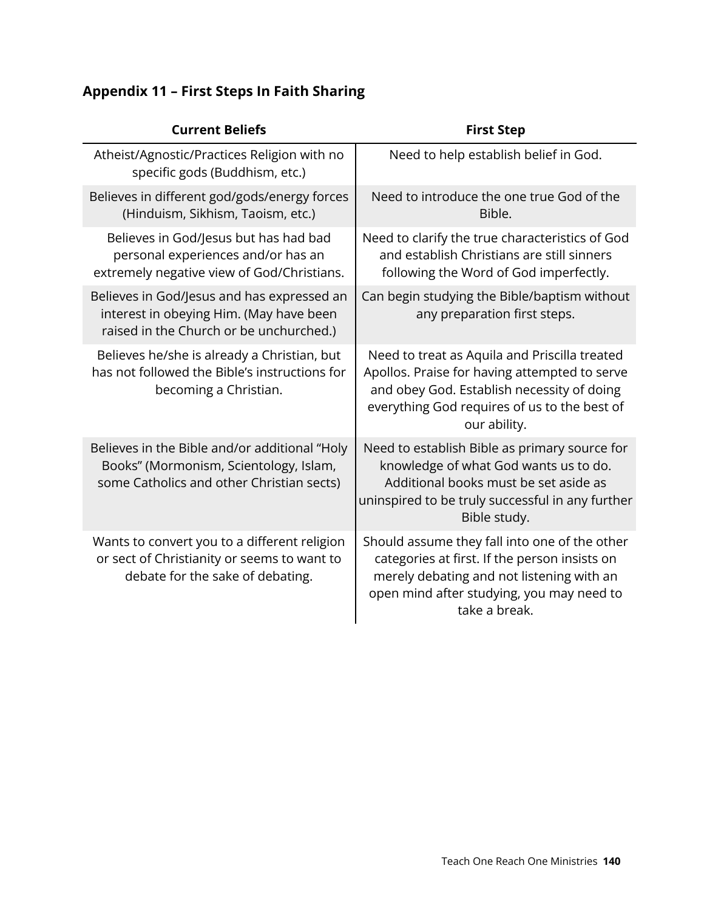## Appendix 11 – First Steps In Faith Sharing

| Current Beliefs | First Step |
|---|---|
| Atheist/Agnostic/Practices Religion with no specific gods (Buddhism, etc.) | Need to help establish belief in God. |
| Believes in different god/gods/energy forces (Hinduism, Sikhism, Taoism, etc.) | Need to introduce the one true God of the Bible. |
| Believes in God/Jesus but has had bad personal experiences and/or has an extremely negative view of God/Christians. | Need to clarify the true characteristics of God and establish Christians are still sinners following the Word of God imperfectly. |
| Believes in God/Jesus and has expressed an interest in obeying Him. (May have been raised in the Church or be unchurched.) | Can begin studying the Bible/baptism without any preparation first steps. |
| Believes he/she is already a Christian, but has not followed the Bible's instructions for becoming a Christian. | Need to treat as Aquila and Priscilla treated Apollos. Praise for having attempted to serve and obey God. Establish necessity of doing everything God requires of us to the best of our ability. |
| Believes in the Bible and/or additional "Holy Books" (Mormonism, Scientology, Islam, some Catholics and other Christian sects) | Need to establish Bible as primary source for knowledge of what God wants us to do. Additional books must be set aside as uninspired to be truly successful in any further Bible study. |
| Wants to convert you to a different religion or sect of Christianity or seems to want to debate for the sake of debating. | Should assume they fall into one of the other categories at first. If the person insists on merely debating and not listening with an open mind after studying, you may need to take a break. |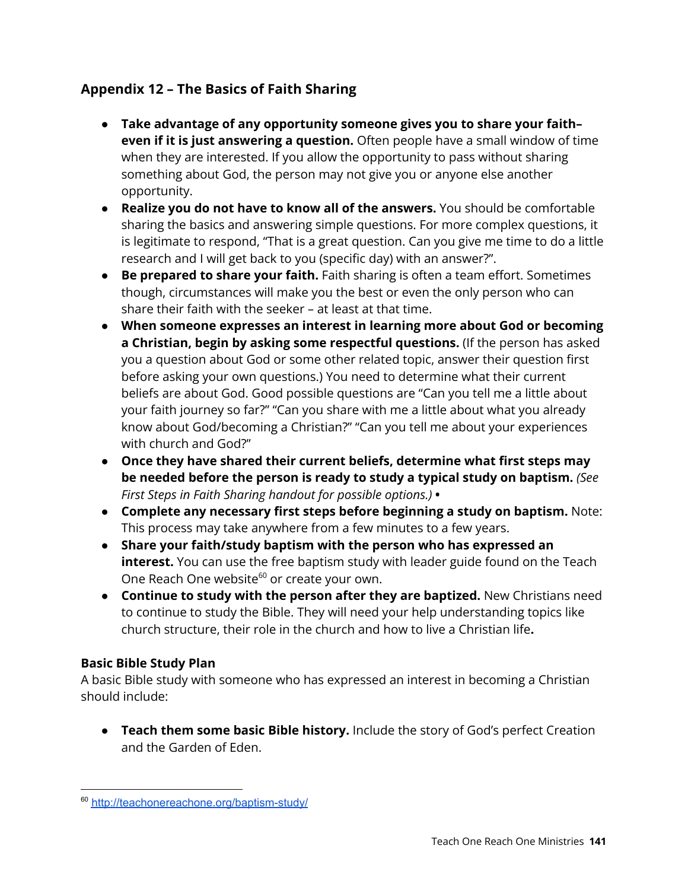## Appendix 12 – The Basics of Faith Sharing

- **Take advantage of any opportunity someone gives you to share your faith– even if it is just answering a question.** Often people have a small window of time when they are interested. If you allow the opportunity to pass without sharing something about God, the person may not give you or anyone else another opportunity.
- **Realize you do not have to know all of the answers.** You should be comfortable sharing the basics and answering simple questions. For more complex questions, it is legitimate to respond, "That is a great question. Can you give me time to do a little research and I will get back to you (specific day) with an answer?".
- **Be prepared to share your faith.** Faith sharing is often a team effort. Sometimes though, circumstances will make you the best or even the only person who can share their faith with the seeker – at least at that time.
- **When someone expresses an interest in learning more about God or becoming a Christian, begin by asking some respectful questions.** (If the person has asked you a question about God or some other related topic, answer their question first before asking your own questions.) You need to determine what their current beliefs are about God. Good possible questions are "Can you tell me a little about your faith journey so far?" "Can you share with me a little about what you already know about God/becoming a Christian?" "Can you tell me about your experiences with church and God?"
- **Once they have shared their current beliefs, determine what first steps may be needed before the person is ready to study a typical study on baptism.** *(See First Steps in Faith Sharing handout for possible options.)* •
- **Complete any necessary first steps before beginning a study on baptism.** Note: This process may take anywhere from a few minutes to a few years.
- **Share your faith/study baptism with the person who has expressed an interest.** You can use the free baptism study with leader guide found on the Teach One Reach One website[60] or create your own.
- **Continue to study with the person after they are baptized.** New Christians need to continue to study the Bible. They will need your help understanding topics like church structure, their role in the church and how to live a Christian life**.**

### Basic Bible Study Plan

A basic Bible study with someone who has expressed an interest in becoming a Christian should include:

- **Teach them some basic Bible history.** Include the story of God's perfect Creation and the Garden of Eden.

---

[60] http://teachonereachone.org/baptism-study/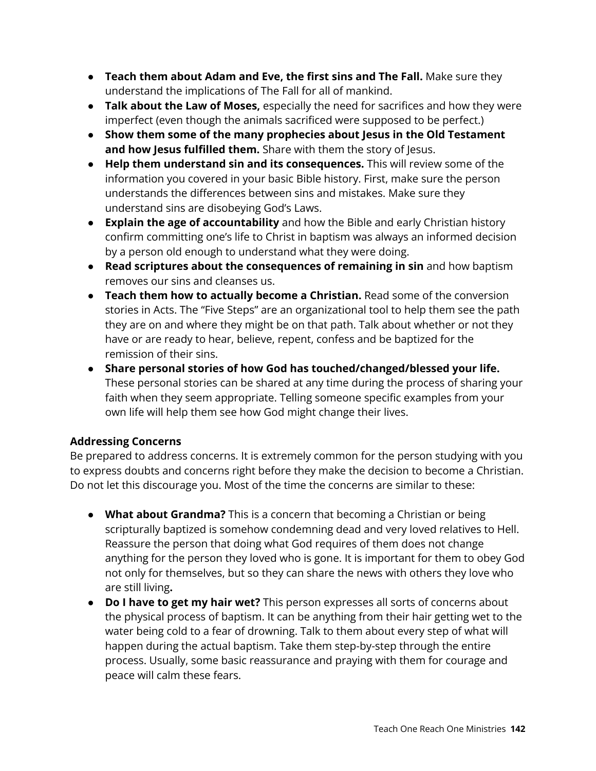- **Teach them about Adam and Eve, the first sins and The Fall.** Make sure they understand the implications of The Fall for all of mankind.
- **Talk about the Law of Moses,** especially the need for sacrifices and how they were imperfect (even though the animals sacrificed were supposed to be perfect.)
- **Show them some of the many prophecies about Jesus in the Old Testament and how Jesus fulfilled them.** Share with them the story of Jesus.
- **Help them understand sin and its consequences.** This will review some of the information you covered in your basic Bible history. First, make sure the person understands the differences between sins and mistakes. Make sure they understand sins are disobeying God's Laws.
- **Explain the age of accountability** and how the Bible and early Christian history confirm committing one's life to Christ in baptism was always an informed decision by a person old enough to understand what they were doing.
- **Read scriptures about the consequences of remaining in sin** and how baptism removes our sins and cleanses us.
- **Teach them how to actually become a Christian.** Read some of the conversion stories in Acts. The "Five Steps" are an organizational tool to help them see the path they are on and where they might be on that path. Talk about whether or not they have or are ready to hear, believe, repent, confess and be baptized for the remission of their sins.
- **Share personal stories of how God has touched/changed/blessed your life.** These personal stories can be shared at any time during the process of sharing your faith when they seem appropriate. Telling someone specific examples from your own life will help them see how God might change their lives.

**Addressing Concerns**

Be prepared to address concerns. It is extremely common for the person studying with you to express doubts and concerns right before they make the decision to become a Christian. Do not let this discourage you. Most of the time the concerns are similar to these:

- **What about Grandma?** This is a concern that becoming a Christian or being scripturally baptized is somehow condemning dead and very loved relatives to Hell. Reassure the person that doing what God requires of them does not change anything for the person they loved who is gone. It is important for them to obey God not only for themselves, but so they can share the news with others they love who are still living**.**
- **Do I have to get my hair wet?** This person expresses all sorts of concerns about the physical process of baptism. It can be anything from their hair getting wet to the water being cold to a fear of drowning. Talk to them about every step of what will happen during the actual baptism. Take them step-by-step through the entire process. Usually, some basic reassurance and praying with them for courage and peace will calm these fears.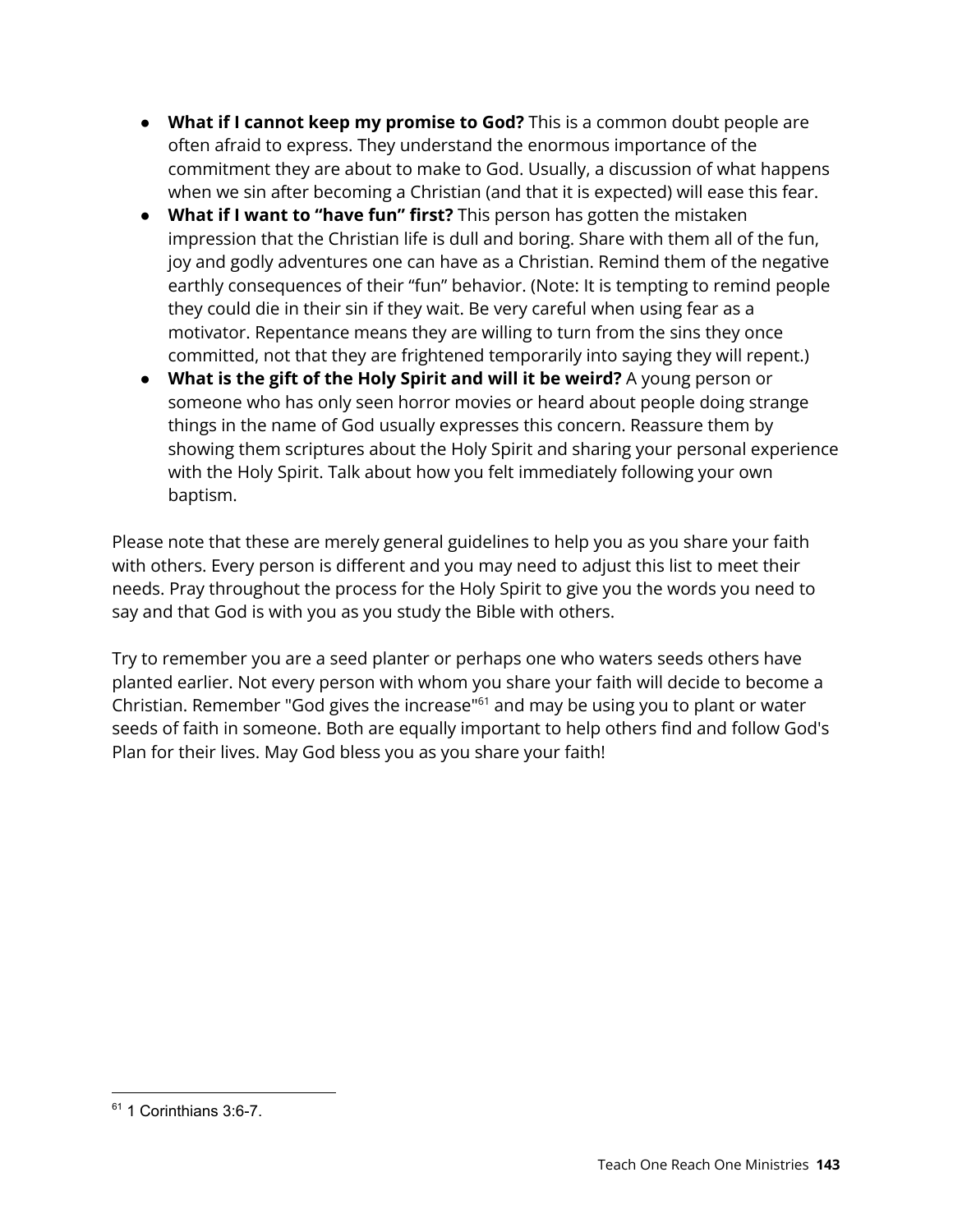- **What if I cannot keep my promise to God?** This is a common doubt people are often afraid to express. They understand the enormous importance of the commitment they are about to make to God. Usually, a discussion of what happens when we sin after becoming a Christian (and that it is expected) will ease this fear.
- **What if I want to “have fun” first?** This person has gotten the mistaken impression that the Christian life is dull and boring. Share with them all of the fun, joy and godly adventures one can have as a Christian. Remind them of the negative earthly consequences of their “fun” behavior. (Note: It is tempting to remind people they could die in their sin if they wait. Be very careful when using fear as a motivator. Repentance means they are willing to turn from the sins they once committed, not that they are frightened temporarily into saying they will repent.)
- **What is the gift of the Holy Spirit and will it be weird?** A young person or someone who has only seen horror movies or heard about people doing strange things in the name of God usually expresses this concern. Reassure them by showing them scriptures about the Holy Spirit and sharing your personal experience with the Holy Spirit. Talk about how you felt immediately following your own baptism.

Please note that these are merely general guidelines to help you as you share your faith with others. Every person is different and you may need to adjust this list to meet their needs. Pray throughout the process for the Holy Spirit to give you the words you need to say and that God is with you as you study the Bible with others.

Try to remember you are a seed planter or perhaps one who waters seeds others have planted earlier. Not every person with whom you share your faith will decide to become a Christian. Remember "God gives the increase"[61] and may be using you to plant or water seeds of faith in someone. Both are equally important to help others find and follow God's Plan for their lives. May God bless you as you share your faith!

[61] 1 Corinthians 3:6-7.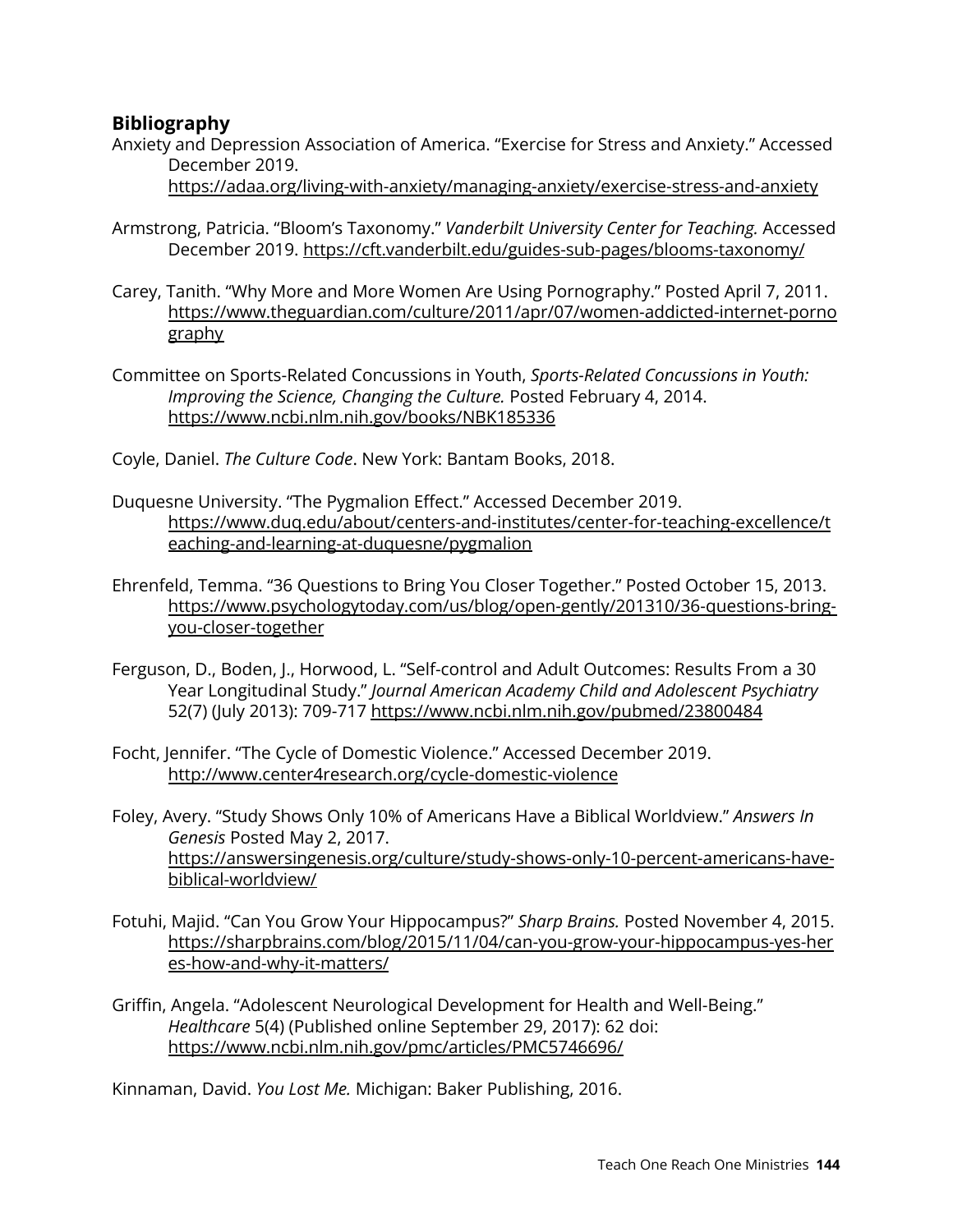## Bibliography

Anxiety and Depression Association of America. "Exercise for Stress and Anxiety." Accessed December 2019. https://adaa.org/living-with-anxiety/managing-anxiety/exercise-stress-and-anxiety

Armstrong, Patricia. "Bloom's Taxonomy." *Vanderbilt University Center for Teaching.* Accessed December 2019. https://cft.vanderbilt.edu/guides-sub-pages/blooms-taxonomy/

Carey, Tanith. "Why More and More Women Are Using Pornography." Posted April 7, 2011. https://www.theguardian.com/culture/2011/apr/07/women-addicted-internet-pornography

Committee on Sports-Related Concussions in Youth, *Sports-Related Concussions in Youth: Improving the Science, Changing the Culture.* Posted February 4, 2014. https://www.ncbi.nlm.nih.gov/books/NBK185336

Coyle, Daniel. *The Culture Code*. New York: Bantam Books, 2018.

Duquesne University. "The Pygmalion Effect." Accessed December 2019. https://www.duq.edu/about/centers-and-institutes/center-for-teaching-excellence/teaching-and-learning-at-duquesne/pygmalion

Ehrenfeld, Temma. "36 Questions to Bring You Closer Together." Posted October 15, 2013. https://www.psychologytoday.com/us/blog/open-gently/201310/36-questions-bring-you-closer-together

Ferguson, D., Boden, J., Horwood, L. "Self-control and Adult Outcomes: Results From a 30 Year Longitudinal Study." *Journal American Academy Child and Adolescent Psychiatry* 52(7) (July 2013): 709-717 https://www.ncbi.nlm.nih.gov/pubmed/23800484

Focht, Jennifer. "The Cycle of Domestic Violence." Accessed December 2019. http://www.center4research.org/cycle-domestic-violence

Foley, Avery. "Study Shows Only 10% of Americans Have a Biblical Worldview." *Answers In Genesis* Posted May 2, 2017. https://answersingenesis.org/culture/study-shows-only-10-percent-americans-have-biblical-worldview/

Fotuhi, Majid. "Can You Grow Your Hippocampus?" *Sharp Brains.* Posted November 4, 2015. https://sharpbrains.com/blog/2015/11/04/can-you-grow-your-hippocampus-yes-heres-how-and-why-it-matters/

Griffin, Angela. "Adolescent Neurological Development for Health and Well-Being." *Healthcare* 5(4) (Published online September 29, 2017): 62 doi: https://www.ncbi.nlm.nih.gov/pmc/articles/PMC5746696/

Kinnaman, David. *You Lost Me.* Michigan: Baker Publishing, 2016.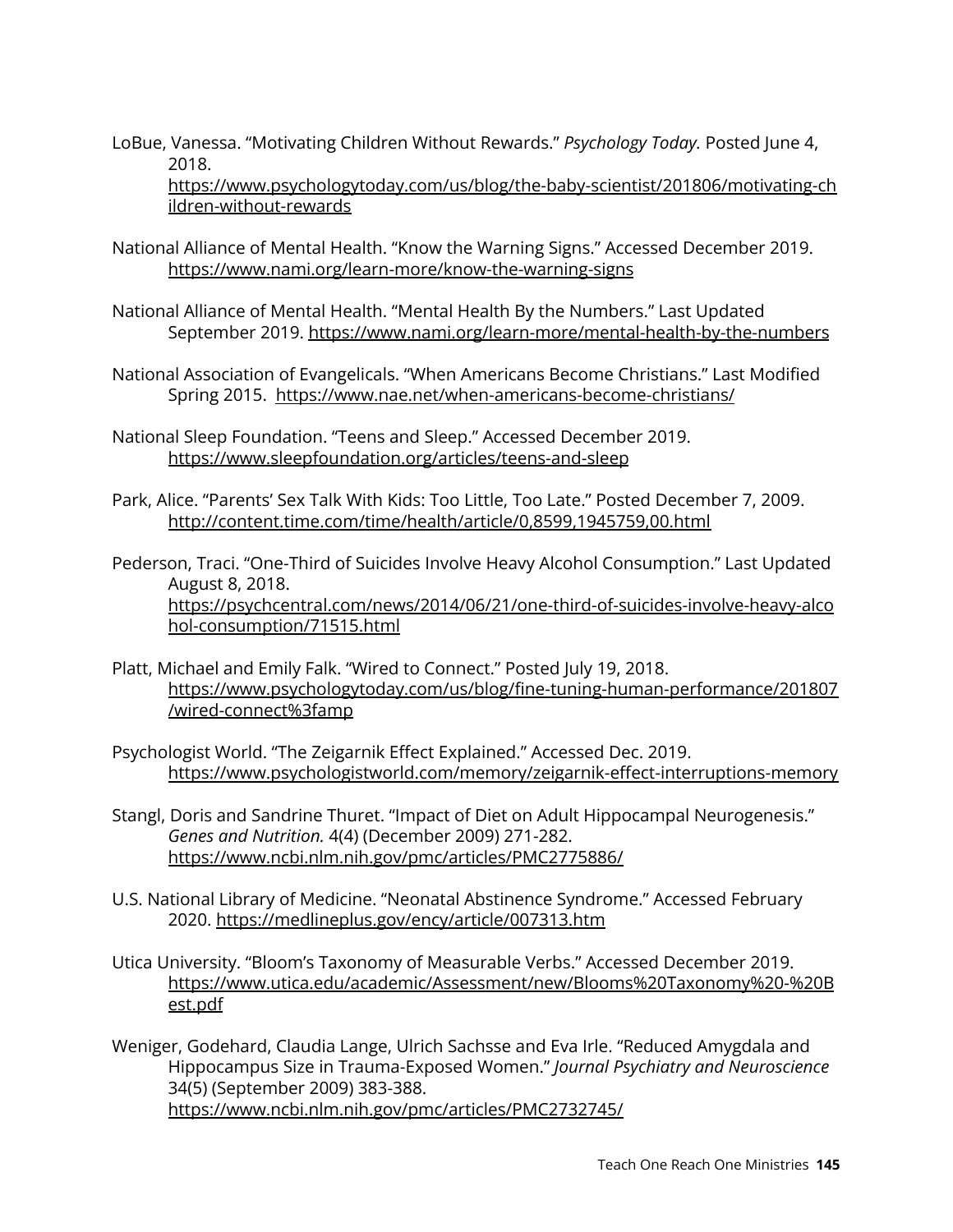LoBue, Vanessa. "Motivating Children Without Rewards." *Psychology Today.* Posted June 4, 2018. https://www.psychologytoday.com/us/blog/the-baby-scientist/201806/motivating-children-without-rewards

National Alliance of Mental Health. "Know the Warning Signs." Accessed December 2019. https://www.nami.org/learn-more/know-the-warning-signs

National Alliance of Mental Health. "Mental Health By the Numbers." Last Updated September 2019. https://www.nami.org/learn-more/mental-health-by-the-numbers

National Association of Evangelicals. "When Americans Become Christians." Last Modified Spring 2015. https://www.nae.net/when-americans-become-christians/

National Sleep Foundation. "Teens and Sleep." Accessed December 2019. https://www.sleepfoundation.org/articles/teens-and-sleep

Park, Alice. "Parents' Sex Talk With Kids: Too Little, Too Late." Posted December 7, 2009. http://content.time.com/time/health/article/0,8599,1945759,00.html

Pederson, Traci. "One-Third of Suicides Involve Heavy Alcohol Consumption." Last Updated August 8, 2018. https://psychcentral.com/news/2014/06/21/one-third-of-suicides-involve-heavy-alcohol-consumption/71515.html

Platt, Michael and Emily Falk. "Wired to Connect." Posted July 19, 2018. https://www.psychologytoday.com/us/blog/fine-tuning-human-performance/201807/wired-connect%3famp

Psychologist World. "The Zeigarnik Effect Explained." Accessed Dec. 2019. https://www.psychologistworld.com/memory/zeigarnik-effect-interruptions-memory

Stangl, Doris and Sandrine Thuret. "Impact of Diet on Adult Hippocampal Neurogenesis." *Genes and Nutrition.* 4(4) (December 2009) 271-282. https://www.ncbi.nlm.nih.gov/pmc/articles/PMC2775886/

U.S. National Library of Medicine. "Neonatal Abstinence Syndrome." Accessed February 2020. https://medlineplus.gov/ency/article/007313.htm

Utica University. "Bloom's Taxonomy of Measurable Verbs." Accessed December 2019. https://www.utica.edu/academic/Assessment/new/Blooms%20Taxonomy%20-%20Best.pdf

Weniger, Godehard, Claudia Lange, Ulrich Sachsse and Eva Irle. "Reduced Amygdala and Hippocampus Size in Trauma-Exposed Women." *Journal Psychiatry and Neuroscience* 34(5) (September 2009) 383-388. https://www.ncbi.nlm.nih.gov/pmc/articles/PMC2732745/